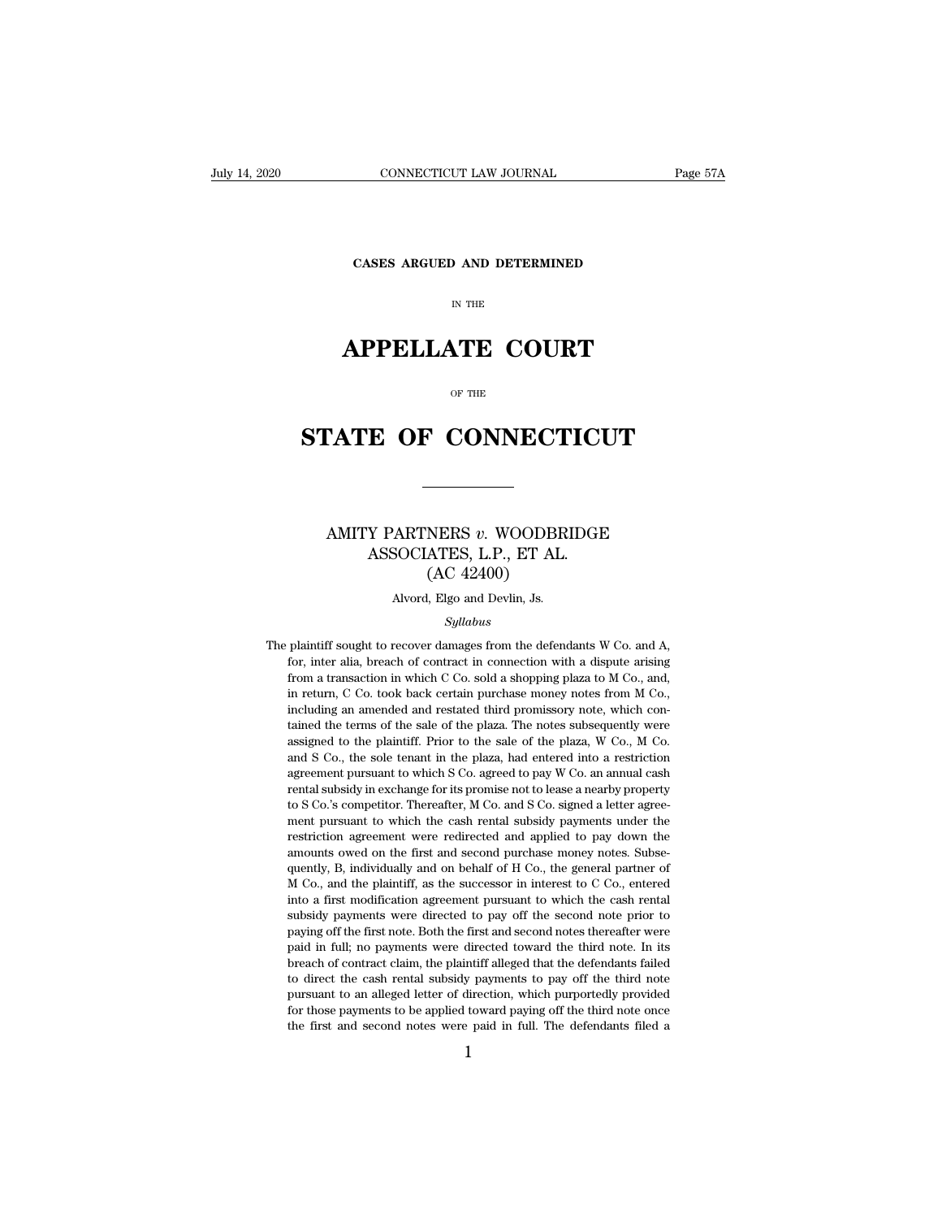CASES ARGUED AND DETERMINED

IN THE

# APPELLATE COURT

OF THE

# STATE OF CONNECTICUT

## AMITY PARTNERS *v.* WOODBRIDGE ASSOCIATES, L.P., ET AL.
## (AC 42400)

Alvord, Elgo and Devlin, Js.

*Syllabus*

The plaintiff sought to recover damages from the defendants W Co. and A, for, inter alia, breach of contract in connection with a dispute arising from a transaction in which C Co. sold a shopping plaza to M Co., and, in return, C Co. took back certain purchase money notes from M Co., including an amended and restated third promissory note, which contained the terms of the sale of the plaza. The notes subsequently were assigned to the plaintiff. Prior to the sale of the plaza, W Co., M Co. and S Co., the sole tenant in the plaza, had entered into a restriction agreement pursuant to which S Co. agreed to pay W Co. an annual cash rental subsidy in exchange for its promise not to lease a nearby property to S Co.'s competitor. Thereafter, M Co. and S Co. signed a letter agreement pursuant to which the cash rental subsidy payments under the restriction agreement were redirected and applied to pay down the amounts owed on the first and second purchase money notes. Subsequently, B, individually and on behalf of H Co., the general partner of M Co., and the plaintiff, as the successor in interest to C Co., entered into a first modification agreement pursuant to which the cash rental subsidy payments were directed to pay off the second note prior to paying off the first note. Both the first and second notes thereafter were paid in full; no payments were directed toward the third note. In its breach of contract claim, the plaintiff alleged that the defendants failed to direct the cash rental subsidy payments to pay off the third note pursuant to an alleged letter of direction, which purportedly provided for those payments to be applied toward paying off the third note once the first and second notes were paid in full. The defendants filed a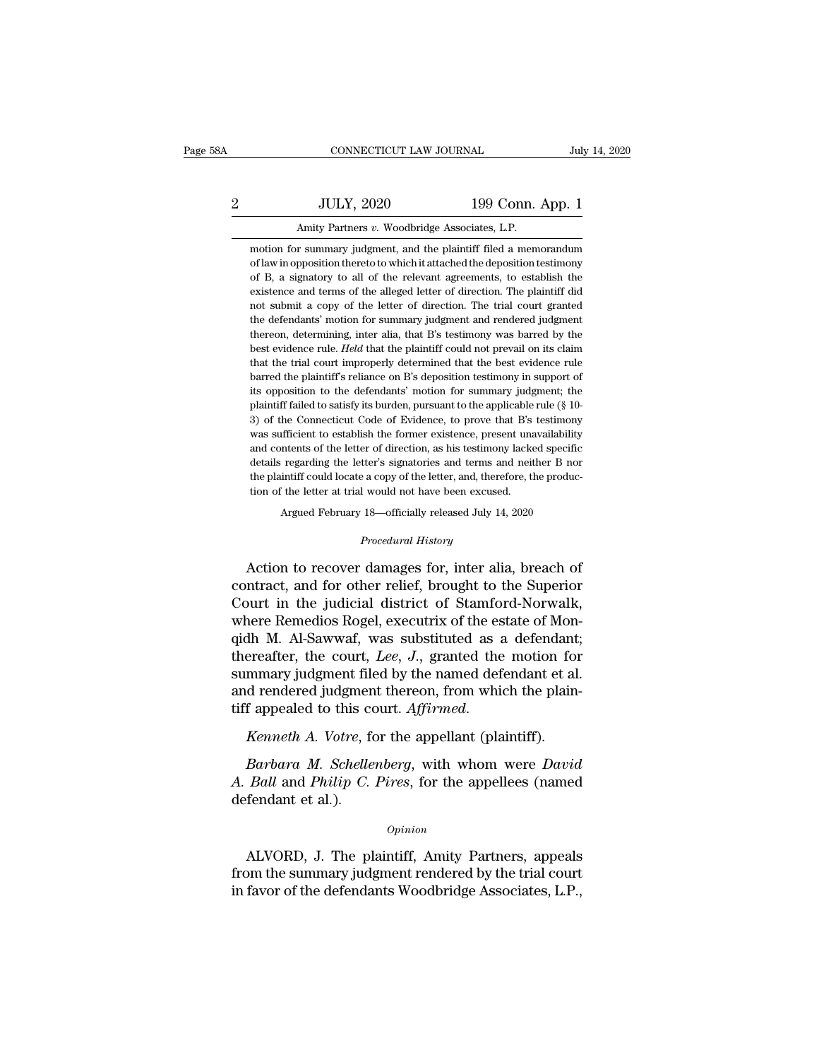motion for summary judgment, and the plaintiff filed a memorandum of law in opposition thereto to which it attached the deposition testimony of B, a signatory to all of the relevant agreements, to establish the existence and terms of the alleged letter of direction. The plaintiff did not submit a copy of the letter of direction. The trial court granted the defendants' motion for summary judgment and rendered judgment thereon, determining, inter alia, that B's testimony was barred by the best evidence rule. *Held* that the plaintiff could not prevail on its claim that the trial court improperly determined that the best evidence rule barred the plaintiff's reliance on B's deposition testimony in support of its opposition to the defendants' motion for summary judgment; the plaintiff failed to satisfy its burden, pursuant to the applicable rule (§ 10-3) of the Connecticut Code of Evidence, to prove that B's testimony was sufficient to establish the former existence, present unavailability and contents of the letter of direction, as his testimony lacked specific details regarding the letter's signatories and terms and neither B nor the plaintiff could locate a copy of the letter, and, therefore, the production of the letter at trial would not have been excused.

Argued February 18—officially released July 14, 2020

*Procedural History*

Action to recover damages for, inter alia, breach of contract, and for other relief, brought to the Superior Court in the judicial district of Stamford-Norwalk, where Remedios Rogel, executrix of the estate of Monqidh M. Al-Sawwaf, was substituted as a defendant; thereafter, the court, *Lee, J.*, granted the motion for summary judgment filed by the named defendant et al. and rendered judgment thereon, from which the plaintiff appealed to this court. *Affirmed.*

*Kenneth A. Votre*, for the appellant (plaintiff).

*Barbara M. Schellenberg*, with whom were *David A. Ball* and *Philip C. Pires*, for the appellees (named defendant et al.).

*Opinion*

ALVORD, J. The plaintiff, Amity Partners, appeals from the summary judgment rendered by the trial court in favor of the defendants Woodbridge Associates, L.P.,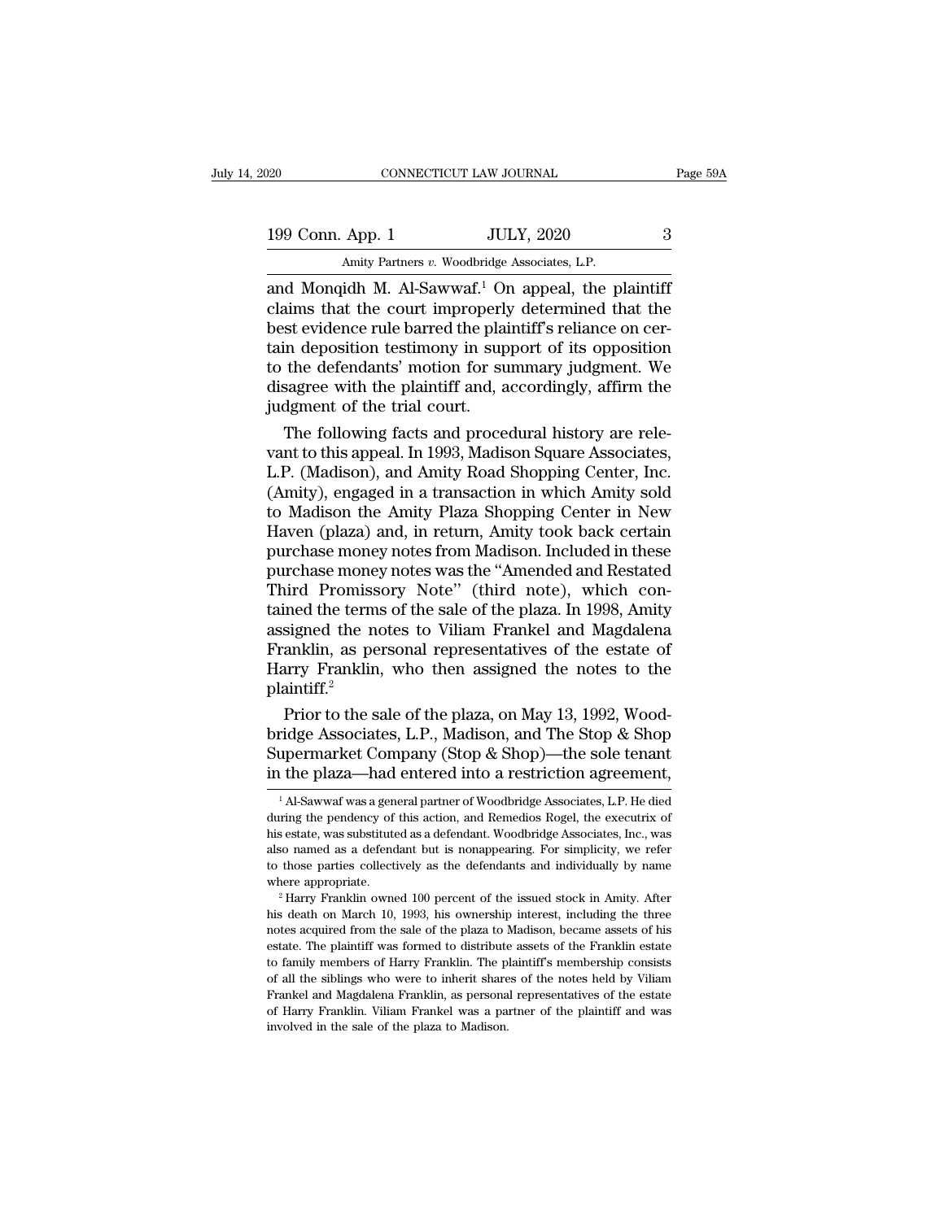and Monqidh M. Al-Sawwaf.[1] On appeal, the plaintiff claims that the court improperly determined that the best evidence rule barred the plaintiff's reliance on certain deposition testimony in support of its opposition to the defendants' motion for summary judgment. We disagree with the plaintiff and, accordingly, affirm the judgment of the trial court.

The following facts and procedural history are relevant to this appeal. In 1993, Madison Square Associates, L.P. (Madison), and Amity Road Shopping Center, Inc. (Amity), engaged in a transaction in which Amity sold to Madison the Amity Plaza Shopping Center in New Haven (plaza) and, in return, Amity took back certain purchase money notes from Madison. Included in these purchase money notes was the "Amended and Restated Third Promissory Note" (third note), which contained the terms of the sale of the plaza. In 1998, Amity assigned the notes to Viliam Frankel and Magdalena Franklin, as personal representatives of the estate of Harry Franklin, who then assigned the notes to the plaintiff.[2]

Prior to the sale of the plaza, on May 13, 1992, Woodbridge Associates, L.P., Madison, and The Stop & Shop Supermarket Company (Stop & Shop)—the sole tenant in the plaza—had entered into a restriction agreement,

[1] Al-Sawwaf was a general partner of Woodbridge Associates, L.P. He died during the pendency of this action, and Remedios Rogel, the executrix of his estate, was substituted as a defendant. Woodbridge Associates, Inc., was also named as a defendant but is nonappearing. For simplicity, we refer to those parties collectively as the defendants and individually by name where appropriate.

[2] Harry Franklin owned 100 percent of the issued stock in Amity. After his death on March 10, 1993, his ownership interest, including the three notes acquired from the sale of the plaza to Madison, became assets of his estate. The plaintiff was formed to distribute assets of the Franklin estate to family members of Harry Franklin. The plaintiff's membership consists of all the siblings who were to inherit shares of the notes held by Viliam Frankel and Magdalena Franklin, as personal representatives of the estate of Harry Franklin. Viliam Frankel was a partner of the plaintiff and was involved in the sale of the plaza to Madison.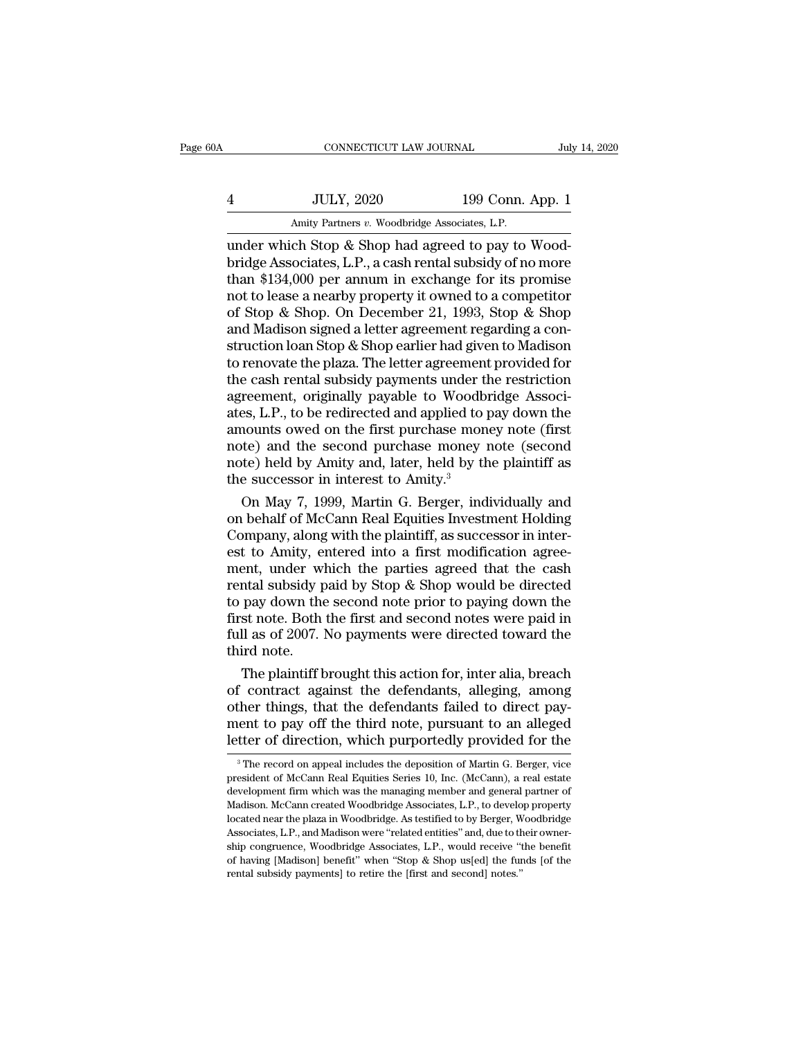under which Stop & Shop had agreed to pay to Woodbridge Associates, L.P., a cash rental subsidy of no more than $134,000 per annum in exchange for its promise not to lease a nearby property it owned to a competitor of Stop & Shop. On December 21, 1993, Stop & Shop and Madison signed a letter agreement regarding a construction loan Stop & Shop earlier had given to Madison to renovate the plaza. The letter agreement provided for the cash rental subsidy payments under the restriction agreement, originally payable to Woodbridge Associates, L.P., to be redirected and applied to pay down the amounts owed on the first purchase money note (first note) and the second purchase money note (second note) held by Amity and, later, held by the plaintiff as the successor in interest to Amity.[3]

On May 7, 1999, Martin G. Berger, individually and on behalf of McCann Real Equities Investment Holding Company, along with the plaintiff, as successor in interest to Amity, entered into a first modification agreement, under which the parties agreed that the cash rental subsidy paid by Stop & Shop would be directed to pay down the second note prior to paying down the first note. Both the first and second notes were paid in full as of 2007. No payments were directed toward the third note.

The plaintiff brought this action for, inter alia, breach of contract against the defendants, alleging, among other things, that the defendants failed to direct payment to pay off the third note, pursuant to an alleged letter of direction, which purportedly provided for the

[3] The record on appeal includes the deposition of Martin G. Berger, vice president of McCann Real Equities Series 10, Inc. (McCann), a real estate development firm which was the managing member and general partner of Madison. McCann created Woodbridge Associates, L.P., to develop property located near the plaza in Woodbridge. As testified to by Berger, Woodbridge Associates, L.P., and Madison were "related entities" and, due to their ownership congruence, Woodbridge Associates, L.P., would receive "the benefit of having [Madison] benefit" when "Stop & Shop us[ed] the funds [of the rental subsidy payments] to retire the [first and second] notes."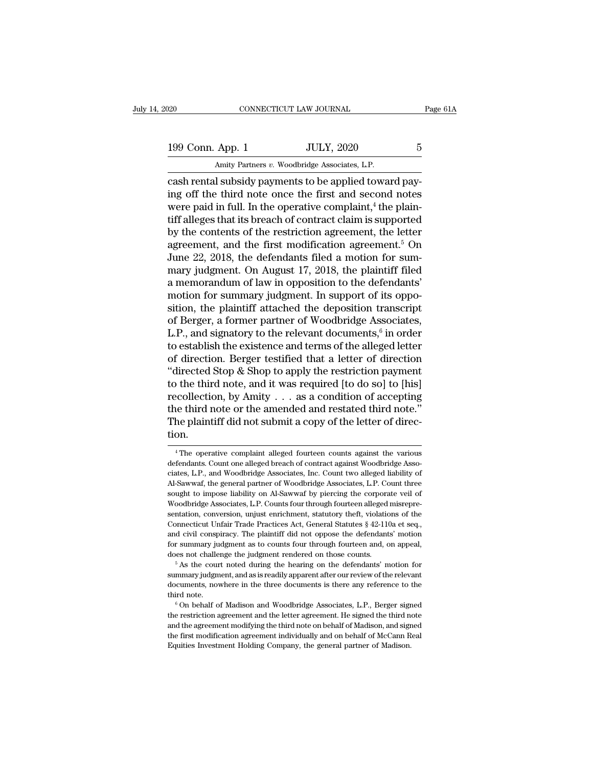cash rental subsidy payments to be applied toward paying off the third note once the first and second notes were paid in full. In the operative complaint,[4] the plaintiff alleges that its breach of contract claim is supported by the contents of the restriction agreement, the letter agreement, and the first modification agreement.[5] On June 22, 2018, the defendants filed a motion for summary judgment. On August 17, 2018, the plaintiff filed a memorandum of law in opposition to the defendants' motion for summary judgment. In support of its opposition, the plaintiff attached the deposition transcript of Berger, a former partner of Woodbridge Associates, L.P., and signatory to the relevant documents,[6] in order to establish the existence and terms of the alleged letter of direction. Berger testified that a letter of direction "directed Stop & Shop to apply the restriction payment to the third note, and it was required [to do so] to [his] recollection, by Amity . . . as a condition of accepting the third note or the amended and restated third note." The plaintiff did not submit a copy of the letter of direction.

[4] The operative complaint alleged fourteen counts against the various defendants. Count one alleged breach of contract against Woodbridge Associates, L.P., and Woodbridge Associates, Inc. Count two alleged liability of Al-Sawwaf, the general partner of Woodbridge Associates, L.P. Count three sought to impose liability on Al-Sawwaf by piercing the corporate veil of Woodbridge Associates, L.P. Counts four through fourteen alleged misrepresentation, conversion, unjust enrichment, statutory theft, violations of the Connecticut Unfair Trade Practices Act, General Statutes § 42-110a et seq., and civil conspiracy. The plaintiff did not oppose the defendants' motion for summary judgment as to counts four through fourteen and, on appeal, does not challenge the judgment rendered on those counts.

[5] As the court noted during the hearing on the defendants' motion for summary judgment, and as is readily apparent after our review of the relevant documents, nowhere in the three documents is there any reference to the third note.

[6] On behalf of Madison and Woodbridge Associates, L.P., Berger signed the restriction agreement and the letter agreement. He signed the third note and the agreement modifying the third note on behalf of Madison, and signed the first modification agreement individually and on behalf of McCann Real Equities Investment Holding Company, the general partner of Madison.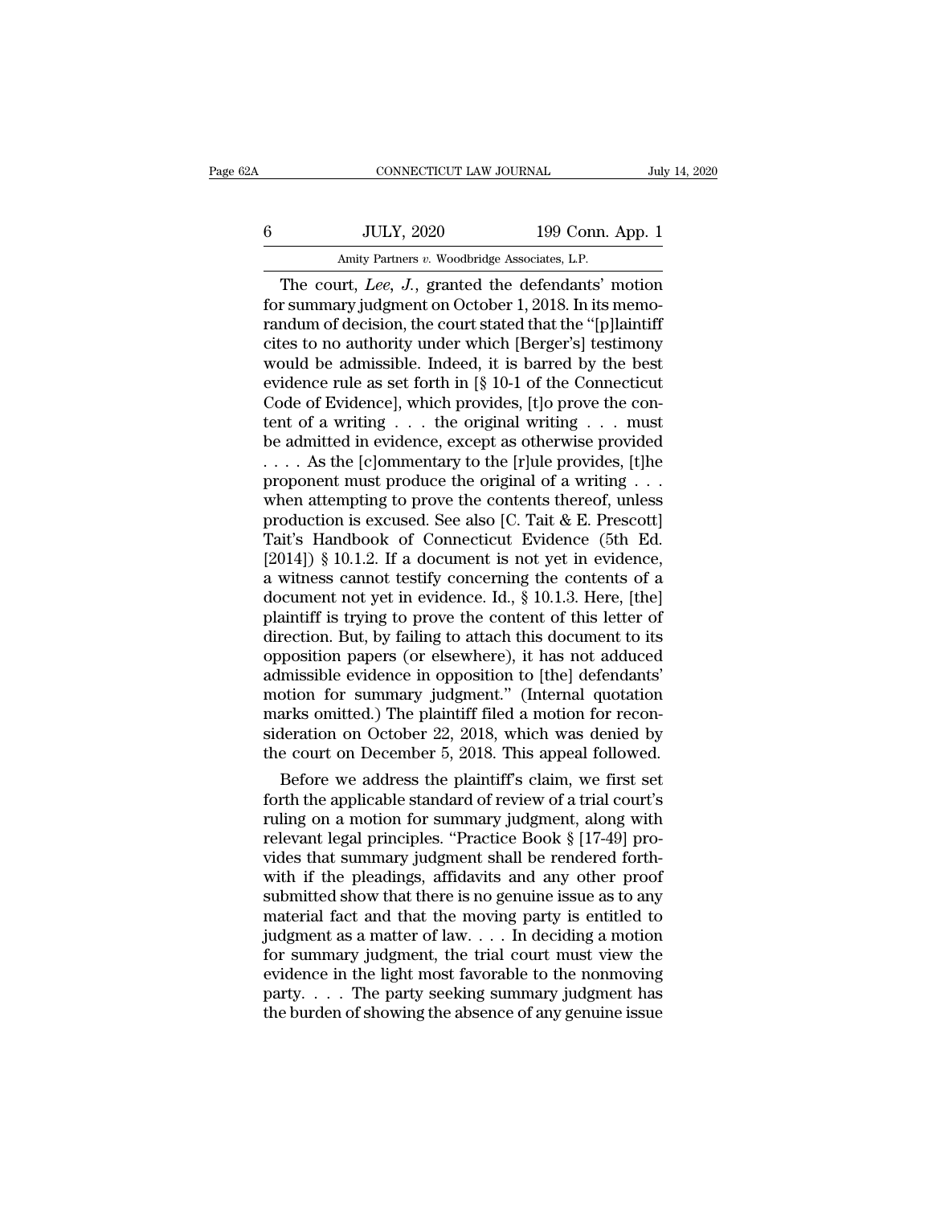The court, *Lee, J.*, granted the defendants' motion for summary judgment on October 1, 2018. In its memorandum of decision, the court stated that the "[p]laintiff cites to no authority under which [Berger's] testimony would be admissible. Indeed, it is barred by the best evidence rule as set forth in [§ 10-1 of the Connecticut Code of Evidence], which provides, [t]o prove the content of a writing . . . the original writing . . . must be admitted in evidence, except as otherwise provided . . . . As the [c]ommentary to the [r]ule provides, [t]he proponent must produce the original of a writing . . . when attempting to prove the contents thereof, unless production is excused. See also [C. Tait & E. Prescott] Tait's Handbook of Connecticut Evidence (5th Ed. [2014]) § 10.1.2. If a document is not yet in evidence, a witness cannot testify concerning the contents of a document not yet in evidence. Id., § 10.1.3. Here, [the] plaintiff is trying to prove the content of this letter of direction. But, by failing to attach this document to its opposition papers (or elsewhere), it has not adduced admissible evidence in opposition to [the] defendants' motion for summary judgment." (Internal quotation marks omitted.) The plaintiff filed a motion for reconsideration on October 22, 2018, which was denied by the court on December 5, 2018. This appeal followed.

Before we address the plaintiff's claim, we first set forth the applicable standard of review of a trial court's ruling on a motion for summary judgment, along with relevant legal principles. "Practice Book § [17-49] provides that summary judgment shall be rendered forthwith if the pleadings, affidavits and any other proof submitted show that there is no genuine issue as to any material fact and that the moving party is entitled to judgment as a matter of law. . . . In deciding a motion for summary judgment, the trial court must view the evidence in the light most favorable to the nonmoving party. . . . The party seeking summary judgment has the burden of showing the absence of any genuine issue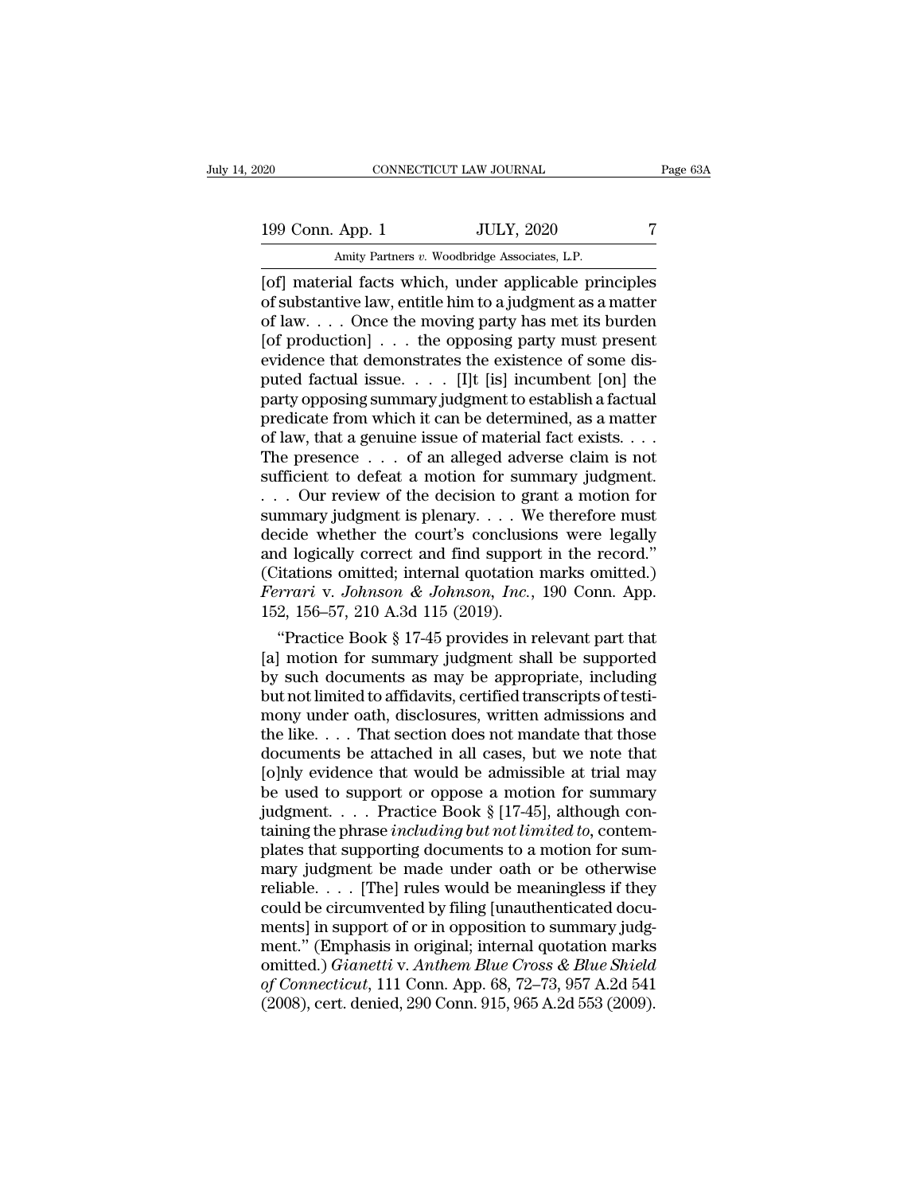[of] material facts which, under applicable principles of substantive law, entitle him to a judgment as a matter of law. . . . Once the moving party has met its burden [of production] . . . the opposing party must present evidence that demonstrates the existence of some disputed factual issue. . . . [I]t [is] incumbent [on] the party opposing summary judgment to establish a factual predicate from which it can be determined, as a matter of law, that a genuine issue of material fact exists. . . . The presence . . . of an alleged adverse claim is not sufficient to defeat a motion for summary judgment. . . . Our review of the decision to grant a motion for summary judgment is plenary. . . . We therefore must decide whether the court's conclusions were legally and logically correct and find support in the record." (Citations omitted; internal quotation marks omitted.) *Ferrari* v. *Johnson & Johnson, Inc.*, 190 Conn. App. 152, 156–57, 210 A.3d 115 (2019).

"Practice Book § 17-45 provides in relevant part that [a] motion for summary judgment shall be supported by such documents as may be appropriate, including but not limited to affidavits, certified transcripts of testimony under oath, disclosures, written admissions and the like. . . . That section does not mandate that those documents be attached in all cases, but we note that [o]nly evidence that would be admissible at trial may be used to support or oppose a motion for summary judgment. . . . Practice Book § [17-45], although containing the phrase *including but not limited to*, contemplates that supporting documents to a motion for summary judgment be made under oath or be otherwise reliable. . . . [The] rules would be meaningless if they could be circumvented by filing [unauthenticated documents] in support of or in opposition to summary judgment." (Emphasis in original; internal quotation marks omitted.) *Gianetti* v. *Anthem Blue Cross & Blue Shield of Connecticut*, 111 Conn. App. 68, 72–73, 957 A.2d 541 (2008), cert. denied, 290 Conn. 915, 965 A.2d 553 (2009).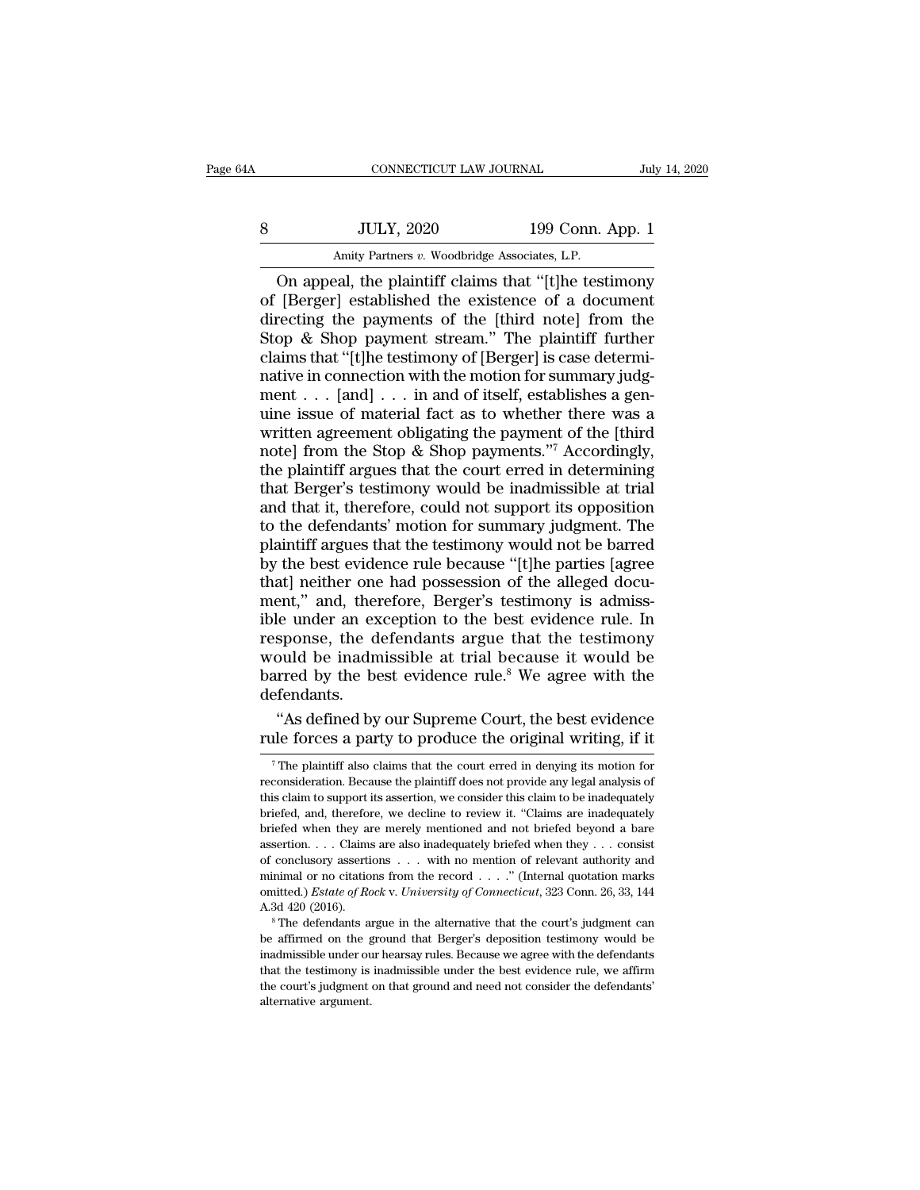On appeal, the plaintiff claims that "[t]he testimony of [Berger] established the existence of a document directing the payments of the [third note] from the Stop & Shop payment stream." The plaintiff further claims that "[t]he testimony of [Berger] is case determinative in connection with the motion for summary judgment . . . [and] . . . in and of itself, establishes a genuine issue of material fact as to whether there was a written agreement obligating the payment of the [third note] from the Stop & Shop payments."[7] Accordingly, the plaintiff argues that the court erred in determining that Berger's testimony would be inadmissible at trial and that it, therefore, could not support its opposition to the defendants' motion for summary judgment. The plaintiff argues that the testimony would not be barred by the best evidence rule because "[t]he parties [agree that] neither one had possession of the alleged document," and, therefore, Berger's testimony is admissible under an exception to the best evidence rule. In response, the defendants argue that the testimony would be inadmissible at trial because it would be barred by the best evidence rule.[8] We agree with the defendants.

"As defined by our Supreme Court, the best evidence rule forces a party to produce the original writing, if it

---

[7] The plaintiff also claims that the court erred in denying its motion for reconsideration. Because the plaintiff does not provide any legal analysis of this claim to support its assertion, we consider this claim to be inadequately briefed, and, therefore, we decline to review it. "Claims are inadequately briefed when they are merely mentioned and not briefed beyond a bare assertion. . . . Claims are also inadequately briefed when they . . . consist of conclusory assertions . . . with no mention of relevant authority and minimal or no citations from the record . . . ." (Internal quotation marks omitted.) *Estate of Rock* v. *University of Connecticut*, 323 Conn. 26, 33, 144 A.3d 420 (2016).

[8] The defendants argue in the alternative that the court's judgment can be affirmed on the ground that Berger's deposition testimony would be inadmissible under our hearsay rules. Because we agree with the defendants that the testimony is inadmissible under the best evidence rule, we affirm the court's judgment on that ground and need not consider the defendants' alternative argument.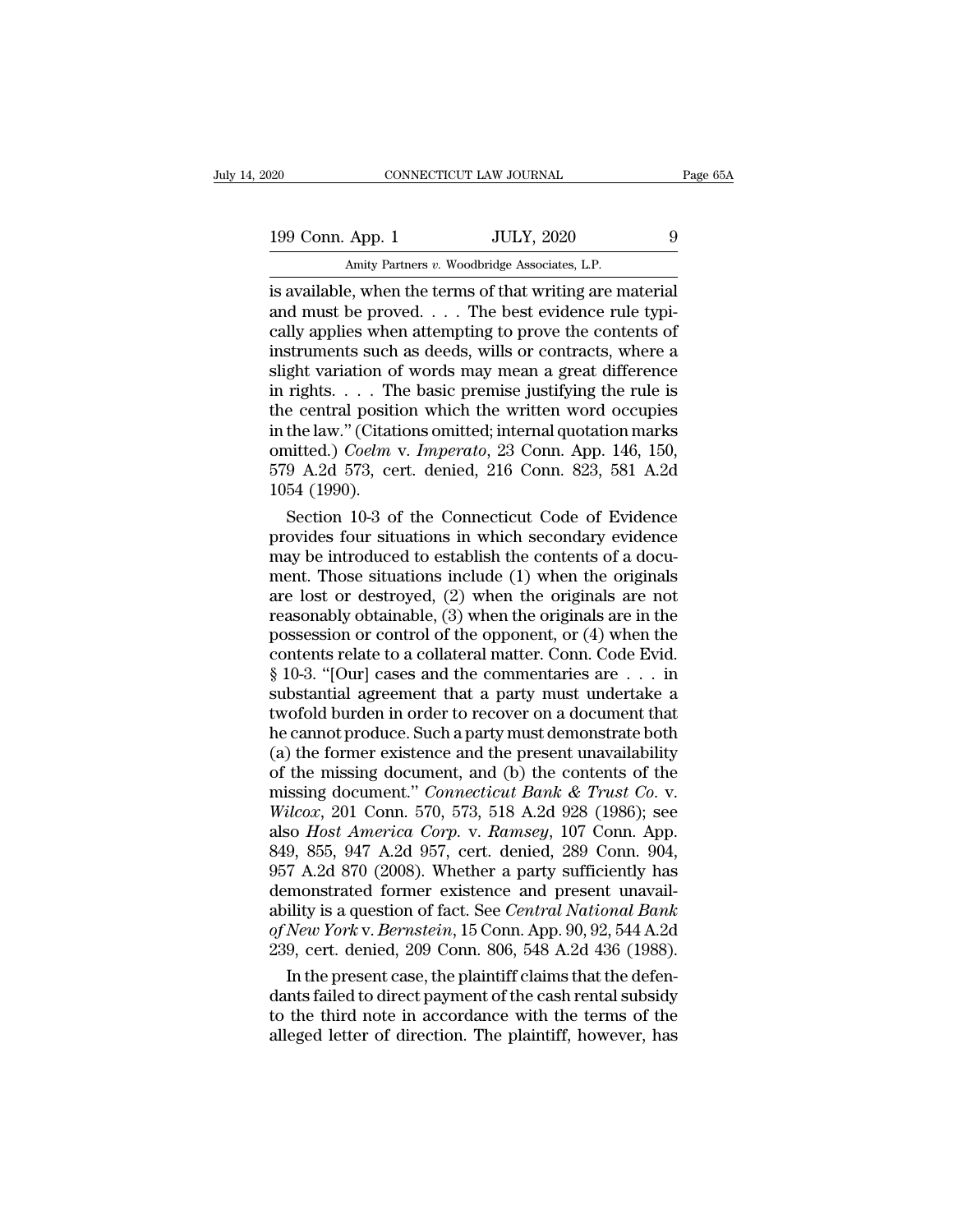is available, when the terms of that writing are material and must be proved. . . . The best evidence rule typically applies when attempting to prove the contents of instruments such as deeds, wills or contracts, where a slight variation of words may mean a great difference in rights. . . . The basic premise justifying the rule is the central position which the written word occupies in the law." (Citations omitted; internal quotation marks omitted.) *Coelm* v. *Imperato*, 23 Conn. App. 146, 150, 579 A.2d 573, cert. denied, 216 Conn. 823, 581 A.2d 1054 (1990).

Section 10-3 of the Connecticut Code of Evidence provides four situations in which secondary evidence may be introduced to establish the contents of a document. Those situations include (1) when the originals are lost or destroyed, (2) when the originals are not reasonably obtainable, (3) when the originals are in the possession or control of the opponent, or (4) when the contents relate to a collateral matter. Conn. Code Evid. § 10-3. "[Our] cases and the commentaries are . . . in substantial agreement that a party must undertake a twofold burden in order to recover on a document that he cannot produce. Such a party must demonstrate both (a) the former existence and the present unavailability of the missing document, and (b) the contents of the missing document." *Connecticut Bank & Trust Co.* v. *Wilcox*, 201 Conn. 570, 573, 518 A.2d 928 (1986); see also *Host America Corp.* v. *Ramsey*, 107 Conn. App. 849, 855, 947 A.2d 957, cert. denied, 289 Conn. 904, 957 A.2d 870 (2008). Whether a party sufficiently has demonstrated former existence and present unavailability is a question of fact. See *Central National Bank of New York* v. *Bernstein*, 15 Conn. App. 90, 92, 544 A.2d 239, cert. denied, 209 Conn. 806, 548 A.2d 436 (1988).

In the present case, the plaintiff claims that the defendants failed to direct payment of the cash rental subsidy to the third note in accordance with the terms of the alleged letter of direction. The plaintiff, however, has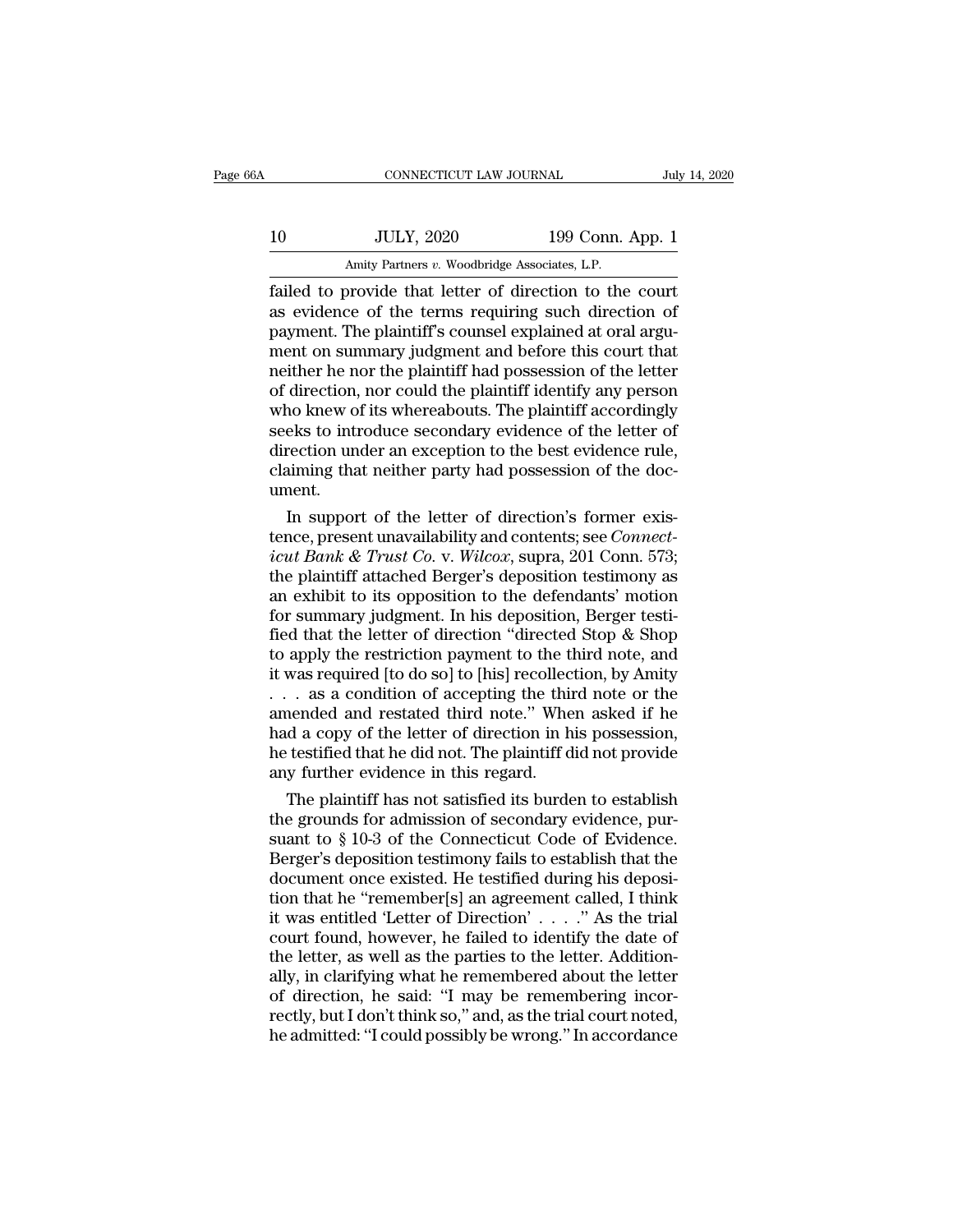failed to provide that letter of direction to the court as evidence of the terms requiring such direction of payment. The plaintiff's counsel explained at oral argument on summary judgment and before this court that neither he nor the plaintiff had possession of the letter of direction, nor could the plaintiff identify any person who knew of its whereabouts. The plaintiff accordingly seeks to introduce secondary evidence of the letter of direction under an exception to the best evidence rule, claiming that neither party had possession of the document.

In support of the letter of direction's former existence, present unavailability and contents; see *Connecticut Bank & Trust Co.* v. *Wilcox*, supra, 201 Conn. 573; the plaintiff attached Berger's deposition testimony as an exhibit to its opposition to the defendants' motion for summary judgment. In his deposition, Berger testified that the letter of direction "directed Stop & Shop to apply the restriction payment to the third note, and it was required [to do so] to [his] recollection, by Amity . . . as a condition of accepting the third note or the amended and restated third note." When asked if he had a copy of the letter of direction in his possession, he testified that he did not. The plaintiff did not provide any further evidence in this regard.

The plaintiff has not satisfied its burden to establish the grounds for admission of secondary evidence, pursuant to § 10-3 of the Connecticut Code of Evidence. Berger's deposition testimony fails to establish that the document once existed. He testified during his deposition that he "remember[s] an agreement called, I think it was entitled 'Letter of Direction' . . . ." As the trial court found, however, he failed to identify the date of the letter, as well as the parties to the letter. Additionally, in clarifying what he remembered about the letter of direction, he said: "I may be remembering incorrectly, but I don't think so," and, as the trial court noted, he admitted: "I could possibly be wrong." In accordance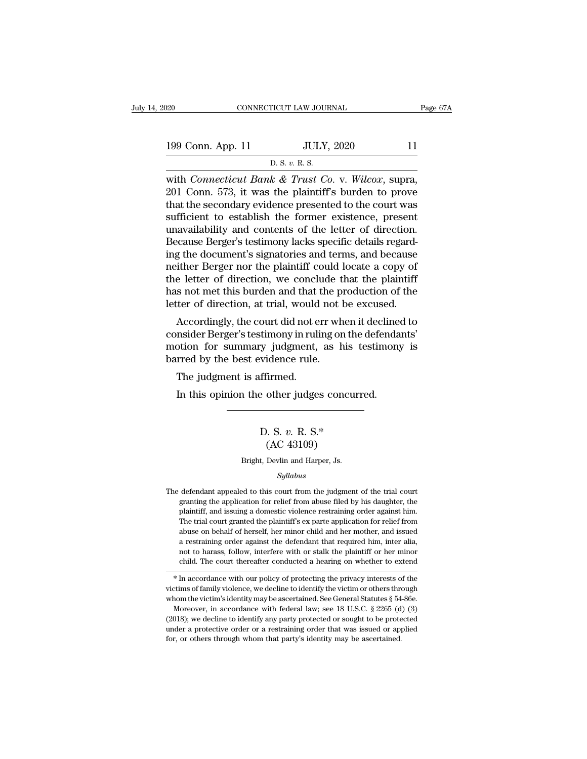with *Connecticut Bank & Trust Co.* v. *Wilcox*, supra, 201 Conn. 573, it was the plaintiff's burden to prove that the secondary evidence presented to the court was sufficient to establish the former existence, present unavailability and contents of the letter of direction. Because Berger's testimony lacks specific details regarding the document's signatories and terms, and because neither Berger nor the plaintiff could locate a copy of the letter of direction, we conclude that the plaintiff has not met this burden and that the production of the letter of direction, at trial, would not be excused.

Accordingly, the court did not err when it declined to consider Berger's testimony in ruling on the defendants' motion for summary judgment, as his testimony is barred by the best evidence rule.

The judgment is affirmed.

In this opinion the other judges concurred.

---

## D. S. *v.* R. S.*
## (AC 43109)

Bright, Devlin and Harper, Js.

*Syllabus*

The defendant appealed to this court from the judgment of the trial court granting the application for relief from abuse filed by his daughter, the plaintiff, and issuing a domestic violence restraining order against him. The trial court granted the plaintiff's ex parte application for relief from abuse on behalf of herself, her minor child and her mother, and issued a restraining order against the defendant that required him, inter alia, not to harass, follow, interfere with or stalk the plaintiff or her minor child. The court thereafter conducted a hearing on whether to extend

* In accordance with our policy of protecting the privacy interests of the victims of family violence, we decline to identify the victim or others through whom the victim's identity may be ascertained. See General Statutes § 54-86e.

Moreover, in accordance with federal law; see 18 U.S.C. § 2265 (d) (3) (2018); we decline to identify any party protected or sought to be protected under a protective order or a restraining order that was issued or applied for, or others through whom that party's identity may be ascertained.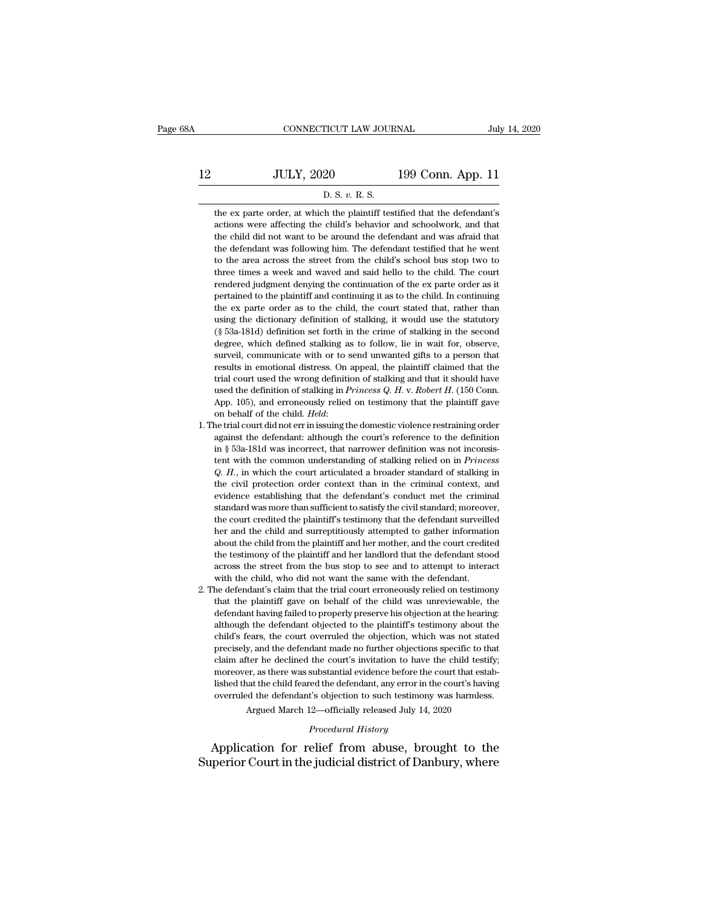the ex parte order, at which the plaintiff testified that the defendant's actions were affecting the child's behavior and schoolwork, and that the child did not want to be around the defendant and was afraid that the defendant was following him. The defendant testified that he went to the area across the street from the child's school bus stop two to three times a week and waved and said hello to the child. The court rendered judgment denying the continuation of the ex parte order as it pertained to the plaintiff and continuing it as to the child. In continuing the ex parte order as to the child, the court stated that, rather than using the dictionary definition of stalking, it would use the statutory (§ 53a-181d) definition set forth in the crime of stalking in the second degree, which defined stalking as to follow, lie in wait for, observe, surveil, communicate with or to send unwanted gifts to a person that results in emotional distress. On appeal, the plaintiff claimed that the trial court used the wrong definition of stalking and that it should have used the definition of stalking in *Princess Q. H.* v. *Robert H.* (150 Conn. App. 105), and erroneously relied on testimony that the plaintiff gave on behalf of the child. *Held*:

1. The trial court did not err in issuing the domestic violence restraining order against the defendant: although the court's reference to the definition in § 53a-181d was incorrect, that narrower definition was not inconsistent with the common understanding of stalking relied on in *Princess Q. H.*, in which the court articulated a broader standard of stalking in the civil protection order context than in the criminal context, and evidence establishing that the defendant's conduct met the criminal standard was more than sufficient to satisfy the civil standard; moreover, the court credited the plaintiff's testimony that the defendant surveilled her and the child and surreptitiously attempted to gather information about the child from the plaintiff and her mother, and the court credited the testimony of the plaintiff and her landlord that the defendant stood across the street from the bus stop to see and to attempt to interact with the child, who did not want the same with the defendant.

2. The defendant's claim that the trial court erroneously relied on testimony that the plaintiff gave on behalf of the child was unreviewable, the defendant having failed to properly preserve his objection at the hearing: although the defendant objected to the plaintiff's testimony about the child's fears, the court overruled the objection, which was not stated precisely, and the defendant made no further objections specific to that claim after he declined the court's invitation to have the child testify; moreover, as there was substantial evidence before the court that established that the child feared the defendant, any error in the court's having overruled the defendant's objection to such testimony was harmless.

Argued March 12—officially released July 14, 2020

*Procedural History*

Application for relief from abuse, brought to the Superior Court in the judicial district of Danbury, where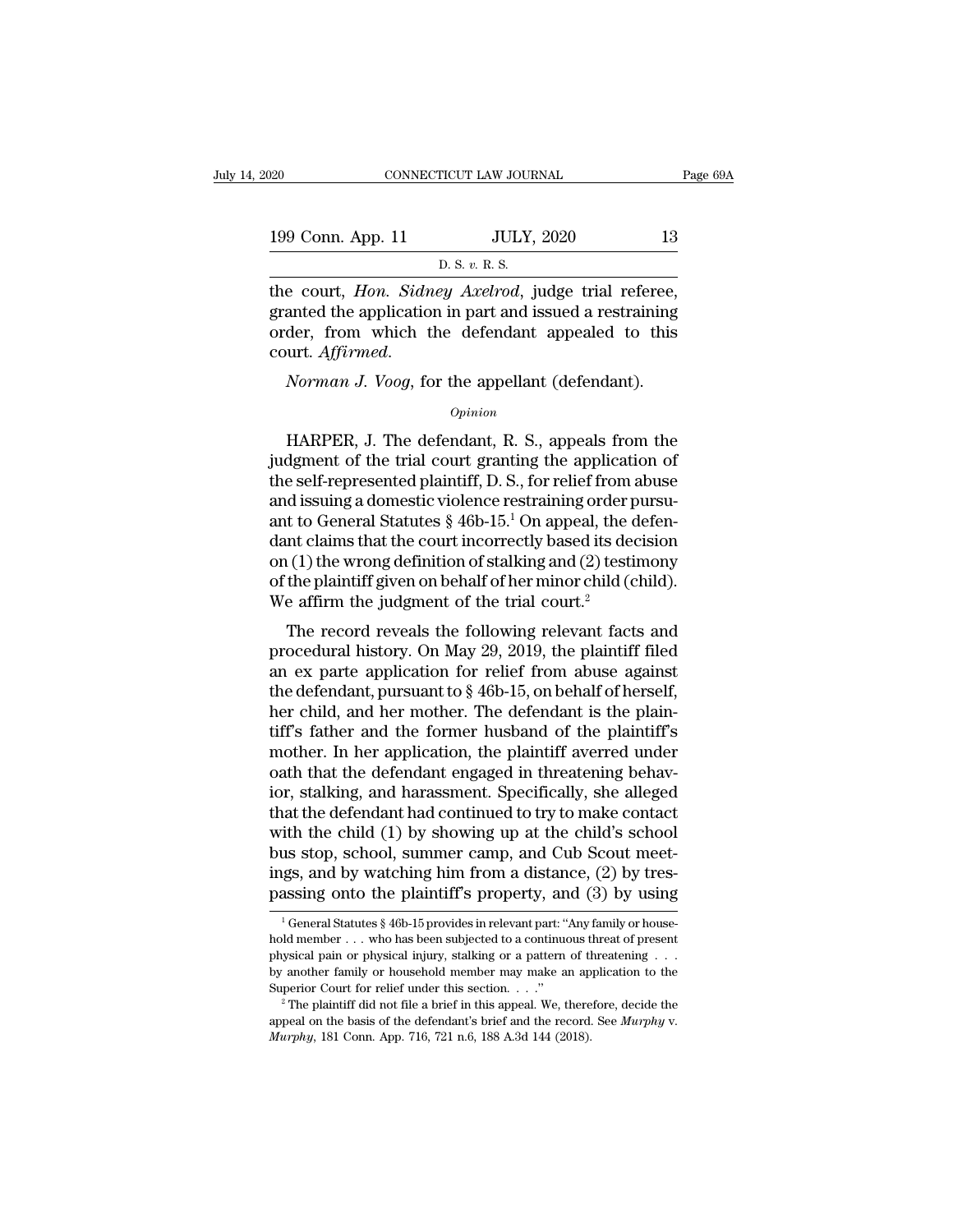the court, *Hon. Sidney Axelrod*, judge trial referee, granted the application in part and issued a restraining order, from which the defendant appealed to this court. *Affirmed.*

*Norman J. Voog*, for the appellant (defendant).

*Opinion*

HARPER, J. The defendant, R. S., appeals from the judgment of the trial court granting the application of the self-represented plaintiff, D. S., for relief from abuse and issuing a domestic violence restraining order pursuant to General Statutes § 46b-15.[1] On appeal, the defendant claims that the court incorrectly based its decision on (1) the wrong definition of stalking and (2) testimony of the plaintiff given on behalf of her minor child (child). We affirm the judgment of the trial court.[2]

The record reveals the following relevant facts and procedural history. On May 29, 2019, the plaintiff filed an ex parte application for relief from abuse against the defendant, pursuant to § 46b-15, on behalf of herself, her child, and her mother. The defendant is the plaintiff's father and the former husband of the plaintiff's mother. In her application, the plaintiff averred under oath that the defendant engaged in threatening behavior, stalking, and harassment. Specifically, she alleged that the defendant had continued to try to make contact with the child (1) by showing up at the child's school bus stop, school, summer camp, and Cub Scout meetings, and by watching him from a distance, (2) by trespassing onto the plaintiff's property, and (3) by using

---

[1] General Statutes § 46b-15 provides in relevant part: "Any family or household member . . . who has been subjected to a continuous threat of present physical pain or physical injury, stalking or a pattern of threatening . . . by another family or household member may make an application to the Superior Court for relief under this section. . . ."

[2] The plaintiff did not file a brief in this appeal. We, therefore, decide the appeal on the basis of the defendant's brief and the record. See *Murphy* v. *Murphy*, 181 Conn. App. 716, 721 n.6, 188 A.3d 144 (2018).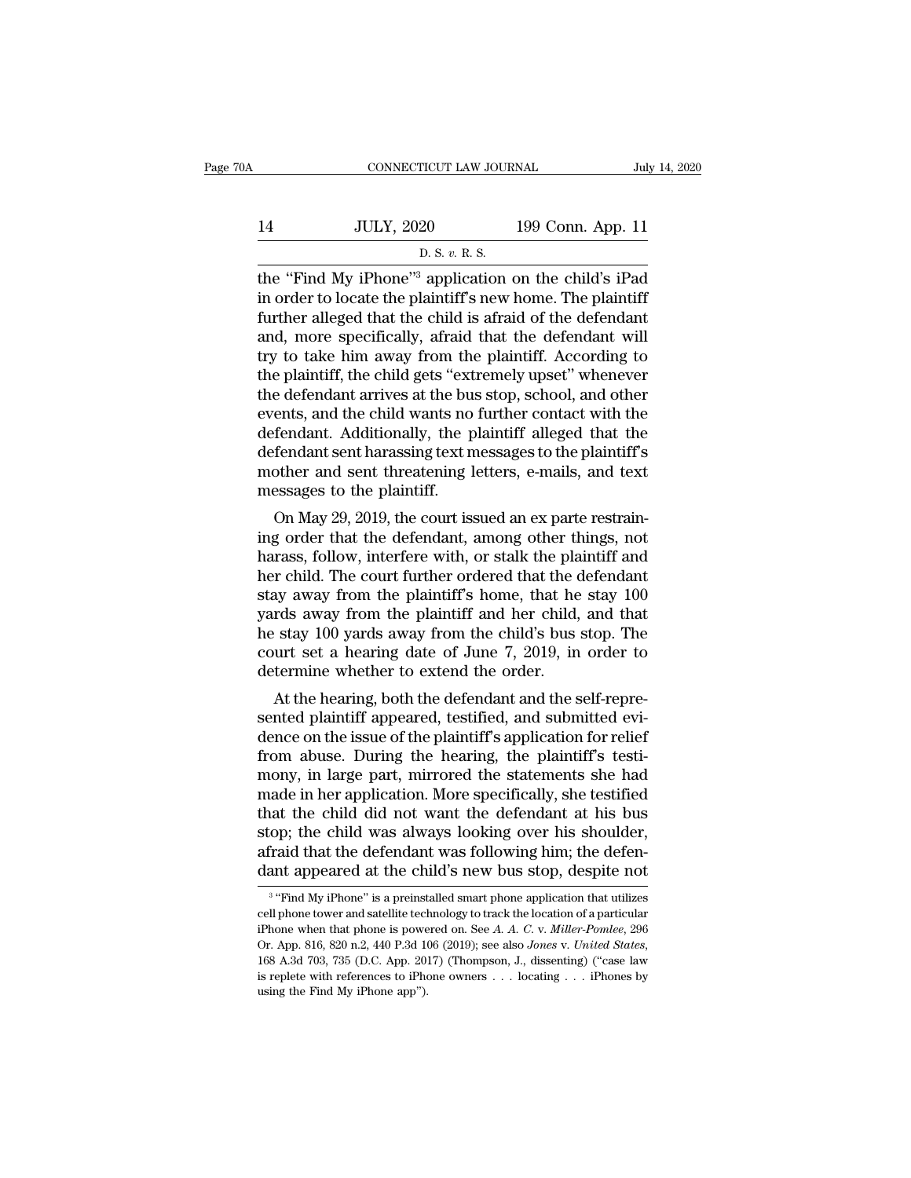the "Find My iPhone"[3] application on the child's iPad in order to locate the plaintiff's new home. The plaintiff further alleged that the child is afraid of the defendant and, more specifically, afraid that the defendant will try to take him away from the plaintiff. According to the plaintiff, the child gets "extremely upset" whenever the defendant arrives at the bus stop, school, and other events, and the child wants no further contact with the defendant. Additionally, the plaintiff alleged that the defendant sent harassing text messages to the plaintiff's mother and sent threatening letters, e-mails, and text messages to the plaintiff.

On May 29, 2019, the court issued an ex parte restraining order that the defendant, among other things, not harass, follow, interfere with, or stalk the plaintiff and her child. The court further ordered that the defendant stay away from the plaintiff's home, that he stay 100 yards away from the plaintiff and her child, and that he stay 100 yards away from the child's bus stop. The court set a hearing date of June 7, 2019, in order to determine whether to extend the order.

At the hearing, both the defendant and the self-represented plaintiff appeared, testified, and submitted evidence on the issue of the plaintiff's application for relief from abuse. During the hearing, the plaintiff's testimony, in large part, mirrored the statements she had made in her application. More specifically, she testified that the child did not want the defendant at his bus stop; the child was always looking over his shoulder, afraid that the defendant was following him; the defendant appeared at the child's new bus stop, despite not

---

[3] "Find My iPhone" is a preinstalled smart phone application that utilizes cell phone tower and satellite technology to track the location of a particular iPhone when that phone is powered on. See *A. A. C.* v. *Miller-Pomlee*, 296 Or. App. 816, 820 n.2, 440 P.3d 106 (2019); see also *Jones* v. *United States*, 168 A.3d 703, 735 (D.C. App. 2017) (Thompson, J., dissenting) ("case law is replete with references to iPhone owners . . . locating . . . iPhones by using the Find My iPhone app").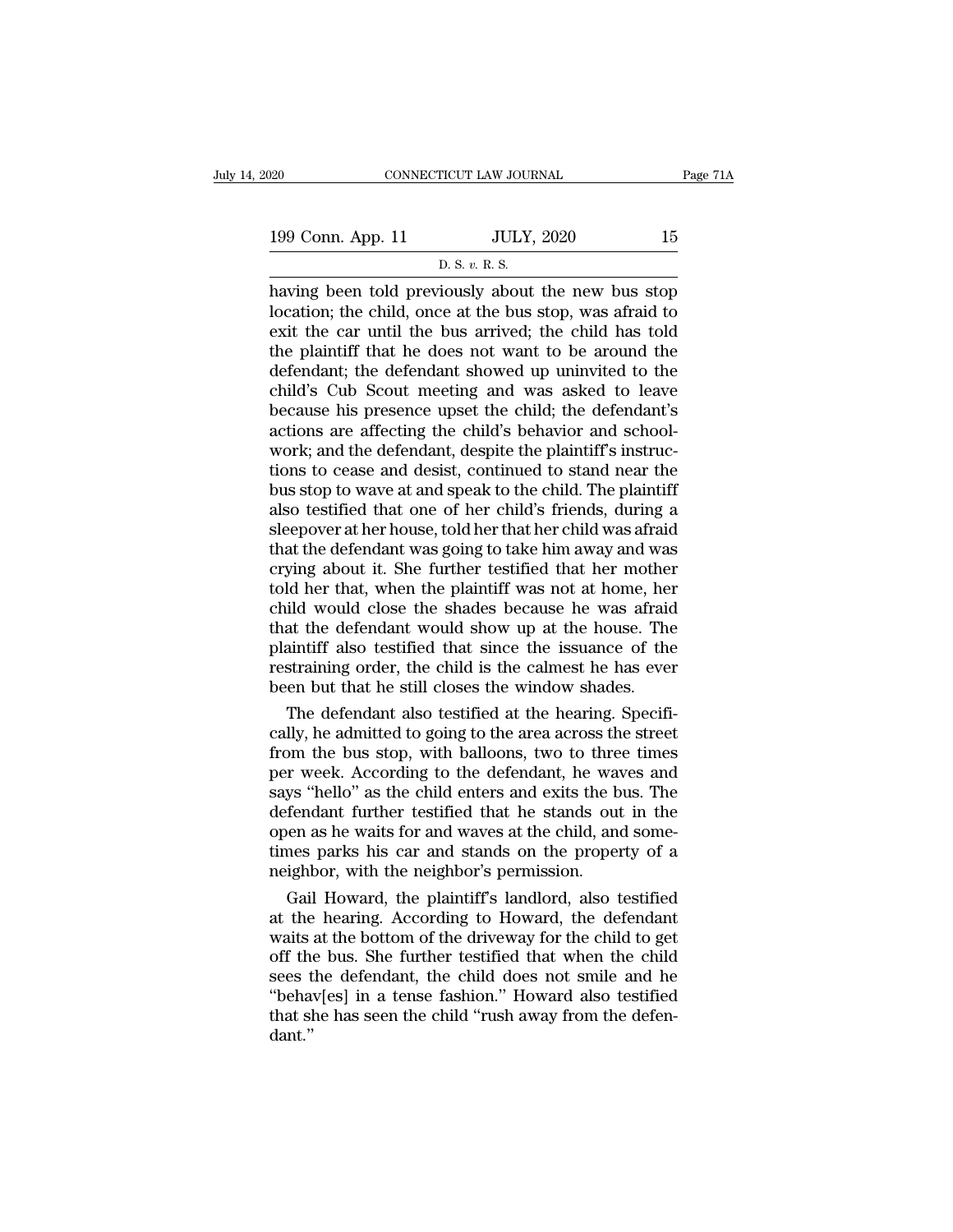having been told previously about the new bus stop location; the child, once at the bus stop, was afraid to exit the car until the bus arrived; the child has told the plaintiff that he does not want to be around the defendant; the defendant showed up uninvited to the child's Cub Scout meeting and was asked to leave because his presence upset the child; the defendant's actions are affecting the child's behavior and schoolwork; and the defendant, despite the plaintiff's instructions to cease and desist, continued to stand near the bus stop to wave at and speak to the child. The plaintiff also testified that one of her child's friends, during a sleepover at her house, told her that her child was afraid that the defendant was going to take him away and was crying about it. She further testified that her mother told her that, when the plaintiff was not at home, her child would close the shades because he was afraid that the defendant would show up at the house. The plaintiff also testified that since the issuance of the restraining order, the child is the calmest he has ever been but that he still closes the window shades.

The defendant also testified at the hearing. Specifically, he admitted to going to the area across the street from the bus stop, with balloons, two to three times per week. According to the defendant, he waves and says "hello" as the child enters and exits the bus. The defendant further testified that he stands out in the open as he waits for and waves at the child, and sometimes parks his car and stands on the property of a neighbor, with the neighbor's permission.

Gail Howard, the plaintiff's landlord, also testified at the hearing. According to Howard, the defendant waits at the bottom of the driveway for the child to get off the bus. She further testified that when the child sees the defendant, the child does not smile and he "behav[es] in a tense fashion." Howard also testified that she has seen the child "rush away from the defendant."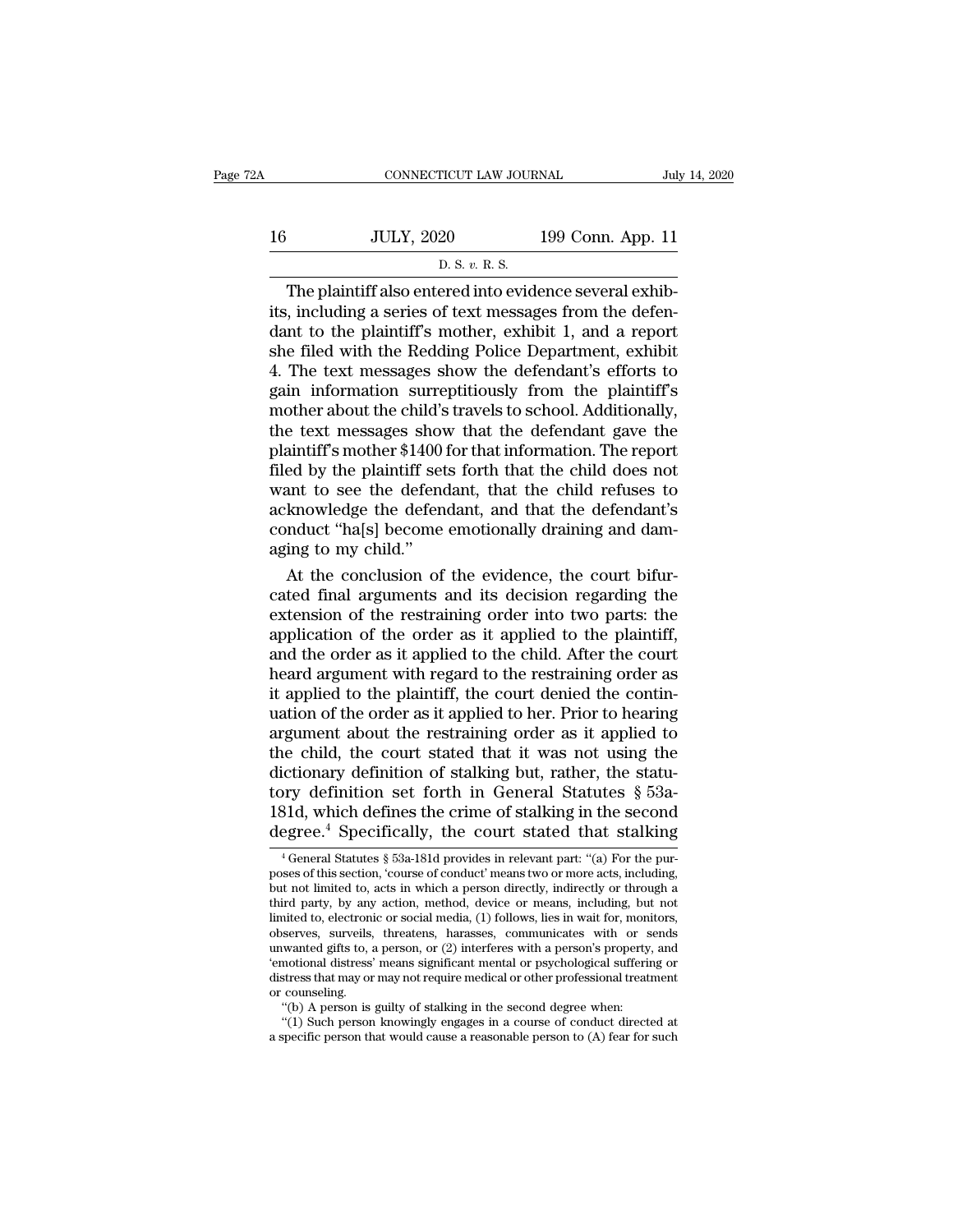The plaintiff also entered into evidence several exhibits, including a series of text messages from the defendant to the plaintiff's mother, exhibit 1, and a report she filed with the Redding Police Department, exhibit 4. The text messages show the defendant's efforts to gain information surreptitiously from the plaintiff's mother about the child's travels to school. Additionally, the text messages show that the defendant gave the plaintiff's mother $1400 for that information. The report filed by the plaintiff sets forth that the child does not want to see the defendant, that the child refuses to acknowledge the defendant, and that the defendant's conduct "ha[s] become emotionally draining and damaging to my child."

At the conclusion of the evidence, the court bifurcated final arguments and its decision regarding the extension of the restraining order into two parts: the application of the order as it applied to the plaintiff, and the order as it applied to the child. After the court heard argument with regard to the restraining order as it applied to the plaintiff, the court denied the continuation of the order as it applied to her. Prior to hearing argument about the restraining order as it applied to the child, the court stated that it was not using the dictionary definition of stalking but, rather, the statutory definition set forth in General Statutes § 53a-181d, which defines the crime of stalking in the second degree.[4] Specifically, the court stated that stalking

---

[4] General Statutes § 53a-181d provides in relevant part: "(a) For the purposes of this section, 'course of conduct' means two or more acts, including, but not limited to, acts in which a person directly, indirectly or through a third party, by any action, method, device or means, including, but not limited to, electronic or social media, (1) follows, lies in wait for, monitors, observes, surveils, threatens, harasses, communicates with or sends unwanted gifts to, a person, or (2) interferes with a person's property, and 'emotional distress' means significant mental or psychological suffering or distress that may or may not require medical or other professional treatment or counseling.

"(b) A person is guilty of stalking in the second degree when:

"(1) Such person knowingly engages in a course of conduct directed at a specific person that would cause a reasonable person to (A) fear for such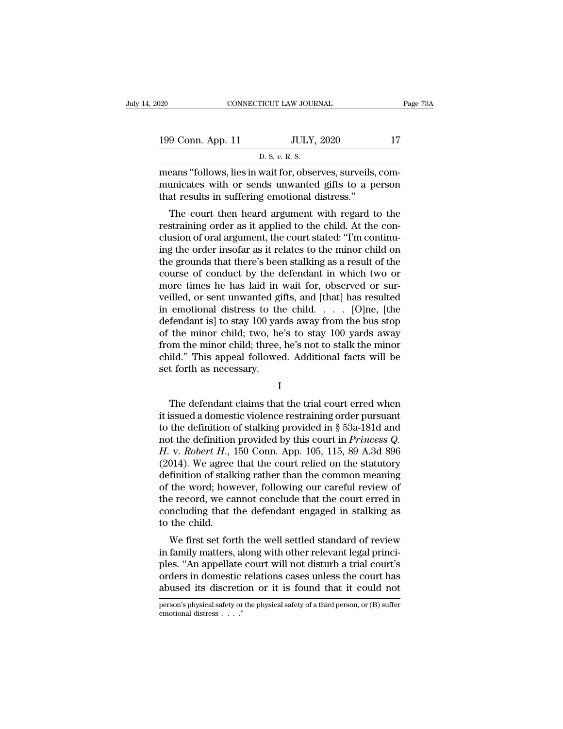means "follows, lies in wait for, observes, surveils, communicates with or sends unwanted gifts to a person that results in suffering emotional distress."

The court then heard argument with regard to the restraining order as it applied to the child. At the conclusion of oral argument, the court stated: "I'm continuing the order insofar as it relates to the minor child on the grounds that there's been stalking as a result of the course of conduct by the defendant in which two or more times he has laid in wait for, observed or surveilled, or sent unwanted gifts, and [that] has resulted in emotional distress to the child. . . . [O]ne, [the defendant is] to stay 100 yards away from the bus stop of the minor child; two, he's to stay 100 yards away from the minor child; three, he's not to stalk the minor child." This appeal followed. Additional facts will be set forth as necessary.

I

The defendant claims that the trial court erred when it issued a domestic violence restraining order pursuant to the definition of stalking provided in § 53a-181d and not the definition provided by this court in *Princess Q. H.* v. *Robert H.*, 150 Conn. App. 105, 115, 89 A.3d 896 (2014). We agree that the court relied on the statutory definition of stalking rather than the common meaning of the word; however, following our careful review of the record, we cannot conclude that the court erred in concluding that the defendant engaged in stalking as to the child.

We first set forth the well settled standard of review in family matters, along with other relevant legal principles. "An appellate court will not disturb a trial court's orders in domestic relations cases unless the court has abused its discretion or it is found that it could not

person's physical safety or the physical safety of a third person, or (B) suffer emotional distress . . . ."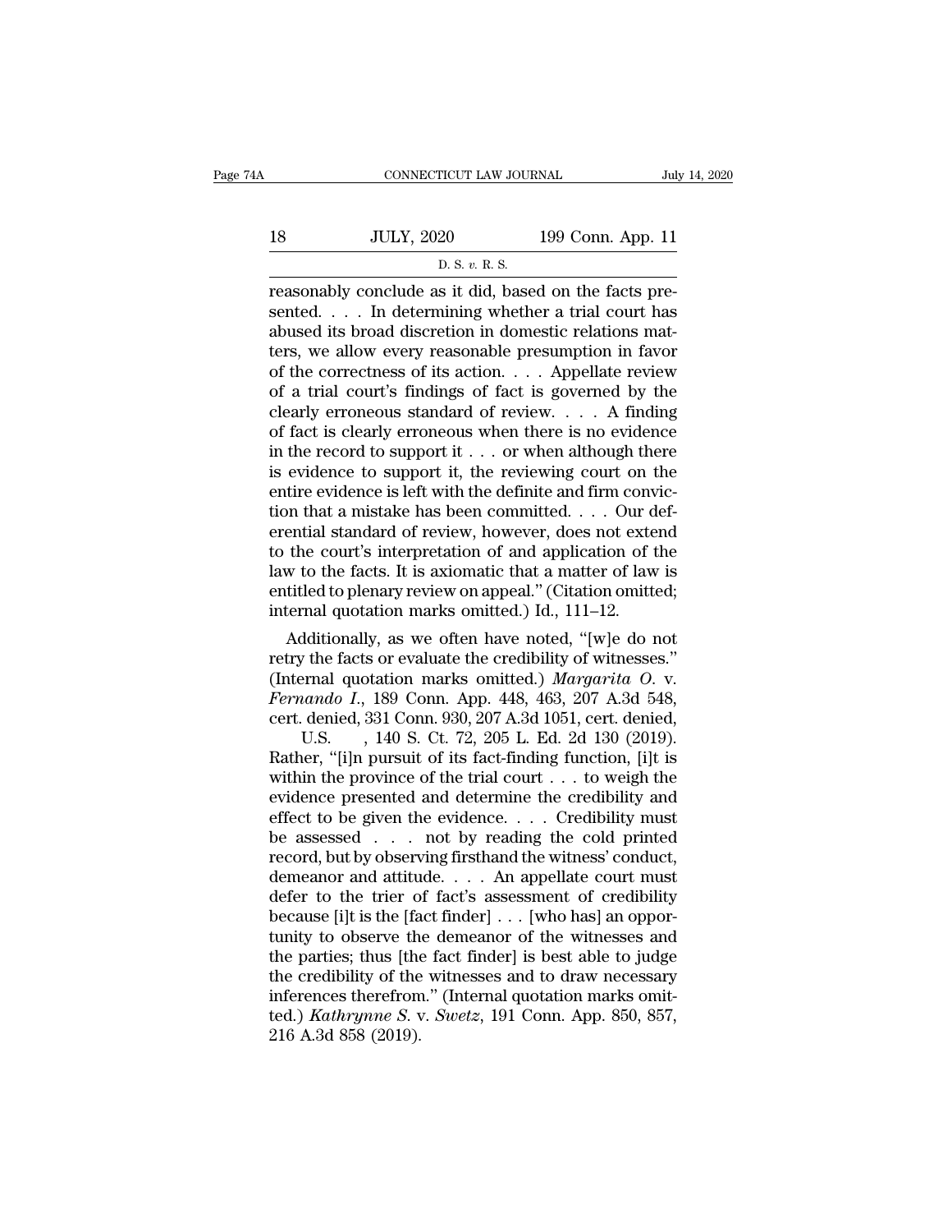reasonably conclude as it did, based on the facts presented. . . . In determining whether a trial court has abused its broad discretion in domestic relations matters, we allow every reasonable presumption in favor of the correctness of its action. . . . Appellate review of a trial court's findings of fact is governed by the clearly erroneous standard of review. . . . A finding of fact is clearly erroneous when there is no evidence in the record to support it . . . or when although there is evidence to support it, the reviewing court on the entire evidence is left with the definite and firm conviction that a mistake has been committed. . . . Our deferential standard of review, however, does not extend to the court's interpretation of and application of the law to the facts. It is axiomatic that a matter of law is entitled to plenary review on appeal." (Citation omitted; internal quotation marks omitted.) Id., 111–12.

Additionally, as we often have noted, "[w]e do not retry the facts or evaluate the credibility of witnesses." (Internal quotation marks omitted.) *Margarita O.* v. *Fernando I.*, 189 Conn. App. 448, 463, 207 A.3d 548, cert. denied, 331 Conn. 930, 207 A.3d 1051, cert. denied, U.S. , 140 S. Ct. 72, 205 L. Ed. 2d 130 (2019). Rather, "[i]n pursuit of its fact-finding function, [i]t is within the province of the trial court . . . to weigh the evidence presented and determine the credibility and effect to be given the evidence. . . . Credibility must be assessed . . . not by reading the cold printed record, but by observing firsthand the witness' conduct, demeanor and attitude. . . . An appellate court must defer to the trier of fact's assessment of credibility because [i]t is the [fact finder] . . . [who has] an opportunity to observe the demeanor of the witnesses and the parties; thus [the fact finder] is best able to judge the credibility of the witnesses and to draw necessary inferences therefrom." (Internal quotation marks omitted.) *Kathrynne S.* v. *Swetz*, 191 Conn. App. 850, 857, 216 A.3d 858 (2019).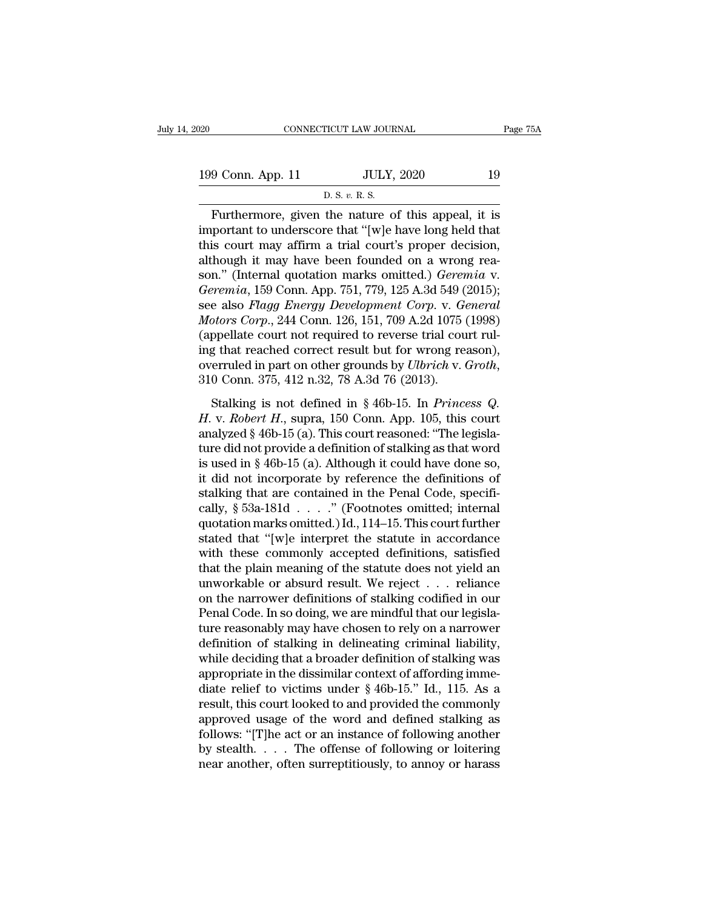Furthermore, given the nature of this appeal, it is important to underscore that "[w]e have long held that this court may affirm a trial court's proper decision, although it may have been founded on a wrong reason." (Internal quotation marks omitted.) *Geremia* v. *Geremia*, 159 Conn. App. 751, 779, 125 A.3d 549 (2015); see also *Flagg Energy Development Corp.* v. *General Motors Corp.*, 244 Conn. 126, 151, 709 A.2d 1075 (1998) (appellate court not required to reverse trial court ruling that reached correct result but for wrong reason), overruled in part on other grounds by *Ulbrich* v. *Groth*, 310 Conn. 375, 412 n.32, 78 A.3d 76 (2013).

Stalking is not defined in § 46b-15. In *Princess Q. H.* v. *Robert H.*, supra, 150 Conn. App. 105, this court analyzed § 46b-15 (a). This court reasoned: "The legislature did not provide a definition of stalking as that word is used in § 46b-15 (a). Although it could have done so, it did not incorporate by reference the definitions of stalking that are contained in the Penal Code, specifically, § 53a-181d . . . ." (Footnotes omitted; internal quotation marks omitted.) Id., 114–15. This court further stated that "[w]e interpret the statute in accordance with these commonly accepted definitions, satisfied that the plain meaning of the statute does not yield an unworkable or absurd result. We reject . . . reliance on the narrower definitions of stalking codified in our Penal Code. In so doing, we are mindful that our legislature reasonably may have chosen to rely on a narrower definition of stalking in delineating criminal liability, while deciding that a broader definition of stalking was appropriate in the dissimilar context of affording immediate relief to victims under § 46b-15." Id., 115. As a result, this court looked to and provided the commonly approved usage of the word and defined stalking as follows: "[T]he act or an instance of following another by stealth. . . . The offense of following or loitering near another, often surreptitiously, to annoy or harass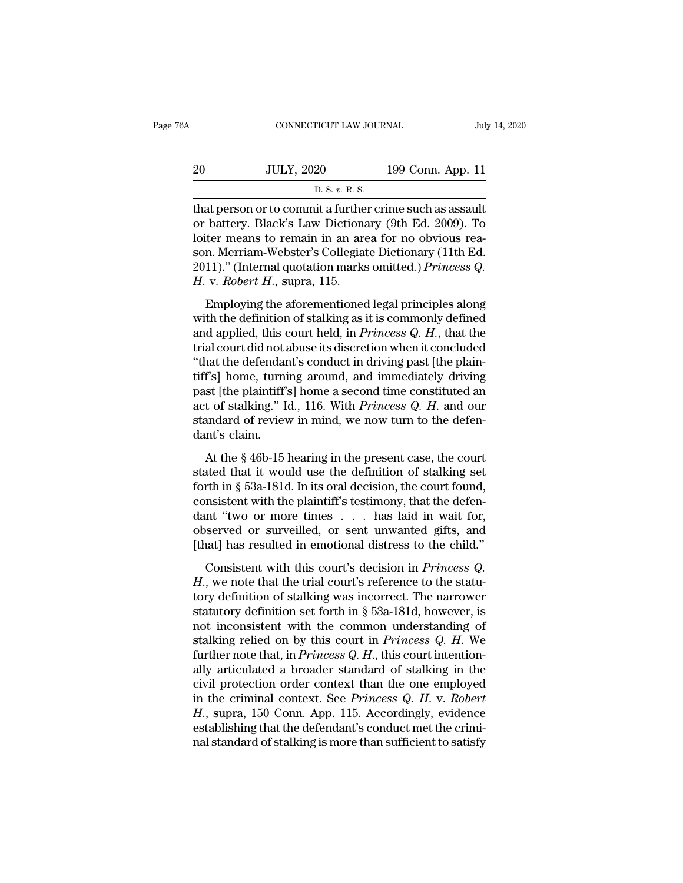that person or to commit a further crime such as assault or battery. Black's Law Dictionary (9th Ed. 2009). To loiter means to remain in an area for no obvious reason. Merriam-Webster's Collegiate Dictionary (11th Ed. 2011)." (Internal quotation marks omitted.) *Princess Q. H.* v. *Robert H.*, supra, 115.

Employing the aforementioned legal principles along with the definition of stalking as it is commonly defined and applied, this court held, in *Princess Q. H.*, that the trial court did not abuse its discretion when it concluded "that the defendant's conduct in driving past [the plaintiff's] home, turning around, and immediately driving past [the plaintiff's] home a second time constituted an act of stalking." Id., 116. With *Princess Q. H.* and our standard of review in mind, we now turn to the defendant's claim.

At the § 46b-15 hearing in the present case, the court stated that it would use the definition of stalking set forth in § 53a-181d. In its oral decision, the court found, consistent with the plaintiff's testimony, that the defendant "two or more times . . . has laid in wait for, observed or surveilled, or sent unwanted gifts, and [that] has resulted in emotional distress to the child."

Consistent with this court's decision in *Princess Q. H.*, we note that the trial court's reference to the statutory definition of stalking was incorrect. The narrower statutory definition set forth in § 53a-181d, however, is not inconsistent with the common understanding of stalking relied on by this court in *Princess Q. H.* We further note that, in *Princess Q. H.*, this court intentionally articulated a broader standard of stalking in the civil protection order context than the one employed in the criminal context. See *Princess Q. H.* v. *Robert H.*, supra, 150 Conn. App. 115. Accordingly, evidence establishing that the defendant's conduct met the criminal standard of stalking is more than sufficient to satisfy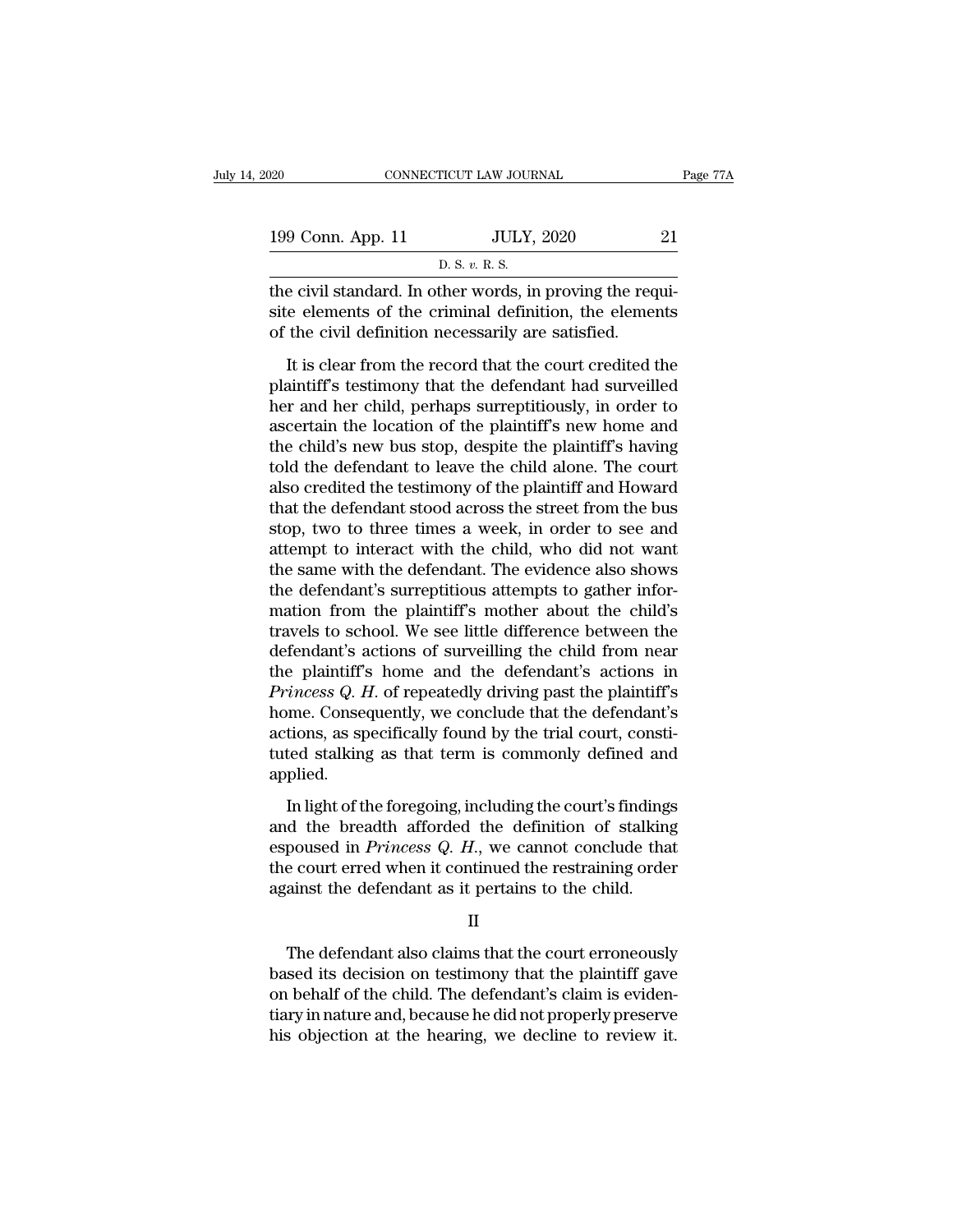the civil standard. In other words, in proving the requisite elements of the criminal definition, the elements of the civil definition necessarily are satisfied.

It is clear from the record that the court credited the plaintiff's testimony that the defendant had surveilled her and her child, perhaps surreptitiously, in order to ascertain the location of the plaintiff's new home and the child's new bus stop, despite the plaintiff's having told the defendant to leave the child alone. The court also credited the testimony of the plaintiff and Howard that the defendant stood across the street from the bus stop, two to three times a week, in order to see and attempt to interact with the child, who did not want the same with the defendant. The evidence also shows the defendant's surreptitious attempts to gather information from the plaintiff's mother about the child's travels to school. We see little difference between the defendant's actions of surveilling the child from near the plaintiff's home and the defendant's actions in *Princess Q. H.* of repeatedly driving past the plaintiff's home. Consequently, we conclude that the defendant's actions, as specifically found by the trial court, constituted stalking as that term is commonly defined and applied.

In light of the foregoing, including the court's findings and the breadth afforded the definition of stalking espoused in *Princess Q. H.*, we cannot conclude that the court erred when it continued the restraining order against the defendant as it pertains to the child.

## II

The defendant also claims that the court erroneously based its decision on testimony that the plaintiff gave on behalf of the child. The defendant's claim is evidentiary in nature and, because he did not properly preserve his objection at the hearing, we decline to review it.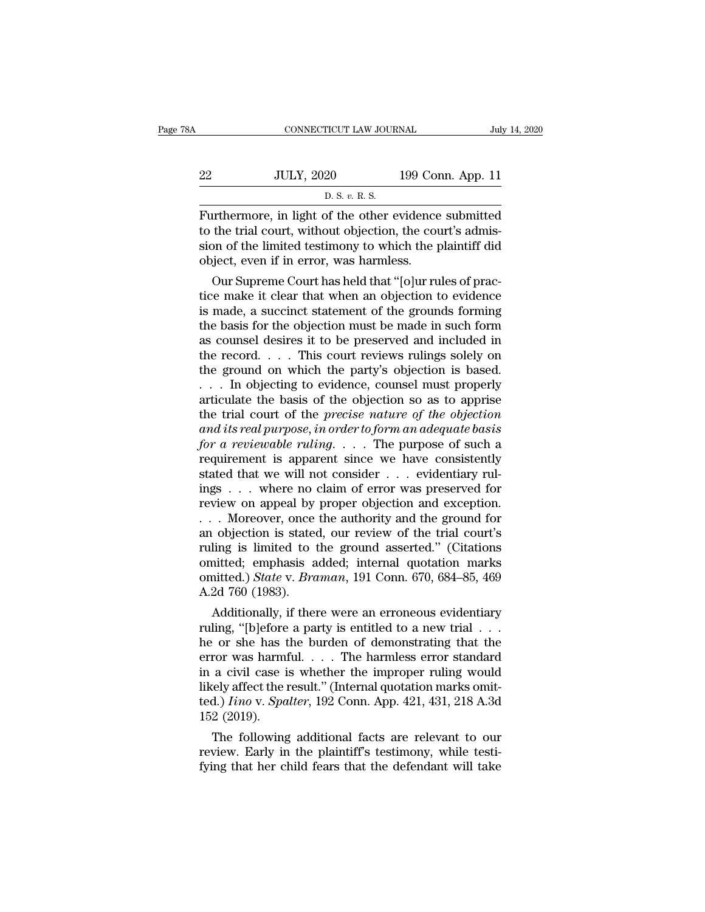Furthermore, in light of the other evidence submitted to the trial court, without objection, the court's admission of the limited testimony to which the plaintiff did object, even if in error, was harmless.

Our Supreme Court has held that "[o]ur rules of practice make it clear that when an objection to evidence is made, a succinct statement of the grounds forming the basis for the objection must be made in such form as counsel desires it to be preserved and included in the record. . . . This court reviews rulings solely on the ground on which the party's objection is based. . . . In objecting to evidence, counsel must properly articulate the basis of the objection so as to apprise the trial court of the *precise nature of the objection and its real purpose, in order to form an adequate basis for a reviewable ruling*. . . . The purpose of such a requirement is apparent since we have consistently stated that we will not consider . . . evidentiary rulings . . . where no claim of error was preserved for review on appeal by proper objection and exception. . . . Moreover, once the authority and the ground for an objection is stated, our review of the trial court's ruling is limited to the ground asserted." (Citations omitted; emphasis added; internal quotation marks omitted.) *State* v. *Braman*, 191 Conn. 670, 684–85, 469 A.2d 760 (1983).

Additionally, if there were an erroneous evidentiary ruling, "[b]efore a party is entitled to a new trial . . . he or she has the burden of demonstrating that the error was harmful. . . . The harmless error standard in a civil case is whether the improper ruling would likely affect the result." (Internal quotation marks omitted.) *Iino* v. *Spalter*, 192 Conn. App. 421, 431, 218 A.3d 152 (2019).

The following additional facts are relevant to our review. Early in the plaintiff's testimony, while testifying that her child fears that the defendant will take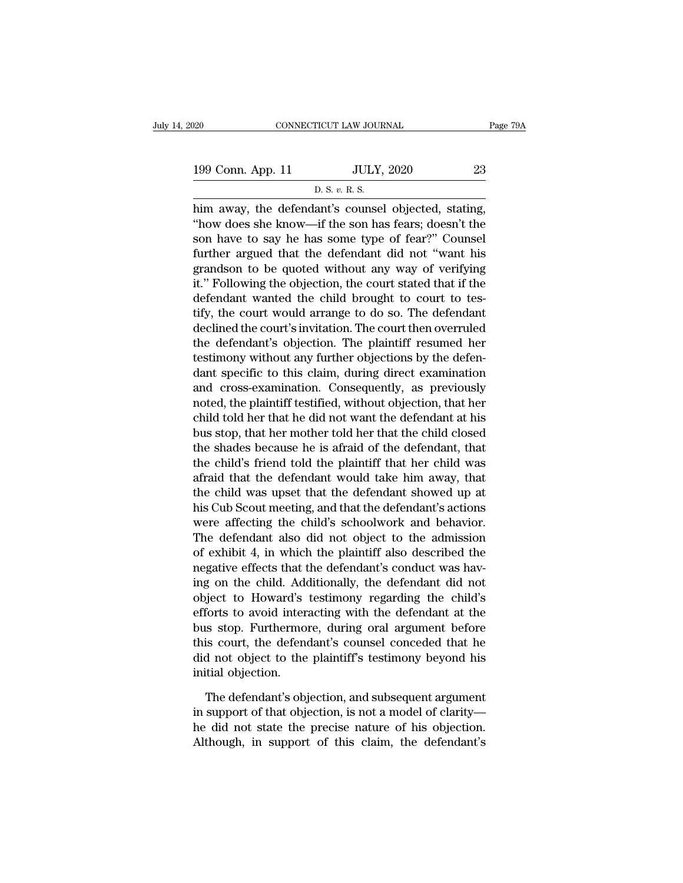him away, the defendant's counsel objected, stating, "how does she know—if the son has fears; doesn't the son have to say he has some type of fear?" Counsel further argued that the defendant did not "want his grandson to be quoted without any way of verifying it." Following the objection, the court stated that if the defendant wanted the child brought to court to testify, the court would arrange to do so. The defendant declined the court's invitation. The court then overruled the defendant's objection. The plaintiff resumed her testimony without any further objections by the defendant specific to this claim, during direct examination and cross-examination. Consequently, as previously noted, the plaintiff testified, without objection, that her child told her that he did not want the defendant at his bus stop, that her mother told her that the child closed the shades because he is afraid of the defendant, that the child's friend told the plaintiff that her child was afraid that the defendant would take him away, that the child was upset that the defendant showed up at his Cub Scout meeting, and that the defendant's actions were affecting the child's schoolwork and behavior. The defendant also did not object to the admission of exhibit 4, in which the plaintiff also described the negative effects that the defendant's conduct was having on the child. Additionally, the defendant did not object to Howard's testimony regarding the child's efforts to avoid interacting with the defendant at the bus stop. Furthermore, during oral argument before this court, the defendant's counsel conceded that he did not object to the plaintiff's testimony beyond his initial objection.

The defendant's objection, and subsequent argument in support of that objection, is not a model of clarity—he did not state the precise nature of his objection. Although, in support of this claim, the defendant's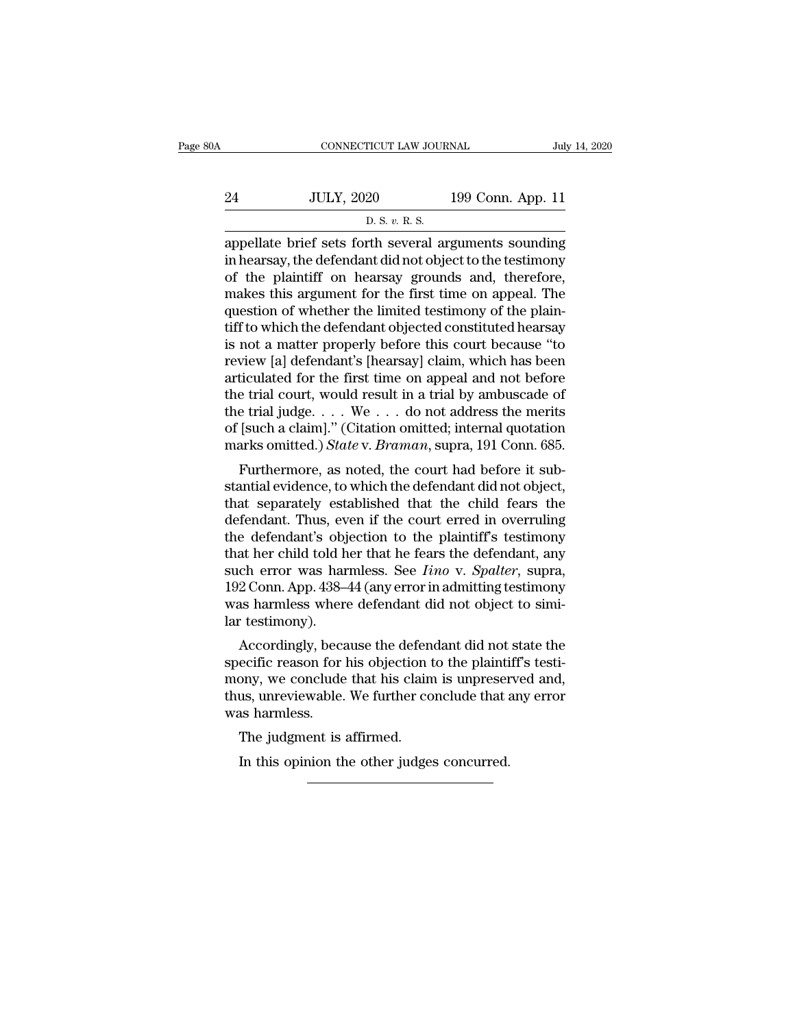appellate brief sets forth several arguments sounding in hearsay, the defendant did not object to the testimony of the plaintiff on hearsay grounds and, therefore, makes this argument for the first time on appeal. The question of whether the limited testimony of the plaintiff to which the defendant objected constituted hearsay is not a matter properly before this court because "to review [a] defendant's [hearsay] claim, which has been articulated for the first time on appeal and not before the trial court, would result in a trial by ambuscade of the trial judge. . . . We . . . do not address the merits of [such a claim]." (Citation omitted; internal quotation marks omitted.) *State* v. *Braman*, supra, 191 Conn. 685.

Furthermore, as noted, the court had before it substantial evidence, to which the defendant did not object, that separately established that the child fears the defendant. Thus, even if the court erred in overruling the defendant's objection to the plaintiff's testimony that her child told her that he fears the defendant, any such error was harmless. See *Iino* v. *Spalter*, supra, 192 Conn. App. 438–44 (any error in admitting testimony was harmless where defendant did not object to similar testimony).

Accordingly, because the defendant did not state the specific reason for his objection to the plaintiff's testimony, we conclude that his claim is unpreserved and, thus, unreviewable. We further conclude that any error was harmless.

The judgment is affirmed.

In this opinion the other judges concurred.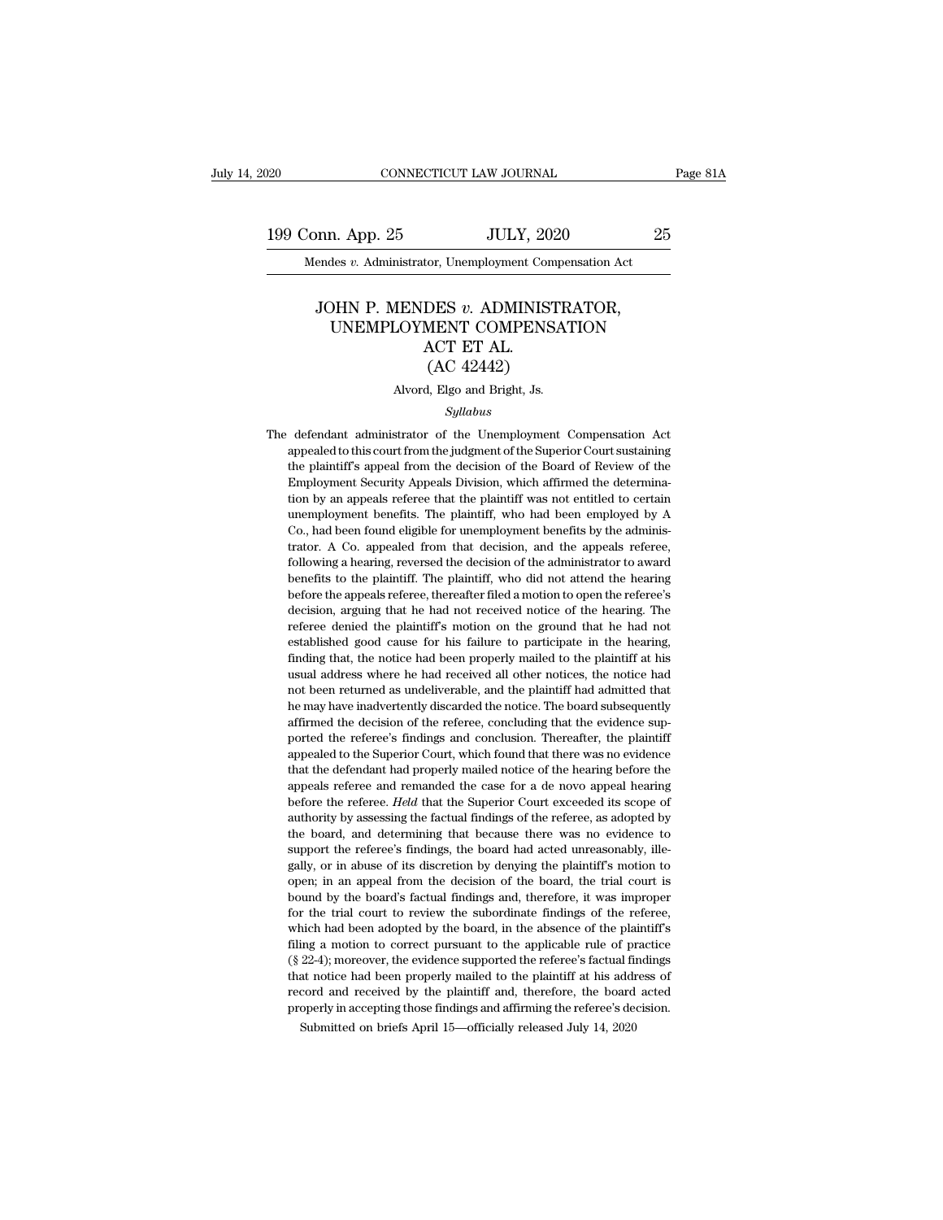# JOHN P. MENDES *v.* ADMINISTRATOR, UNEMPLOYMENT COMPENSATION ACT ET AL.
## (AC 42442)

Alvord, Elgo and Bright, Js.

*Syllabus*

The defendant administrator of the Unemployment Compensation Act appealed to this court from the judgment of the Superior Court sustaining the plaintiff's appeal from the decision of the Board of Review of the Employment Security Appeals Division, which affirmed the determination by an appeals referee that the plaintiff was not entitled to certain unemployment benefits. The plaintiff, who had been employed by A Co., had been found eligible for unemployment benefits by the administrator. A Co. appealed from that decision, and the appeals referee, following a hearing, reversed the decision of the administrator to award benefits to the plaintiff. The plaintiff, who did not attend the hearing before the appeals referee, thereafter filed a motion to open the referee's decision, arguing that he had not received notice of the hearing. The referee denied the plaintiff's motion on the ground that he had not established good cause for his failure to participate in the hearing, finding that, the notice had been properly mailed to the plaintiff at his usual address where he had received all other notices, the notice had not been returned as undeliverable, and the plaintiff had admitted that he may have inadvertently discarded the notice. The board subsequently affirmed the decision of the referee, concluding that the evidence supported the referee's findings and conclusion. Thereafter, the plaintiff appealed to the Superior Court, which found that there was no evidence that the defendant had properly mailed notice of the hearing before the appeals referee and remanded the case for a de novo appeal hearing before the referee. *Held* that the Superior Court exceeded its scope of authority by assessing the factual findings of the referee, as adopted by the board, and determining that because there was no evidence to support the referee's findings, the board had acted unreasonably, illegally, or in abuse of its discretion by denying the plaintiff's motion to open; in an appeal from the decision of the board, the trial court is bound by the board's factual findings and, therefore, it was improper for the trial court to review the subordinate findings of the referee, which had been adopted by the board, in the absence of the plaintiff's filing a motion to correct pursuant to the applicable rule of practice (§ 22-4); moreover, the evidence supported the referee's factual findings that notice had been properly mailed to the plaintiff at his address of record and received by the plaintiff and, therefore, the board acted properly in accepting those findings and affirming the referee's decision.

Submitted on briefs April 15—officially released July 14, 2020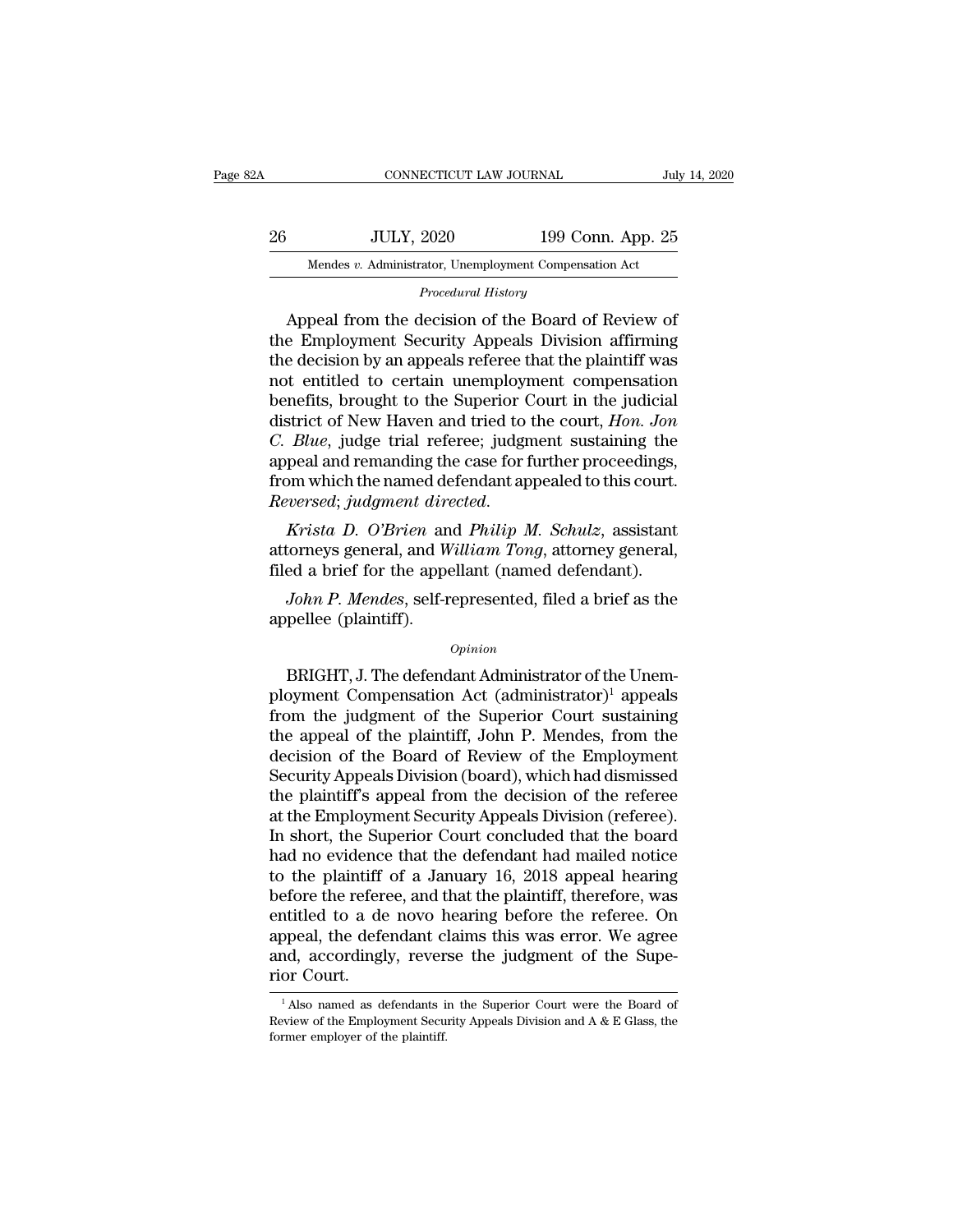*Procedural History*

Appeal from the decision of the Board of Review of the Employment Security Appeals Division affirming the decision by an appeals referee that the plaintiff was not entitled to certain unemployment compensation benefits, brought to the Superior Court in the judicial district of New Haven and tried to the court, *Hon. Jon C. Blue*, judge trial referee; judgment sustaining the appeal and remanding the case for further proceedings, from which the named defendant appealed to this court. *Reversed*; *judgment directed*.

*Krista D. O'Brien* and *Philip M. Schulz*, assistant attorneys general, and *William Tong*, attorney general, filed a brief for the appellant (named defendant).

*John P. Mendes*, self-represented, filed a brief as the appellee (plaintiff).

*Opinion*

BRIGHT, J. The defendant Administrator of the Unemployment Compensation Act (administrator)[1] appeals from the judgment of the Superior Court sustaining the appeal of the plaintiff, John P. Mendes, from the decision of the Board of Review of the Employment Security Appeals Division (board), which had dismissed the plaintiff's appeal from the decision of the referee at the Employment Security Appeals Division (referee). In short, the Superior Court concluded that the board had no evidence that the defendant had mailed notice to the plaintiff of a January 16, 2018 appeal hearing before the referee, and that the plaintiff, therefore, was entitled to a de novo hearing before the referee. On appeal, the defendant claims this was error. We agree and, accordingly, reverse the judgment of the Superior Court.

[1] Also named as defendants in the Superior Court were the Board of Review of the Employment Security Appeals Division and A & E Glass, the former employer of the plaintiff.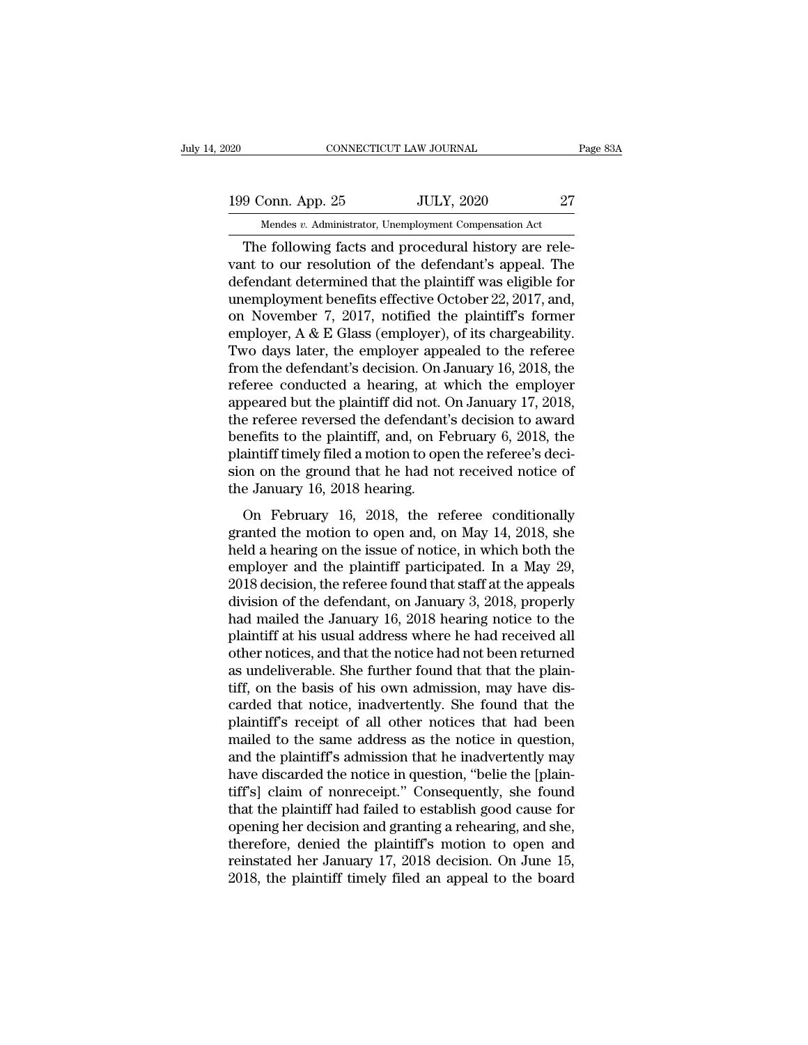The following facts and procedural history are relevant to our resolution of the defendant's appeal. The defendant determined that the plaintiff was eligible for unemployment benefits effective October 22, 2017, and, on November 7, 2017, notified the plaintiff's former employer, A & E Glass (employer), of its chargeability. Two days later, the employer appealed to the referee from the defendant's decision. On January 16, 2018, the referee conducted a hearing, at which the employer appeared but the plaintiff did not. On January 17, 2018, the referee reversed the defendant's decision to award benefits to the plaintiff, and, on February 6, 2018, the plaintiff timely filed a motion to open the referee's decision on the ground that he had not received notice of the January 16, 2018 hearing.

On February 16, 2018, the referee conditionally granted the motion to open and, on May 14, 2018, she held a hearing on the issue of notice, in which both the employer and the plaintiff participated. In a May 29, 2018 decision, the referee found that staff at the appeals division of the defendant, on January 3, 2018, properly had mailed the January 16, 2018 hearing notice to the plaintiff at his usual address where he had received all other notices, and that the notice had not been returned as undeliverable. She further found that that the plaintiff, on the basis of his own admission, may have discarded that notice, inadvertently. She found that the plaintiff's receipt of all other notices that had been mailed to the same address as the notice in question, and the plaintiff's admission that he inadvertently may have discarded the notice in question, "belie the [plaintiff's] claim of nonreceipt." Consequently, she found that the plaintiff had failed to establish good cause for opening her decision and granting a rehearing, and she, therefore, denied the plaintiff's motion to open and reinstated her January 17, 2018 decision. On June 15, 2018, the plaintiff timely filed an appeal to the board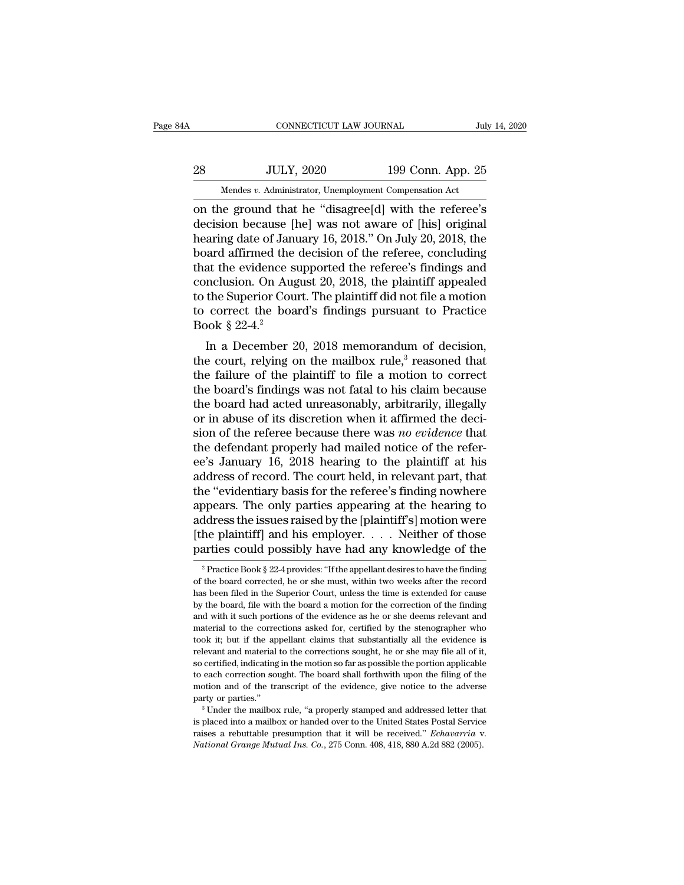on the ground that he "disagree[d] with the referee's decision because [he] was not aware of [his] original hearing date of January 16, 2018." On July 20, 2018, the board affirmed the decision of the referee, concluding that the evidence supported the referee's findings and conclusion. On August 20, 2018, the plaintiff appealed to the Superior Court. The plaintiff did not file a motion to correct the board's findings pursuant to Practice Book § 22-4.[2]

In a December 20, 2018 memorandum of decision, the court, relying on the mailbox rule,[3] reasoned that the failure of the plaintiff to file a motion to correct the board's findings was not fatal to his claim because the board had acted unreasonably, arbitrarily, illegally or in abuse of its discretion when it affirmed the decision of the referee because there was *no evidence* that the defendant properly had mailed notice of the referee's January 16, 2018 hearing to the plaintiff at his address of record. The court held, in relevant part, that the "evidentiary basis for the referee's finding nowhere appears. The only parties appearing at the hearing to address the issues raised by the [plaintiff's] motion were [the plaintiff] and his employer. . . . Neither of those parties could possibly have had any knowledge of the

[2] Practice Book § 22-4 provides: "If the appellant desires to have the finding of the board corrected, he or she must, within two weeks after the record has been filed in the Superior Court, unless the time is extended for cause by the board, file with the board a motion for the correction of the finding and with it such portions of the evidence as he or she deems relevant and material to the corrections asked for, certified by the stenographer who took it; but if the appellant claims that substantially all the evidence is relevant and material to the corrections sought, he or she may file all of it, so certified, indicating in the motion so far as possible the portion applicable to each correction sought. The board shall forthwith upon the filing of the motion and of the transcript of the evidence, give notice to the adverse party or parties."

[3] Under the mailbox rule, "a properly stamped and addressed letter that is placed into a mailbox or handed over to the United States Postal Service raises a rebuttable presumption that it will be received." *Echavarria* v. *National Grange Mutual Ins. Co.*, 275 Conn. 408, 418, 880 A.2d 882 (2005).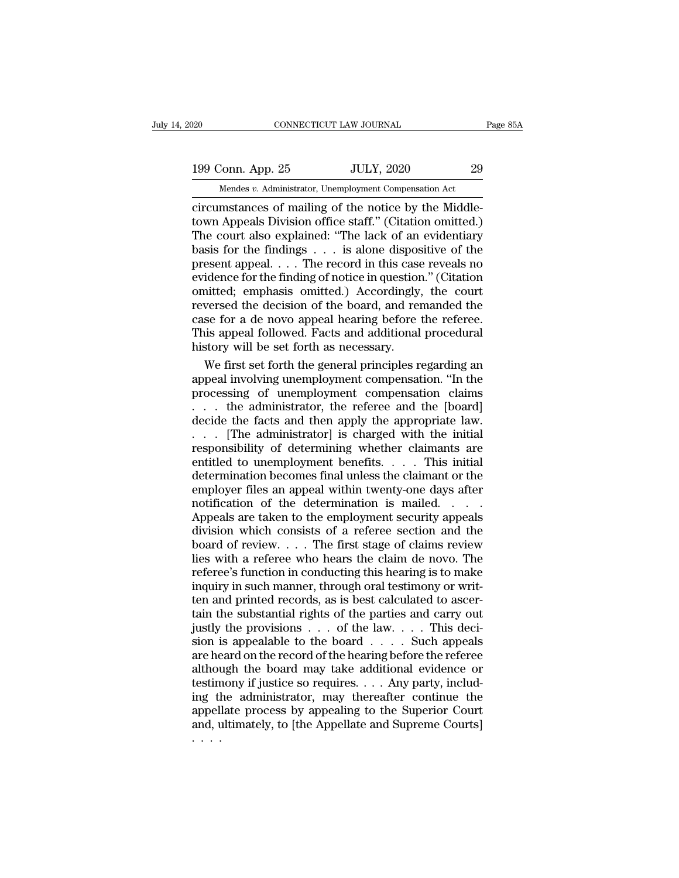circumstances of mailing of the notice by the Middletown Appeals Division office staff." (Citation omitted.) The court also explained: "The lack of an evidentiary basis for the findings . . . is alone dispositive of the present appeal. . . . The record in this case reveals no evidence for the finding of notice in question." (Citation omitted; emphasis omitted.) Accordingly, the court reversed the decision of the board, and remanded the case for a de novo appeal hearing before the referee. This appeal followed. Facts and additional procedural history will be set forth as necessary.

We first set forth the general principles regarding an appeal involving unemployment compensation. "In the processing of unemployment compensation claims . . . the administrator, the referee and the [board] decide the facts and then apply the appropriate law. . . . [The administrator] is charged with the initial responsibility of determining whether claimants are entitled to unemployment benefits. . . . This initial determination becomes final unless the claimant or the employer files an appeal within twenty-one days after notification of the determination is mailed. . . . Appeals are taken to the employment security appeals division which consists of a referee section and the board of review. . . . The first stage of claims review lies with a referee who hears the claim de novo. The referee's function in conducting this hearing is to make inquiry in such manner, through oral testimony or written and printed records, as is best calculated to ascertain the substantial rights of the parties and carry out justly the provisions . . . of the law. . . . This decision is appealable to the board . . . . Such appeals are heard on the record of the hearing before the referee although the board may take additional evidence or testimony if justice so requires. . . . Any party, including the administrator, may thereafter continue the appellate process by appealing to the Superior Court and, ultimately, to [the Appellate and Supreme Courts] . . . .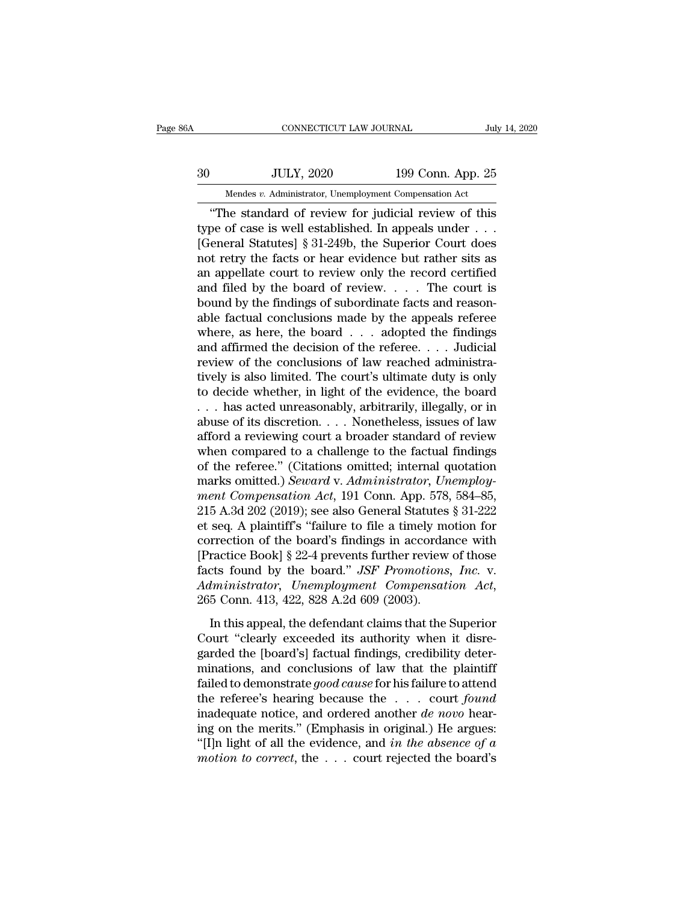"The standard of review for judicial review of this type of case is well established. In appeals under . . . [General Statutes] § 31-249b, the Superior Court does not retry the facts or hear evidence but rather sits as an appellate court to review only the record certified and filed by the board of review. . . . The court is bound by the findings of subordinate facts and reasonable factual conclusions made by the appeals referee where, as here, the board . . . adopted the findings and affirmed the decision of the referee. . . . Judicial review of the conclusions of law reached administratively is also limited. The court's ultimate duty is only to decide whether, in light of the evidence, the board . . . has acted unreasonably, arbitrarily, illegally, or in abuse of its discretion. . . . Nonetheless, issues of law afford a reviewing court a broader standard of review when compared to a challenge to the factual findings of the referee." (Citations omitted; internal quotation marks omitted.) *Seward* v. *Administrator, Unemployment Compensation Act*, 191 Conn. App. 578, 584–85, 215 A.3d 202 (2019); see also General Statutes § 31-222 et seq. A plaintiff's "failure to file a timely motion for correction of the board's findings in accordance with [Practice Book] § 22-4 prevents further review of those facts found by the board." *JSF Promotions, Inc.* v. *Administrator, Unemployment Compensation Act*, 265 Conn. 413, 422, 828 A.2d 609 (2003).

In this appeal, the defendant claims that the Superior Court "clearly exceeded its authority when it disregarded the [board's] factual findings, credibility determinations, and conclusions of law that the plaintiff failed to demonstrate *good cause* for his failure to attend the referee's hearing because the . . . court *found* inadequate notice, and ordered another *de novo* hearing on the merits." (Emphasis in original.) He argues: "[I]n light of all the evidence, and *in the absence of a motion to correct*, the . . . court rejected the board's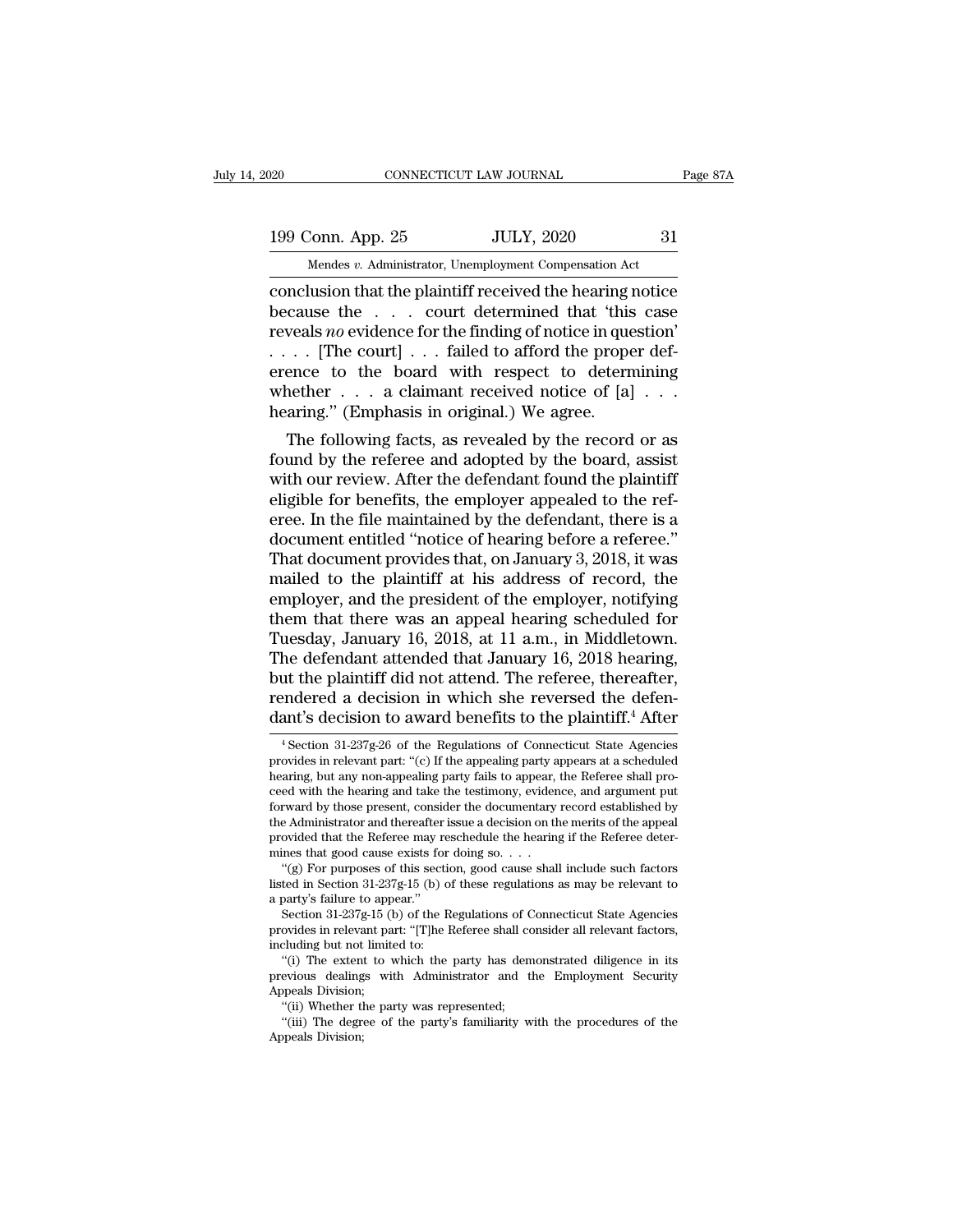conclusion that the plaintiff received the hearing notice because the . . . court determined that 'this case reveals *no* evidence for the finding of notice in question' . . . . [The court] . . . failed to afford the proper deference to the board with respect to determining whether . . . a claimant received notice of [a] . . . hearing." (Emphasis in original.) We agree.

The following facts, as revealed by the record or as found by the referee and adopted by the board, assist with our review. After the defendant found the plaintiff eligible for benefits, the employer appealed to the referee. In the file maintained by the defendant, there is a document entitled "notice of hearing before a referee." That document provides that, on January 3, 2018, it was mailed to the plaintiff at his address of record, the employer, and the president of the employer, notifying them that there was an appeal hearing scheduled for Tuesday, January 16, 2018, at 11 a.m., in Middletown. The defendant attended that January 16, 2018 hearing, but the plaintiff did not attend. The referee, thereafter, rendered a decision in which she reversed the defendant's decision to award benefits to the plaintiff.[4] After

[4] Section 31-237g-26 of the Regulations of Connecticut State Agencies provides in relevant part: "(c) If the appealing party appears at a scheduled hearing, but any non-appealing party fails to appear, the Referee shall proceed with the hearing and take the testimony, evidence, and argument put forward by those present, consider the documentary record established by the Administrator and thereafter issue a decision on the merits of the appeal provided that the Referee may reschedule the hearing if the Referee determines that good cause exists for doing so. . . .

"(g) For purposes of this section, good cause shall include such factors listed in Section 31-237g-15 (b) of these regulations as may be relevant to a party's failure to appear."

Section 31-237g-15 (b) of the Regulations of Connecticut State Agencies provides in relevant part: "[T]he Referee shall consider all relevant factors, including but not limited to:

"(i) The extent to which the party has demonstrated diligence in its previous dealings with Administrator and the Employment Security Appeals Division;

"(ii) Whether the party was represented;

"(iii) The degree of the party's familiarity with the procedures of the Appeals Division;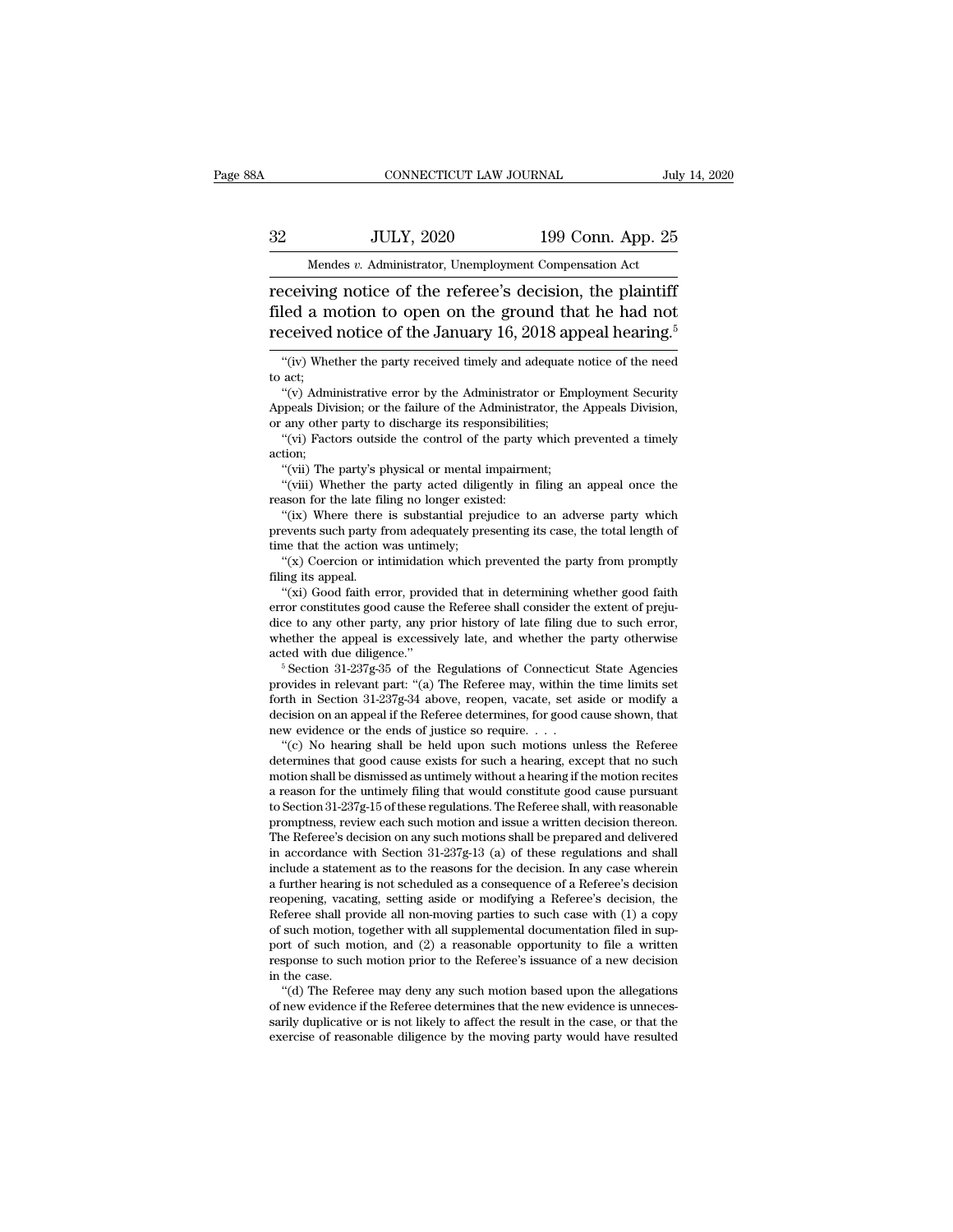receiving notice of the referee's decision, the plaintiff filed a motion to open on the ground that he had not received notice of the January 16, 2018 appeal hearing.[5]

"(iv) Whether the party received timely and adequate notice of the need to act;

"(v) Administrative error by the Administrator or Employment Security Appeals Division; or the failure of the Administrator, the Appeals Division, or any other party to discharge its responsibilities;

"(vi) Factors outside the control of the party which prevented a timely action;

"(vii) The party's physical or mental impairment;

"(viii) Whether the party acted diligently in filing an appeal once the reason for the late filing no longer existed:

"(ix) Where there is substantial prejudice to an adverse party which prevents such party from adequately presenting its case, the total length of time that the action was untimely;

"(x) Coercion or intimidation which prevented the party from promptly filing its appeal.

"(xi) Good faith error, provided that in determining whether good faith error constitutes good cause the Referee shall consider the extent of prejudice to any other party, any prior history of late filing due to such error, whether the appeal is excessively late, and whether the party otherwise acted with due diligence."

[5] Section 31-237g-35 of the Regulations of Connecticut State Agencies provides in relevant part: "(a) The Referee may, within the time limits set forth in Section 31-237g-34 above, reopen, vacate, set aside or modify a decision on an appeal if the Referee determines, for good cause shown, that new evidence or the ends of justice so require. . . .

"(c) No hearing shall be held upon such motions unless the Referee determines that good cause exists for such a hearing, except that no such motion shall be dismissed as untimely without a hearing if the motion recites a reason for the untimely filing that would constitute good cause pursuant to Section 31-237g-15 of these regulations. The Referee shall, with reasonable promptness, review each such motion and issue a written decision thereon. The Referee's decision on any such motions shall be prepared and delivered in accordance with Section 31-237g-13 (a) of these regulations and shall include a statement as to the reasons for the decision. In any case wherein a further hearing is not scheduled as a consequence of a Referee's decision reopening, vacating, setting aside or modifying a Referee's decision, the Referee shall provide all non-moving parties to such case with (1) a copy of such motion, together with all supplemental documentation filed in support of such motion, and (2) a reasonable opportunity to file a written response to such motion prior to the Referee's issuance of a new decision in the case.

"(d) The Referee may deny any such motion based upon the allegations of new evidence if the Referee determines that the new evidence is unnecessarily duplicative or is not likely to affect the result in the case, or that the exercise of reasonable diligence by the moving party would have resulted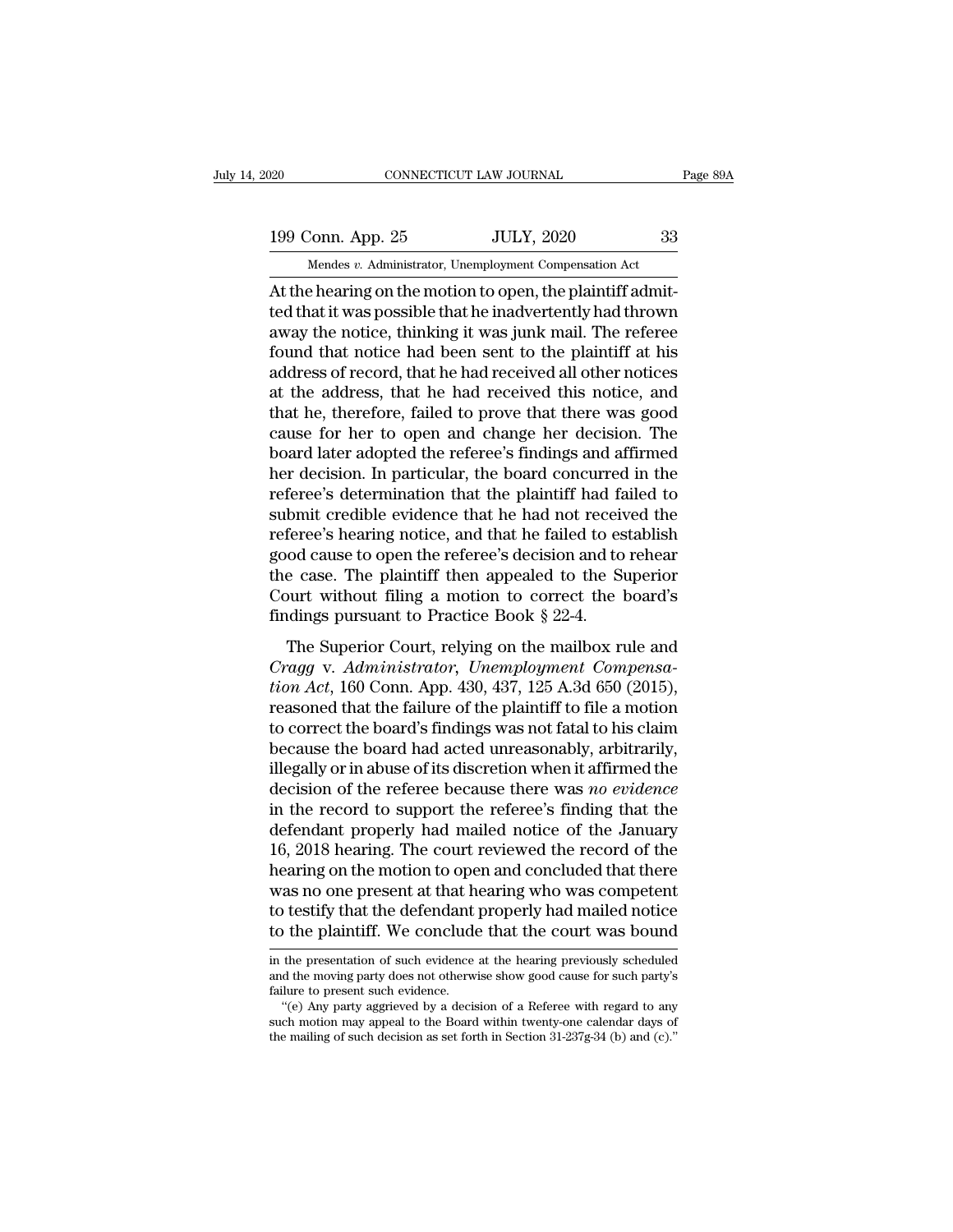At the hearing on the motion to open, the plaintiff admitted that it was possible that he inadvertently had thrown away the notice, thinking it was junk mail. The referee found that notice had been sent to the plaintiff at his address of record, that he had received all other notices at the address, that he had received this notice, and that he, therefore, failed to prove that there was good cause for her to open and change her decision. The board later adopted the referee's findings and affirmed her decision. In particular, the board concurred in the referee's determination that the plaintiff had failed to submit credible evidence that he had not received the referee's hearing notice, and that he failed to establish good cause to open the referee's decision and to rehear the case. The plaintiff then appealed to the Superior Court without filing a motion to correct the board's findings pursuant to Practice Book § 22-4.

The Superior Court, relying on the mailbox rule and *Cragg* v. *Administrator, Unemployment Compensation Act*, 160 Conn. App. 430, 437, 125 A.3d 650 (2015), reasoned that the failure of the plaintiff to file a motion to correct the board's findings was not fatal to his claim because the board had acted unreasonably, arbitrarily, illegally or in abuse of its discretion when it affirmed the decision of the referee because there was *no evidence* in the record to support the referee's finding that the defendant properly had mailed notice of the January 16, 2018 hearing. The court reviewed the record of the hearing on the motion to open and concluded that there was no one present at that hearing who was competent to testify that the defendant properly had mailed notice to the plaintiff. We conclude that the court was bound

in the presentation of such evidence at the hearing previously scheduled and the moving party does not otherwise show good cause for such party's failure to present such evidence.

"(e) Any party aggrieved by a decision of a Referee with regard to any such motion may appeal to the Board within twenty-one calendar days of the mailing of such decision as set forth in Section 31-237g-34 (b) and (c)."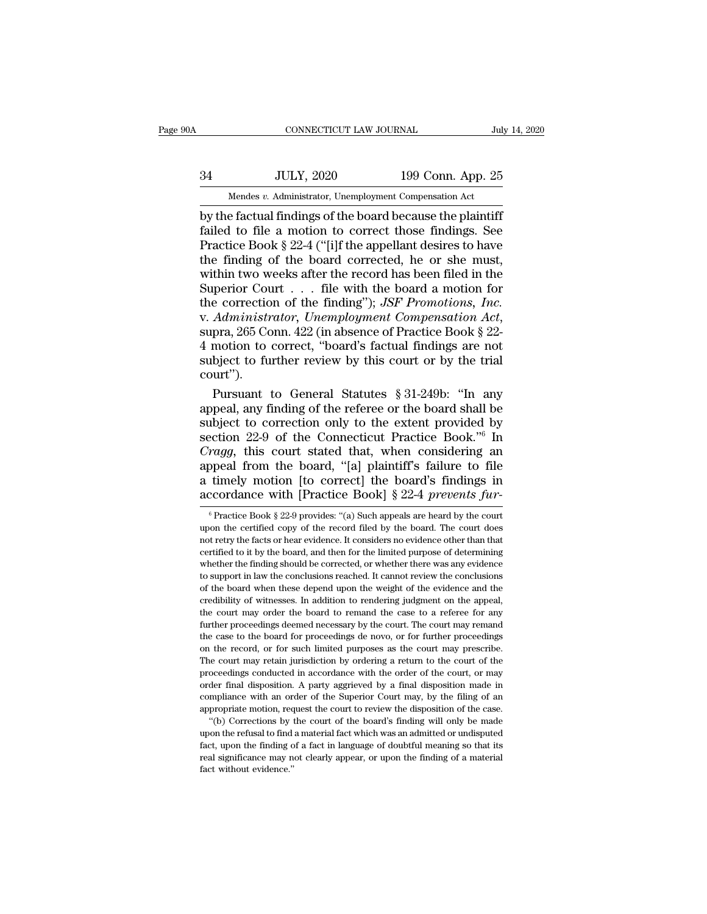by the factual findings of the board because the plaintiff failed to file a motion to correct those findings. See Practice Book § 22-4 ("[i]f the appellant desires to have the finding of the board corrected, he or she must, within two weeks after the record has been filed in the Superior Court . . . file with the board a motion for the correction of the finding"); *JSF Promotions, Inc.* v. *Administrator, Unemployment Compensation Act*, supra, 265 Conn. 422 (in absence of Practice Book § 22-4 motion to correct, "board's factual findings are not subject to further review by this court or by the trial court").

Pursuant to General Statutes § 31-249b: "In any appeal, any finding of the referee or the board shall be subject to correction only to the extent provided by section 22-9 of the Connecticut Practice Book."[6] In *Cragg*, this court stated that, when considering an appeal from the board, "[a] plaintiff's failure to file a timely motion [to correct] the board's findings in accordance with [Practice Book] § 22-4 *prevents fur-*

[6] Practice Book § 22-9 provides: "(a) Such appeals are heard by the court upon the certified copy of the record filed by the board. The court does not retry the facts or hear evidence. It considers no evidence other than that certified to it by the board, and then for the limited purpose of determining whether the finding should be corrected, or whether there was any evidence to support in law the conclusions reached. It cannot review the conclusions of the board when these depend upon the weight of the evidence and the credibility of witnesses. In addition to rendering judgment on the appeal, the court may order the board to remand the case to a referee for any further proceedings deemed necessary by the court. The court may remand the case to the board for proceedings de novo, or for further proceedings on the record, or for such limited purposes as the court may prescribe. The court may retain jurisdiction by ordering a return to the court of the proceedings conducted in accordance with the order of the court, or may order final disposition. A party aggrieved by a final disposition made in compliance with an order of the Superior Court may, by the filing of an appropriate motion, request the court to review the disposition of the case.

"(b) Corrections by the court of the board's finding will only be made upon the refusal to find a material fact which was an admitted or undisputed fact, upon the finding of a fact in language of doubtful meaning so that its real significance may not clearly appear, or upon the finding of a material fact without evidence."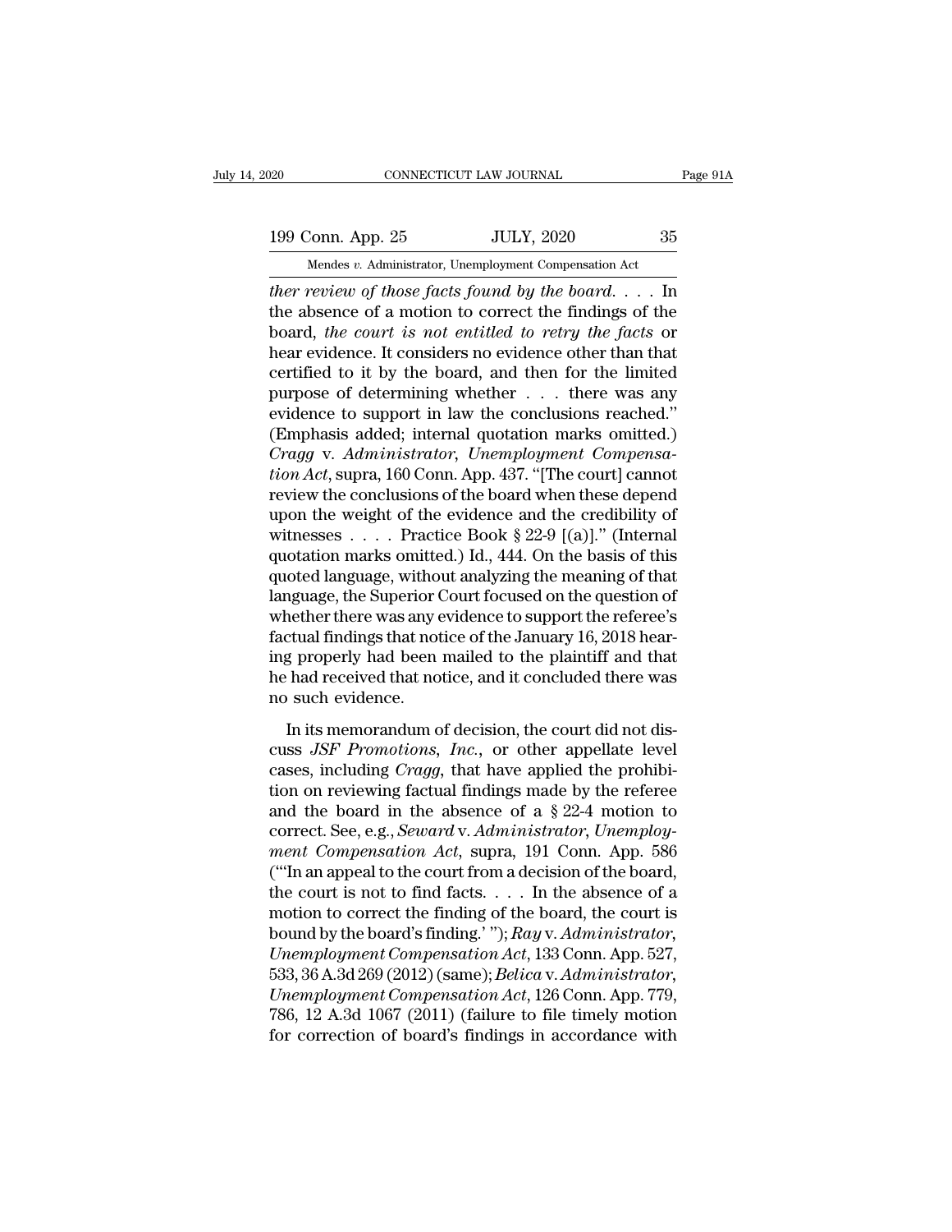*ther review of those facts found by the board*. . . . In the absence of a motion to correct the findings of the board, *the court is not entitled to retry the facts* or hear evidence. It considers no evidence other than that certified to it by the board, and then for the limited purpose of determining whether . . . there was any evidence to support in law the conclusions reached." (Emphasis added; internal quotation marks omitted.) *Cragg* v. *Administrator, Unemployment Compensation Act*, supra, 160 Conn. App. 437. "[The court] cannot review the conclusions of the board when these depend upon the weight of the evidence and the credibility of witnesses . . . . Practice Book § 22-9 [(a)]." (Internal quotation marks omitted.) Id., 444. On the basis of this quoted language, without analyzing the meaning of that language, the Superior Court focused on the question of whether there was any evidence to support the referee's factual findings that notice of the January 16, 2018 hearing properly had been mailed to the plaintiff and that he had received that notice, and it concluded there was no such evidence.

In its memorandum of decision, the court did not discuss *JSF Promotions, Inc.*, or other appellate level cases, including *Cragg*, that have applied the prohibition on reviewing factual findings made by the referee and the board in the absence of a § 22-4 motion to correct. See, e.g., *Seward* v. *Administrator, Unemployment Compensation Act*, supra, 191 Conn. App. 586 ("'In an appeal to the court from a decision of the board, the court is not to find facts. . . . In the absence of a motion to correct the finding of the board, the court is bound by the board's finding.' "); *Ray* v. *Administrator, Unemployment Compensation Act*, 133 Conn. App. 527, 533, 36 A.3d 269 (2012) (same); *Belica* v. *Administrator, Unemployment Compensation Act*, 126 Conn. App. 779, 786, 12 A.3d 1067 (2011) (failure to file timely motion for correction of board's findings in accordance with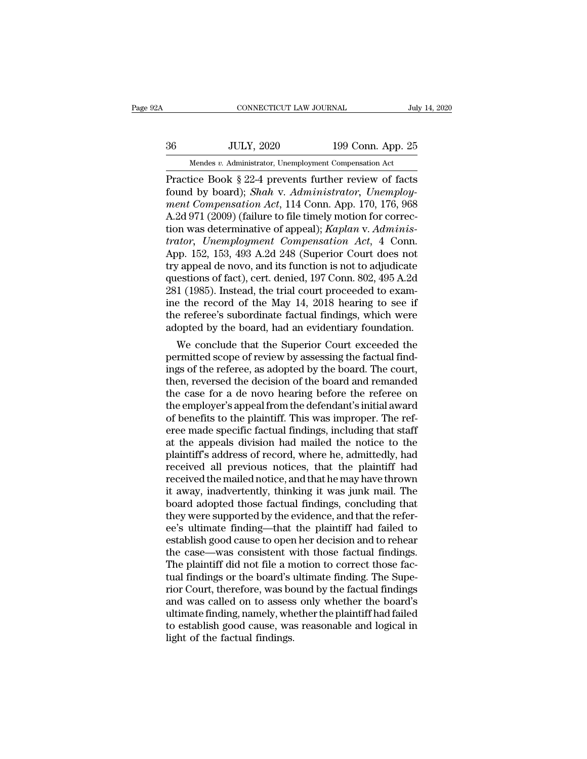Practice Book § 22-4 prevents further review of facts found by board); *Shah* v. *Administrator, Unemployment Compensation Act*, 114 Conn. App. 170, 176, 968 A.2d 971 (2009) (failure to file timely motion for correction was determinative of appeal); *Kaplan* v. *Administrator, Unemployment Compensation Act*, 4 Conn. App. 152, 153, 493 A.2d 248 (Superior Court does not try appeal de novo, and its function is not to adjudicate questions of fact), cert. denied, 197 Conn. 802, 495 A.2d 281 (1985). Instead, the trial court proceeded to examine the record of the May 14, 2018 hearing to see if the referee's subordinate factual findings, which were adopted by the board, had an evidentiary foundation.

We conclude that the Superior Court exceeded the permitted scope of review by assessing the factual findings of the referee, as adopted by the board. The court, then, reversed the decision of the board and remanded the case for a de novo hearing before the referee on the employer's appeal from the defendant's initial award of benefits to the plaintiff. This was improper. The referee made specific factual findings, including that staff at the appeals division had mailed the notice to the plaintiff's address of record, where he, admittedly, had received all previous notices, that the plaintiff had received the mailed notice, and that he may have thrown it away, inadvertently, thinking it was junk mail. The board adopted those factual findings, concluding that they were supported by the evidence, and that the referee's ultimate finding—that the plaintiff had failed to establish good cause to open her decision and to rehear the case—was consistent with those factual findings. The plaintiff did not file a motion to correct those factual findings or the board's ultimate finding. The Superior Court, therefore, was bound by the factual findings and was called on to assess only whether the board's ultimate finding, namely, whether the plaintiff had failed to establish good cause, was reasonable and logical in light of the factual findings.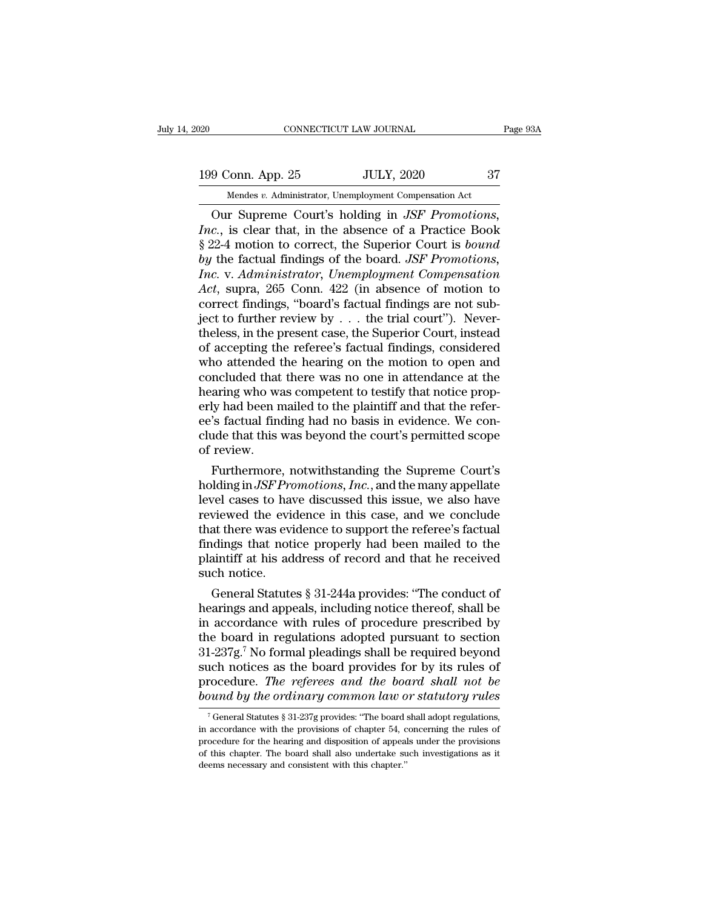Our Supreme Court's holding in *JSF Promotions, Inc.*, is clear that, in the absence of a Practice Book § 22-4 motion to correct, the Superior Court is *bound by* the factual findings of the board. *JSF Promotions, Inc.* v. *Administrator, Unemployment Compensation Act*, supra, 265 Conn. 422 (in absence of motion to correct findings, "board's factual findings are not subject to further review by . . . the trial court"). Nevertheless, in the present case, the Superior Court, instead of accepting the referee's factual findings, considered who attended the hearing on the motion to open and concluded that there was no one in attendance at the hearing who was competent to testify that notice properly had been mailed to the plaintiff and that the referee's factual finding had no basis in evidence. We conclude that this was beyond the court's permitted scope of review.

Furthermore, notwithstanding the Supreme Court's holding in *JSF Promotions, Inc.*, and the many appellate level cases to have discussed this issue, we also have reviewed the evidence in this case, and we conclude that there was evidence to support the referee's factual findings that notice properly had been mailed to the plaintiff at his address of record and that he received such notice.

General Statutes § 31-244a provides: "The conduct of hearings and appeals, including notice thereof, shall be in accordance with rules of procedure prescribed by the board in regulations adopted pursuant to section 31-237g.[7] No formal pleadings shall be required beyond such notices as the board provides for by its rules of procedure. *The referees and the board shall not be bound by the ordinary common law or statutory rules*

[7] General Statutes § 31-237g provides: "The board shall adopt regulations, in accordance with the provisions of chapter 54, concerning the rules of procedure for the hearing and disposition of appeals under the provisions of this chapter. The board shall also undertake such investigations as it deems necessary and consistent with this chapter."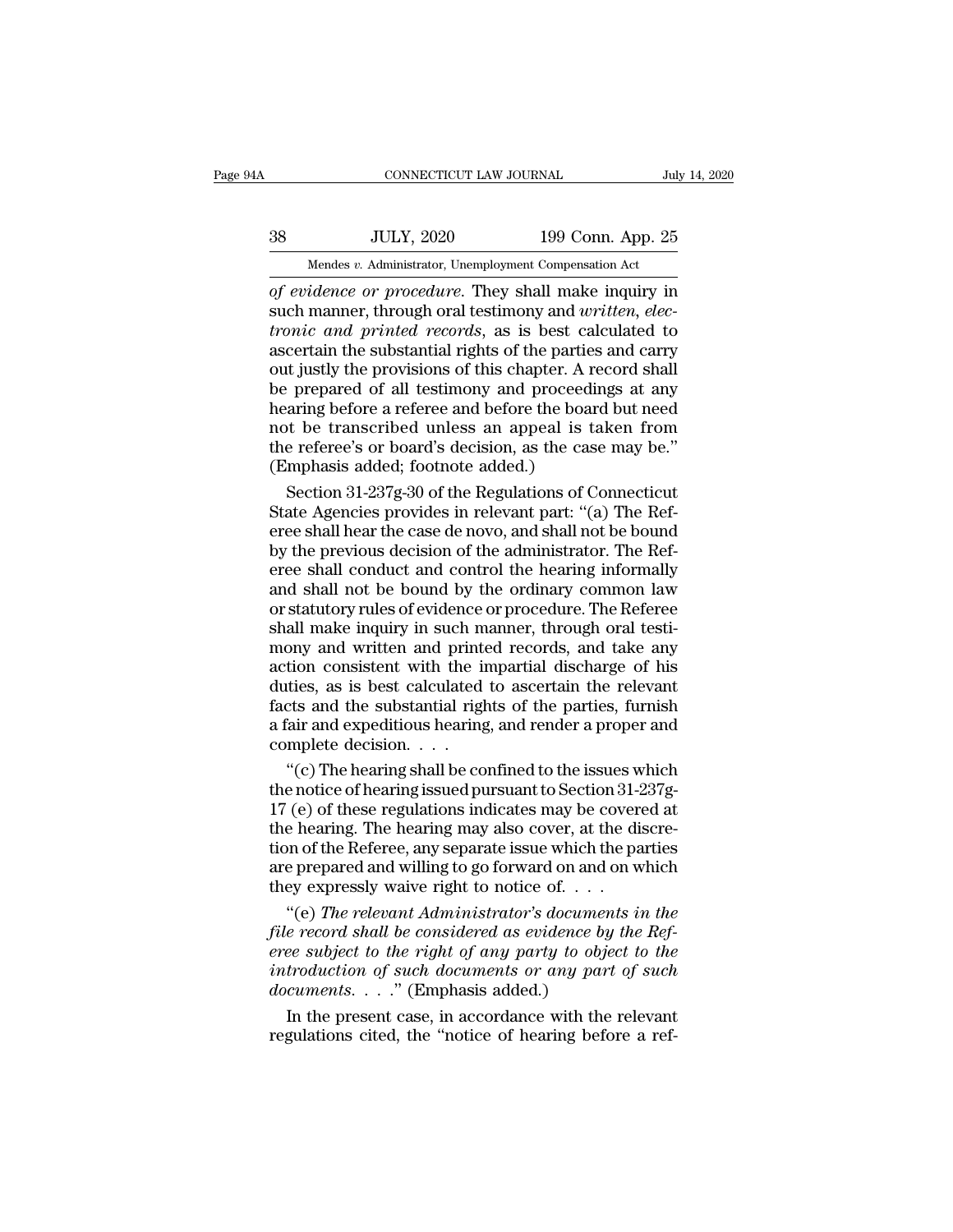*of evidence or procedure*. They shall make inquiry in such manner, through oral testimony and *written, electronic and printed records*, as is best calculated to ascertain the substantial rights of the parties and carry out justly the provisions of this chapter. A record shall be prepared of all testimony and proceedings at any hearing before a referee and before the board but need not be transcribed unless an appeal is taken from the referee's or board's decision, as the case may be." (Emphasis added; footnote added.)

Section 31-237g-30 of the Regulations of Connecticut State Agencies provides in relevant part: "(a) The Referee shall hear the case de novo, and shall not be bound by the previous decision of the administrator. The Referee shall conduct and control the hearing informally and shall not be bound by the ordinary common law or statutory rules of evidence or procedure. The Referee shall make inquiry in such manner, through oral testimony and written and printed records, and take any action consistent with the impartial discharge of his duties, as is best calculated to ascertain the relevant facts and the substantial rights of the parties, furnish a fair and expeditious hearing, and render a proper and complete decision. . . .

"(c) The hearing shall be confined to the issues which the notice of hearing issued pursuant to Section 31-237g-17 (e) of these regulations indicates may be covered at the hearing. The hearing may also cover, at the discretion of the Referee, any separate issue which the parties are prepared and willing to go forward on and on which they expressly waive right to notice of. . . .

"(e) *The relevant Administrator's documents in the file record shall be considered as evidence by the Referee subject to the right of any party to object to the introduction of such documents or any part of such documents*. . . ." (Emphasis added.)

In the present case, in accordance with the relevant regulations cited, the "notice of hearing before a ref-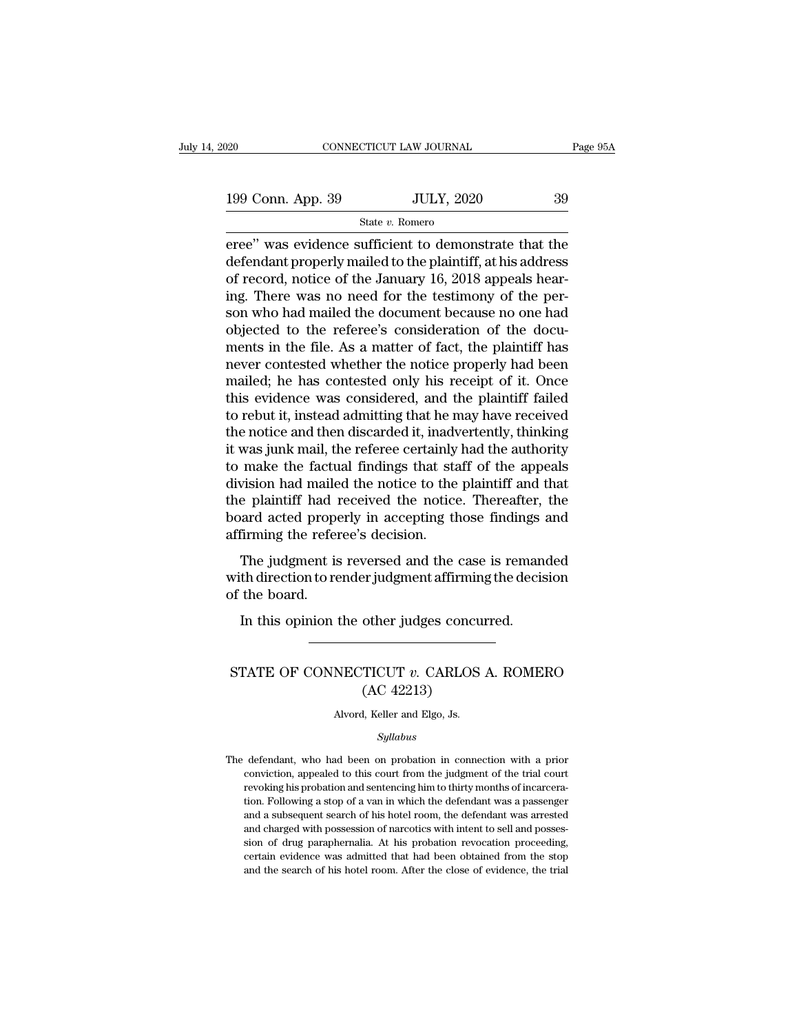eree" was evidence sufficient to demonstrate that the defendant properly mailed to the plaintiff, at his address of record, notice of the January 16, 2018 appeals hearing. There was no need for the testimony of the person who had mailed the document because no one had objected to the referee's consideration of the documents in the file. As a matter of fact, the plaintiff has never contested whether the notice properly had been mailed; he has contested only his receipt of it. Once this evidence was considered, and the plaintiff failed to rebut it, instead admitting that he may have received the notice and then discarded it, inadvertently, thinking it was junk mail, the referee certainly had the authority to make the factual findings that staff of the appeals division had mailed the notice to the plaintiff and that the plaintiff had received the notice. Thereafter, the board acted properly in accepting those findings and affirming the referee's decision.

The judgment is reversed and the case is remanded with direction to render judgment affirming the decision of the board.

In this opinion the other judges concurred.

---

# STATE OF CONNECTICUT *v.* CARLOS A. ROMERO (AC 42213)

Alvord, Keller and Elgo, Js.

*Syllabus*

The defendant, who had been on probation in connection with a prior conviction, appealed to this court from the judgment of the trial court revoking his probation and sentencing him to thirty months of incarceration. Following a stop of a van in which the defendant was a passenger and a subsequent search of his hotel room, the defendant was arrested and charged with possession of narcotics with intent to sell and possession of drug paraphernalia. At his probation revocation proceeding, certain evidence was admitted that had been obtained from the stop and the search of his hotel room. After the close of evidence, the trial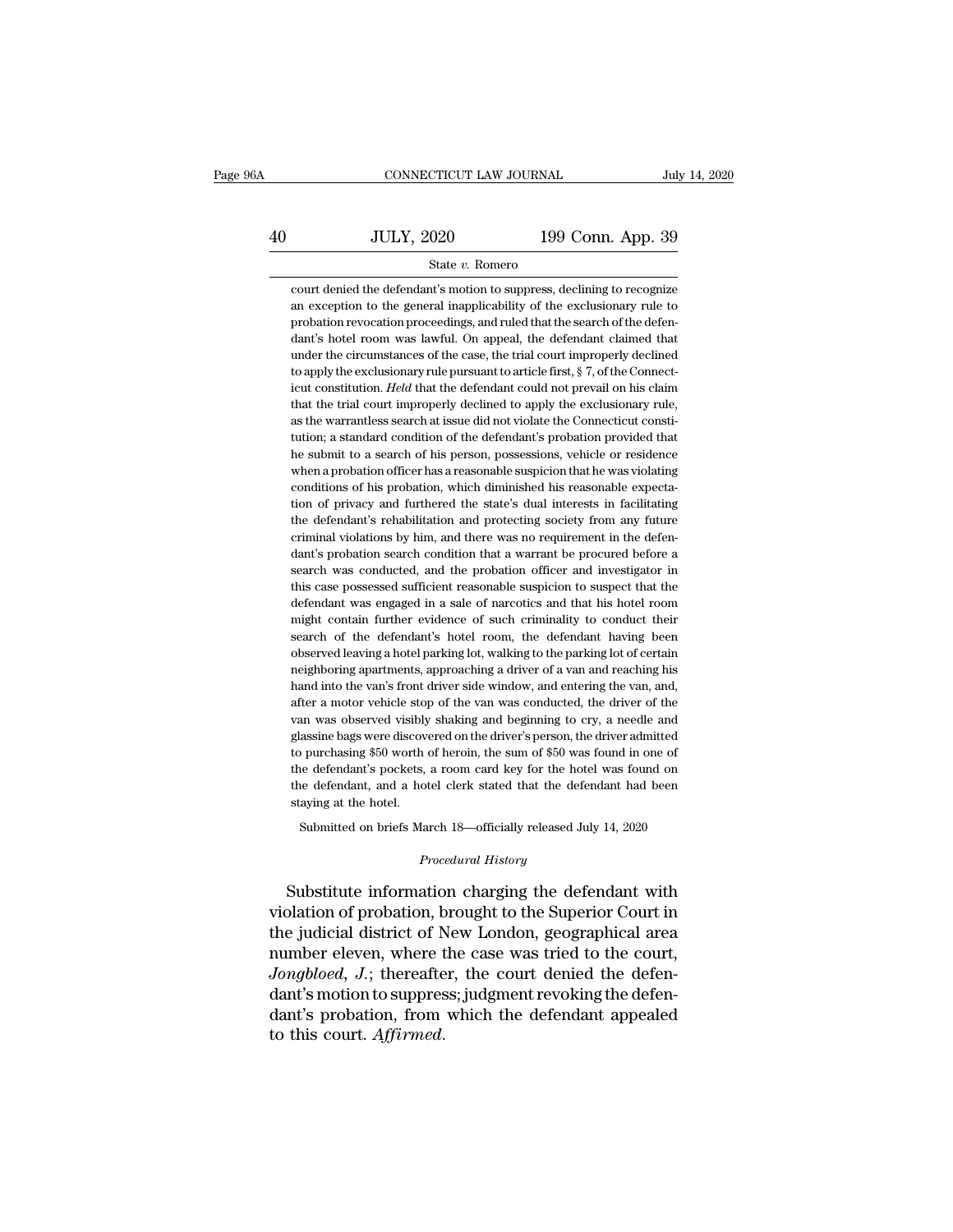court denied the defendant's motion to suppress, declining to recognize an exception to the general inapplicability of the exclusionary rule to probation revocation proceedings, and ruled that the search of the defendant's hotel room was lawful. On appeal, the defendant claimed that under the circumstances of the case, the trial court improperly declined to apply the exclusionary rule pursuant to article first, § 7, of the Connecticut constitution. *Held* that the defendant could not prevail on his claim that the trial court improperly declined to apply the exclusionary rule, as the warrantless search at issue did not violate the Connecticut constitution; a standard condition of the defendant's probation provided that he submit to a search of his person, possessions, vehicle or residence when a probation officer has a reasonable suspicion that he was violating conditions of his probation, which diminished his reasonable expectation of privacy and furthered the state's dual interests in facilitating the defendant's rehabilitation and protecting society from any future criminal violations by him, and there was no requirement in the defendant's probation search condition that a warrant be procured before a search was conducted, and the probation officer and investigator in this case possessed sufficient reasonable suspicion to suspect that the defendant was engaged in a sale of narcotics and that his hotel room might contain further evidence of such criminality to conduct their search of the defendant's hotel room, the defendant having been observed leaving a hotel parking lot, walking to the parking lot of certain neighboring apartments, approaching a driver of a van and reaching his hand into the van's front driver side window, and entering the van, and, after a motor vehicle stop of the van was conducted, the driver of the van was observed visibly shaking and beginning to cry, a needle and glassine bags were discovered on the driver's person, the driver admitted to purchasing $50 worth of heroin, the sum of $50 was found in one of the defendant's pockets, a room card key for the hotel was found on the defendant, and a hotel clerk stated that the defendant had been staying at the hotel.

Submitted on briefs March 18—officially released July 14, 2020

*Procedural History*

Substitute information charging the defendant with violation of probation, brought to the Superior Court in the judicial district of New London, geographical area number eleven, where the case was tried to the court, *Jongbloed*, *J.*; thereafter, the court denied the defendant's motion to suppress; judgment revoking the defendant's probation, from which the defendant appealed to this court. *Affirmed*.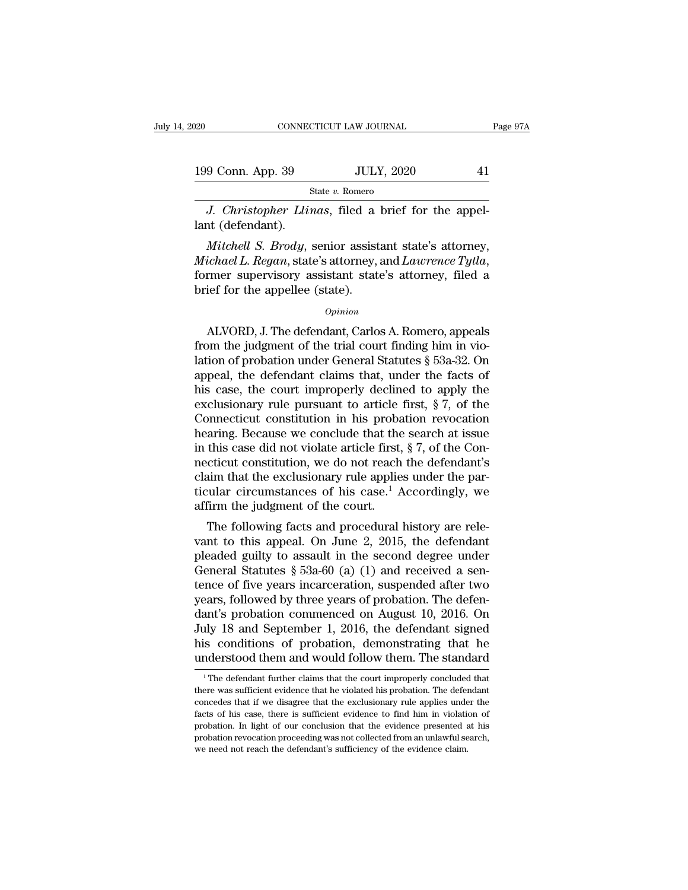*J. Christopher Llinas*, filed a brief for the appellant (defendant).

*Mitchell S. Brody*, senior assistant state's attorney, *Michael L. Regan*, state's attorney, and *Lawrence Tytla*, former supervisory assistant state's attorney, filed a brief for the appellee (state).

*Opinion*

ALVORD, J. The defendant, Carlos A. Romero, appeals from the judgment of the trial court finding him in violation of probation under General Statutes § 53a-32. On appeal, the defendant claims that, under the facts of his case, the court improperly declined to apply the exclusionary rule pursuant to article first, § 7, of the Connecticut constitution in his probation revocation hearing. Because we conclude that the search at issue in this case did not violate article first, § 7, of the Connecticut constitution, we do not reach the defendant's claim that the exclusionary rule applies under the particular circumstances of his case.[1] Accordingly, we affirm the judgment of the court.

The following facts and procedural history are relevant to this appeal. On June 2, 2015, the defendant pleaded guilty to assault in the second degree under General Statutes § 53a-60 (a) (1) and received a sentence of five years incarceration, suspended after two years, followed by three years of probation. The defendant's probation commenced on August 10, 2016. On July 18 and September 1, 2016, the defendant signed his conditions of probation, demonstrating that he understood them and would follow them. The standard

[1] The defendant further claims that the court improperly concluded that there was sufficient evidence that he violated his probation. The defendant concedes that if we disagree that the exclusionary rule applies under the facts of his case, there is sufficient evidence to find him in violation of probation. In light of our conclusion that the evidence presented at his probation revocation proceeding was not collected from an unlawful search, we need not reach the defendant's sufficiency of the evidence claim.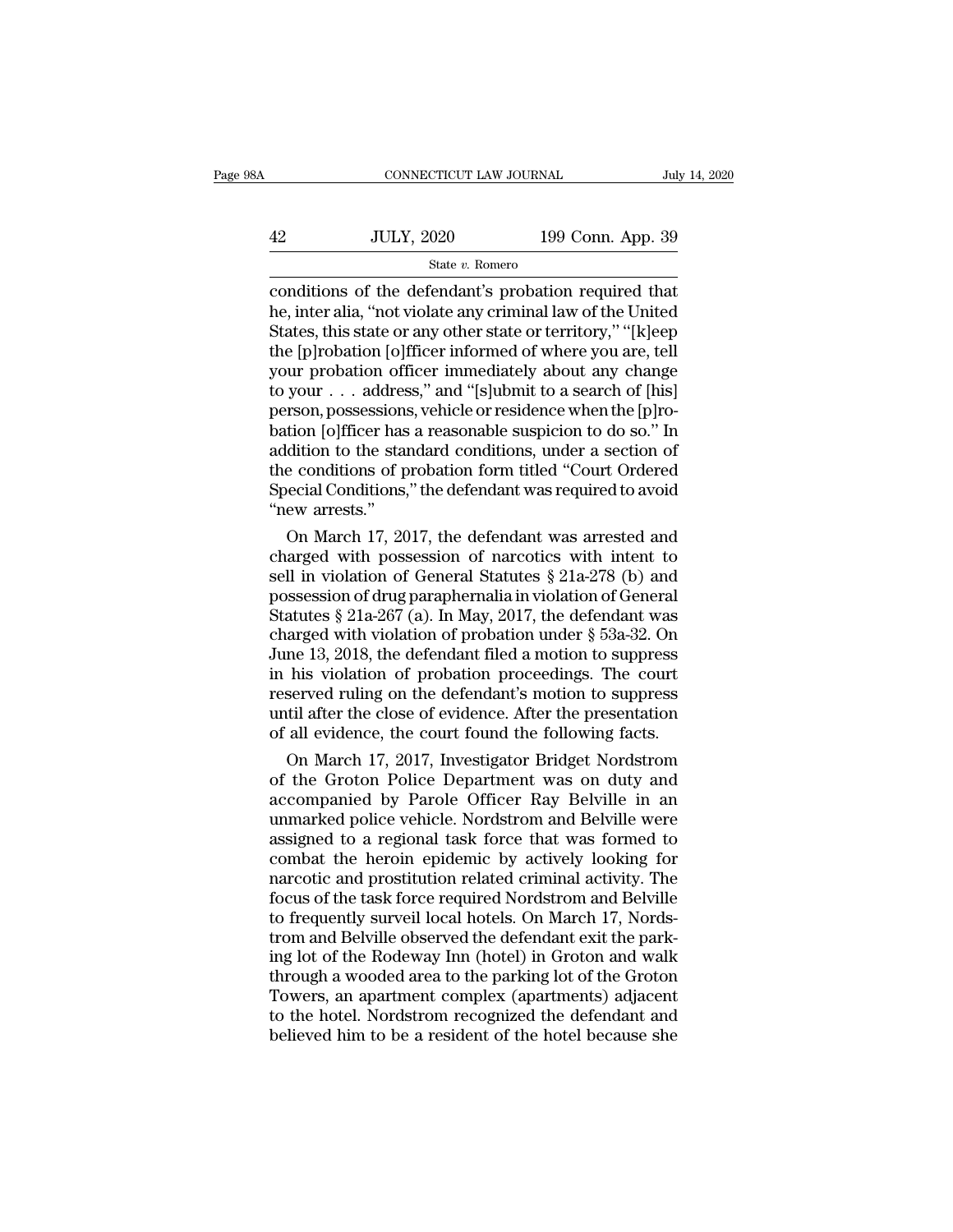conditions of the defendant's probation required that he, inter alia, "not violate any criminal law of the United States, this state or any other state or territory," "[k]eep the [p]robation [o]fficer informed of where you are, tell your probation officer immediately about any change to your . . . address," and "[s]ubmit to a search of [his] person, possessions, vehicle or residence when the [p]robation [o]fficer has a reasonable suspicion to do so." In addition to the standard conditions, under a section of the conditions of probation form titled "Court Ordered Special Conditions," the defendant was required to avoid "new arrests."

On March 17, 2017, the defendant was arrested and charged with possession of narcotics with intent to sell in violation of General Statutes § 21a-278 (b) and possession of drug paraphernalia in violation of General Statutes § 21a-267 (a). In May, 2017, the defendant was charged with violation of probation under § 53a-32. On June 13, 2018, the defendant filed a motion to suppress in his violation of probation proceedings. The court reserved ruling on the defendant's motion to suppress until after the close of evidence. After the presentation of all evidence, the court found the following facts.

On March 17, 2017, Investigator Bridget Nordstrom of the Groton Police Department was on duty and accompanied by Parole Officer Ray Belville in an unmarked police vehicle. Nordstrom and Belville were assigned to a regional task force that was formed to combat the heroin epidemic by actively looking for narcotic and prostitution related criminal activity. The focus of the task force required Nordstrom and Belville to frequently surveil local hotels. On March 17, Nordstrom and Belville observed the defendant exit the parking lot of the Rodeway Inn (hotel) in Groton and walk through a wooded area to the parking lot of the Groton Towers, an apartment complex (apartments) adjacent to the hotel. Nordstrom recognized the defendant and believed him to be a resident of the hotel because she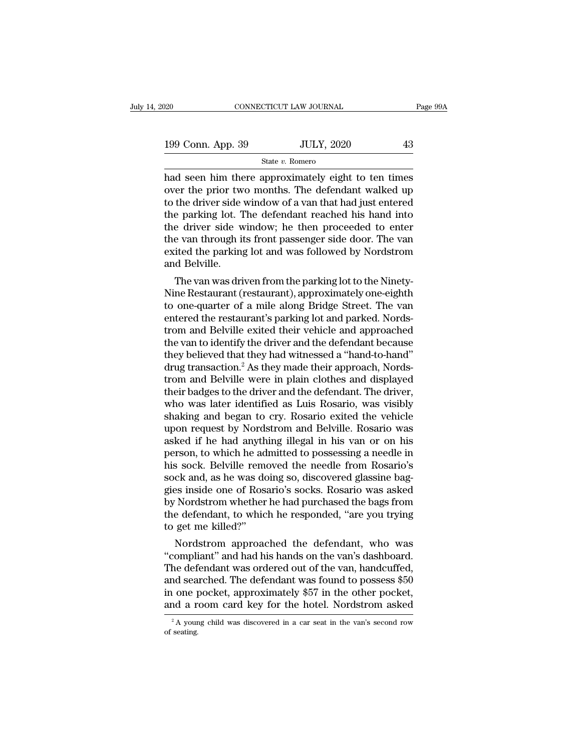had seen him there approximately eight to ten times over the prior two months. The defendant walked up to the driver side window of a van that had just entered the parking lot. The defendant reached his hand into the driver side window; he then proceeded to enter the van through its front passenger side door. The van exited the parking lot and was followed by Nordstrom and Belville.

The van was driven from the parking lot to the Ninety-Nine Restaurant (restaurant), approximately one-eighth to one-quarter of a mile along Bridge Street. The van entered the restaurant's parking lot and parked. Nordstrom and Belville exited their vehicle and approached the van to identify the driver and the defendant because they believed that they had witnessed a "hand-to-hand" drug transaction.[2] As they made their approach, Nordstrom and Belville were in plain clothes and displayed their badges to the driver and the defendant. The driver, who was later identified as Luis Rosario, was visibly shaking and began to cry. Rosario exited the vehicle upon request by Nordstrom and Belville. Rosario was asked if he had anything illegal in his van or on his person, to which he admitted to possessing a needle in his sock. Belville removed the needle from Rosario's sock and, as he was doing so, discovered glassine baggies inside one of Rosario's socks. Rosario was asked by Nordstrom whether he had purchased the bags from the defendant, to which he responded, "are you trying to get me killed?"

Nordstrom approached the defendant, who was "compliant" and had his hands on the van's dashboard. The defendant was ordered out of the van, handcuffed, and searched. The defendant was found to possess $50 in one pocket, approximately $57 in the other pocket, and a room card key for the hotel. Nordstrom asked

[2] A young child was discovered in a car seat in the van's second row of seating.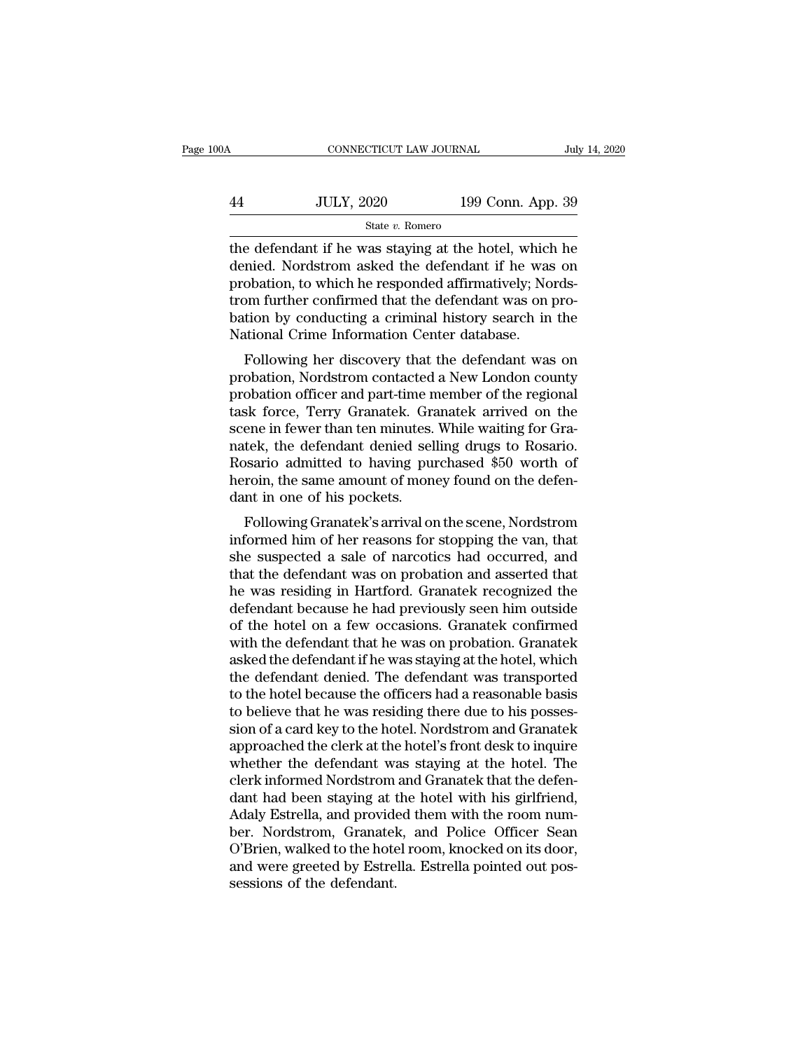the defendant if he was staying at the hotel, which he denied. Nordstrom asked the defendant if he was on probation, to which he responded affirmatively; Nordstrom further confirmed that the defendant was on probation by conducting a criminal history search in the National Crime Information Center database.

Following her discovery that the defendant was on probation, Nordstrom contacted a New London county probation officer and part-time member of the regional task force, Terry Granatek. Granatek arrived on the scene in fewer than ten minutes. While waiting for Granatek, the defendant denied selling drugs to Rosario. Rosario admitted to having purchased $50 worth of heroin, the same amount of money found on the defendant in one of his pockets.

Following Granatek's arrival on the scene, Nordstrom informed him of her reasons for stopping the van, that she suspected a sale of narcotics had occurred, and that the defendant was on probation and asserted that he was residing in Hartford. Granatek recognized the defendant because he had previously seen him outside of the hotel on a few occasions. Granatek confirmed with the defendant that he was on probation. Granatek asked the defendant if he was staying at the hotel, which the defendant denied. The defendant was transported to the hotel because the officers had a reasonable basis to believe that he was residing there due to his possession of a card key to the hotel. Nordstrom and Granatek approached the clerk at the hotel's front desk to inquire whether the defendant was staying at the hotel. The clerk informed Nordstrom and Granatek that the defendant had been staying at the hotel with his girlfriend, Adaly Estrella, and provided them with the room number. Nordstrom, Granatek, and Police Officer Sean O'Brien, walked to the hotel room, knocked on its door, and were greeted by Estrella. Estrella pointed out possessions of the defendant.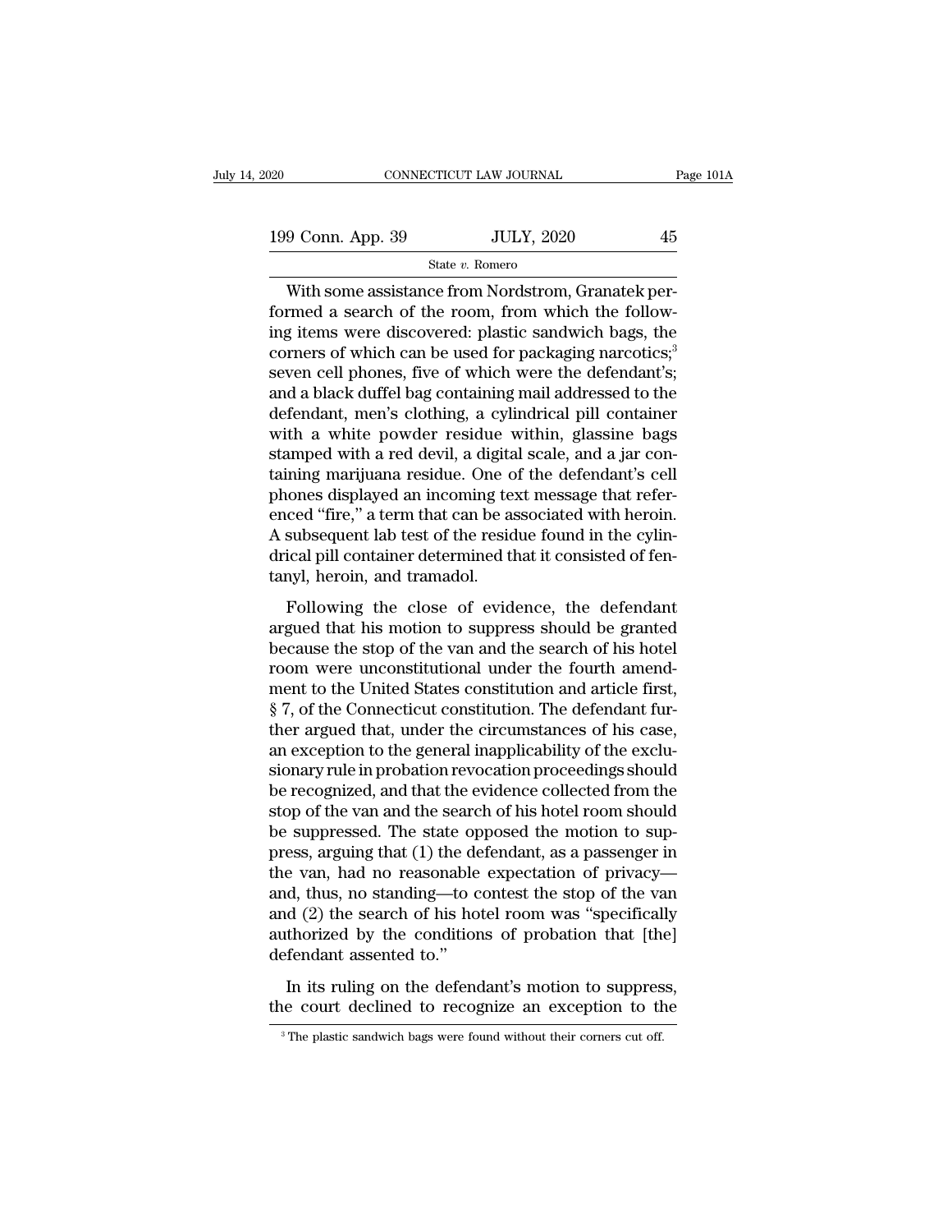With some assistance from Nordstrom, Granatek performed a search of the room, from which the following items were discovered: plastic sandwich bags, the corners of which can be used for packaging narcotics;[3] seven cell phones, five of which were the defendant's; and a black duffel bag containing mail addressed to the defendant, men's clothing, a cylindrical pill container with a white powder residue within, glassine bags stamped with a red devil, a digital scale, and a jar containing marijuana residue. One of the defendant's cell phones displayed an incoming text message that referenced "fire," a term that can be associated with heroin. A subsequent lab test of the residue found in the cylindrical pill container determined that it consisted of fentanyl, heroin, and tramadol.

Following the close of evidence, the defendant argued that his motion to suppress should be granted because the stop of the van and the search of his hotel room were unconstitutional under the fourth amendment to the United States constitution and article first, § 7, of the Connecticut constitution. The defendant further argued that, under the circumstances of his case, an exception to the general inapplicability of the exclusionary rule in probation revocation proceedings should be recognized, and that the evidence collected from the stop of the van and the search of his hotel room should be suppressed. The state opposed the motion to suppress, arguing that (1) the defendant, as a passenger in the van, had no reasonable expectation of privacy— and, thus, no standing—to contest the stop of the van and (2) the search of his hotel room was "specifically authorized by the conditions of probation that [the] defendant assented to."

In its ruling on the defendant's motion to suppress, the court declined to recognize an exception to the

[3] The plastic sandwich bags were found without their corners cut off.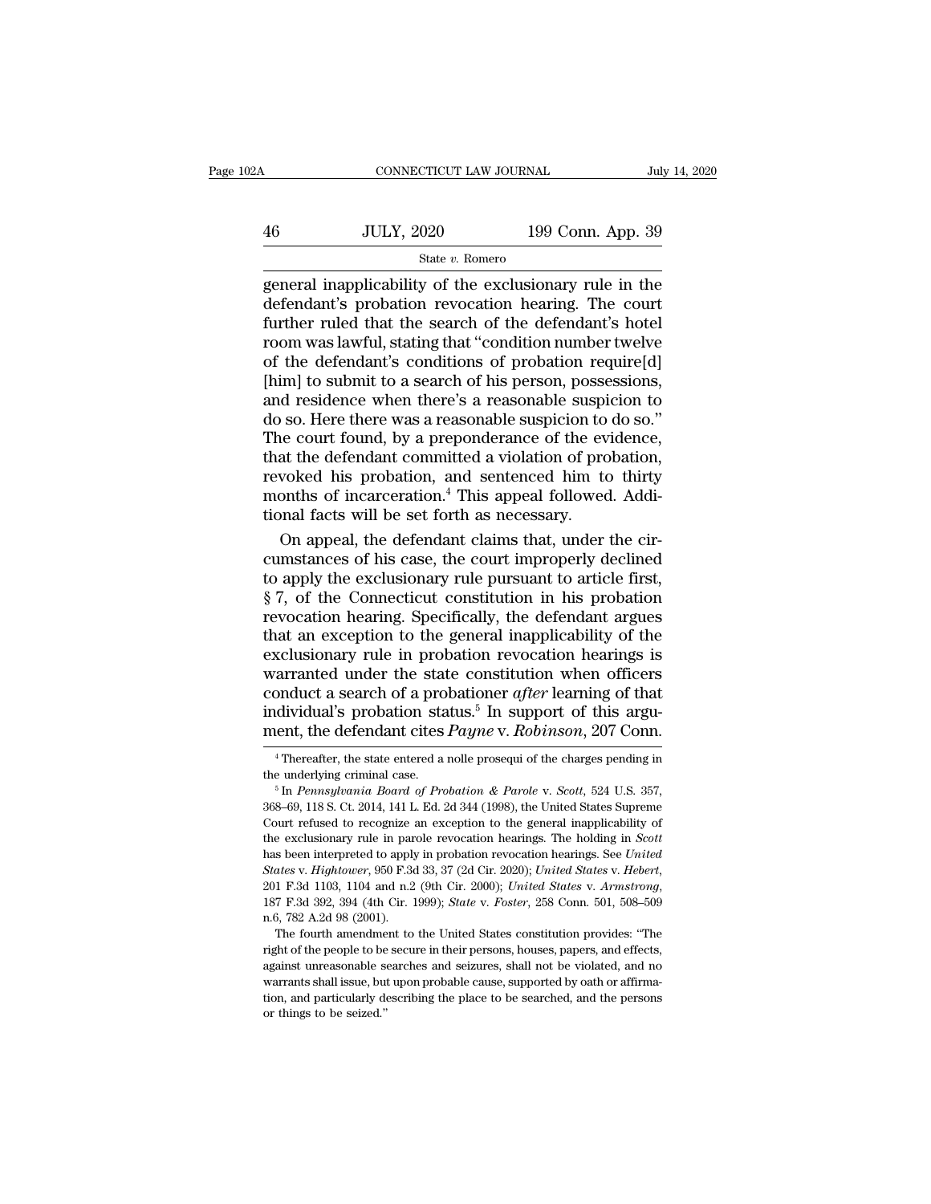general inapplicability of the exclusionary rule in the defendant's probation revocation hearing. The court further ruled that the search of the defendant's hotel room was lawful, stating that "condition number twelve of the defendant's conditions of probation require[d] [him] to submit to a search of his person, possessions, and residence when there's a reasonable suspicion to do so. Here there was a reasonable suspicion to do so." The court found, by a preponderance of the evidence, that the defendant committed a violation of probation, revoked his probation, and sentenced him to thirty months of incarceration.[4] This appeal followed. Additional facts will be set forth as necessary.

On appeal, the defendant claims that, under the circumstances of his case, the court improperly declined to apply the exclusionary rule pursuant to article first, § 7, of the Connecticut constitution in his probation revocation hearing. Specifically, the defendant argues that an exception to the general inapplicability of the exclusionary rule in probation revocation hearings is warranted under the state constitution when officers conduct a search of a probationer *after* learning of that individual's probation status.[5] In support of this argument, the defendant cites *Payne* v. *Robinson*, 207 Conn.

---

[4] Thereafter, the state entered a nolle prosequi of the charges pending in the underlying criminal case.

[5] In *Pennsylvania Board of Probation & Parole* v. *Scott*, 524 U.S. 357, 368–69, 118 S. Ct. 2014, 141 L. Ed. 2d 344 (1998), the United States Supreme Court refused to recognize an exception to the general inapplicability of the exclusionary rule in parole revocation hearings. The holding in *Scott* has been interpreted to apply in probation revocation hearings. See *United States* v. *Hightower*, 950 F.3d 33, 37 (2d Cir. 2020); *United States* v. *Hebert*, 201 F.3d 1103, 1104 and n.2 (9th Cir. 2000); *United States* v. *Armstrong*, 187 F.3d 392, 394 (4th Cir. 1999); *State* v. *Foster*, 258 Conn. 501, 508–509 n.6, 782 A.2d 98 (2001).

The fourth amendment to the United States constitution provides: "The right of the people to be secure in their persons, houses, papers, and effects, against unreasonable searches and seizures, shall not be violated, and no warrants shall issue, but upon probable cause, supported by oath or affirmation, and particularly describing the place to be searched, and the persons or things to be seized."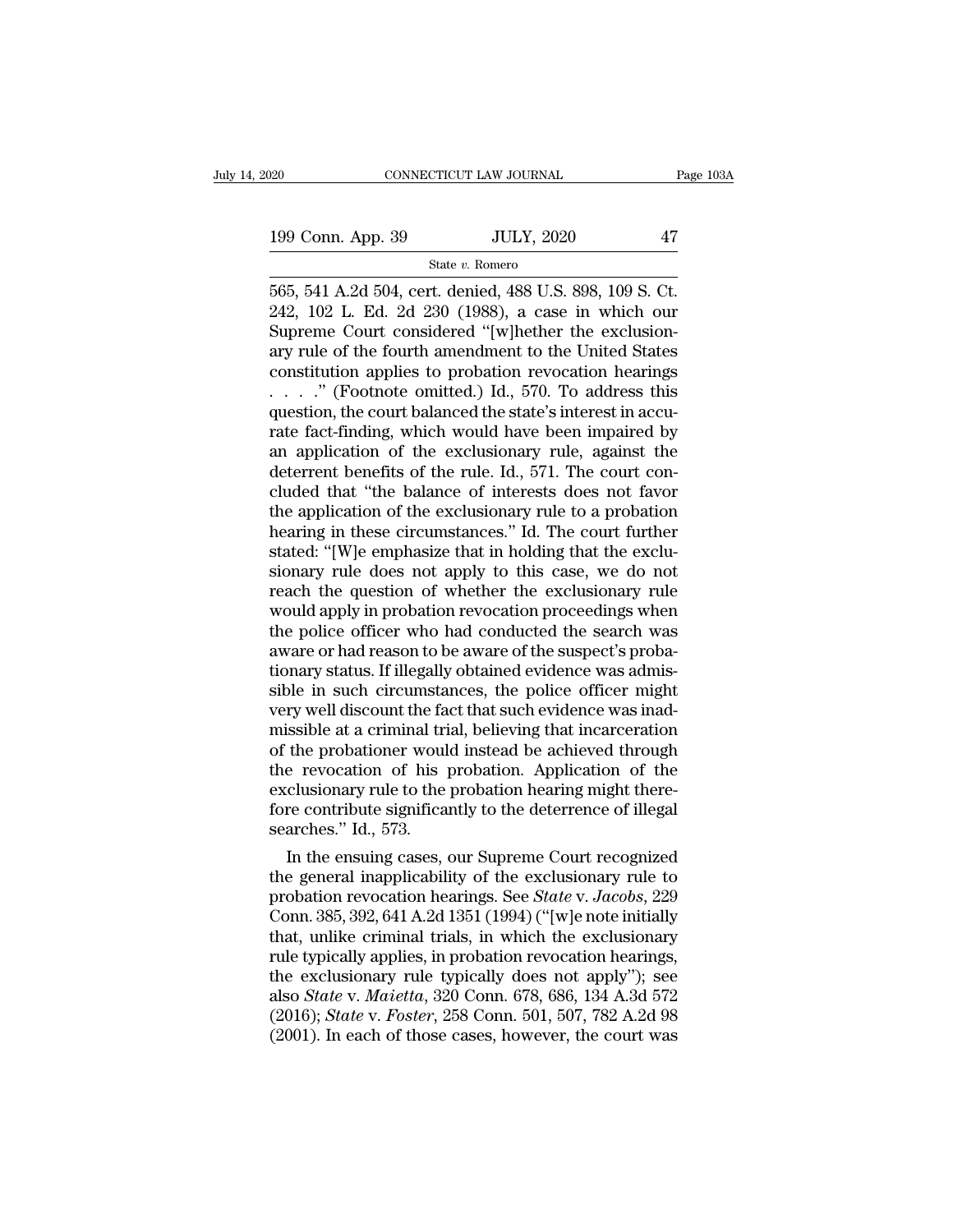565, 541 A.2d 504, cert. denied, 488 U.S. 898, 109 S. Ct. 242, 102 L. Ed. 2d 230 (1988), a case in which our Supreme Court considered "[w]hether the exclusionary rule of the fourth amendment to the United States constitution applies to probation revocation hearings . . . ." (Footnote omitted.) Id., 570. To address this question, the court balanced the state's interest in accurate fact-finding, which would have been impaired by an application of the exclusionary rule, against the deterrent benefits of the rule. Id., 571. The court concluded that "the balance of interests does not favor the application of the exclusionary rule to a probation hearing in these circumstances." Id. The court further stated: "[W]e emphasize that in holding that the exclusionary rule does not apply to this case, we do not reach the question of whether the exclusionary rule would apply in probation revocation proceedings when the police officer who had conducted the search was aware or had reason to be aware of the suspect's probationary status. If illegally obtained evidence was admissible in such circumstances, the police officer might very well discount the fact that such evidence was inadmissible at a criminal trial, believing that incarceration of the probationer would instead be achieved through the revocation of his probation. Application of the exclusionary rule to the probation hearing might therefore contribute significantly to the deterrence of illegal searches." Id., 573.

In the ensuing cases, our Supreme Court recognized the general inapplicability of the exclusionary rule to probation revocation hearings. See *State* v. *Jacobs*, 229 Conn. 385, 392, 641 A.2d 1351 (1994) ("[w]e note initially that, unlike criminal trials, in which the exclusionary rule typically applies, in probation revocation hearings, the exclusionary rule typically does not apply"); see also *State* v. *Maietta*, 320 Conn. 678, 686, 134 A.3d 572 (2016); *State* v. *Foster*, 258 Conn. 501, 507, 782 A.2d 98 (2001). In each of those cases, however, the court was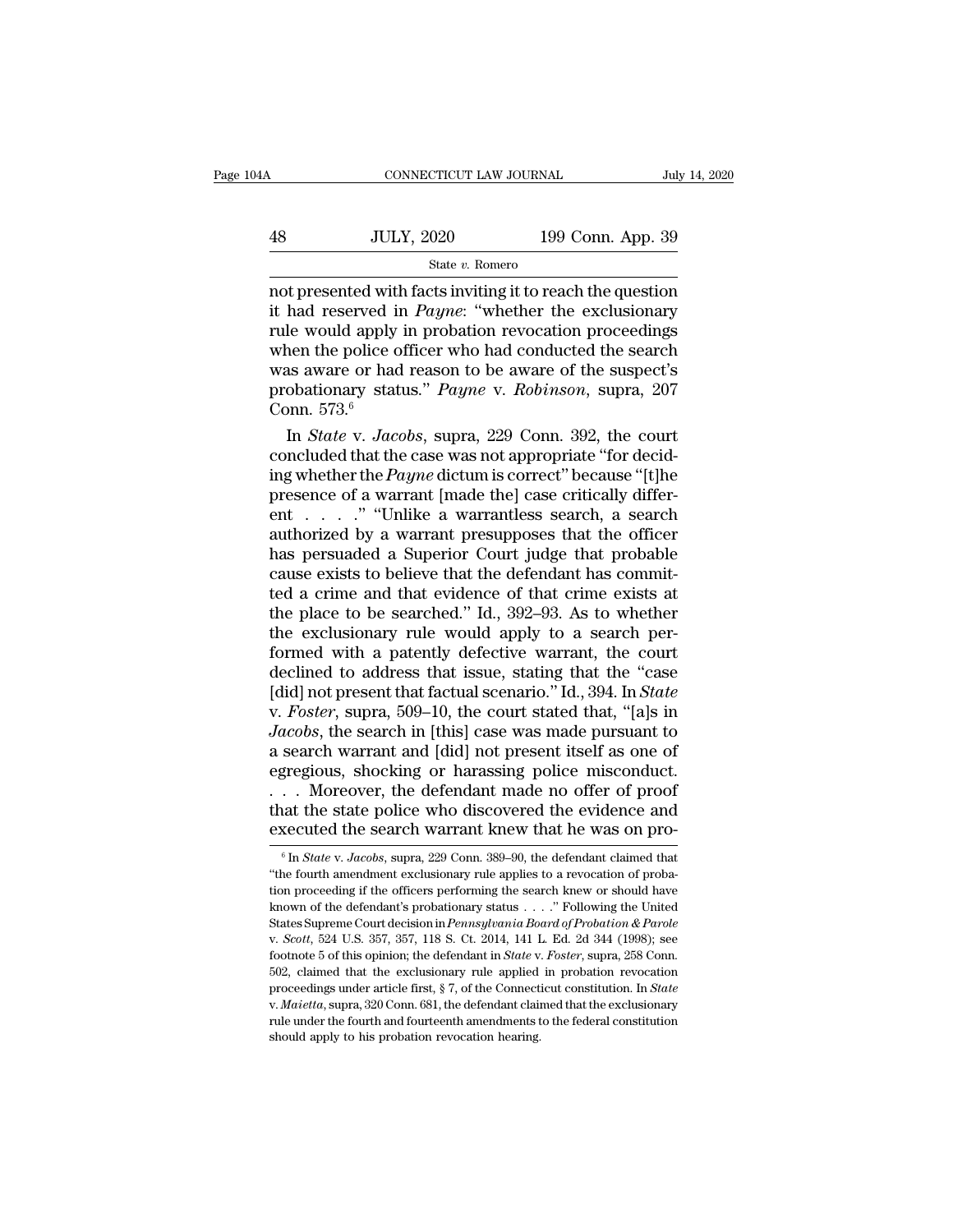not presented with facts inviting it to reach the question it had reserved in *Payne*: "whether the exclusionary rule would apply in probation revocation proceedings when the police officer who had conducted the search was aware or had reason to be aware of the suspect's probationary status." *Payne* v. *Robinson*, supra, 207 Conn. 573.[6]

In *State* v. *Jacobs*, supra, 229 Conn. 392, the court concluded that the case was not appropriate "for deciding whether the *Payne* dictum is correct" because "[t]he presence of a warrant [made the] case critically different . . . ." "Unlike a warrantless search, a search authorized by a warrant presupposes that the officer has persuaded a Superior Court judge that probable cause exists to believe that the defendant has committed a crime and that evidence of that crime exists at the place to be searched." Id., 392–93. As to whether the exclusionary rule would apply to a search performed with a patently defective warrant, the court declined to address that issue, stating that the "case [did] not present that factual scenario." Id., 394. In *State* v. *Foster*, supra, 509–10, the court stated that, "[a]s in *Jacobs*, the search in [this] case was made pursuant to a search warrant and [did] not present itself as one of egregious, shocking or harassing police misconduct. . . . Moreover, the defendant made no offer of proof that the state police who discovered the evidence and executed the search warrant knew that he was on pro-

[6] In *State* v. *Jacobs*, supra, 229 Conn. 389–90, the defendant claimed that "the fourth amendment exclusionary rule applies to a revocation of probation proceeding if the officers performing the search knew or should have known of the defendant's probationary status . . . ." Following the United States Supreme Court decision in *Pennsylvania Board of Probation & Parole* v. *Scott*, 524 U.S. 357, 357, 118 S. Ct. 2014, 141 L. Ed. 2d 344 (1998); see footnote 5 of this opinion; the defendant in *State* v. *Foster*, supra, 258 Conn. 502, claimed that the exclusionary rule applied in probation revocation proceedings under article first, § 7, of the Connecticut constitution. In *State* v. *Maietta*, supra, 320 Conn. 681, the defendant claimed that the exclusionary rule under the fourth and fourteenth amendments to the federal constitution should apply to his probation revocation hearing.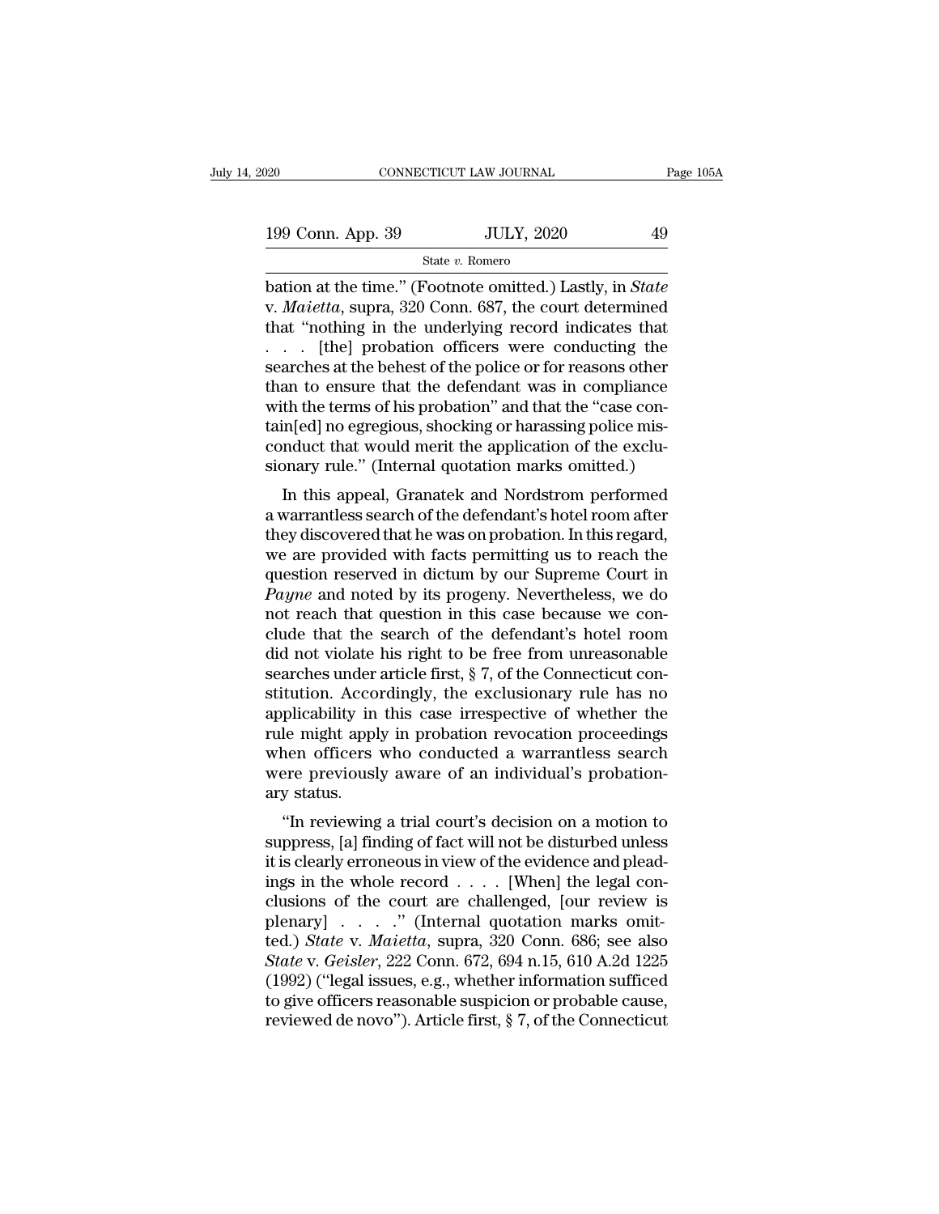bation at the time." (Footnote omitted.) Lastly, in *State* v. *Maietta*, supra, 320 Conn. 687, the court determined that "nothing in the underlying record indicates that . . . [the] probation officers were conducting the searches at the behest of the police or for reasons other than to ensure that the defendant was in compliance with the terms of his probation" and that the "case contain[ed] no egregious, shocking or harassing police misconduct that would merit the application of the exclusionary rule." (Internal quotation marks omitted.)

In this appeal, Granatek and Nordstrom performed a warrantless search of the defendant's hotel room after they discovered that he was on probation. In this regard, we are provided with facts permitting us to reach the question reserved in dictum by our Supreme Court in *Payne* and noted by its progeny. Nevertheless, we do not reach that question in this case because we conclude that the search of the defendant's hotel room did not violate his right to be free from unreasonable searches under article first, § 7, of the Connecticut constitution. Accordingly, the exclusionary rule has no applicability in this case irrespective of whether the rule might apply in probation revocation proceedings when officers who conducted a warrantless search were previously aware of an individual's probationary status.

"In reviewing a trial court's decision on a motion to suppress, [a] finding of fact will not be disturbed unless it is clearly erroneous in view of the evidence and pleadings in the whole record . . . . [When] the legal conclusions of the court are challenged, [our review is plenary] . . . ." (Internal quotation marks omitted.) *State* v. *Maietta*, supra, 320 Conn. 686; see also *State* v. *Geisler*, 222 Conn. 672, 694 n.15, 610 A.2d 1225 (1992) ("legal issues, e.g., whether information sufficed to give officers reasonable suspicion or probable cause, reviewed de novo"). Article first, § 7, of the Connecticut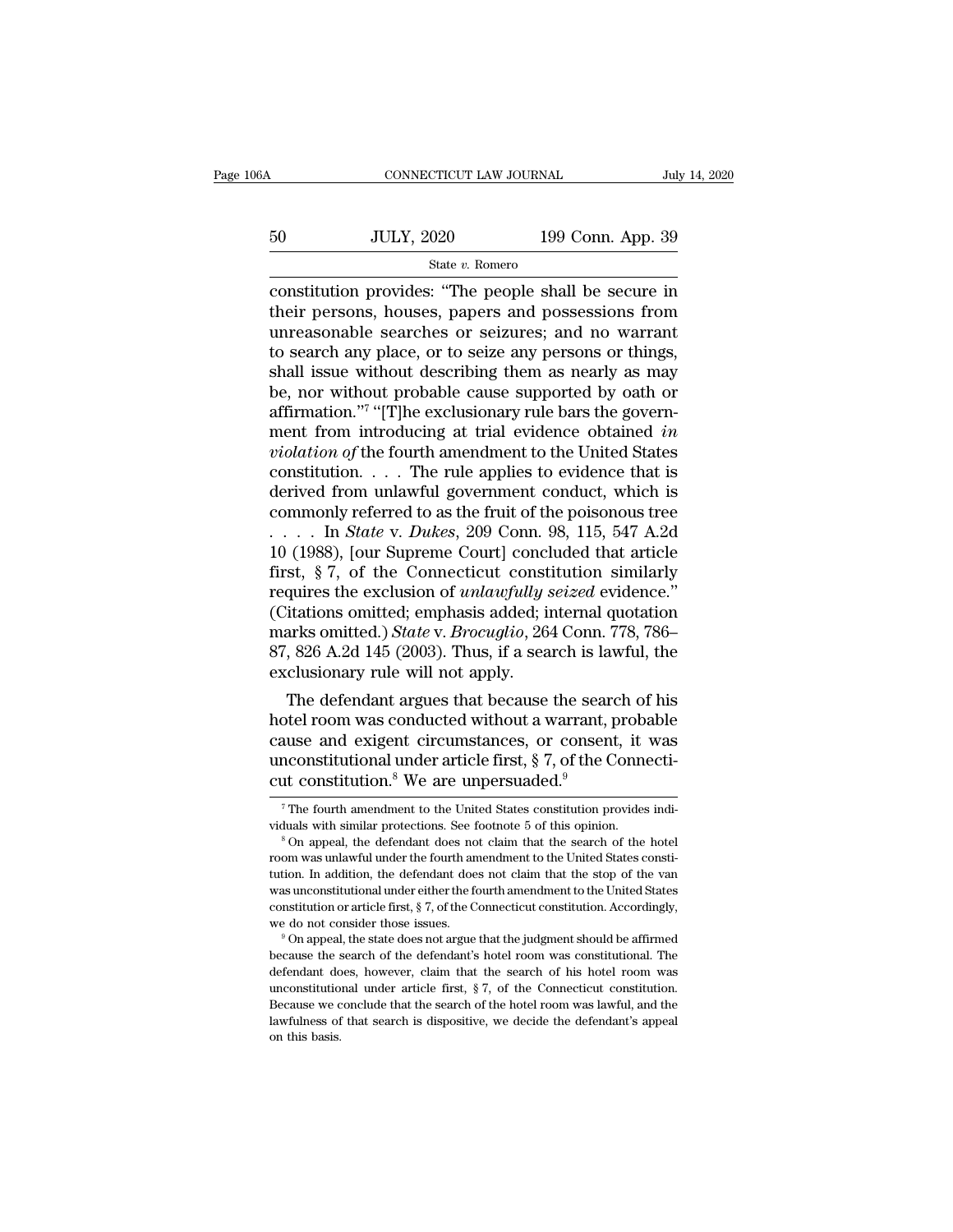constitution provides: "The people shall be secure in their persons, houses, papers and possessions from unreasonable searches or seizures; and no warrant to search any place, or to seize any persons or things, shall issue without describing them as nearly as may be, nor without probable cause supported by oath or affirmation."[7] "[T]he exclusionary rule bars the government from introducing at trial evidence obtained *in violation of* the fourth amendment to the United States constitution. . . . The rule applies to evidence that is derived from unlawful government conduct, which is commonly referred to as the fruit of the poisonous tree . . . . In *State* v. *Dukes*, 209 Conn. 98, 115, 547 A.2d 10 (1988), [our Supreme Court] concluded that article first, § 7, of the Connecticut constitution similarly requires the exclusion of *unlawfully seized* evidence." (Citations omitted; emphasis added; internal quotation marks omitted.) *State* v. *Brocuglio*, 264 Conn. 778, 786–87, 826 A.2d 145 (2003). Thus, if a search is lawful, the exclusionary rule will not apply.

The defendant argues that because the search of his hotel room was conducted without a warrant, probable cause and exigent circumstances, or consent, it was unconstitutional under article first, § 7, of the Connecticut constitution.[8] We are unpersuaded.[9]

---

[7] The fourth amendment to the United States constitution provides individuals with similar protections. See footnote 5 of this opinion.

[8] On appeal, the defendant does not claim that the search of the hotel room was unlawful under the fourth amendment to the United States constitution. In addition, the defendant does not claim that the stop of the van was unconstitutional under either the fourth amendment to the United States constitution or article first, § 7, of the Connecticut constitution. Accordingly, we do not consider those issues.

[9] On appeal, the state does not argue that the judgment should be affirmed because the search of the defendant's hotel room was constitutional. The defendant does, however, claim that the search of his hotel room was unconstitutional under article first, § 7, of the Connecticut constitution. Because we conclude that the search of the hotel room was lawful, and the lawfulness of that search is dispositive, we decide the defendant's appeal on this basis.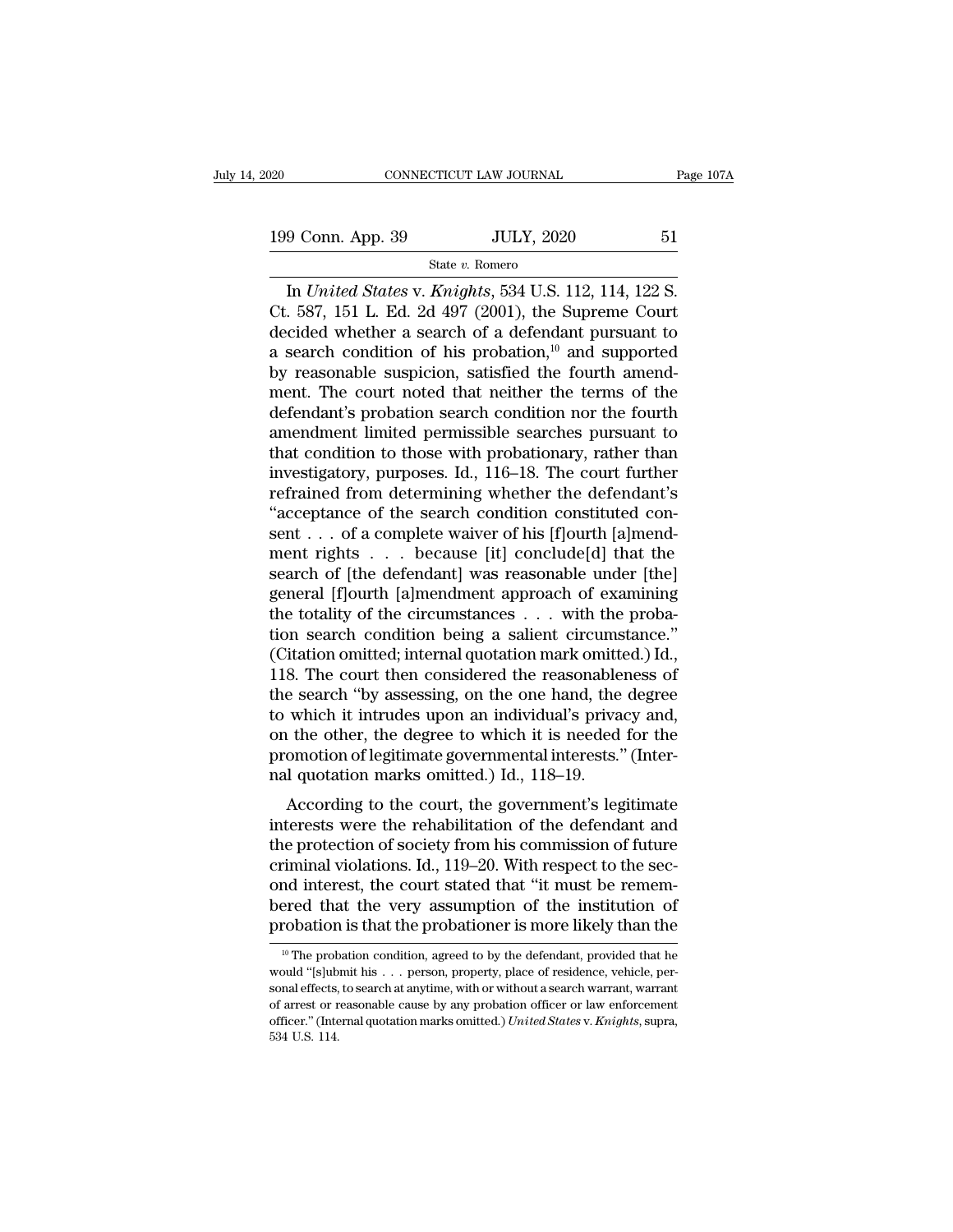In *United States* v. *Knights*, 534 U.S. 112, 114, 122 S. Ct. 587, 151 L. Ed. 2d 497 (2001), the Supreme Court decided whether a search of a defendant pursuant to a search condition of his probation,[10] and supported by reasonable suspicion, satisfied the fourth amendment. The court noted that neither the terms of the defendant's probation search condition nor the fourth amendment limited permissible searches pursuant to that condition to those with probationary, rather than investigatory, purposes. Id., 116–18. The court further refrained from determining whether the defendant's "acceptance of the search condition constituted consent . . . of a complete waiver of his [f]ourth [a]mendment rights . . . because [it] conclude[d] that the search of [the defendant] was reasonable under [the] general [f]ourth [a]mendment approach of examining the totality of the circumstances . . . with the probation search condition being a salient circumstance." (Citation omitted; internal quotation mark omitted.) Id., 118. The court then considered the reasonableness of the search "by assessing, on the one hand, the degree to which it intrudes upon an individual's privacy and, on the other, the degree to which it is needed for the promotion of legitimate governmental interests." (Internal quotation marks omitted.) Id., 118–19.

According to the court, the government's legitimate interests were the rehabilitation of the defendant and the protection of society from his commission of future criminal violations. Id., 119–20. With respect to the second interest, the court stated that "it must be remembered that the very assumption of the institution of probation is that the probationer is more likely than the

---

[10] The probation condition, agreed to by the defendant, provided that he would "[s]ubmit his . . . person, property, place of residence, vehicle, personal effects, to search at anytime, with or without a search warrant, warrant of arrest or reasonable cause by any probation officer or law enforcement officer." (Internal quotation marks omitted.) *United States* v. *Knights*, supra, 534 U.S. 114.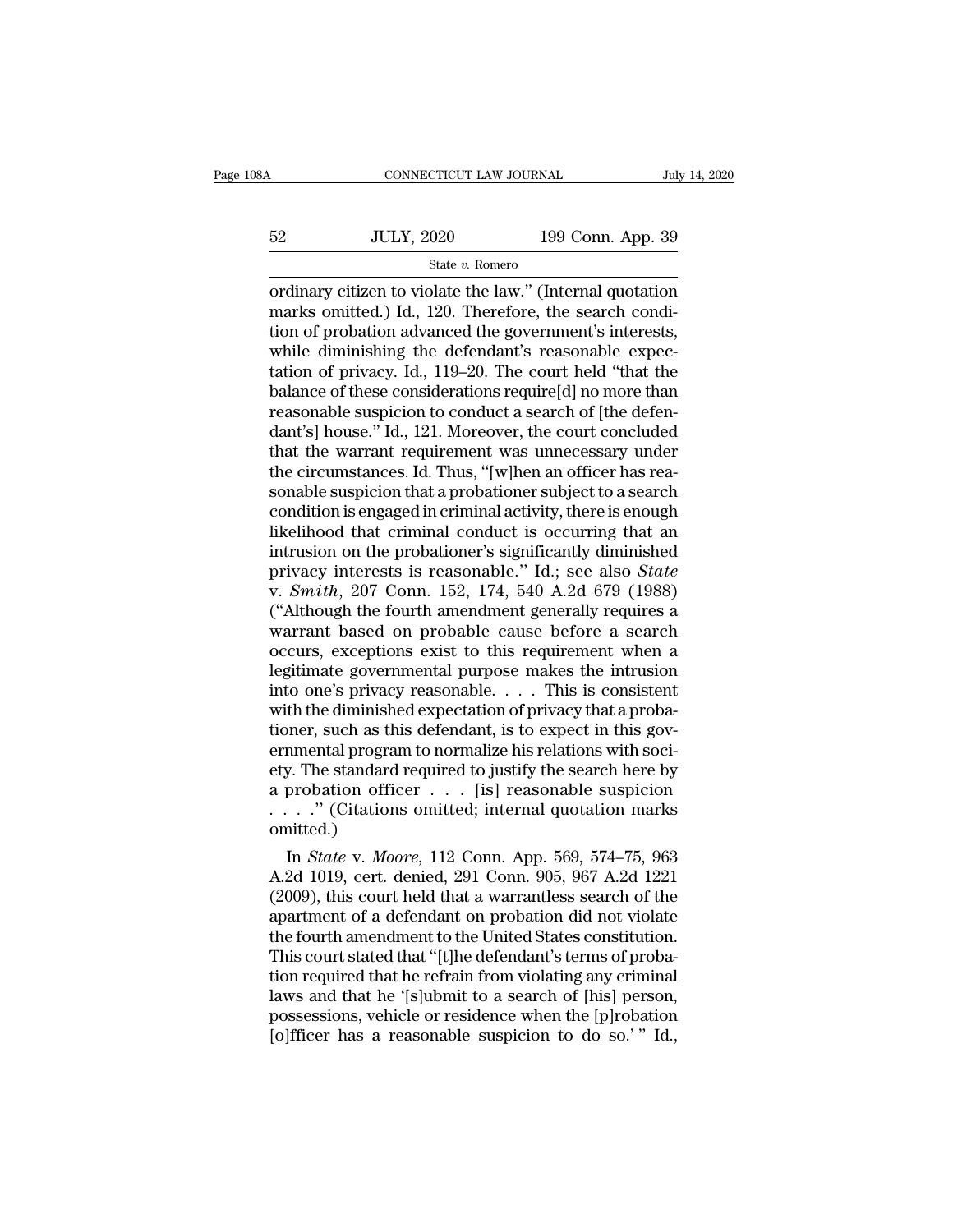ordinary citizen to violate the law." (Internal quotation marks omitted.) Id., 120. Therefore, the search condition of probation advanced the government's interests, while diminishing the defendant's reasonable expectation of privacy. Id., 119–20. The court held "that the balance of these considerations require[d] no more than reasonable suspicion to conduct a search of [the defendant's] house." Id., 121. Moreover, the court concluded that the warrant requirement was unnecessary under the circumstances. Id. Thus, "[w]hen an officer has reasonable suspicion that a probationer subject to a search condition is engaged in criminal activity, there is enough likelihood that criminal conduct is occurring that an intrusion on the probationer's significantly diminished privacy interests is reasonable." Id.; see also *State* v. *Smith*, 207 Conn. 152, 174, 540 A.2d 679 (1988) ("Although the fourth amendment generally requires a warrant based on probable cause before a search occurs, exceptions exist to this requirement when a legitimate governmental purpose makes the intrusion into one's privacy reasonable. . . . This is consistent with the diminished expectation of privacy that a probationer, such as this defendant, is to expect in this governmental program to normalize his relations with society. The standard required to justify the search here by a probation officer . . . [is] reasonable suspicion . . . ." (Citations omitted; internal quotation marks omitted.)

In *State* v. *Moore*, 112 Conn. App. 569, 574–75, 963 A.2d 1019, cert. denied, 291 Conn. 905, 967 A.2d 1221 (2009), this court held that a warrantless search of the apartment of a defendant on probation did not violate the fourth amendment to the United States constitution. This court stated that "[t]he defendant's terms of probation required that he refrain from violating any criminal laws and that he '[s]ubmit to a search of [his] person, possessions, vehicle or residence when the [p]robation [o]fficer has a reasonable suspicion to do so.' " Id.,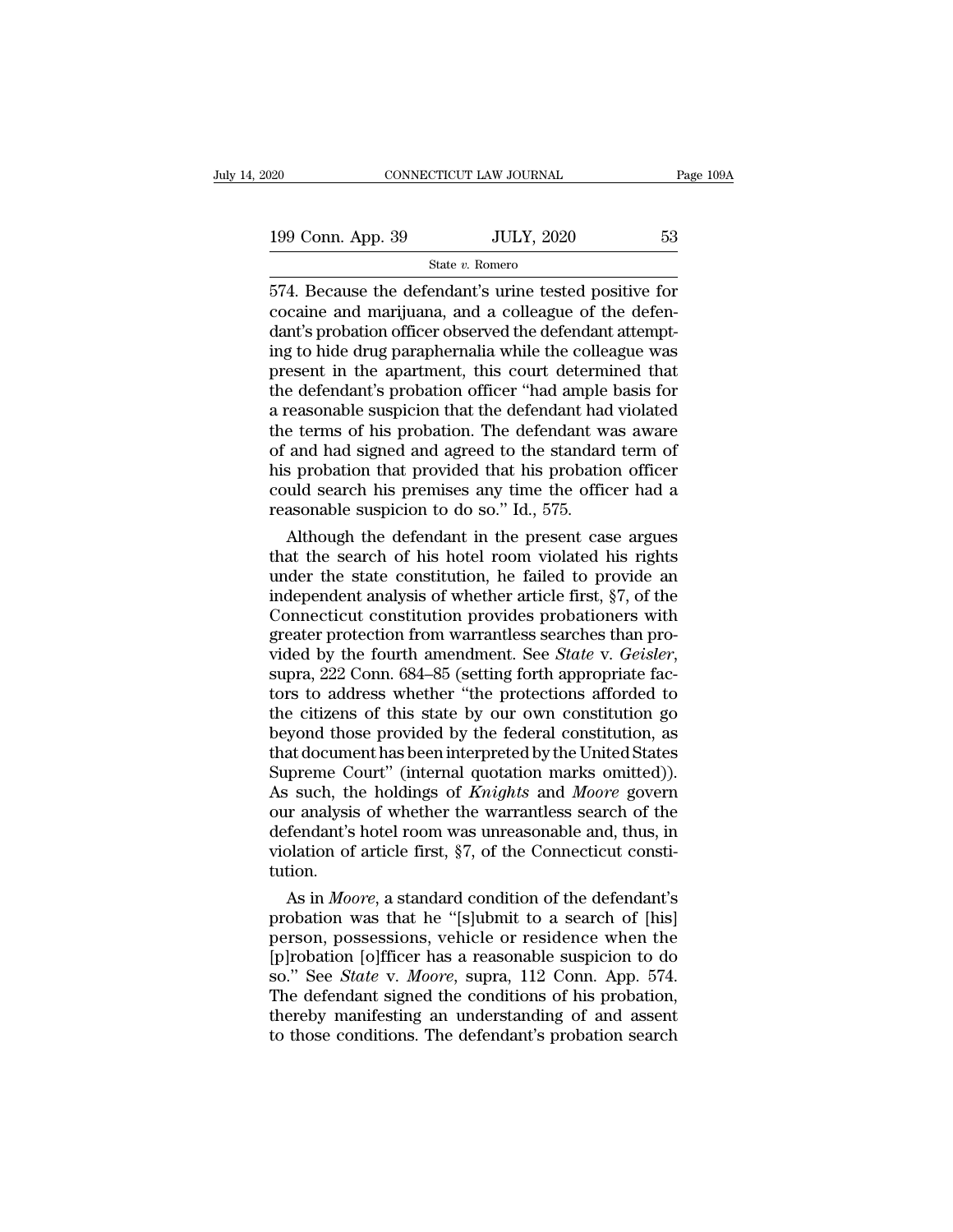574. Because the defendant's urine tested positive for cocaine and marijuana, and a colleague of the defendant's probation officer observed the defendant attempting to hide drug paraphernalia while the colleague was present in the apartment, this court determined that the defendant's probation officer "had ample basis for a reasonable suspicion that the defendant had violated the terms of his probation. The defendant was aware of and had signed and agreed to the standard term of his probation that provided that his probation officer could search his premises any time the officer had a reasonable suspicion to do so." Id., 575.

Although the defendant in the present case argues that the search of his hotel room violated his rights under the state constitution, he failed to provide an independent analysis of whether article first, §7, of the Connecticut constitution provides probationers with greater protection from warrantless searches than provided by the fourth amendment. See *State* v. *Geisler*, supra, 222 Conn. 684–85 (setting forth appropriate factors to address whether "the protections afforded to the citizens of this state by our own constitution go beyond those provided by the federal constitution, as that document has been interpreted by the United States Supreme Court" (internal quotation marks omitted)). As such, the holdings of *Knights* and *Moore* govern our analysis of whether the warrantless search of the defendant's hotel room was unreasonable and, thus, in violation of article first, §7, of the Connecticut constitution.

As in *Moore*, a standard condition of the defendant's probation was that he "[s]ubmit to a search of [his] person, possessions, vehicle or residence when the [p]robation [o]fficer has a reasonable suspicion to do so." See *State* v. *Moore*, supra, 112 Conn. App. 574. The defendant signed the conditions of his probation, thereby manifesting an understanding of and assent to those conditions. The defendant's probation search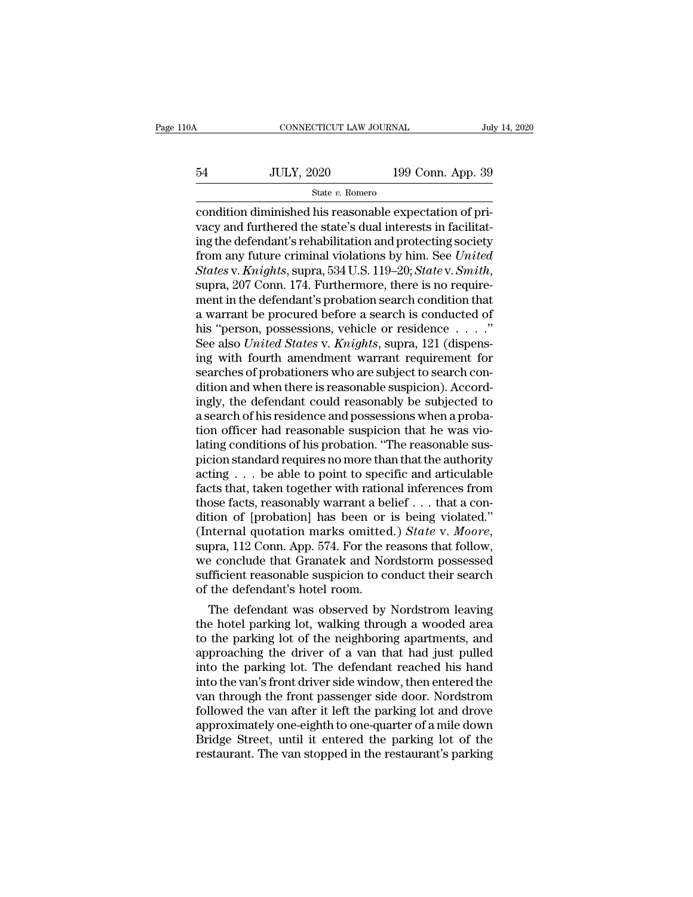condition diminished his reasonable expectation of privacy and furthered the state's dual interests in facilitating the defendant's rehabilitation and protecting society from any future criminal violations by him. See *United States* v. *Knights*, supra, 534 U.S. 119–20; *State* v. *Smith*, supra, 207 Conn. 174. Furthermore, there is no requirement in the defendant's probation search condition that a warrant be procured before a search is conducted of his "person, possessions, vehicle or residence . . . ." See also *United States* v. *Knights*, supra, 121 (dispensing with fourth amendment warrant requirement for searches of probationers who are subject to search condition and when there is reasonable suspicion). Accordingly, the defendant could reasonably be subjected to a search of his residence and possessions when a probation officer had reasonable suspicion that he was violating conditions of his probation. "The reasonable suspicion standard requires no more than that the authority acting . . . be able to point to specific and articulable facts that, taken together with rational inferences from those facts, reasonably warrant a belief . . . that a condition of [probation] has been or is being violated." (Internal quotation marks omitted.) *State* v. *Moore*, supra, 112 Conn. App. 574. For the reasons that follow, we conclude that Granatek and Nordstorm possessed sufficient reasonable suspicion to conduct their search of the defendant's hotel room.

The defendant was observed by Nordstrom leaving the hotel parking lot, walking through a wooded area to the parking lot of the neighboring apartments, and approaching the driver of a van that had just pulled into the parking lot. The defendant reached his hand into the van's front driver side window, then entered the van through the front passenger side door. Nordstrom followed the van after it left the parking lot and drove approximately one-eighth to one-quarter of a mile down Bridge Street, until it entered the parking lot of the restaurant. The van stopped in the restaurant's parking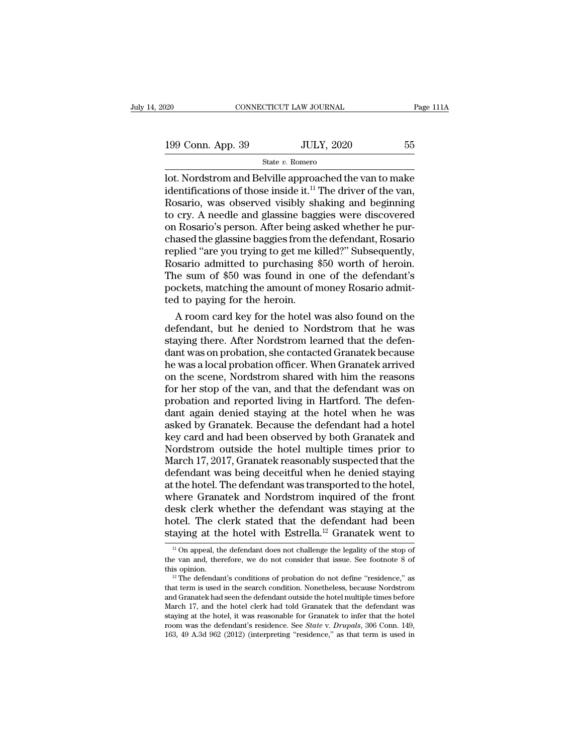lot. Nordstrom and Belville approached the van to make identifications of those inside it.[11] The driver of the van, Rosario, was observed visibly shaking and beginning to cry. A needle and glassine baggies were discovered on Rosario's person. After being asked whether he purchased the glassine baggies from the defendant, Rosario replied "are you trying to get me killed?" Subsequently, Rosario admitted to purchasing $50 worth of heroin. The sum of $50 was found in one of the defendant's pockets, matching the amount of money Rosario admitted to paying for the heroin.

A room card key for the hotel was also found on the defendant, but he denied to Nordstrom that he was staying there. After Nordstrom learned that the defendant was on probation, she contacted Granatek because he was a local probation officer. When Granatek arrived on the scene, Nordstrom shared with him the reasons for her stop of the van, and that the defendant was on probation and reported living in Hartford. The defendant again denied staying at the hotel when he was asked by Granatek. Because the defendant had a hotel key card and had been observed by both Granatek and Nordstrom outside the hotel multiple times prior to March 17, 2017, Granatek reasonably suspected that the defendant was being deceitful when he denied staying at the hotel. The defendant was transported to the hotel, where Granatek and Nordstrom inquired of the front desk clerk whether the defendant was staying at the hotel. The clerk stated that the defendant had been staying at the hotel with Estrella.[12] Granatek went to

[11] On appeal, the defendant does not challenge the legality of the stop of the van and, therefore, we do not consider that issue. See footnote 8 of this opinion.

[12] The defendant's conditions of probation do not define "residence," as that term is used in the search condition. Nonetheless, because Nordstrom and Granatek had seen the defendant outside the hotel multiple times before March 17, and the hotel clerk had told Granatek that the defendant was staying at the hotel, it was reasonable for Granatek to infer that the hotel room was the defendant's residence. See *State* v. *Drupals*, 306 Conn. 149, 163, 49 A.3d 962 (2012) (interpreting "residence," as that term is used in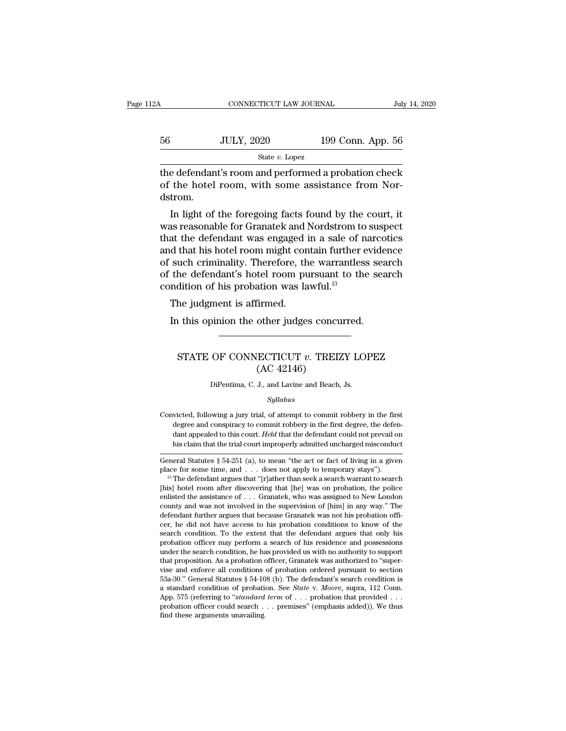the defendant's room and performed a probation check of the hotel room, with some assistance from Nordstrom.

In light of the foregoing facts found by the court, it was reasonable for Granatek and Nordstrom to suspect that the defendant was engaged in a sale of narcotics and that his hotel room might contain further evidence of such criminality. Therefore, the warrantless search of the defendant's hotel room pursuant to the search condition of his probation was lawful.[13]

The judgment is affirmed.

In this opinion the other judges concurred.

---

## STATE OF CONNECTICUT *v.* TREIZY LOPEZ (AC 42146)

DiPentima, C. J., and Lavine and Beach, Js.

*Syllabus*

Convicted, following a jury trial, of attempt to commit robbery in the first degree and conspiracy to commit robbery in the first degree, the defendant appealed to this court. *Held* that the defendant could not prevail on his claim that the trial court improperly admitted uncharged misconduct

---

General Statutes § 54-251 (a), to mean "the act or fact of living in a given place for some time, and . . . does not apply to temporary stays").

[13] The defendant argues that "[r]ather than seek a search warrant to search [his] hotel room after discovering that [he] was on probation, the police enlisted the assistance of . . . Granatek, who was assigned to New London county and was not involved in the supervision of [him] in any way." The defendant further argues that because Granatek was not his probation officer, he did not have access to his probation conditions to know of the search condition. To the extent that the defendant argues that only his probation officer may perform a search of his residence and possessions under the search condition, he has provided us with no authority to support that proposition. As a probation officer, Granatek was authorized to "supervise and enforce all conditions of probation ordered pursuant to section 53a-30." General Statutes § 54-108 (b). The defendant's search condition is a standard condition of probation. See *State* v. *Moore*, supra, 112 Conn. App. 575 (referring to "*standard term* of . . . probation that provided . . . probation officer could search . . . premises" (emphasis added)). We thus find these arguments unavailing.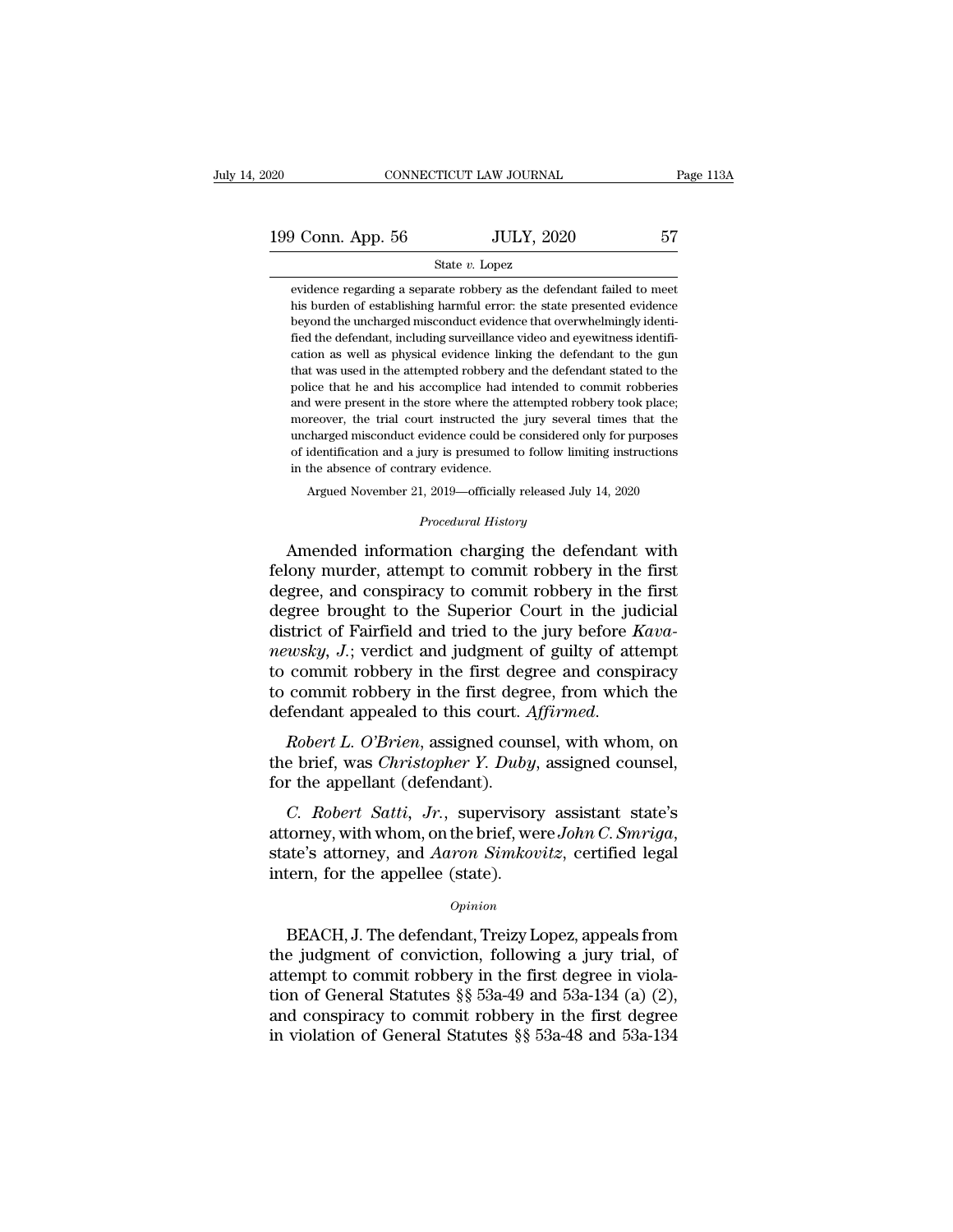evidence regarding a separate robbery as the defendant failed to meet his burden of establishing harmful error: the state presented evidence beyond the uncharged misconduct evidence that overwhelmingly identified the defendant, including surveillance video and eyewitness identification as well as physical evidence linking the defendant to the gun that was used in the attempted robbery and the defendant stated to the police that he and his accomplice had intended to commit robberies and were present in the store where the attempted robbery took place; moreover, the trial court instructed the jury several times that the uncharged misconduct evidence could be considered only for purposes of identification and a jury is presumed to follow limiting instructions in the absence of contrary evidence.

Argued November 21, 2019—officially released July 14, 2020

*Procedural History*

Amended information charging the defendant with felony murder, attempt to commit robbery in the first degree, and conspiracy to commit robbery in the first degree brought to the Superior Court in the judicial district of Fairfield and tried to the jury before *Kavanewsky, J.*; verdict and judgment of guilty of attempt to commit robbery in the first degree and conspiracy to commit robbery in the first degree, from which the defendant appealed to this court. *Affirmed.*

*Robert L. O'Brien*, assigned counsel, with whom, on the brief, was *Christopher Y. Duby*, assigned counsel, for the appellant (defendant).

*C. Robert Satti, Jr.*, supervisory assistant state's attorney, with whom, on the brief, were *John C. Smriga*, state's attorney, and *Aaron Simkovitz*, certified legal intern, for the appellee (state).

*Opinion*

BEACH, J. The defendant, Treizy Lopez, appeals from the judgment of conviction, following a jury trial, of attempt to commit robbery in the first degree in violation of General Statutes §§ 53a-49 and 53a-134 (a) (2), and conspiracy to commit robbery in the first degree in violation of General Statutes §§ 53a-48 and 53a-134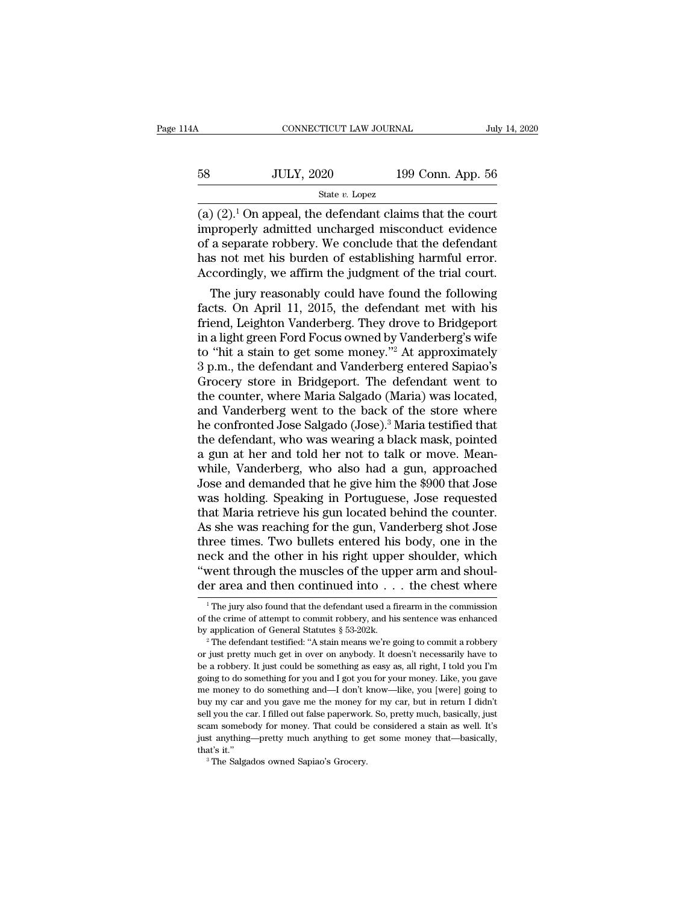(a) (2).[1] On appeal, the defendant claims that the court improperly admitted uncharged misconduct evidence of a separate robbery. We conclude that the defendant has not met his burden of establishing harmful error. Accordingly, we affirm the judgment of the trial court.

The jury reasonably could have found the following facts. On April 11, 2015, the defendant met with his friend, Leighton Vanderberg. They drove to Bridgeport in a light green Ford Focus owned by Vanderberg's wife to "hit a stain to get some money."[2] At approximately 3 p.m., the defendant and Vanderberg entered Sapiao's Grocery store in Bridgeport. The defendant went to the counter, where Maria Salgado (Maria) was located, and Vanderberg went to the back of the store where he confronted Jose Salgado (Jose).[3] Maria testified that the defendant, who was wearing a black mask, pointed a gun at her and told her not to talk or move. Meanwhile, Vanderberg, who also had a gun, approached Jose and demanded that he give him the $900 that Jose was holding. Speaking in Portuguese, Jose requested that Maria retrieve his gun located behind the counter. As she was reaching for the gun, Vanderberg shot Jose three times. Two bullets entered his body, one in the neck and the other in his right upper shoulder, which "went through the muscles of the upper arm and shoulder area and then continued into . . . the chest where

[1] The jury also found that the defendant used a firearm in the commission of the crime of attempt to commit robbery, and his sentence was enhanced by application of General Statutes § 53-202k.

[2] The defendant testified: "A stain means we're going to commit a robbery or just pretty much get in over on anybody. It doesn't necessarily have to be a robbery. It just could be something as easy as, all right, I told you I'm going to do something for you and I got you for your money. Like, you gave me money to do something and—I don't know—like, you [were] going to buy my car and you gave me the money for my car, but in return I didn't sell you the car. I filled out false paperwork. So, pretty much, basically, just scam somebody for money. That could be considered a stain as well. It's just anything—pretty much anything to get some money that—basically, that's it."

[3] The Salgados owned Sapiao's Grocery.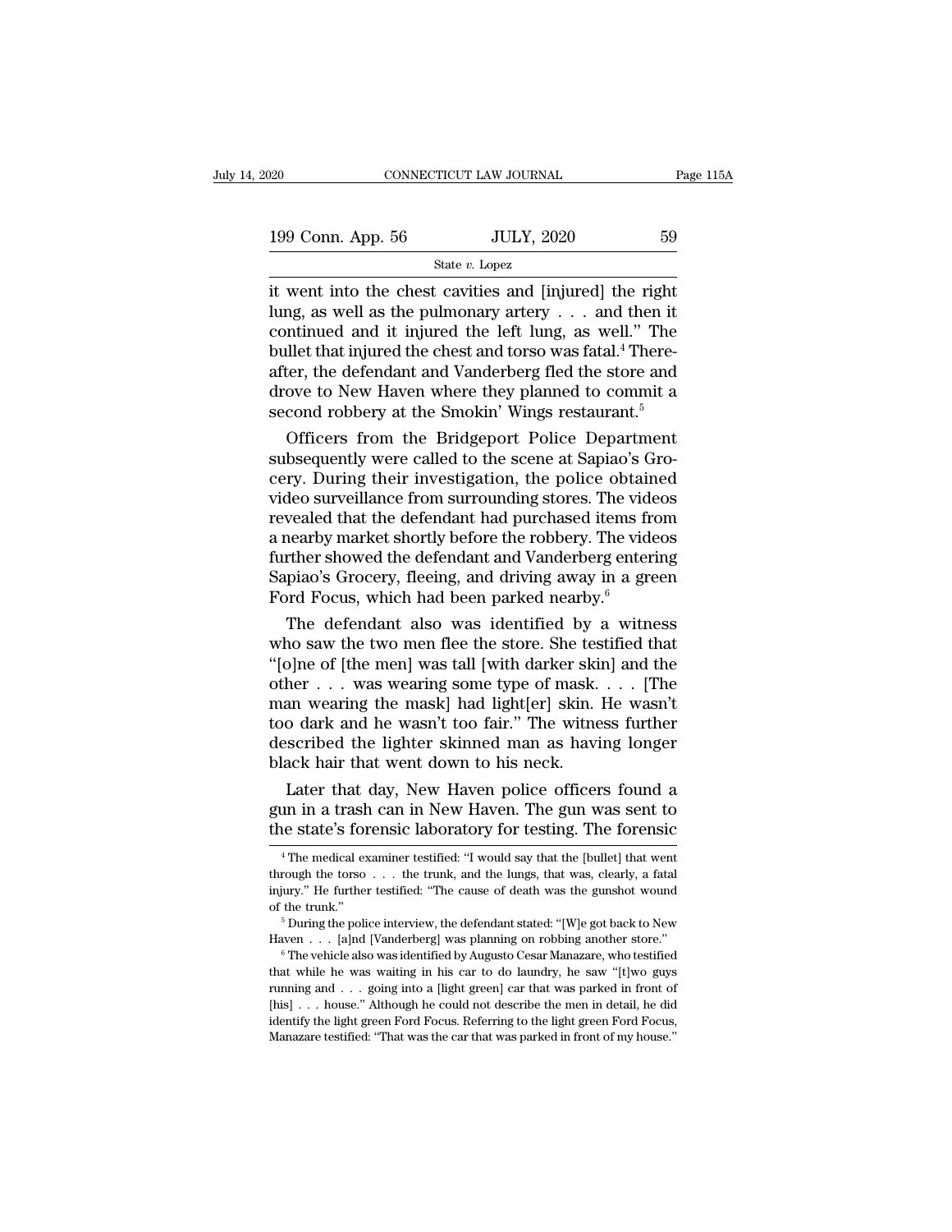it went into the chest cavities and [injured] the right lung, as well as the pulmonary artery . . . and then it continued and it injured the left lung, as well." The bullet that injured the chest and torso was fatal.[4] Thereafter, the defendant and Vanderberg fled the store and drove to New Haven where they planned to commit a second robbery at the Smokin' Wings restaurant.[5]

Officers from the Bridgeport Police Department subsequently were called to the scene at Sapiao's Grocery. During their investigation, the police obtained video surveillance from surrounding stores. The videos revealed that the defendant had purchased items from a nearby market shortly before the robbery. The videos further showed the defendant and Vanderberg entering Sapiao's Grocery, fleeing, and driving away in a green Ford Focus, which had been parked nearby.[6]

The defendant also was identified by a witness who saw the two men flee the store. She testified that "[o]ne of [the men] was tall [with darker skin] and the other . . . was wearing some type of mask. . . . [The man wearing the mask] had light[er] skin. He wasn't too dark and he wasn't too fair." The witness further described the lighter skinned man as having longer black hair that went down to his neck.

Later that day, New Haven police officers found a gun in a trash can in New Haven. The gun was sent to the state's forensic laboratory for testing. The forensic

---

[4] The medical examiner testified: "I would say that the [bullet] that went through the torso . . . the trunk, and the lungs, that was, clearly, a fatal injury." He further testified: "The cause of death was the gunshot wound of the trunk."

[5] During the police interview, the defendant stated: "[W]e got back to New Haven . . . [a]nd [Vanderberg] was planning on robbing another store."

[6] The vehicle also was identified by Augusto Cesar Manazare, who testified that while he was waiting in his car to do laundry, he saw "[t]wo guys running and . . . going into a [light green] car that was parked in front of [his] . . . house." Although he could not describe the men in detail, he did identify the light green Ford Focus. Referring to the light green Ford Focus, Manazare testified: "That was the car that was parked in front of my house."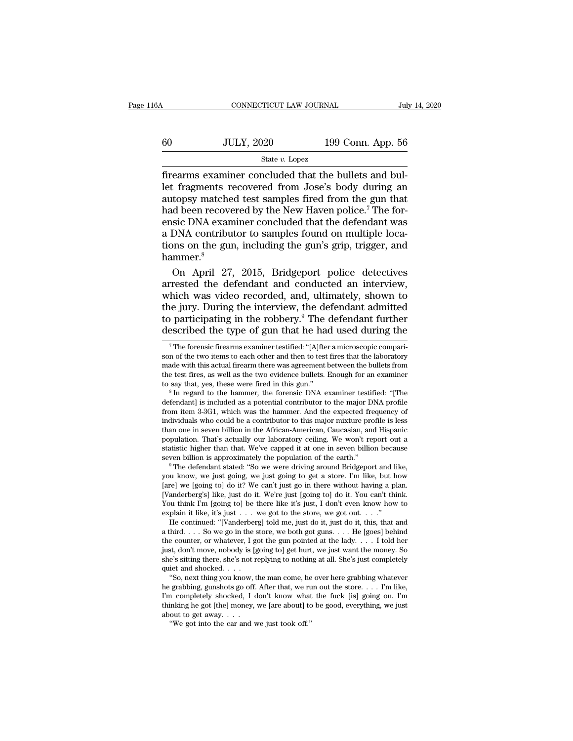firearms examiner concluded that the bullets and bullet fragments recovered from Jose's body during an autopsy matched test samples fired from the gun that had been recovered by the New Haven police.[7] The forensic DNA examiner concluded that the defendant was a DNA contributor to samples found on multiple locations on the gun, including the gun's grip, trigger, and hammer.[8]

On April 27, 2015, Bridgeport police detectives arrested the defendant and conducted an interview, which was video recorded, and, ultimately, shown to the jury. During the interview, the defendant admitted to participating in the robbery.[9] The defendant further described the type of gun that he had used during the

---

[7] The forensic firearms examiner testified: "[A]fter a microscopic comparison of the two items to each other and then to test fires that the laboratory made with this actual firearm there was agreement between the bullets from the test fires, as well as the two evidence bullets. Enough for an examiner to say that, yes, these were fired in this gun."

[8] In regard to the hammer, the forensic DNA examiner testified: "[The defendant] is included as a potential contributor to the major DNA profile from item 3-3G1, which was the hammer. And the expected frequency of individuals who could be a contributor to this major mixture profile is less than one in seven billion in the African-American, Caucasian, and Hispanic population. That's actually our laboratory ceiling. We won't report out a statistic higher than that. We've capped it at one in seven billion because seven billion is approximately the population of the earth."

[9] The defendant stated: "So we were driving around Bridgeport and like, you know, we just going, we just going to get a store. I'm like, but how [are] we [going to] do it? We can't just go in there without having a plan. [Vanderberg's] like, just do it. We're just [going to] do it. You can't think. You think I'm [going to] be there like it's just, I don't even know how to explain it like, it's just . . . we got to the store, we got out. . . ."

He continued: "[Vanderberg] told me, just do it, just do it, this, that and a third. . . . So we go in the store, we both got guns. . . . He [goes] behind the counter, or whatever, I got the gun pointed at the lady. . . . I told her just, don't move, nobody is [going to] get hurt, we just want the money. So she's sitting there, she's not replying to nothing at all. She's just completely quiet and shocked. . . .

"So, next thing you know, the man come, he over here grabbing whatever he grabbing, gunshots go off. After that, we run out the store. . . . I'm like, I'm completely shocked, I don't know what the fuck [is] going on. I'm thinking he got [the] money, we [are about] to be good, everything, we just about to get away. . . .

"We got into the car and we just took off."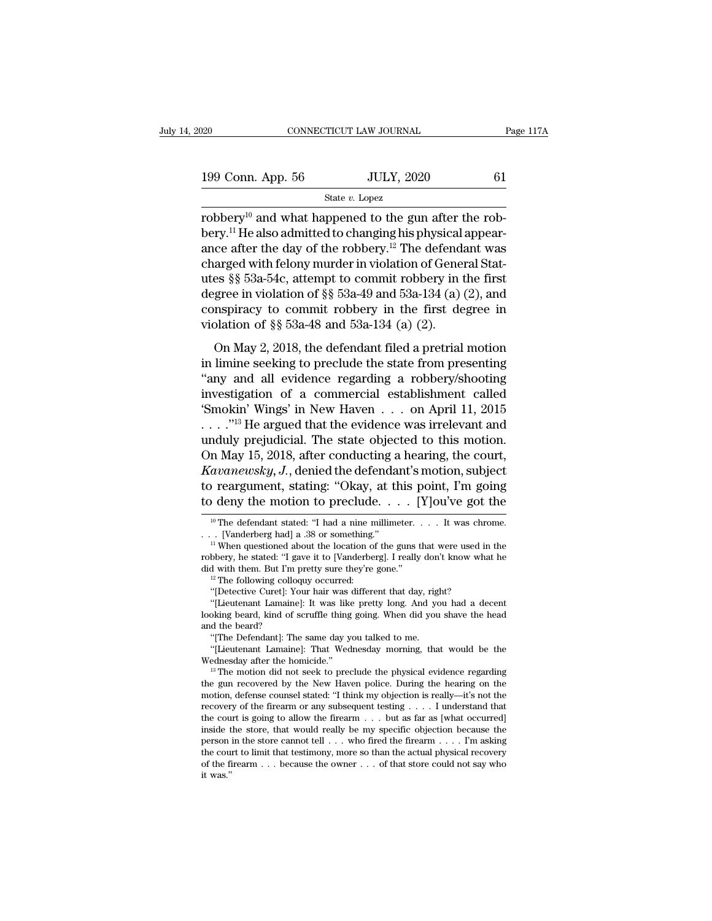robbery[10] and what happened to the gun after the robbery.[11] He also admitted to changing his physical appearance after the day of the robbery.[12] The defendant was charged with felony murder in violation of General Statutes §§ 53a-54c, attempt to commit robbery in the first degree in violation of §§ 53a-49 and 53a-134 (a) (2), and conspiracy to commit robbery in the first degree in violation of §§ 53a-48 and 53a-134 (a) (2).

On May 2, 2018, the defendant filed a pretrial motion in limine seeking to preclude the state from presenting "any and all evidence regarding a robbery/shooting investigation of a commercial establishment called 'Smokin' Wings' in New Haven . . . on April 11, 2015 . . . ."[13] He argued that the evidence was irrelevant and unduly prejudicial. The state objected to this motion. On May 15, 2018, after conducting a hearing, the court, *Kavanewsky, J.*, denied the defendant's motion, subject to reargument, stating: "Okay, at this point, I'm going to deny the motion to preclude. . . . [Y]ou've got the

---

[10] The defendant stated: "I had a nine millimeter. . . . It was chrome. . . . [Vanderberg had] a .38 or something."

[11] When questioned about the location of the guns that were used in the robbery, he stated: "I gave it to [Vanderberg]. I really don't know what he did with them. But I'm pretty sure they're gone."

[12] The following colloquy occurred:

"[Detective Curet]: Your hair was different that day, right?

"[Lieutenant Lamaine]: It was like pretty long. And you had a decent looking beard, kind of scruffle thing going. When did you shave the head and the beard?

"[The Defendant]: The same day you talked to me.

"[Lieutenant Lamaine]: That Wednesday morning, that would be the Wednesday after the homicide."

[13] The motion did not seek to preclude the physical evidence regarding the gun recovered by the New Haven police. During the hearing on the motion, defense counsel stated: "I think my objection is really—it's not the recovery of the firearm or any subsequent testing . . . . I understand that the court is going to allow the firearm . . . but as far as [what occurred] inside the store, that would really be my specific objection because the person in the store cannot tell . . . who fired the firearm . . . . I'm asking the court to limit that testimony, more so than the actual physical recovery of the firearm . . . because the owner . . . of that store could not say who it was."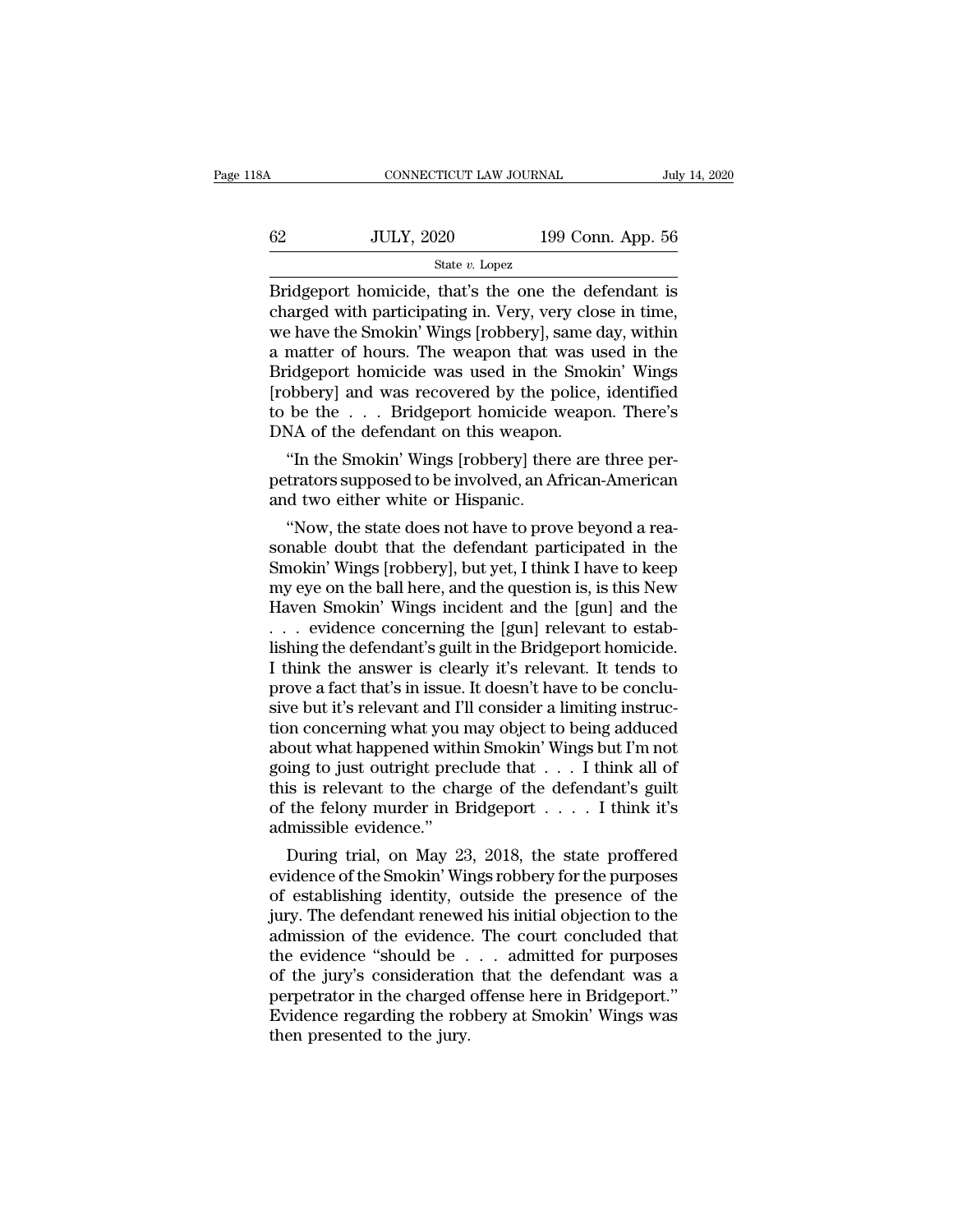Bridgeport homicide, that's the one the defendant is charged with participating in. Very, very close in time, we have the Smokin' Wings [robbery], same day, within a matter of hours. The weapon that was used in the Bridgeport homicide was used in the Smokin' Wings [robbery] and was recovered by the police, identified to be the . . . Bridgeport homicide weapon. There's DNA of the defendant on this weapon.

"In the Smokin' Wings [robbery] there are three perpetrators supposed to be involved, an African-American and two either white or Hispanic.

"Now, the state does not have to prove beyond a reasonable doubt that the defendant participated in the Smokin' Wings [robbery], but yet, I think I have to keep my eye on the ball here, and the question is, is this New Haven Smokin' Wings incident and the [gun] and the . . . evidence concerning the [gun] relevant to establishing the defendant's guilt in the Bridgeport homicide. I think the answer is clearly it's relevant. It tends to prove a fact that's in issue. It doesn't have to be conclusive but it's relevant and I'll consider a limiting instruction concerning what you may object to being adduced about what happened within Smokin' Wings but I'm not going to just outright preclude that . . . I think all of this is relevant to the charge of the defendant's guilt of the felony murder in Bridgeport . . . . I think it's admissible evidence."

During trial, on May 23, 2018, the state proffered evidence of the Smokin' Wings robbery for the purposes of establishing identity, outside the presence of the jury. The defendant renewed his initial objection to the admission of the evidence. The court concluded that the evidence "should be . . . admitted for purposes of the jury's consideration that the defendant was a perpetrator in the charged offense here in Bridgeport." Evidence regarding the robbery at Smokin' Wings was then presented to the jury.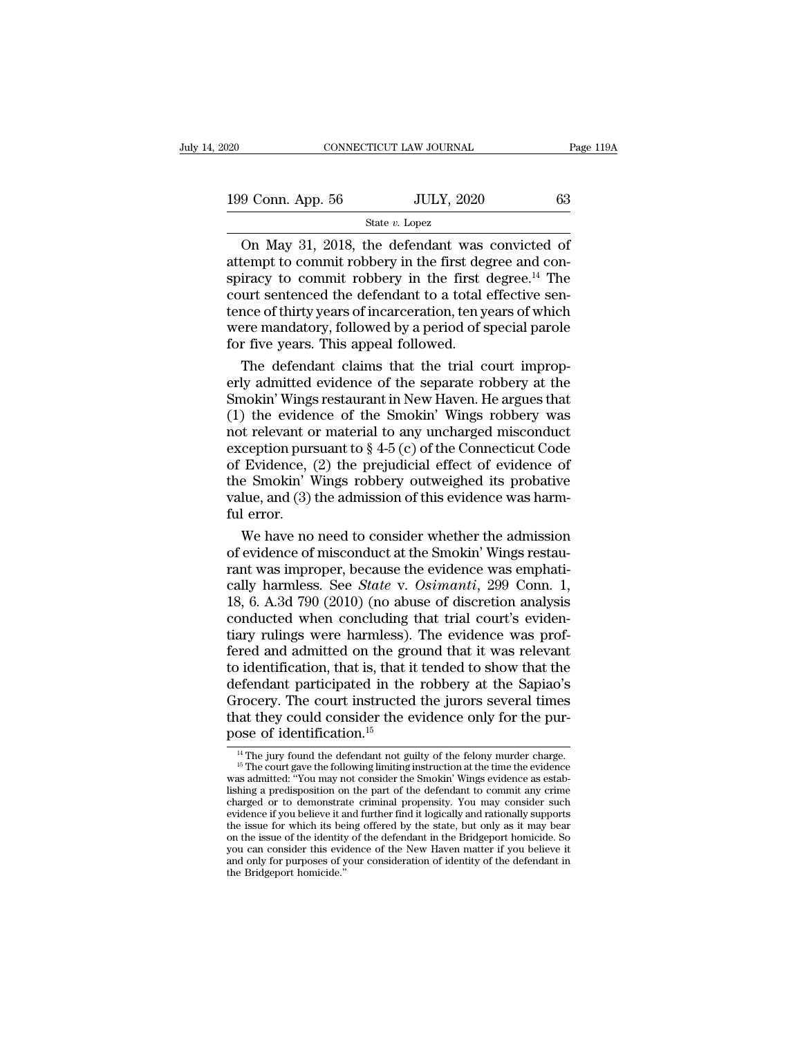On May 31, 2018, the defendant was convicted of attempt to commit robbery in the first degree and conspiracy to commit robbery in the first degree.[14] The court sentenced the defendant to a total effective sentence of thirty years of incarceration, ten years of which were mandatory, followed by a period of special parole for five years. This appeal followed.

The defendant claims that the trial court improperly admitted evidence of the separate robbery at the Smokin' Wings restaurant in New Haven. He argues that (1) the evidence of the Smokin' Wings robbery was not relevant or material to any uncharged misconduct exception pursuant to § 4-5 (c) of the Connecticut Code of Evidence, (2) the prejudicial effect of evidence of the Smokin' Wings robbery outweighed its probative value, and (3) the admission of this evidence was harmful error.

We have no need to consider whether the admission of evidence of misconduct at the Smokin' Wings restaurant was improper, because the evidence was emphatically harmless. See *State* v. *Osimanti*, 299 Conn. 1, 18, 6. A.3d 790 (2010) (no abuse of discretion analysis conducted when concluding that trial court's evidentiary rulings were harmless). The evidence was proffered and admitted on the ground that it was relevant to identification, that is, that it tended to show that the defendant participated in the robbery at the Sapiao's Grocery. The court instructed the jurors several times that they could consider the evidence only for the purpose of identification.[15]

---

[14] The jury found the defendant not guilty of the felony murder charge.

[15] The court gave the following limiting instruction at the time the evidence was admitted: "You may not consider the Smokin' Wings evidence as establishing a predisposition on the part of the defendant to commit any crime charged or to demonstrate criminal propensity. You may consider such evidence if you believe it and further find it logically and rationally supports the issue for which its being offered by the state, but only as it may bear on the issue of the identity of the defendant in the Bridgeport homicide. So you can consider this evidence of the New Haven matter if you believe it and only for purposes of your consideration of identity of the defendant in the Bridgeport homicide."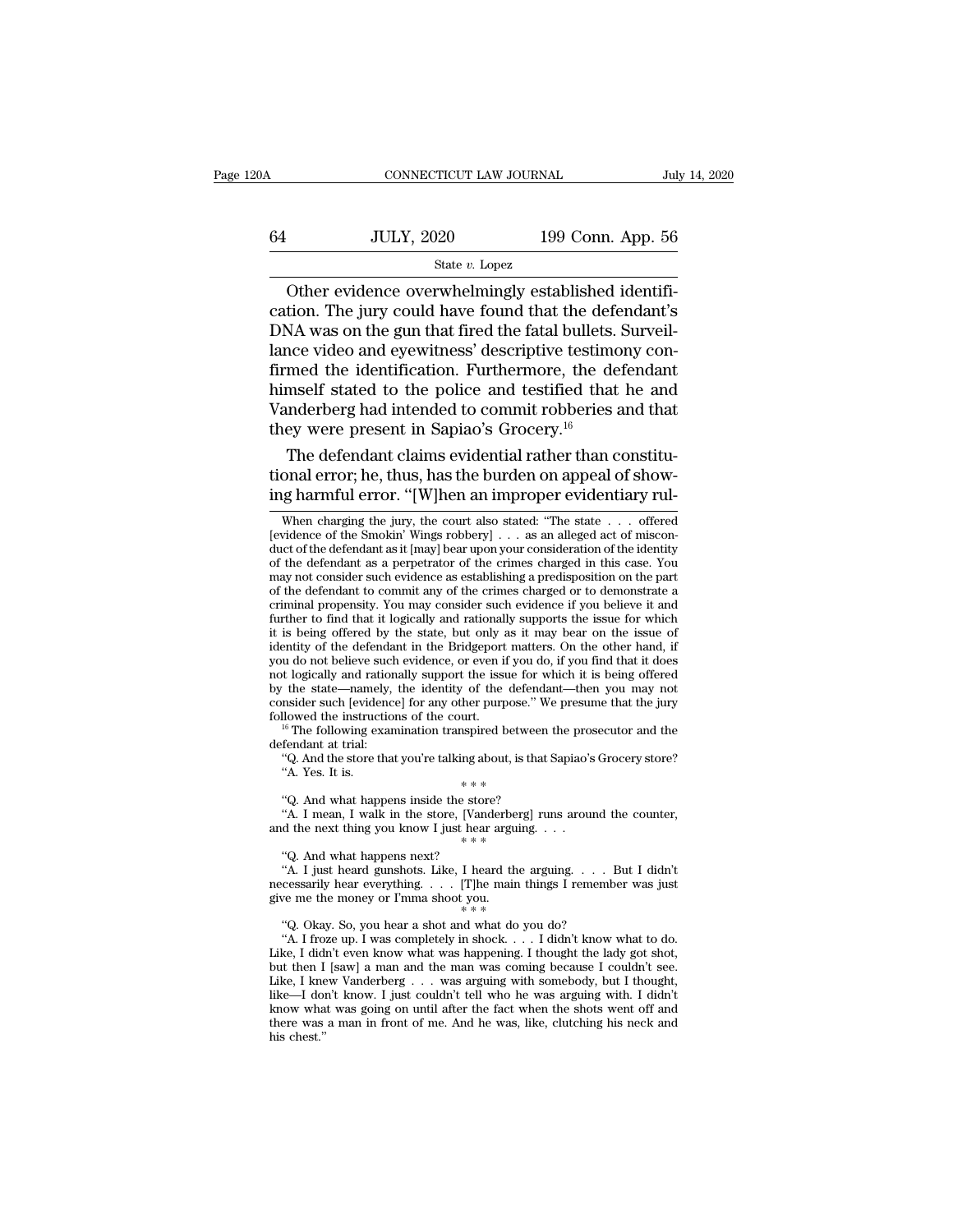Other evidence overwhelmingly established identification. The jury could have found that the defendant's DNA was on the gun that fired the fatal bullets. Surveillance video and eyewitness' descriptive testimony confirmed the identification. Furthermore, the defendant himself stated to the police and testified that he and Vanderberg had intended to commit robberies and that they were present in Sapiao's Grocery.[16]

The defendant claims evidential rather than constitutional error; he, thus, has the burden on appeal of showing harmful error. "[W]hen an improper evidentiary rul-

When charging the jury, the court also stated: "The state . . . offered [evidence of the Smokin' Wings robbery] . . . as an alleged act of misconduct of the defendant as it [may] bear upon your consideration of the identity of the defendant as a perpetrator of the crimes charged in this case. You may not consider such evidence as establishing a predisposition on the part of the defendant to commit any of the crimes charged or to demonstrate a criminal propensity. You may consider such evidence if you believe it and further to find that it logically and rationally supports the issue for which it is being offered by the state, but only as it may bear on the issue of identity of the defendant in the Bridgeport matters. On the other hand, if you do not believe such evidence, or even if you do, if you find that it does not logically and rationally support the issue for which it is being offered by the state—namely, the identity of the defendant—then you may not consider such [evidence] for any other purpose." We presume that the jury followed the instructions of the court.

[16] The following examination transpired between the prosecutor and the defendant at trial:

"Q. And the store that you're talking about, is that Sapiao's Grocery store?

"A. Yes. It is.

\* \* \*

"Q. And what happens inside the store?

"A. I mean, I walk in the store, [Vanderberg] runs around the counter, and the next thing you know I just hear arguing. . . .

\* \* \*

"Q. And what happens next?

"A. I just heard gunshots. Like, I heard the arguing. . . . But I didn't necessarily hear everything. . . . [T]he main things I remember was just give me the money or I'mma shoot you.

\* \* \*

"Q. Okay. So, you hear a shot and what do you do?

"A. I froze up. I was completely in shock. . . . I didn't know what to do. Like, I didn't even know what was happening. I thought the lady got shot, but then I [saw] a man and the man was coming because I couldn't see. Like, I knew Vanderberg . . . was arguing with somebody, but I thought, like—I don't know. I just couldn't tell who he was arguing with. I didn't know what was going on until after the fact when the shots went off and there was a man in front of me. And he was, like, clutching his neck and his chest."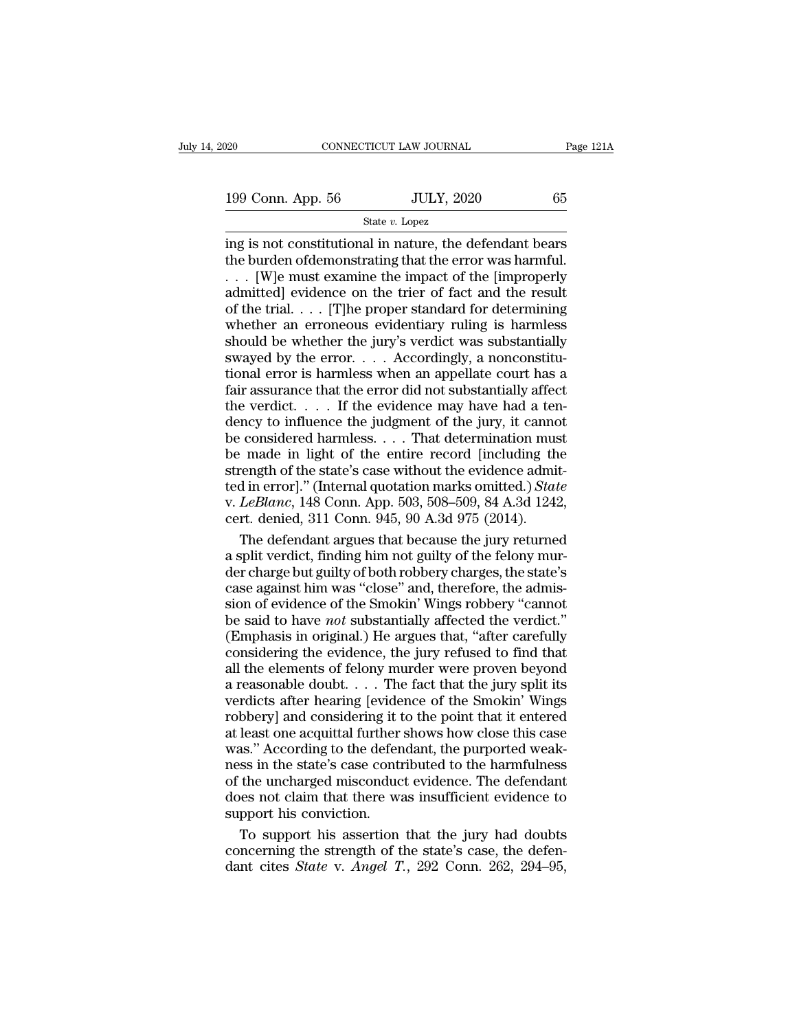ing is not constitutional in nature, the defendant bears the burden ofdemonstrating that the error was harmful. . . . [W]e must examine the impact of the [improperly admitted] evidence on the trier of fact and the result of the trial. . . . [T]he proper standard for determining whether an erroneous evidentiary ruling is harmless should be whether the jury's verdict was substantially swayed by the error. . . . Accordingly, a nonconstitutional error is harmless when an appellate court has a fair assurance that the error did not substantially affect the verdict. . . . If the evidence may have had a tendency to influence the judgment of the jury, it cannot be considered harmless. . . . That determination must be made in light of the entire record [including the strength of the state's case without the evidence admitted in error]." (Internal quotation marks omitted.) *State* v. *LeBlanc*, 148 Conn. App. 503, 508–509, 84 A.3d 1242, cert. denied, 311 Conn. 945, 90 A.3d 975 (2014).

The defendant argues that because the jury returned a split verdict, finding him not guilty of the felony murder charge but guilty of both robbery charges, the state's case against him was "close" and, therefore, the admission of evidence of the Smokin' Wings robbery "cannot be said to have *not* substantially affected the verdict." (Emphasis in original.) He argues that, "after carefully considering the evidence, the jury refused to find that all the elements of felony murder were proven beyond a reasonable doubt. . . . The fact that the jury split its verdicts after hearing [evidence of the Smokin' Wings robbery] and considering it to the point that it entered at least one acquittal further shows how close this case was." According to the defendant, the purported weakness in the state's case contributed to the harmfulness of the uncharged misconduct evidence. The defendant does not claim that there was insufficient evidence to support his conviction.

To support his assertion that the jury had doubts concerning the strength of the state's case, the defendant cites *State* v. *Angel T.*, 292 Conn. 262, 294–95,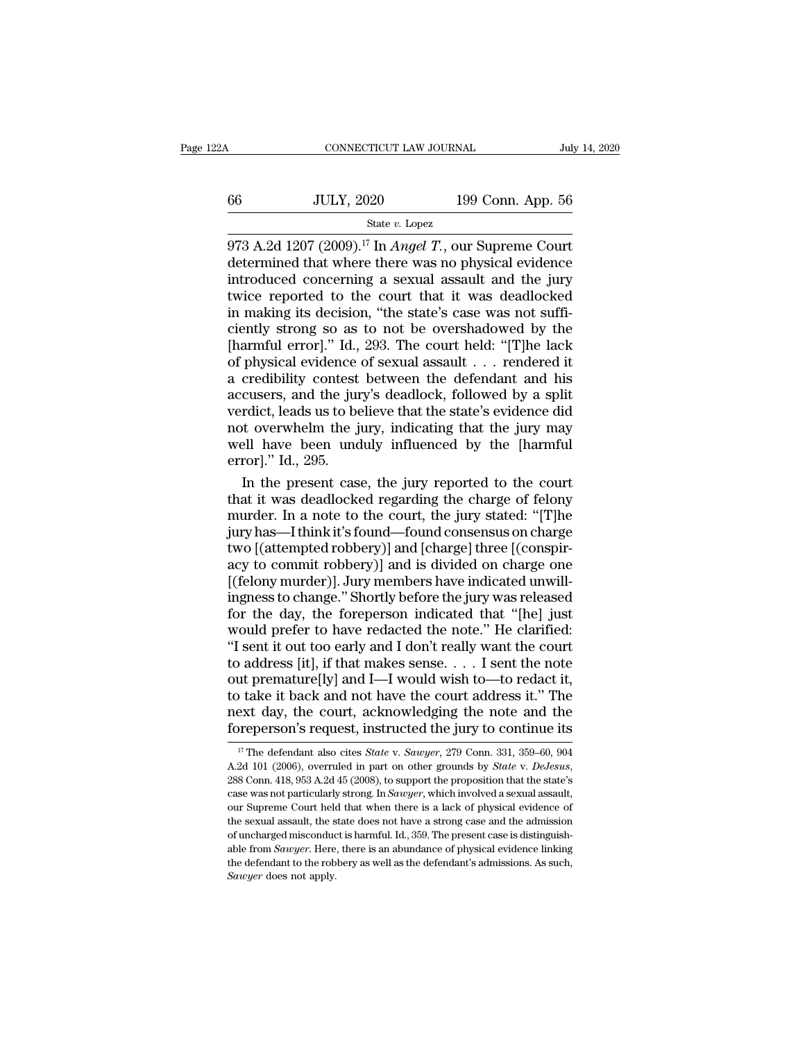973 A.2d 1207 (2009).[17] In *Angel T.*, our Supreme Court determined that where there was no physical evidence introduced concerning a sexual assault and the jury twice reported to the court that it was deadlocked in making its decision, "the state's case was not sufficiently strong so as to not be overshadowed by the [harmful error]." Id., 293. The court held: "[T]he lack of physical evidence of sexual assault . . . rendered it a credibility contest between the defendant and his accusers, and the jury's deadlock, followed by a split verdict, leads us to believe that the state's evidence did not overwhelm the jury, indicating that the jury may well have been unduly influenced by the [harmful error]." Id., 295.

In the present case, the jury reported to the court that it was deadlocked regarding the charge of felony murder. In a note to the court, the jury stated: "[T]he jury has—I think it's found—found consensus on charge two [(attempted robbery)] and [charge] three [(conspiracy to commit robbery)] and is divided on charge one [(felony murder)]. Jury members have indicated unwillingness to change." Shortly before the jury was released for the day, the foreperson indicated that "[he] just would prefer to have redacted the note." He clarified: "I sent it out too early and I don't really want the court to address [it], if that makes sense. . . . I sent the note out premature[ly] and I—I would wish to—to redact it, to take it back and not have the court address it." The next day, the court, acknowledging the note and the foreperson's request, instructed the jury to continue its

[17] The defendant also cites *State* v. *Sawyer*, 279 Conn. 331, 359–60, 904 A.2d 101 (2006), overruled in part on other grounds by *State* v. *DeJesus*, 288 Conn. 418, 953 A.2d 45 (2008), to support the proposition that the state's case was not particularly strong. In *Sawyer*, which involved a sexual assault, our Supreme Court held that when there is a lack of physical evidence of the sexual assault, the state does not have a strong case and the admission of uncharged misconduct is harmful. Id., 359. The present case is distinguishable from *Sawyer*. Here, there is an abundance of physical evidence linking the defendant to the robbery as well as the defendant's admissions. As such, *Sawyer* does not apply.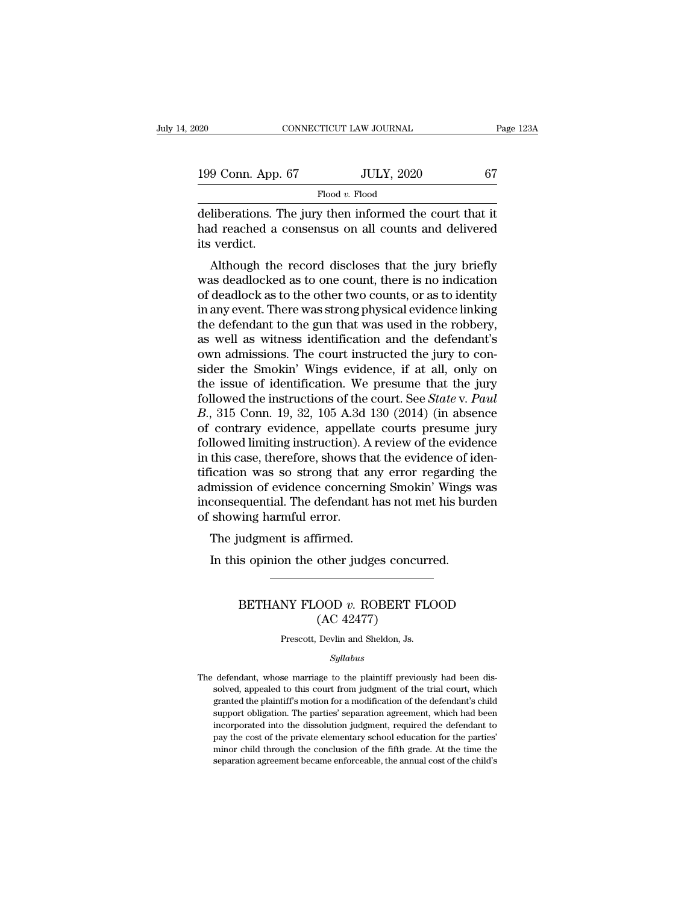deliberations. The jury then informed the court that it had reached a consensus on all counts and delivered its verdict.

Although the record discloses that the jury briefly was deadlocked as to one count, there is no indication of deadlock as to the other two counts, or as to identity in any event. There was strong physical evidence linking the defendant to the gun that was used in the robbery, as well as witness identification and the defendant's own admissions. The court instructed the jury to consider the Smokin' Wings evidence, if at all, only on the issue of identification. We presume that the jury followed the instructions of the court. See *State* v. *Paul B.*, 315 Conn. 19, 32, 105 A.3d 130 (2014) (in absence of contrary evidence, appellate courts presume jury followed limiting instruction). A review of the evidence in this case, therefore, shows that the evidence of identification was so strong that any error regarding the admission of evidence concerning Smokin' Wings was inconsequential. The defendant has not met his burden of showing harmful error.

The judgment is affirmed.

In this opinion the other judges concurred.

---

# BETHANY FLOOD *v.* ROBERT FLOOD
## (AC 42477)

Prescott, Devlin and Sheldon, Js.

*Syllabus*

The defendant, whose marriage to the plaintiff previously had been dissolved, appealed to this court from judgment of the trial court, which granted the plaintiff's motion for a modification of the defendant's child support obligation. The parties' separation agreement, which had been incorporated into the dissolution judgment, required the defendant to pay the cost of the private elementary school education for the parties' minor child through the conclusion of the fifth grade. At the time the separation agreement became enforceable, the annual cost of the child's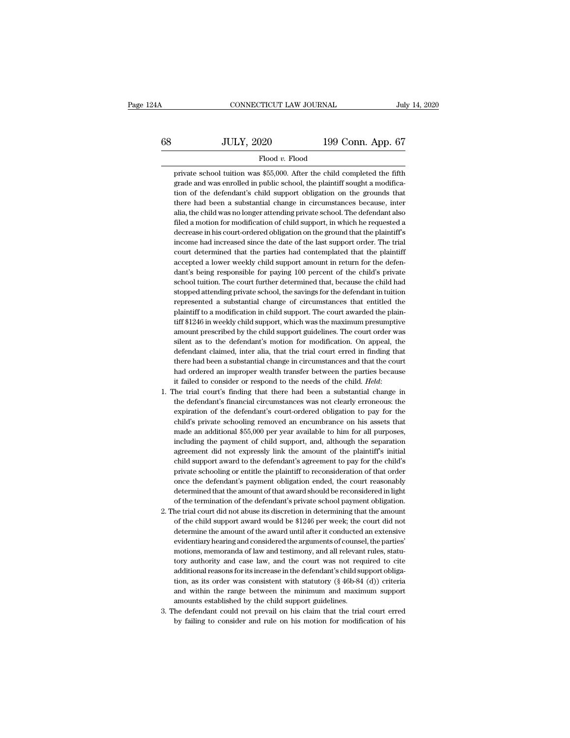private school tuition was $55,000. After the child completed the fifth grade and was enrolled in public school, the plaintiff sought a modification of the defendant's child support obligation on the grounds that there had been a substantial change in circumstances because, inter alia, the child was no longer attending private school. The defendant also filed a motion for modification of child support, in which he requested a decrease in his court-ordered obligation on the ground that the plaintiff's income had increased since the date of the last support order. The trial court determined that the parties had contemplated that the plaintiff accepted a lower weekly child support amount in return for the defendant's being responsible for paying 100 percent of the child's private school tuition. The court further determined that, because the child had stopped attending private school, the savings for the defendant in tuition represented a substantial change of circumstances that entitled the plaintiff to a modification in child support. The court awarded the plaintiff $1246 in weekly child support, which was the maximum presumptive amount prescribed by the child support guidelines. The court order was silent as to the defendant's motion for modification. On appeal, the defendant claimed, inter alia, that the trial court erred in finding that there had been a substantial change in circumstances and that the court had ordered an improper wealth transfer between the parties because it failed to consider or respond to the needs of the child. *Held*:

1. The trial court's finding that there had been a substantial change in the defendant's financial circumstances was not clearly erroneous: the expiration of the defendant's court-ordered obligation to pay for the child's private schooling removed an encumbrance on his assets that made an additional $55,000 per year available to him for all purposes, including the payment of child support, and, although the separation agreement did not expressly link the amount of the plaintiff's initial child support award to the defendant's agreement to pay for the child's private schooling or entitle the plaintiff to reconsideration of that order once the defendant's payment obligation ended, the court reasonably determined that the amount of that award should be reconsidered in light of the termination of the defendant's private school payment obligation.
2. The trial court did not abuse its discretion in determining that the amount of the child support award would be $1246 per week; the court did not determine the amount of the award until after it conducted an extensive evidentiary hearing and considered the arguments of counsel, the parties' motions, memoranda of law and testimony, and all relevant rules, statutory authority and case law, and the court was not required to cite additional reasons for its increase in the defendant's child support obligation, as its order was consistent with statutory (§ 46b-84 (d)) criteria and within the range between the minimum and maximum support amounts established by the child support guidelines.
3. The defendant could not prevail on his claim that the trial court erred by failing to consider and rule on his motion for modification of his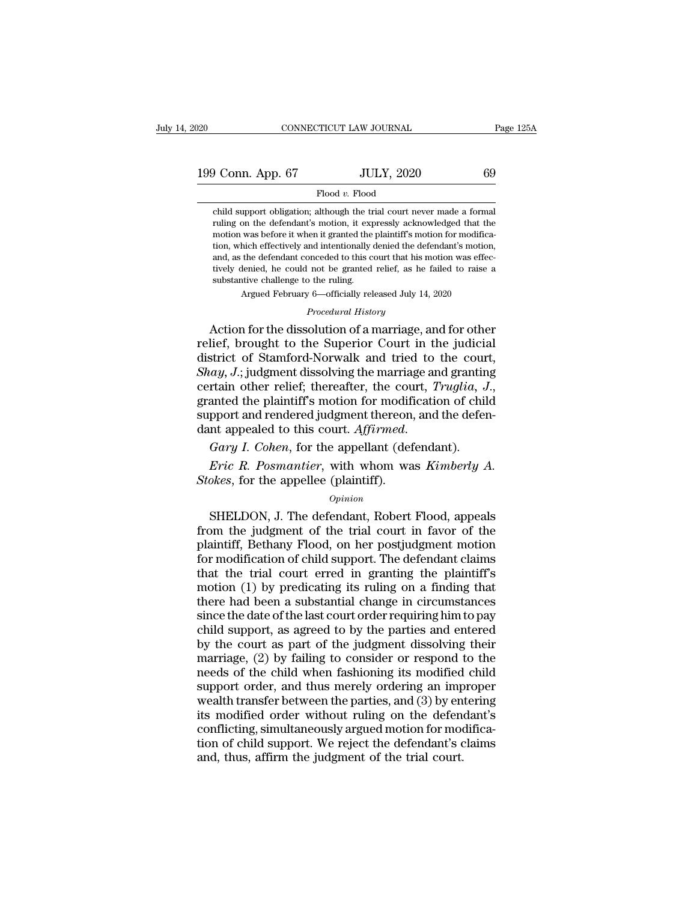child support obligation; although the trial court never made a formal ruling on the defendant's motion, it expressly acknowledged that the motion was before it when it granted the plaintiff's motion for modification, which effectively and intentionally denied the defendant's motion, and, as the defendant conceded to this court that his motion was effectively denied, he could not be granted relief, as he failed to raise a substantive challenge to the ruling.

Argued February 6—officially released July 14, 2020

*Procedural History*

Action for the dissolution of a marriage, and for other relief, brought to the Superior Court in the judicial district of Stamford-Norwalk and tried to the court, *Shay*, *J.*; judgment dissolving the marriage and granting certain other relief; thereafter, the court, *Truglia*, *J.*, granted the plaintiff's motion for modification of child support and rendered judgment thereon, and the defendant appealed to this court. *Affirmed*.

*Gary I. Cohen*, for the appellant (defendant).

*Eric R. Posmantier*, with whom was *Kimberly A. Stokes*, for the appellee (plaintiff).

*Opinion*

SHELDON, J. The defendant, Robert Flood, appeals from the judgment of the trial court in favor of the plaintiff, Bethany Flood, on her postjudgment motion for modification of child support. The defendant claims that the trial court erred in granting the plaintiff's motion (1) by predicating its ruling on a finding that there had been a substantial change in circumstances since the date of the last court order requiring him to pay child support, as agreed to by the parties and entered by the court as part of the judgment dissolving their marriage, (2) by failing to consider or respond to the needs of the child when fashioning its modified child support order, and thus merely ordering an improper wealth transfer between the parties, and (3) by entering its modified order without ruling on the defendant's conflicting, simultaneously argued motion for modification of child support. We reject the defendant's claims and, thus, affirm the judgment of the trial court.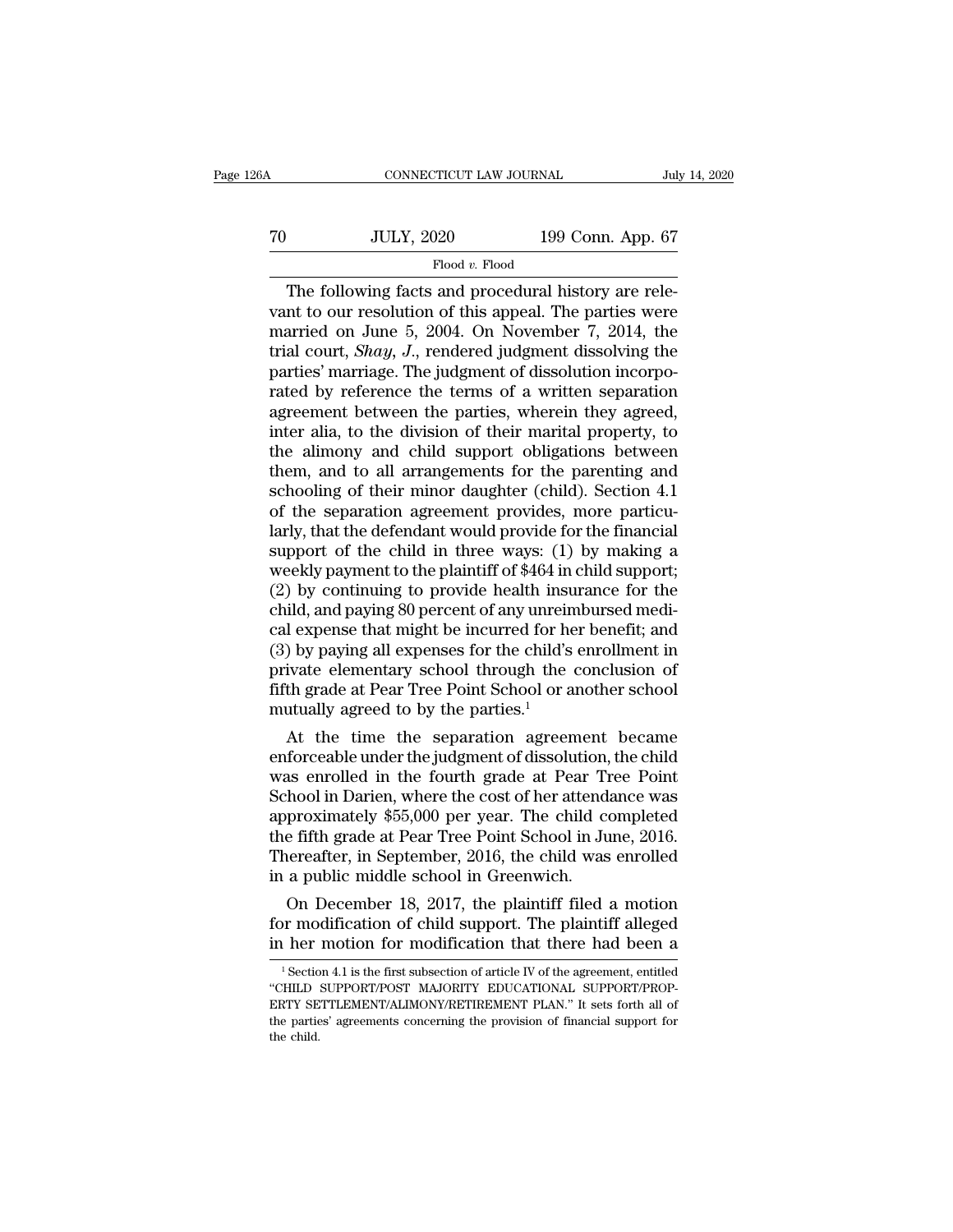The following facts and procedural history are relevant to our resolution of this appeal. The parties were married on June 5, 2004. On November 7, 2014, the trial court, *Shay*, *J.*, rendered judgment dissolving the parties' marriage. The judgment of dissolution incorporated by reference the terms of a written separation agreement between the parties, wherein they agreed, inter alia, to the division of their marital property, to the alimony and child support obligations between them, and to all arrangements for the parenting and schooling of their minor daughter (child). Section 4.1 of the separation agreement provides, more particularly, that the defendant would provide for the financial support of the child in three ways: (1) by making a weekly payment to the plaintiff of $464 in child support; (2) by continuing to provide health insurance for the child, and paying 80 percent of any unreimbursed medical expense that might be incurred for her benefit; and (3) by paying all expenses for the child's enrollment in private elementary school through the conclusion of fifth grade at Pear Tree Point School or another school mutually agreed to by the parties.[1]

At the time the separation agreement became enforceable under the judgment of dissolution, the child was enrolled in the fourth grade at Pear Tree Point School in Darien, where the cost of her attendance was approximately $55,000 per year. The child completed the fifth grade at Pear Tree Point School in June, 2016. Thereafter, in September, 2016, the child was enrolled in a public middle school in Greenwich.

On December 18, 2017, the plaintiff filed a motion for modification of child support. The plaintiff alleged in her motion for modification that there had been a

[1] Section 4.1 is the first subsection of article IV of the agreement, entitled "CHILD SUPPORT/POST MAJORITY EDUCATIONAL SUPPORT/PROPERTY SETTLEMENT/ALIMONY/RETIREMENT PLAN." It sets forth all of the parties' agreements concerning the provision of financial support for the child.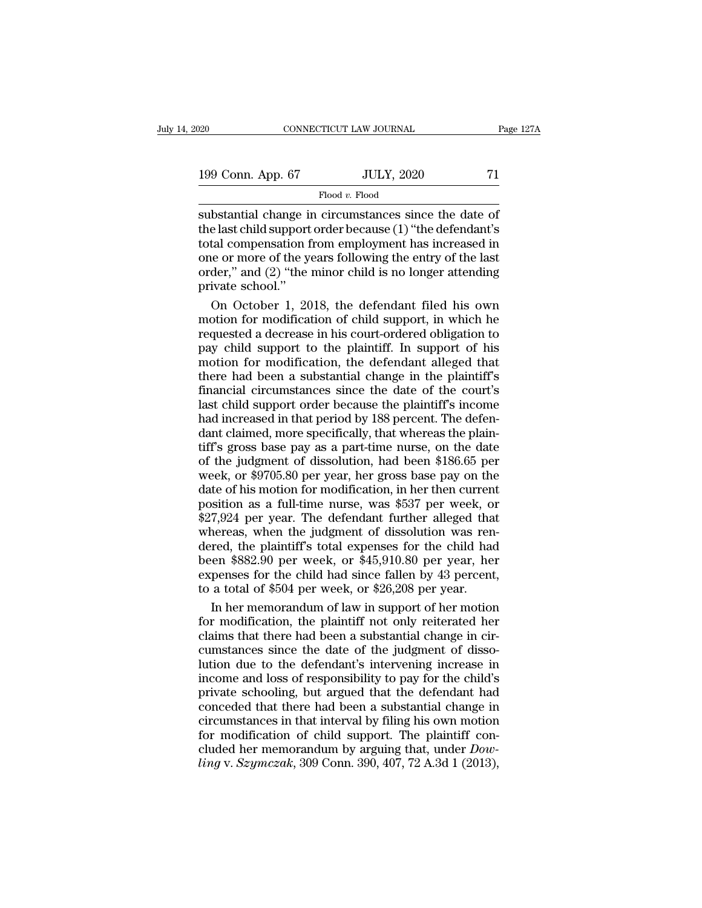substantial change in circumstances since the date of the last child support order because (1) "the defendant's total compensation from employment has increased in one or more of the years following the entry of the last order," and (2) "the minor child is no longer attending private school."

On October 1, 2018, the defendant filed his own motion for modification of child support, in which he requested a decrease in his court-ordered obligation to pay child support to the plaintiff. In support of his motion for modification, the defendant alleged that there had been a substantial change in the plaintiff's financial circumstances since the date of the court's last child support order because the plaintiff's income had increased in that period by 188 percent. The defendant claimed, more specifically, that whereas the plaintiff's gross base pay as a part-time nurse, on the date of the judgment of dissolution, had been $186.65 per week, or $9705.80 per year, her gross base pay on the date of his motion for modification, in her then current position as a full-time nurse, was $537 per week, or $27,924 per year. The defendant further alleged that whereas, when the judgment of dissolution was rendered, the plaintiff's total expenses for the child had been $882.90 per week, or $45,910.80 per year, her expenses for the child had since fallen by 43 percent, to a total of $504 per week, or $26,208 per year.

In her memorandum of law in support of her motion for modification, the plaintiff not only reiterated her claims that there had been a substantial change in circumstances since the date of the judgment of dissolution due to the defendant's intervening increase in income and loss of responsibility to pay for the child's private schooling, but argued that the defendant had conceded that there had been a substantial change in circumstances in that interval by filing his own motion for modification of child support. The plaintiff concluded her memorandum by arguing that, under *Dowling* v. *Szymczak*, 309 Conn. 390, 407, 72 A.3d 1 (2013),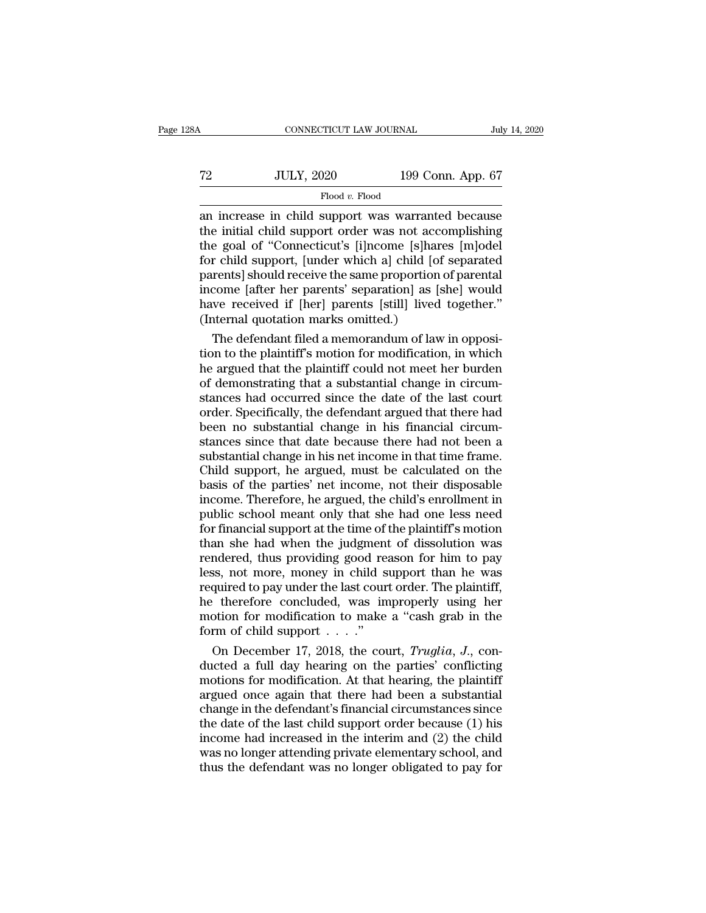an increase in child support was warranted because the initial child support order was not accomplishing the goal of "Connecticut's [i]ncome [s]hares [m]odel for child support, [under which a] child [of separated parents] should receive the same proportion of parental income [after her parents' separation] as [she] would have received if [her] parents [still] lived together." (Internal quotation marks omitted.)

The defendant filed a memorandum of law in opposition to the plaintiff's motion for modification, in which he argued that the plaintiff could not meet her burden of demonstrating that a substantial change in circumstances had occurred since the date of the last court order. Specifically, the defendant argued that there had been no substantial change in his financial circumstances since that date because there had not been a substantial change in his net income in that time frame. Child support, he argued, must be calculated on the basis of the parties' net income, not their disposable income. Therefore, he argued, the child's enrollment in public school meant only that she had one less need for financial support at the time of the plaintiff's motion than she had when the judgment of dissolution was rendered, thus providing good reason for him to pay less, not more, money in child support than he was required to pay under the last court order. The plaintiff, he therefore concluded, was improperly using her motion for modification to make a "cash grab in the form of child support . . . ."

On December 17, 2018, the court, *Truglia, J.*, conducted a full day hearing on the parties' conflicting motions for modification. At that hearing, the plaintiff argued once again that there had been a substantial change in the defendant's financial circumstances since the date of the last child support order because (1) his income had increased in the interim and (2) the child was no longer attending private elementary school, and thus the defendant was no longer obligated to pay for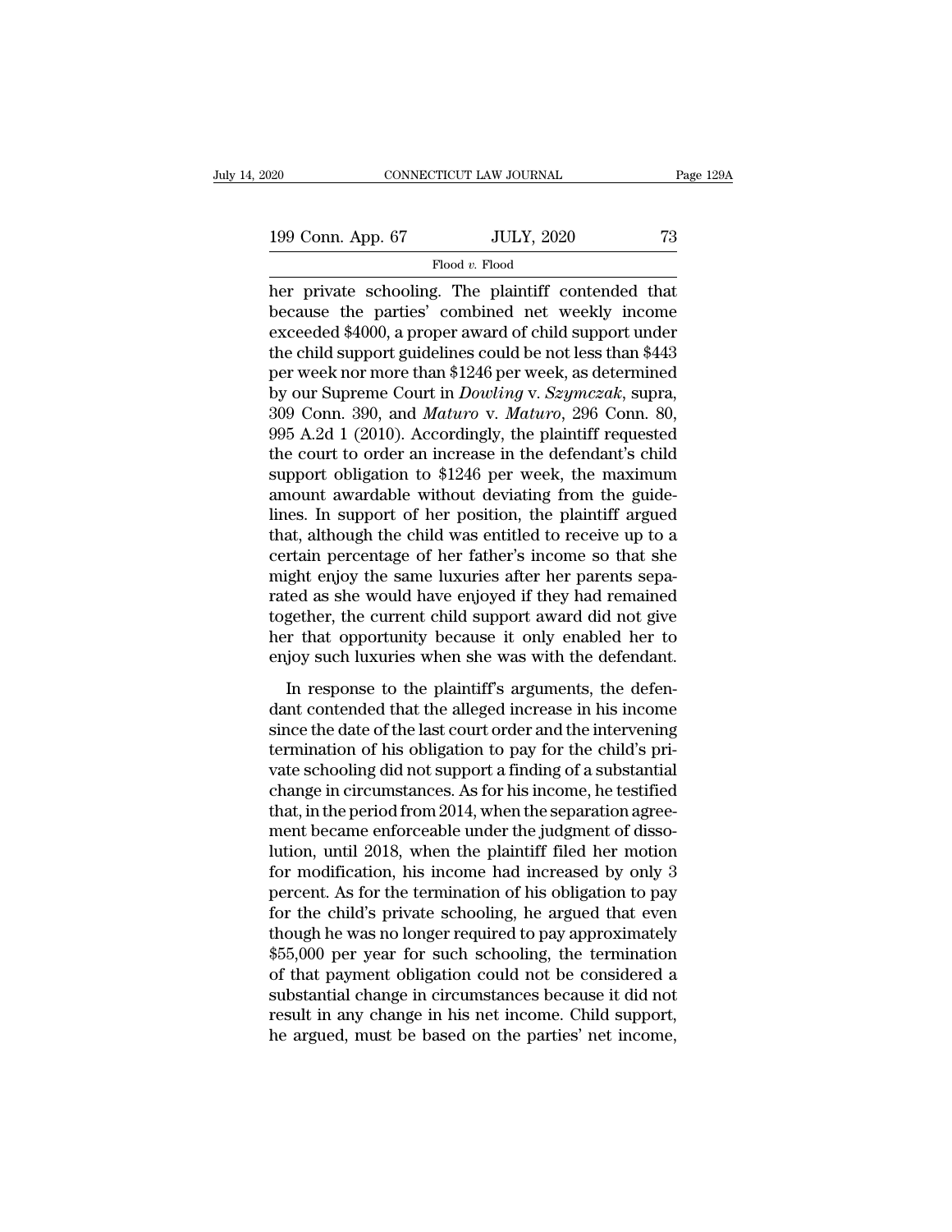her private schooling. The plaintiff contended that because the parties' combined net weekly income exceeded $4000, a proper award of child support under the child support guidelines could be not less than $443 per week nor more than $1246 per week, as determined by our Supreme Court in *Dowling* v. *Szymczak*, supra, 309 Conn. 390, and *Maturo* v. *Maturo*, 296 Conn. 80, 995 A.2d 1 (2010). Accordingly, the plaintiff requested the court to order an increase in the defendant's child support obligation to $1246 per week, the maximum amount awardable without deviating from the guidelines. In support of her position, the plaintiff argued that, although the child was entitled to receive up to a certain percentage of her father's income so that she might enjoy the same luxuries after her parents separated as she would have enjoyed if they had remained together, the current child support award did not give her that opportunity because it only enabled her to enjoy such luxuries when she was with the defendant.

In response to the plaintiff's arguments, the defendant contended that the alleged increase in his income since the date of the last court order and the intervening termination of his obligation to pay for the child's private schooling did not support a finding of a substantial change in circumstances. As for his income, he testified that, in the period from 2014, when the separation agreement became enforceable under the judgment of dissolution, until 2018, when the plaintiff filed her motion for modification, his income had increased by only 3 percent. As for the termination of his obligation to pay for the child's private schooling, he argued that even though he was no longer required to pay approximately $55,000 per year for such schooling, the termination of that payment obligation could not be considered a substantial change in circumstances because it did not result in any change in his net income. Child support, he argued, must be based on the parties' net income,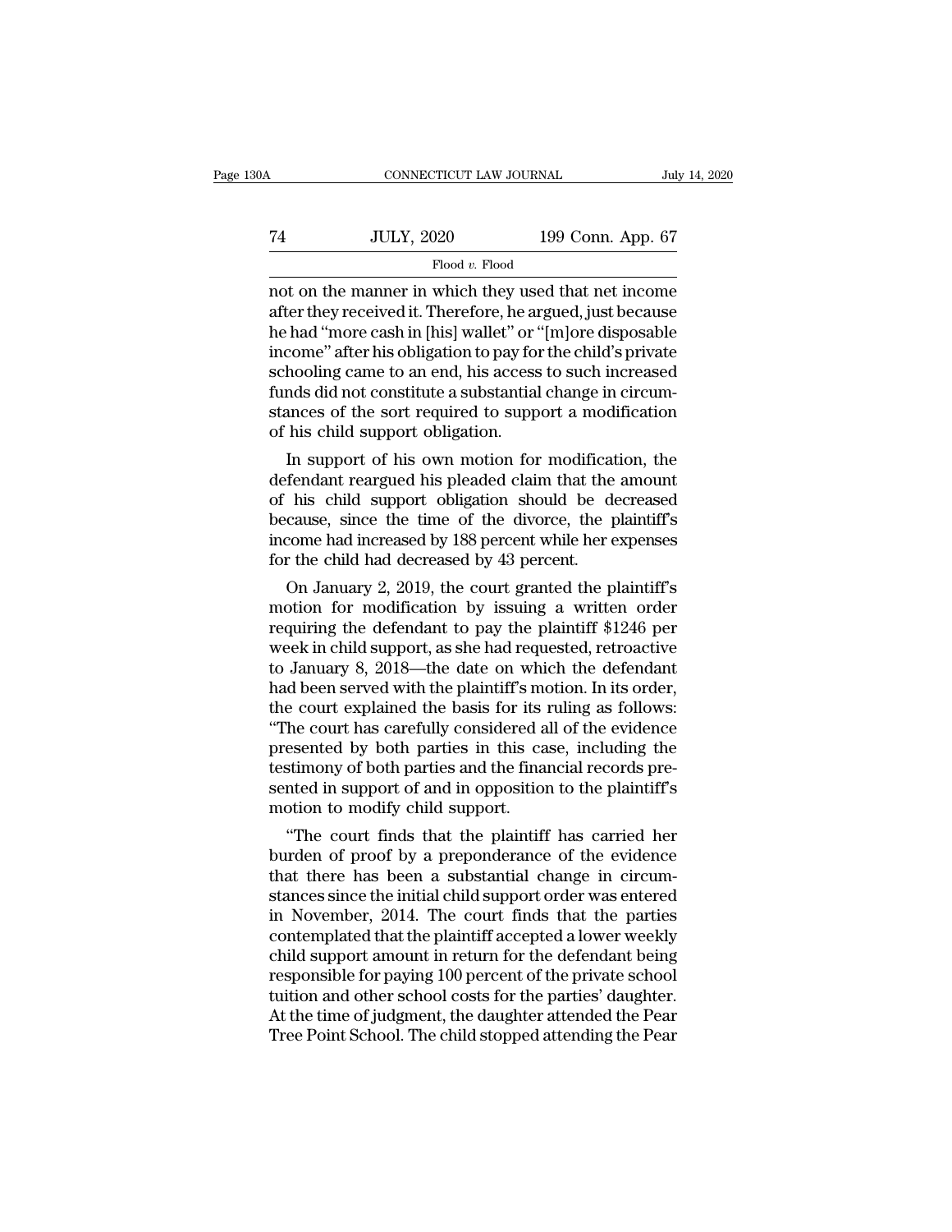not on the manner in which they used that net income after they received it. Therefore, he argued, just because he had "more cash in [his] wallet" or "[m]ore disposable income" after his obligation to pay for the child's private schooling came to an end, his access to such increased funds did not constitute a substantial change in circumstances of the sort required to support a modification of his child support obligation.

In support of his own motion for modification, the defendant reargued his pleaded claim that the amount of his child support obligation should be decreased because, since the time of the divorce, the plaintiff's income had increased by 188 percent while her expenses for the child had decreased by 43 percent.

On January 2, 2019, the court granted the plaintiff's motion for modification by issuing a written order requiring the defendant to pay the plaintiff $1246 per week in child support, as she had requested, retroactive to January 8, 2018—the date on which the defendant had been served with the plaintiff's motion. In its order, the court explained the basis for its ruling as follows: "The court has carefully considered all of the evidence presented by both parties in this case, including the testimony of both parties and the financial records presented in support of and in opposition to the plaintiff's motion to modify child support.

"The court finds that the plaintiff has carried her burden of proof by a preponderance of the evidence that there has been a substantial change in circumstances since the initial child support order was entered in November, 2014. The court finds that the parties contemplated that the plaintiff accepted a lower weekly child support amount in return for the defendant being responsible for paying 100 percent of the private school tuition and other school costs for the parties' daughter. At the time of judgment, the daughter attended the Pear Tree Point School. The child stopped attending the Pear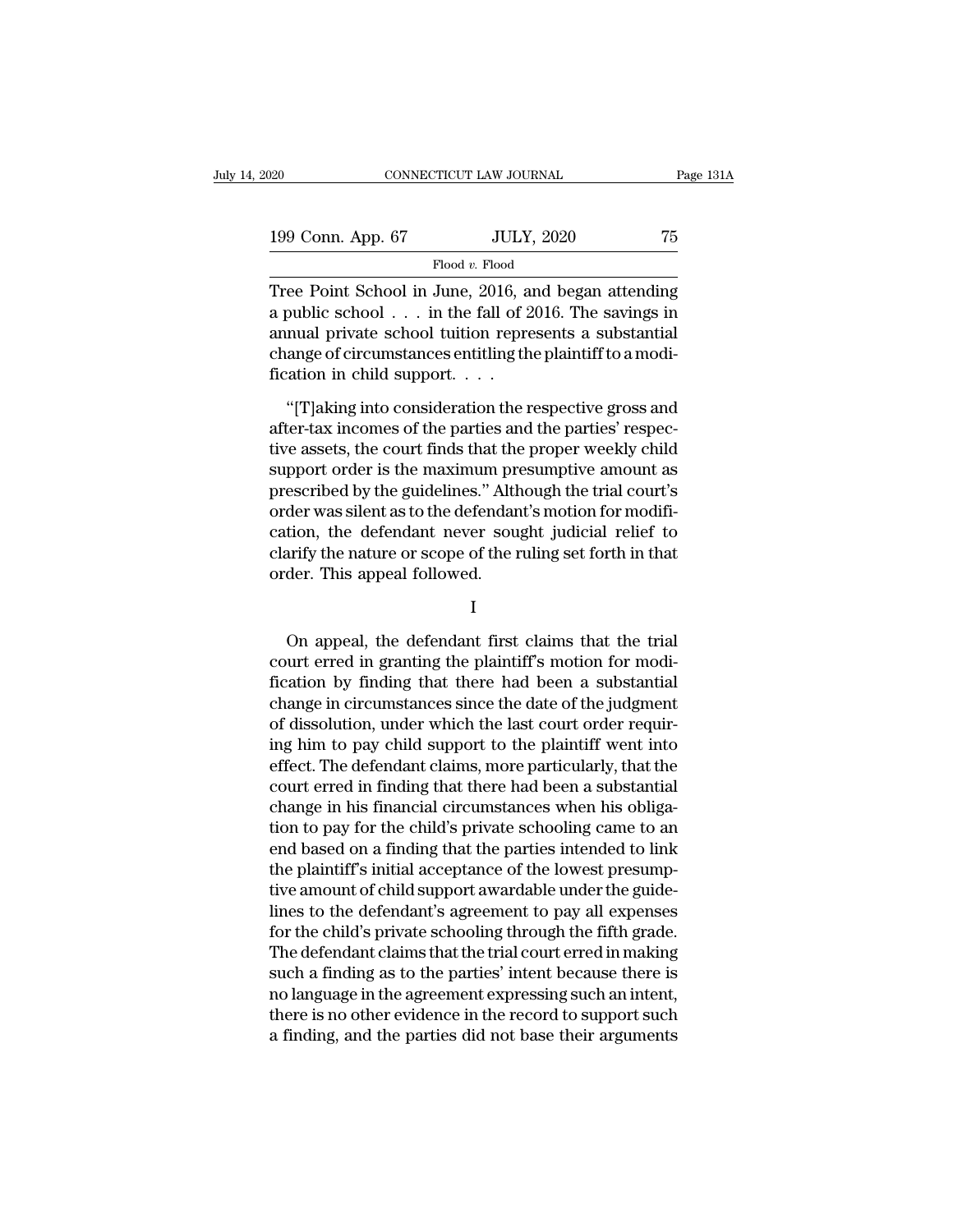Tree Point School in June, 2016, and began attending a public school . . . in the fall of 2016. The savings in annual private school tuition represents a substantial change of circumstances entitling the plaintiff to a modification in child support. . . .

"[T]aking into consideration the respective gross and after-tax incomes of the parties and the parties' respective assets, the court finds that the proper weekly child support order is the maximum presumptive amount as prescribed by the guidelines." Although the trial court's order was silent as to the defendant's motion for modification, the defendant never sought judicial relief to clarify the nature or scope of the ruling set forth in that order. This appeal followed.

I

On appeal, the defendant first claims that the trial court erred in granting the plaintiff's motion for modification by finding that there had been a substantial change in circumstances since the date of the judgment of dissolution, under which the last court order requiring him to pay child support to the plaintiff went into effect. The defendant claims, more particularly, that the court erred in finding that there had been a substantial change in his financial circumstances when his obligation to pay for the child's private schooling came to an end based on a finding that the parties intended to link the plaintiff's initial acceptance of the lowest presumptive amount of child support awardable under the guidelines to the defendant's agreement to pay all expenses for the child's private schooling through the fifth grade. The defendant claims that the trial court erred in making such a finding as to the parties' intent because there is no language in the agreement expressing such an intent, there is no other evidence in the record to support such a finding, and the parties did not base their arguments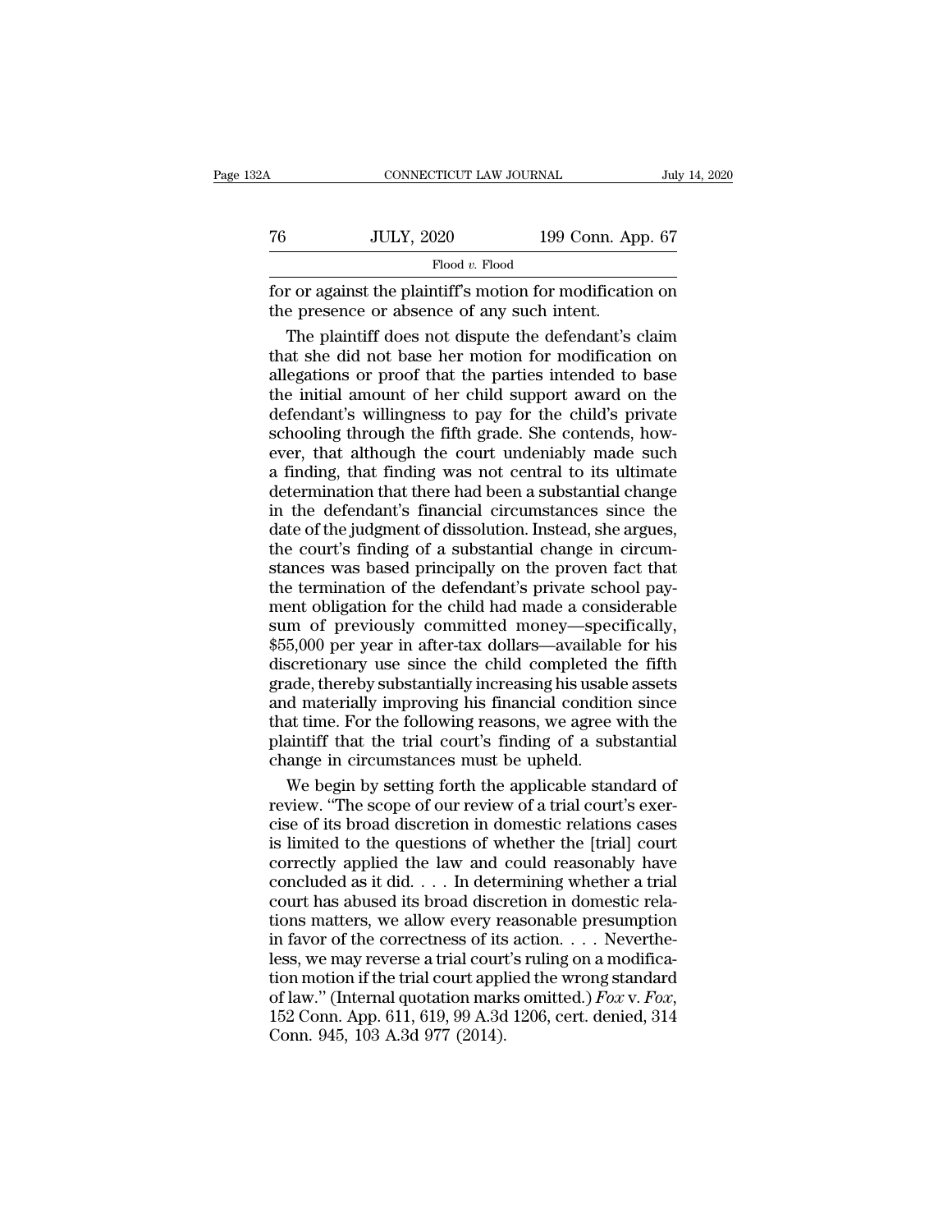for or against the plaintiff's motion for modification on the presence or absence of any such intent.

The plaintiff does not dispute the defendant's claim that she did not base her motion for modification on allegations or proof that the parties intended to base the initial amount of her child support award on the defendant's willingness to pay for the child's private schooling through the fifth grade. She contends, however, that although the court undeniably made such a finding, that finding was not central to its ultimate determination that there had been a substantial change in the defendant's financial circumstances since the date of the judgment of dissolution. Instead, she argues, the court's finding of a substantial change in circumstances was based principally on the proven fact that the termination of the defendant's private school payment obligation for the child had made a considerable sum of previously committed money—specifically, \$55,000 per year in after-tax dollars—available for his discretionary use since the child completed the fifth grade, thereby substantially increasing his usable assets and materially improving his financial condition since that time. For the following reasons, we agree with the plaintiff that the trial court's finding of a substantial change in circumstances must be upheld.

We begin by setting forth the applicable standard of review. "The scope of our review of a trial court's exercise of its broad discretion in domestic relations cases is limited to the questions of whether the [trial] court correctly applied the law and could reasonably have concluded as it did. . . . In determining whether a trial court has abused its broad discretion in domestic relations matters, we allow every reasonable presumption in favor of the correctness of its action. . . . Nevertheless, we may reverse a trial court's ruling on a modification motion if the trial court applied the wrong standard of law." (Internal quotation marks omitted.) *Fox* v. *Fox*, 152 Conn. App. 611, 619, 99 A.3d 1206, cert. denied, 314 Conn. 945, 103 A.3d 977 (2014).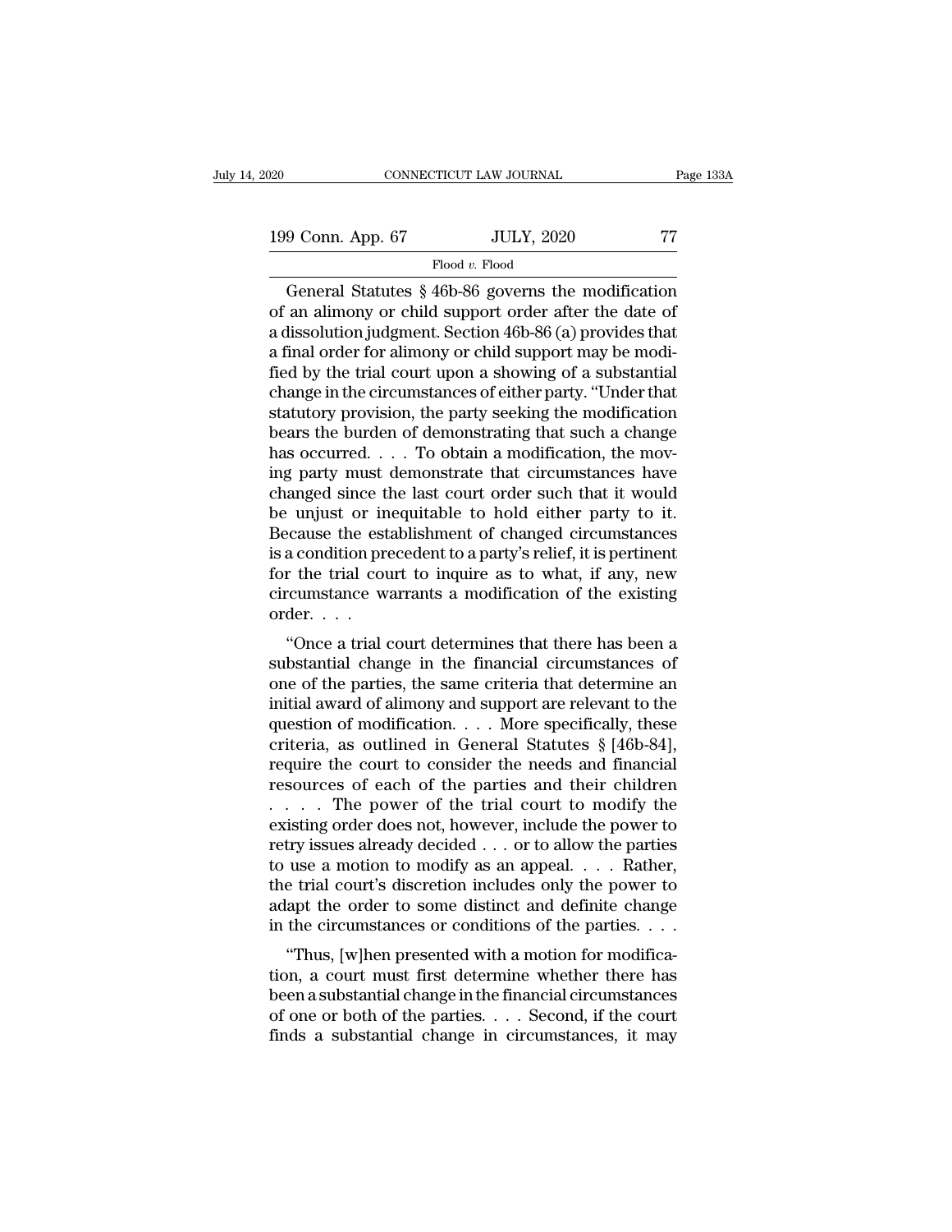General Statutes § 46b-86 governs the modification of an alimony or child support order after the date of a dissolution judgment. Section 46b-86 (a) provides that a final order for alimony or child support may be modified by the trial court upon a showing of a substantial change in the circumstances of either party. "Under that statutory provision, the party seeking the modification bears the burden of demonstrating that such a change has occurred. . . . To obtain a modification, the moving party must demonstrate that circumstances have changed since the last court order such that it would be unjust or inequitable to hold either party to it. Because the establishment of changed circumstances is a condition precedent to a party's relief, it is pertinent for the trial court to inquire as to what, if any, new circumstance warrants a modification of the existing order. . . .

"Once a trial court determines that there has been a substantial change in the financial circumstances of one of the parties, the same criteria that determine an initial award of alimony and support are relevant to the question of modification. . . . More specifically, these criteria, as outlined in General Statutes § [46b-84], require the court to consider the needs and financial resources of each of the parties and their children . . . . The power of the trial court to modify the existing order does not, however, include the power to retry issues already decided . . . or to allow the parties to use a motion to modify as an appeal. . . . Rather, the trial court's discretion includes only the power to adapt the order to some distinct and definite change in the circumstances or conditions of the parties. . . .

"Thus, [w]hen presented with a motion for modification, a court must first determine whether there has been a substantial change in the financial circumstances of one or both of the parties. . . . Second, if the court finds a substantial change in circumstances, it may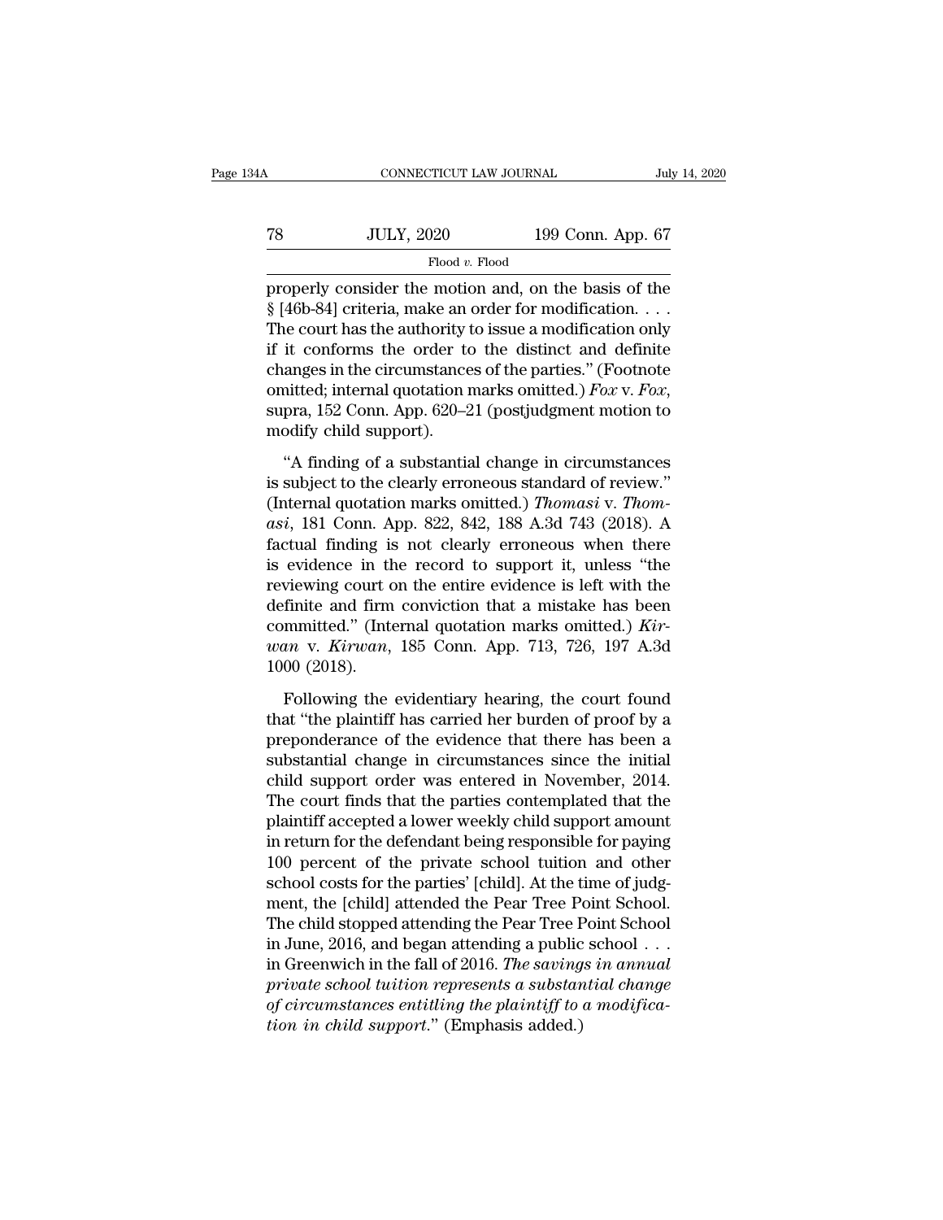properly consider the motion and, on the basis of the § [46b-84] criteria, make an order for modification. . . . The court has the authority to issue a modification only if it conforms the order to the distinct and definite changes in the circumstances of the parties." (Footnote omitted; internal quotation marks omitted.) *Fox* v. *Fox*, supra, 152 Conn. App. 620–21 (postjudgment motion to modify child support).

"A finding of a substantial change in circumstances is subject to the clearly erroneous standard of review." (Internal quotation marks omitted.) *Thomasi* v. *Thomasi*, 181 Conn. App. 822, 842, 188 A.3d 743 (2018). A factual finding is not clearly erroneous when there is evidence in the record to support it, unless "the reviewing court on the entire evidence is left with the definite and firm conviction that a mistake has been committed." (Internal quotation marks omitted.) *Kirwan* v. *Kirwan*, 185 Conn. App. 713, 726, 197 A.3d 1000 (2018).

Following the evidentiary hearing, the court found that "the plaintiff has carried her burden of proof by a preponderance of the evidence that there has been a substantial change in circumstances since the initial child support order was entered in November, 2014. The court finds that the parties contemplated that the plaintiff accepted a lower weekly child support amount in return for the defendant being responsible for paying 100 percent of the private school tuition and other school costs for the parties' [child]. At the time of judgment, the [child] attended the Pear Tree Point School. The child stopped attending the Pear Tree Point School in June, 2016, and began attending a public school . . . in Greenwich in the fall of 2016. *The savings in annual private school tuition represents a substantial change of circumstances entitling the plaintiff to a modification in child support*." (Emphasis added.)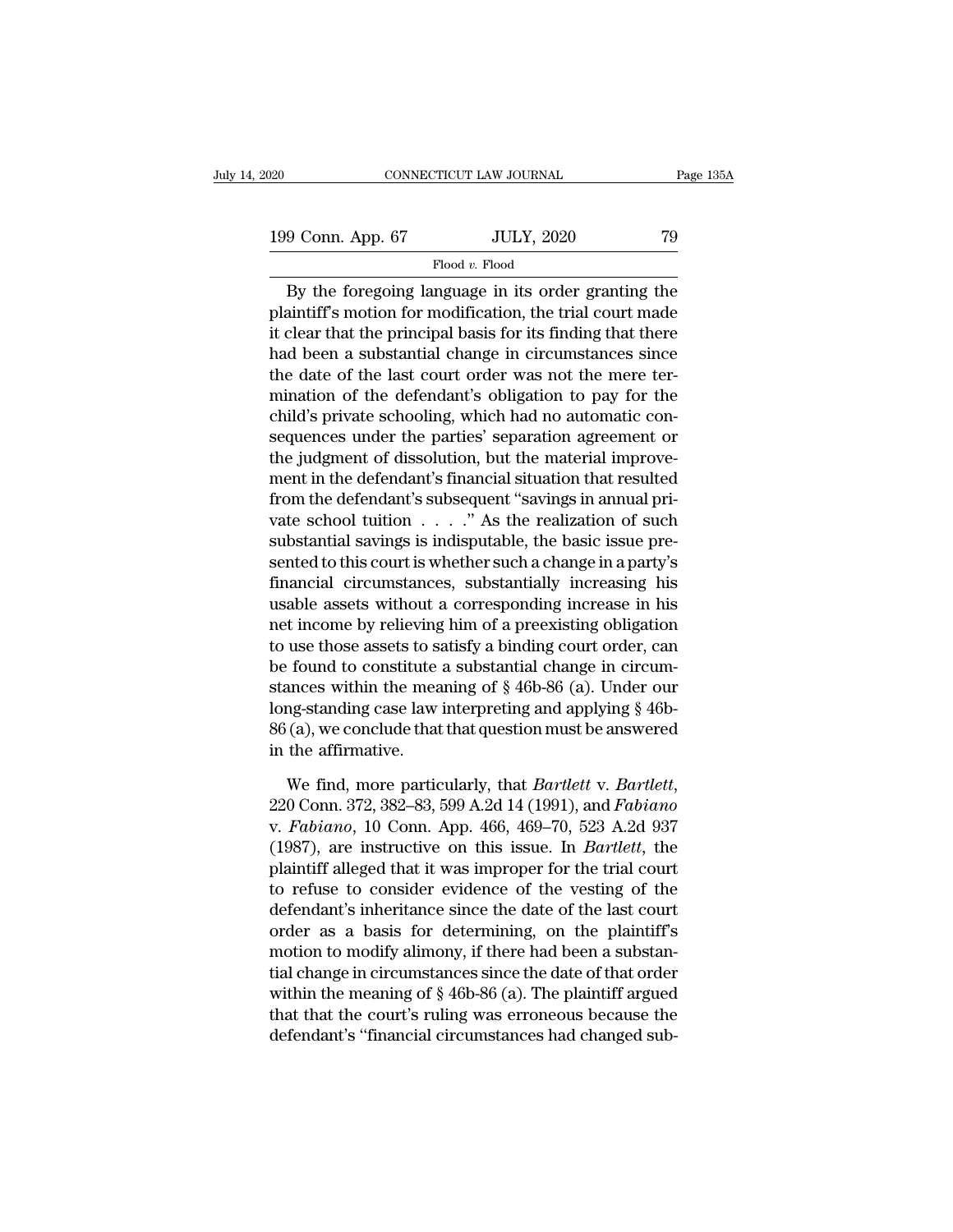By the foregoing language in its order granting the plaintiff's motion for modification, the trial court made it clear that the principal basis for its finding that there had been a substantial change in circumstances since the date of the last court order was not the mere termination of the defendant's obligation to pay for the child's private schooling, which had no automatic consequences under the parties' separation agreement or the judgment of dissolution, but the material improvement in the defendant's financial situation that resulted from the defendant's subsequent "savings in annual private school tuition . . . ." As the realization of such substantial savings is indisputable, the basic issue presented to this court is whether such a change in a party's financial circumstances, substantially increasing his usable assets without a corresponding increase in his net income by relieving him of a preexisting obligation to use those assets to satisfy a binding court order, can be found to constitute a substantial change in circumstances within the meaning of § 46b-86 (a). Under our long-standing case law interpreting and applying § 46b-86 (a), we conclude that that question must be answered in the affirmative.

We find, more particularly, that *Bartlett* v. *Bartlett*, 220 Conn. 372, 382–83, 599 A.2d 14 (1991), and *Fabiano* v. *Fabiano*, 10 Conn. App. 466, 469–70, 523 A.2d 937 (1987), are instructive on this issue. In *Bartlett*, the plaintiff alleged that it was improper for the trial court to refuse to consider evidence of the vesting of the defendant's inheritance since the date of the last court order as a basis for determining, on the plaintiff's motion to modify alimony, if there had been a substantial change in circumstances since the date of that order within the meaning of § 46b-86 (a). The plaintiff argued that that the court's ruling was erroneous because the defendant's "financial circumstances had changed sub-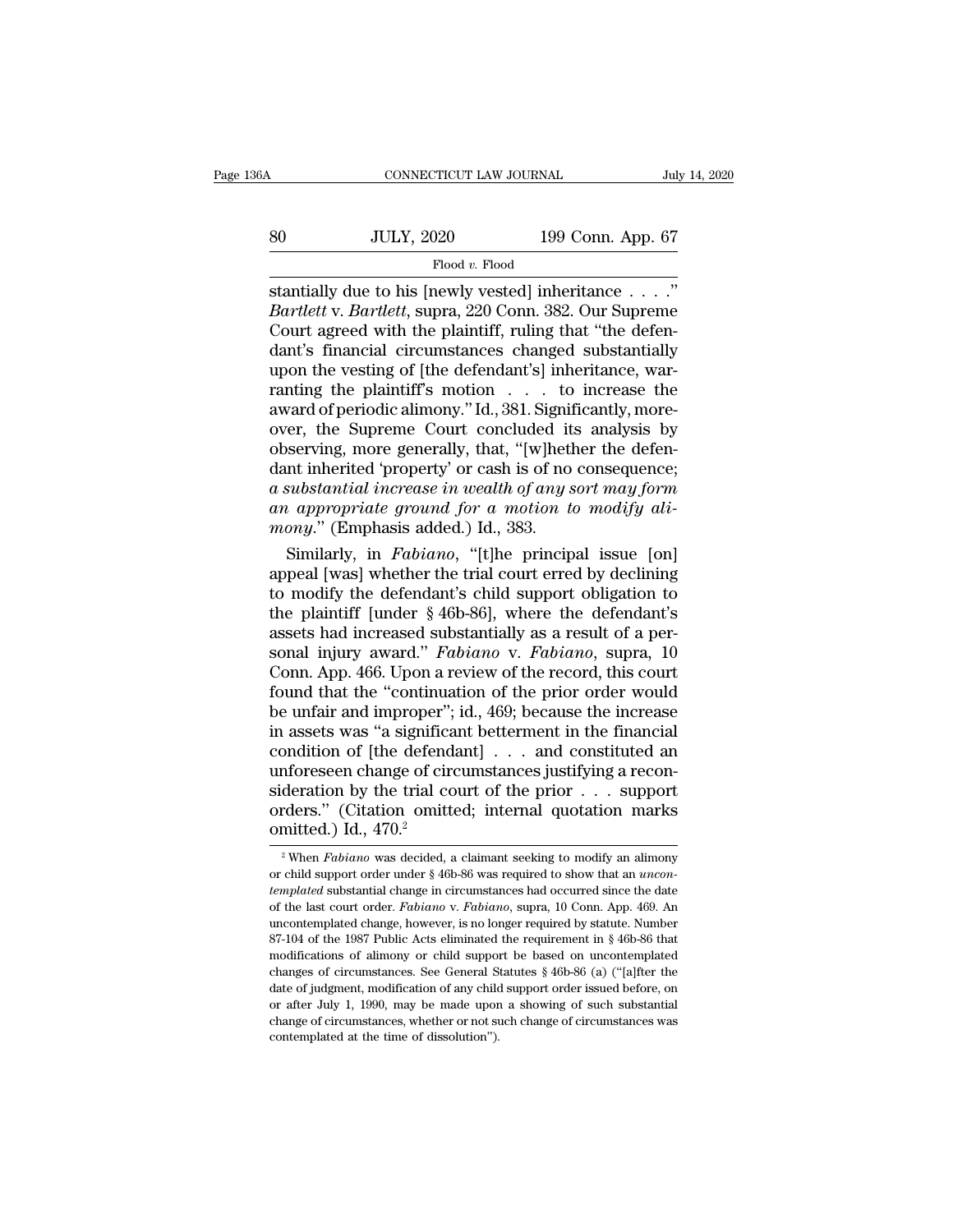stantially due to his [newly vested] inheritance . . . ." *Bartlett* v. *Bartlett*, supra, 220 Conn. 382. Our Supreme Court agreed with the plaintiff, ruling that "the defendant's financial circumstances changed substantially upon the vesting of [the defendant's] inheritance, warranting the plaintiff's motion . . . to increase the award of periodic alimony." Id., 381. Significantly, moreover, the Supreme Court concluded its analysis by observing, more generally, that, "[w]hether the defendant inherited 'property' or cash is of no consequence; *a substantial increase in wealth of any sort may form an appropriate ground for a motion to modify alimony*." (Emphasis added.) Id., 383.

Similarly, in *Fabiano*, "[t]he principal issue [on] appeal [was] whether the trial court erred by declining to modify the defendant's child support obligation to the plaintiff [under § 46b-86], where the defendant's assets had increased substantially as a result of a personal injury award." *Fabiano* v. *Fabiano*, supra, 10 Conn. App. 466. Upon a review of the record, this court found that the "continuation of the prior order would be unfair and improper"; id., 469; because the increase in assets was "a significant betterment in the financial condition of [the defendant] . . . and constituted an unforeseen change of circumstances justifying a reconsideration by the trial court of the prior . . . support orders." (Citation omitted; internal quotation marks omitted.) Id., 470.[2]

---

[2] When *Fabiano* was decided, a claimant seeking to modify an alimony or child support order under § 46b-86 was required to show that an *uncontemplated* substantial change in circumstances had occurred since the date of the last court order. *Fabiano* v. *Fabiano*, supra, 10 Conn. App. 469. An uncontemplated change, however, is no longer required by statute. Number 87-104 of the 1987 Public Acts eliminated the requirement in § 46b-86 that modifications of alimony or child support be based on uncontemplated changes of circumstances. See General Statutes § 46b-86 (a) ("[a]fter the date of judgment, modification of any child support order issued before, on or after July 1, 1990, may be made upon a showing of such substantial change of circumstances, whether or not such change of circumstances was contemplated at the time of dissolution").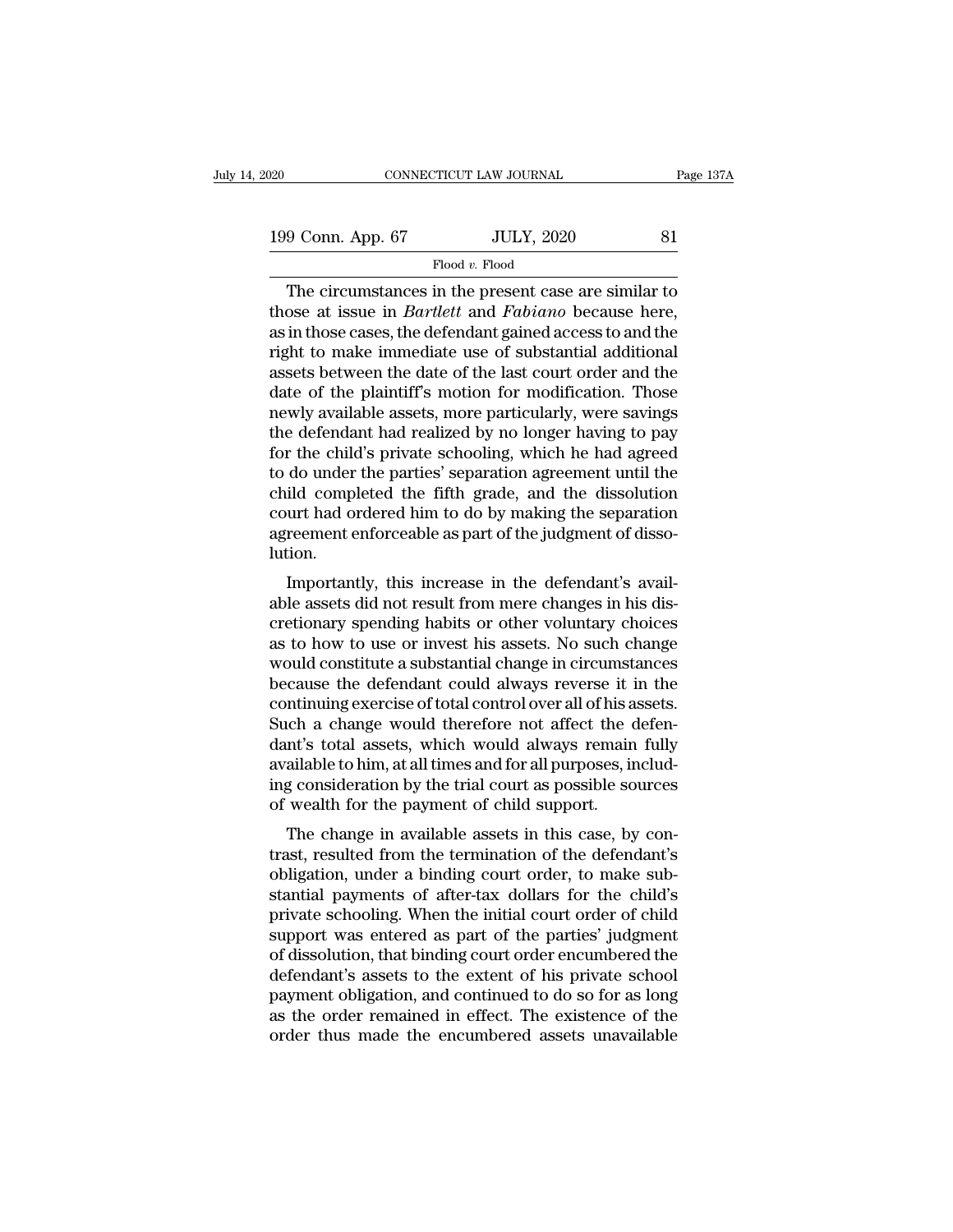The circumstances in the present case are similar to those at issue in *Bartlett* and *Fabiano* because here, as in those cases, the defendant gained access to and the right to make immediate use of substantial additional assets between the date of the last court order and the date of the plaintiff's motion for modification. Those newly available assets, more particularly, were savings the defendant had realized by no longer having to pay for the child's private schooling, which he had agreed to do under the parties' separation agreement until the child completed the fifth grade, and the dissolution court had ordered him to do by making the separation agreement enforceable as part of the judgment of dissolution.

Importantly, this increase in the defendant's available assets did not result from mere changes in his discretionary spending habits or other voluntary choices as to how to use or invest his assets. No such change would constitute a substantial change in circumstances because the defendant could always reverse it in the continuing exercise of total control over all of his assets. Such a change would therefore not affect the defendant's total assets, which would always remain fully available to him, at all times and for all purposes, including consideration by the trial court as possible sources of wealth for the payment of child support.

The change in available assets in this case, by contrast, resulted from the termination of the defendant's obligation, under a binding court order, to make substantial payments of after-tax dollars for the child's private schooling. When the initial court order of child support was entered as part of the parties' judgment of dissolution, that binding court order encumbered the defendant's assets to the extent of his private school payment obligation, and continued to do so for as long as the order remained in effect. The existence of the order thus made the encumbered assets unavailable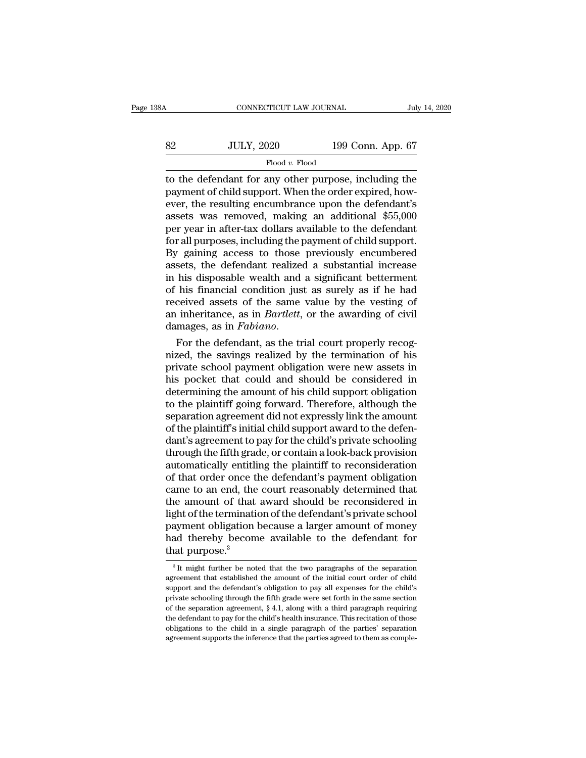to the defendant for any other purpose, including the payment of child support. When the order expired, however, the resulting encumbrance upon the defendant's assets was removed, making an additional $55,000 per year in after-tax dollars available to the defendant for all purposes, including the payment of child support. By gaining access to those previously encumbered assets, the defendant realized a substantial increase in his disposable wealth and a significant betterment of his financial condition just as surely as if he had received assets of the same value by the vesting of an inheritance, as in *Bartlett*, or the awarding of civil damages, as in *Fabiano*.

For the defendant, as the trial court properly recognized, the savings realized by the termination of his private school payment obligation were new assets in his pocket that could and should be considered in determining the amount of his child support obligation to the plaintiff going forward. Therefore, although the separation agreement did not expressly link the amount of the plaintiff's initial child support award to the defendant's agreement to pay for the child's private schooling through the fifth grade, or contain a look-back provision automatically entitling the plaintiff to reconsideration of that order once the defendant's payment obligation came to an end, the court reasonably determined that the amount of that award should be reconsidered in light of the termination of the defendant's private school payment obligation because a larger amount of money had thereby become available to the defendant for that purpose.[3]

[3] It might further be noted that the two paragraphs of the separation agreement that established the amount of the initial court order of child support and the defendant's obligation to pay all expenses for the child's private schooling through the fifth grade were set forth in the same section of the separation agreement, § 4.1, along with a third paragraph requiring the defendant to pay for the child's health insurance. This recitation of those obligations to the child in a single paragraph of the parties' separation agreement supports the inference that the parties agreed to them as comple-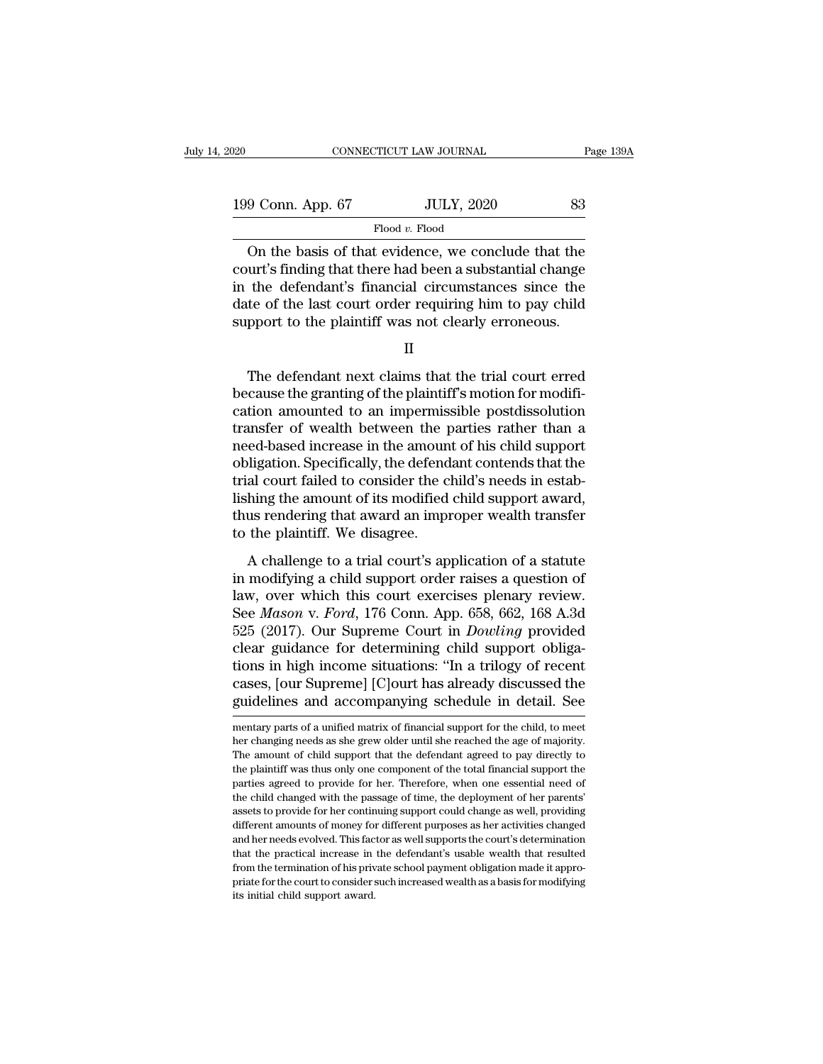On the basis of that evidence, we conclude that the court's finding that there had been a substantial change in the defendant's financial circumstances since the date of the last court order requiring him to pay child support to the plaintiff was not clearly erroneous.

II

The defendant next claims that the trial court erred because the granting of the plaintiff's motion for modification amounted to an impermissible postdissolution transfer of wealth between the parties rather than a need-based increase in the amount of his child support obligation. Specifically, the defendant contends that the trial court failed to consider the child's needs in establishing the amount of its modified child support award, thus rendering that award an improper wealth transfer to the plaintiff. We disagree.

A challenge to a trial court's application of a statute in modifying a child support order raises a question of law, over which this court exercises plenary review. See *Mason* v. *Ford*, 176 Conn. App. 658, 662, 168 A.3d 525 (2017). Our Supreme Court in *Dowling* provided clear guidance for determining child support obligations in high income situations: "In a trilogy of recent cases, [our Supreme] [C]ourt has already discussed the guidelines and accompanying schedule in detail. See

mentary parts of a unified matrix of financial support for the child, to meet her changing needs as she grew older until she reached the age of majority. The amount of child support that the defendant agreed to pay directly to the plaintiff was thus only one component of the total financial support the parties agreed to provide for her. Therefore, when one essential need of the child changed with the passage of time, the deployment of her parents' assets to provide for her continuing support could change as well, providing different amounts of money for different purposes as her activities changed and her needs evolved. This factor as well supports the court's determination that the practical increase in the defendant's usable wealth that resulted from the termination of his private school payment obligation made it appropriate for the court to consider such increased wealth as a basis for modifying its initial child support award.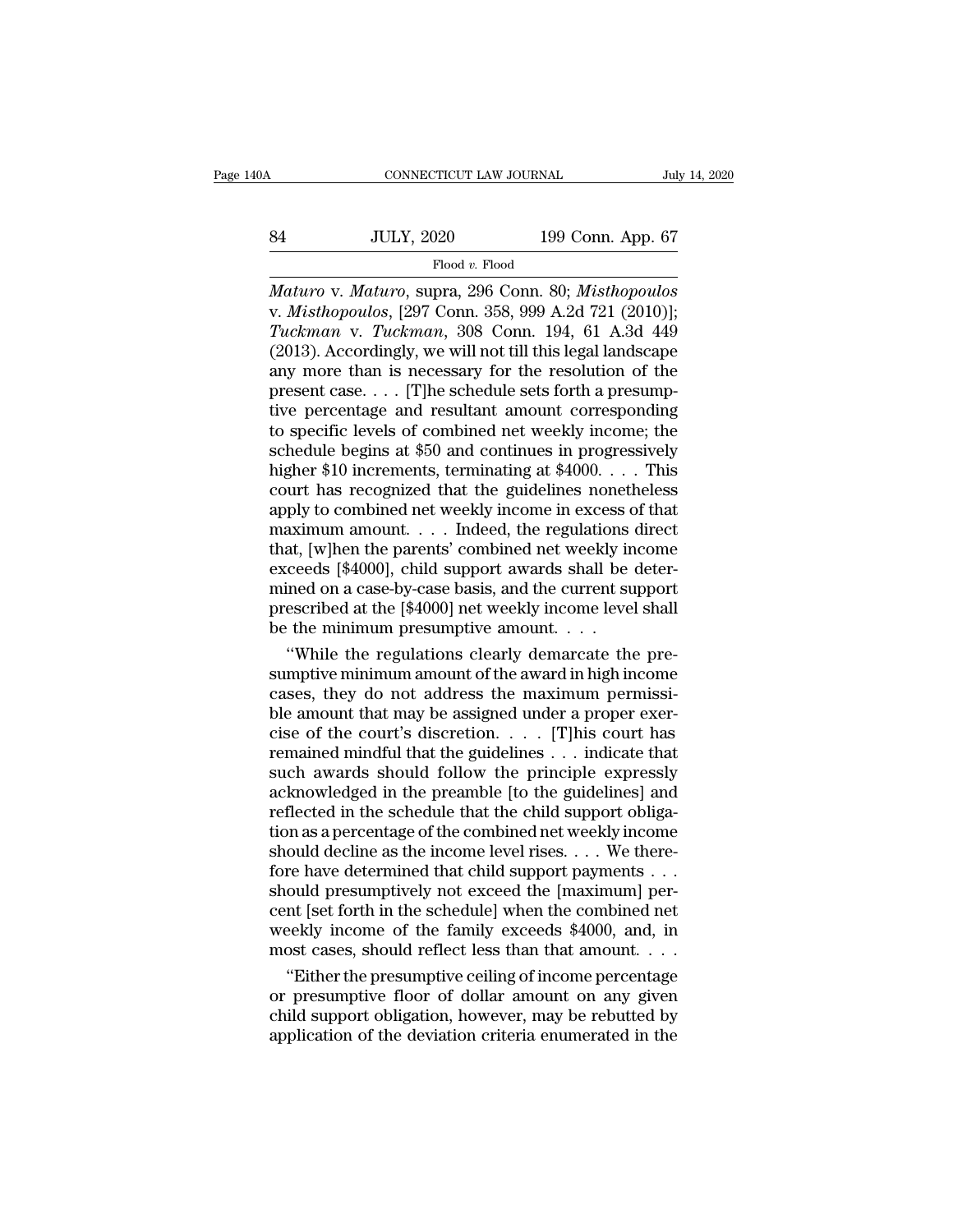*Maturo* v. *Maturo*, supra, 296 Conn. 80; *Misthopoulos* v. *Misthopoulos*, [297 Conn. 358, 999 A.2d 721 (2010)]; *Tuckman* v. *Tuckman*, 308 Conn. 194, 61 A.3d 449 (2013). Accordingly, we will not till this legal landscape any more than is necessary for the resolution of the present case. . . . [T]he schedule sets forth a presumptive percentage and resultant amount corresponding to specific levels of combined net weekly income; the schedule begins at $50 and continues in progressively higher $10 increments, terminating at $4000. . . . This court has recognized that the guidelines nonetheless apply to combined net weekly income in excess of that maximum amount. . . . Indeed, the regulations direct that, [w]hen the parents' combined net weekly income exceeds [$4000], child support awards shall be determined on a case-by-case basis, and the current support prescribed at the [$4000] net weekly income level shall be the minimum presumptive amount. . . .

"While the regulations clearly demarcate the presumptive minimum amount of the award in high income cases, they do not address the maximum permissible amount that may be assigned under a proper exercise of the court's discretion. . . . [T]his court has remained mindful that the guidelines . . . indicate that such awards should follow the principle expressly acknowledged in the preamble [to the guidelines] and reflected in the schedule that the child support obligation as a percentage of the combined net weekly income should decline as the income level rises. . . . We therefore have determined that child support payments . . . should presumptively not exceed the [maximum] percent [set forth in the schedule] when the combined net weekly income of the family exceeds $4000, and, in most cases, should reflect less than that amount. . . .

"Either the presumptive ceiling of income percentage or presumptive floor of dollar amount on any given child support obligation, however, may be rebutted by application of the deviation criteria enumerated in the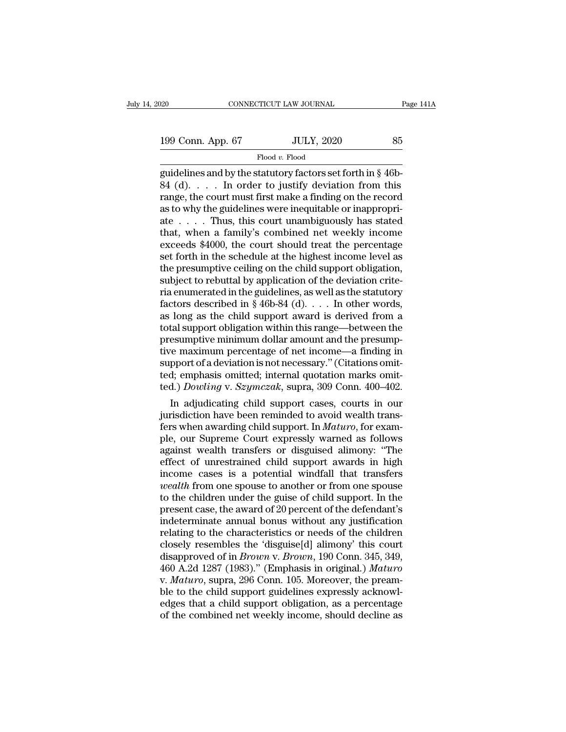guidelines and by the statutory factors set forth in § 46b-84 (d). . . . In order to justify deviation from this range, the court must first make a finding on the record as to why the guidelines were inequitable or inappropriate . . . . Thus, this court unambiguously has stated that, when a family's combined net weekly income exceeds $4000, the court should treat the percentage set forth in the schedule at the highest income level as the presumptive ceiling on the child support obligation, subject to rebuttal by application of the deviation criteria enumerated in the guidelines, as well as the statutory factors described in § 46b-84 (d). . . . In other words, as long as the child support award is derived from a total support obligation within this range—between the presumptive minimum dollar amount and the presumptive maximum percentage of net income—a finding in support of a deviation is not necessary." (Citations omitted; emphasis omitted; internal quotation marks omitted.) *Dowling* v. *Szymczak*, supra, 309 Conn. 400–402.

In adjudicating child support cases, courts in our jurisdiction have been reminded to avoid wealth transfers when awarding child support. In *Maturo*, for example, our Supreme Court expressly warned as follows against wealth transfers or disguised alimony: "The effect of unrestrained child support awards in high income cases is a potential windfall that transfers *wealth* from one spouse to another or from one spouse to the children under the guise of child support. In the present case, the award of 20 percent of the defendant's indeterminate annual bonus without any justification relating to the characteristics or needs of the children closely resembles the 'disguise[d] alimony' this court disapproved of in *Brown* v. *Brown*, 190 Conn. 345, 349, 460 A.2d 1287 (1983)." (Emphasis in original.) *Maturo* v. *Maturo*, supra, 296 Conn. 105. Moreover, the preamble to the child support guidelines expressly acknowledges that a child support obligation, as a percentage of the combined net weekly income, should decline as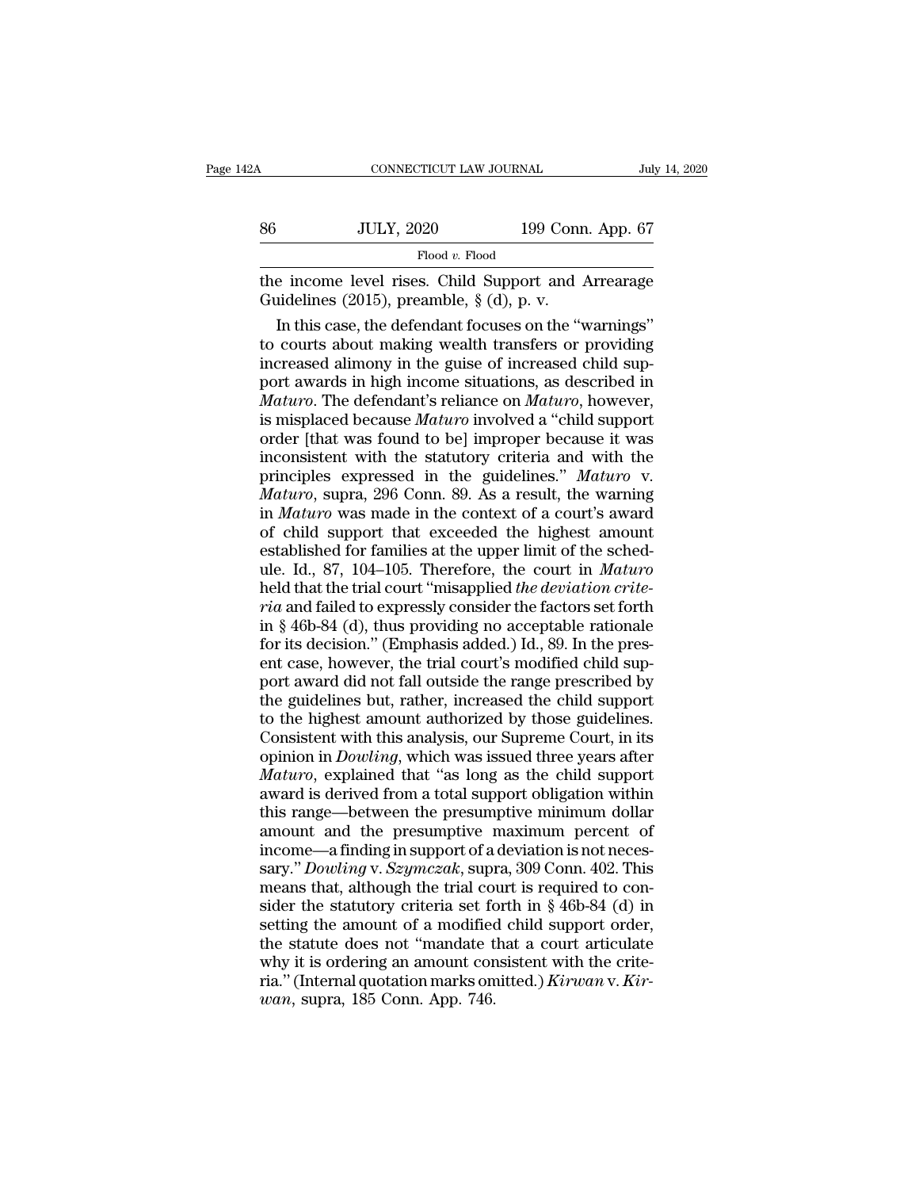the income level rises. Child Support and Arrearage Guidelines (2015), preamble, § (d), p. v.

In this case, the defendant focuses on the "warnings" to courts about making wealth transfers or providing increased alimony in the guise of increased child support awards in high income situations, as described in *Maturo*. The defendant's reliance on *Maturo*, however, is misplaced because *Maturo* involved a "child support order [that was found to be] improper because it was inconsistent with the statutory criteria and with the principles expressed in the guidelines." *Maturo* v. *Maturo*, supra, 296 Conn. 89. As a result, the warning in *Maturo* was made in the context of a court's award of child support that exceeded the highest amount established for families at the upper limit of the schedule. Id., 87, 104–105. Therefore, the court in *Maturo* held that the trial court "misapplied *the deviation criteria* and failed to expressly consider the factors set forth in § 46b-84 (d), thus providing no acceptable rationale for its decision." (Emphasis added.) Id., 89. In the present case, however, the trial court's modified child support award did not fall outside the range prescribed by the guidelines but, rather, increased the child support to the highest amount authorized by those guidelines. Consistent with this analysis, our Supreme Court, in its opinion in *Dowling*, which was issued three years after *Maturo*, explained that "as long as the child support award is derived from a total support obligation within this range—between the presumptive minimum dollar amount and the presumptive maximum percent of income—a finding in support of a deviation is not necessary." *Dowling* v. *Szymczak*, supra, 309 Conn. 402. This means that, although the trial court is required to consider the statutory criteria set forth in § 46b-84 (d) in setting the amount of a modified child support order, the statute does not "mandate that a court articulate why it is ordering an amount consistent with the criteria." (Internal quotation marks omitted.) *Kirwan* v. *Kirwan*, supra, 185 Conn. App. 746.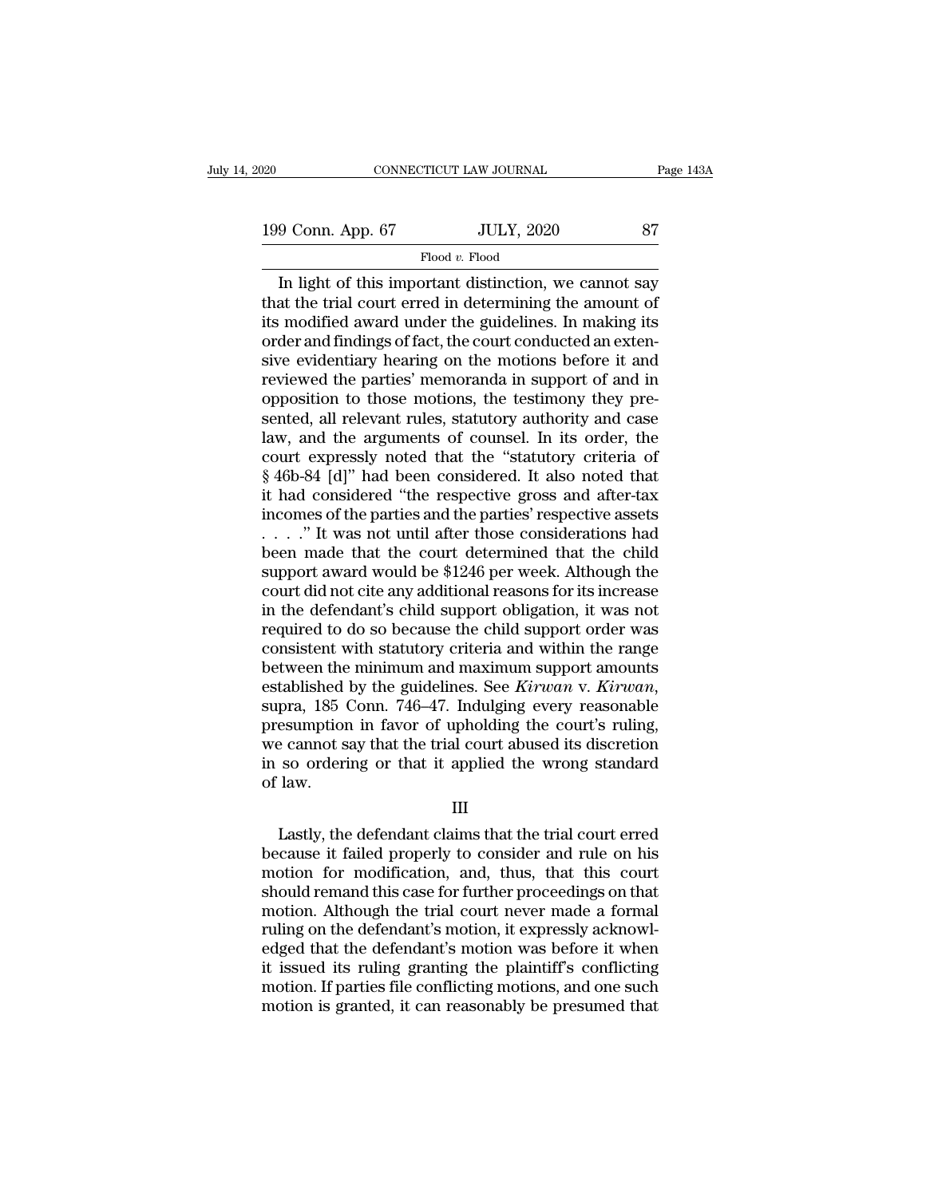In light of this important distinction, we cannot say that the trial court erred in determining the amount of its modified award under the guidelines. In making its order and findings of fact, the court conducted an extensive evidentiary hearing on the motions before it and reviewed the parties' memoranda in support of and in opposition to those motions, the testimony they presented, all relevant rules, statutory authority and case law, and the arguments of counsel. In its order, the court expressly noted that the "statutory criteria of § 46b-84 [d]" had been considered. It also noted that it had considered "the respective gross and after-tax incomes of the parties and the parties' respective assets . . . ." It was not until after those considerations had been made that the court determined that the child support award would be $1246 per week. Although the court did not cite any additional reasons for its increase in the defendant's child support obligation, it was not required to do so because the child support order was consistent with statutory criteria and within the range between the minimum and maximum support amounts established by the guidelines. See *Kirwan* v. *Kirwan*, supra, 185 Conn. 746–47. Indulging every reasonable presumption in favor of upholding the court's ruling, we cannot say that the trial court abused its discretion in so ordering or that it applied the wrong standard of law.

III

Lastly, the defendant claims that the trial court erred because it failed properly to consider and rule on his motion for modification, and, thus, that this court should remand this case for further proceedings on that motion. Although the trial court never made a formal ruling on the defendant's motion, it expressly acknowledged that the defendant's motion was before it when it issued its ruling granting the plaintiff's conflicting motion. If parties file conflicting motions, and one such motion is granted, it can reasonably be presumed that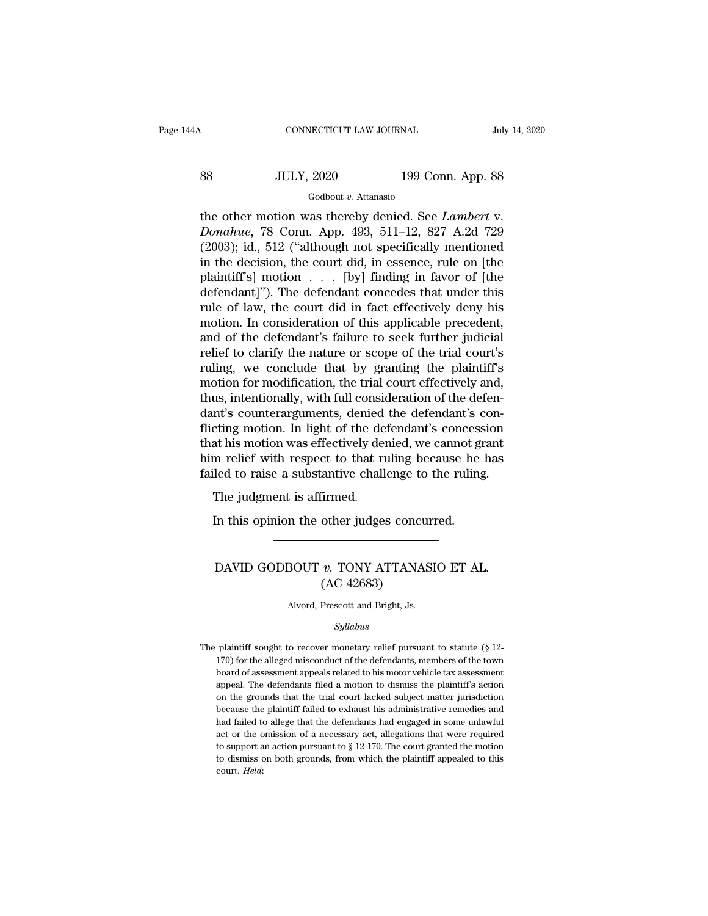the other motion was thereby denied. See *Lambert* v. *Donahue*, 78 Conn. App. 493, 511–12, 827 A.2d 729 (2003); id., 512 ("although not specifically mentioned in the decision, the court did, in essence, rule on [the plaintiff's] motion . . . [by] finding in favor of [the defendant]"). The defendant concedes that under this rule of law, the court did in fact effectively deny his motion. In consideration of this applicable precedent, and of the defendant's failure to seek further judicial relief to clarify the nature or scope of the trial court's ruling, we conclude that by granting the plaintiff's motion for modification, the trial court effectively and, thus, intentionally, with full consideration of the defendant's counterarguments, denied the defendant's conflicting motion. In light of the defendant's concession that his motion was effectively denied, we cannot grant him relief with respect to that ruling because he has failed to raise a substantive challenge to the ruling.

The judgment is affirmed.

In this opinion the other judges concurred.

---

## DAVID GODBOUT *v.* TONY ATTANASIO ET AL.
### (AC 42683)

Alvord, Prescott and Bright, Js.

*Syllabus*

The plaintiff sought to recover monetary relief pursuant to statute (§ 12-170) for the alleged misconduct of the defendants, members of the town board of assessment appeals related to his motor vehicle tax assessment appeal. The defendants filed a motion to dismiss the plaintiff's action on the grounds that the trial court lacked subject matter jurisdiction because the plaintiff failed to exhaust his administrative remedies and had failed to allege that the defendants had engaged in some unlawful act or the omission of a necessary act, allegations that were required to support an action pursuant to § 12-170. The court granted the motion to dismiss on both grounds, from which the plaintiff appealed to this court. *Held*: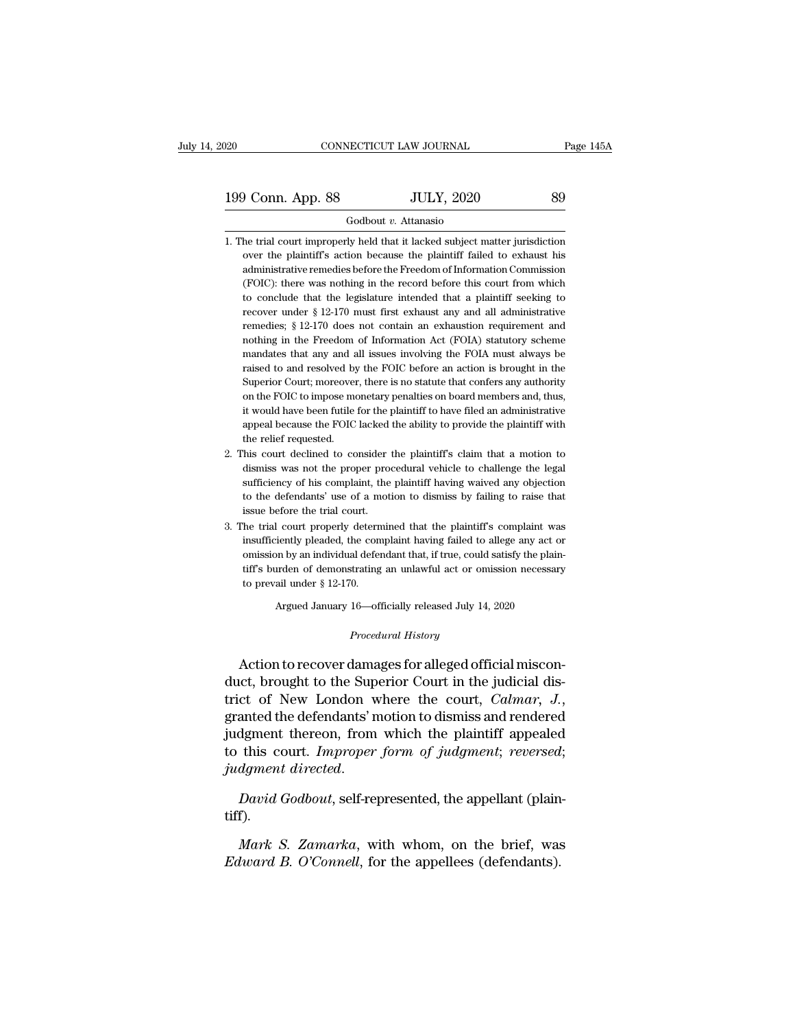1. The trial court improperly held that it lacked subject matter jurisdiction over the plaintiff's action because the plaintiff failed to exhaust his administrative remedies before the Freedom of Information Commission (FOIC): there was nothing in the record before this court from which to conclude that the legislature intended that a plaintiff seeking to recover under § 12-170 must first exhaust any and all administrative remedies; § 12-170 does not contain an exhaustion requirement and nothing in the Freedom of Information Act (FOIA) statutory scheme mandates that any and all issues involving the FOIA must always be raised to and resolved by the FOIC before an action is brought in the Superior Court; moreover, there is no statute that confers any authority on the FOIC to impose monetary penalties on board members and, thus, it would have been futile for the plaintiff to have filed an administrative appeal because the FOIC lacked the ability to provide the plaintiff with the relief requested.
2. This court declined to consider the plaintiff's claim that a motion to dismiss was not the proper procedural vehicle to challenge the legal sufficiency of his complaint, the plaintiff having waived any objection to the defendants' use of a motion to dismiss by failing to raise that issue before the trial court.
3. The trial court properly determined that the plaintiff's complaint was insufficiently pleaded, the complaint having failed to allege any act or omission by an individual defendant that, if true, could satisfy the plaintiff's burden of demonstrating an unlawful act or omission necessary to prevail under § 12-170.

Argued January 16—officially released July 14, 2020

*Procedural History*

Action to recover damages for alleged official misconduct, brought to the Superior Court in the judicial district of New London where the court, *Calmar*, *J.*, granted the defendants' motion to dismiss and rendered judgment thereon, from which the plaintiff appealed to this court. *Improper form of judgment*; *reversed*; *judgment directed*.

*David Godbout*, self-represented, the appellant (plaintiff).

*Mark S. Zamarka*, with whom, on the brief, was *Edward B. O'Connell*, for the appellees (defendants).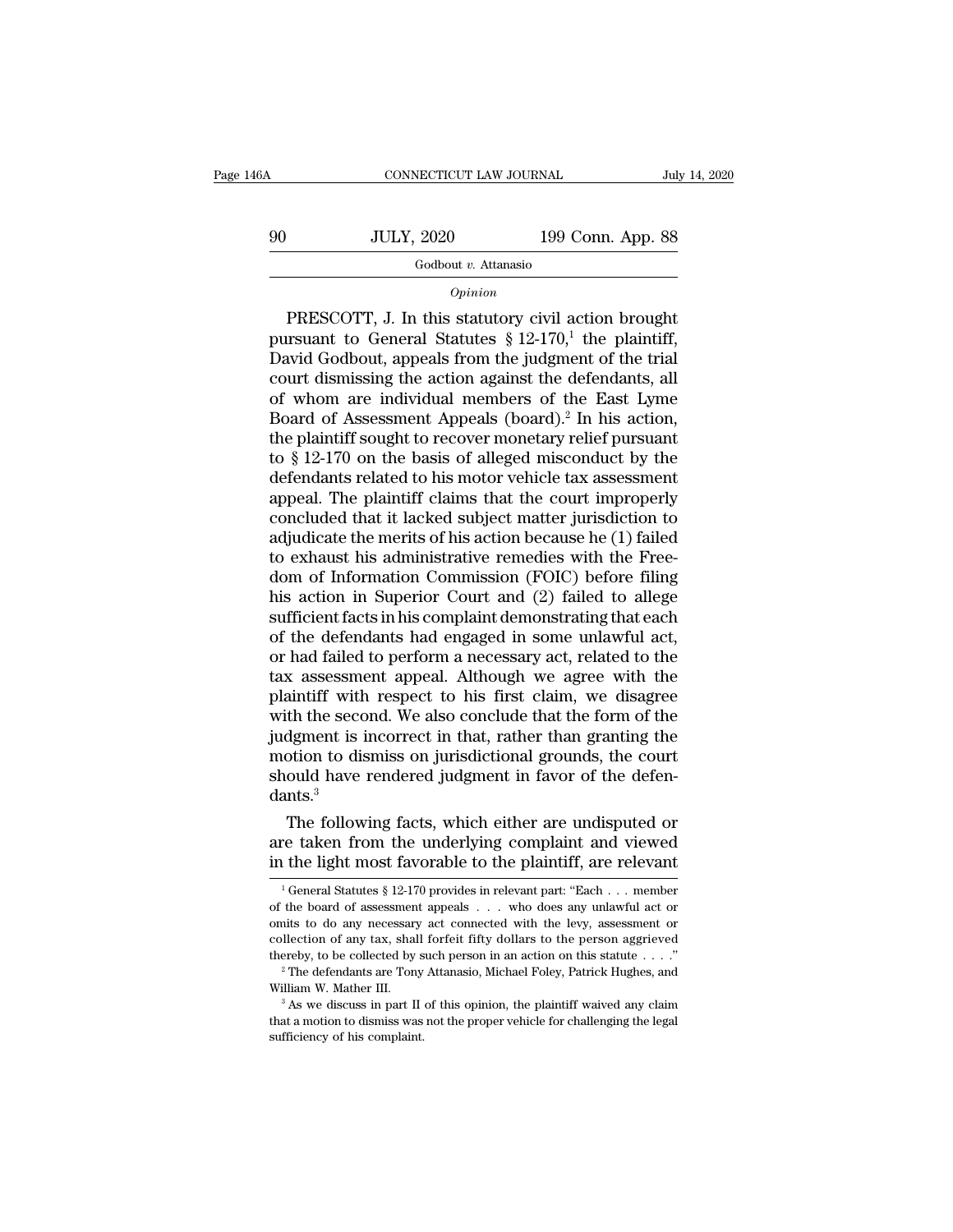*Opinion*

PRESCOTT, J. In this statutory civil action brought pursuant to General Statutes § 12-170,[1] the plaintiff, David Godbout, appeals from the judgment of the trial court dismissing the action against the defendants, all of whom are individual members of the East Lyme Board of Assessment Appeals (board).[2] In his action, the plaintiff sought to recover monetary relief pursuant to § 12-170 on the basis of alleged misconduct by the defendants related to his motor vehicle tax assessment appeal. The plaintiff claims that the court improperly concluded that it lacked subject matter jurisdiction to adjudicate the merits of his action because he (1) failed to exhaust his administrative remedies with the Freedom of Information Commission (FOIC) before filing his action in Superior Court and (2) failed to allege sufficient facts in his complaint demonstrating that each of the defendants had engaged in some unlawful act, or had failed to perform a necessary act, related to the tax assessment appeal. Although we agree with the plaintiff with respect to his first claim, we disagree with the second. We also conclude that the form of the judgment is incorrect in that, rather than granting the motion to dismiss on jurisdictional grounds, the court should have rendered judgment in favor of the defendants.[3]

The following facts, which either are undisputed or are taken from the underlying complaint and viewed in the light most favorable to the plaintiff, are relevant

---

[1] General Statutes § 12-170 provides in relevant part: "Each . . . member of the board of assessment appeals . . . who does any unlawful act or omits to do any necessary act connected with the levy, assessment or collection of any tax, shall forfeit fifty dollars to the person aggrieved thereby, to be collected by such person in an action on this statute . . . ."

[2] The defendants are Tony Attanasio, Michael Foley, Patrick Hughes, and William W. Mather III.

[3] As we discuss in part II of this opinion, the plaintiff waived any claim that a motion to dismiss was not the proper vehicle for challenging the legal sufficiency of his complaint.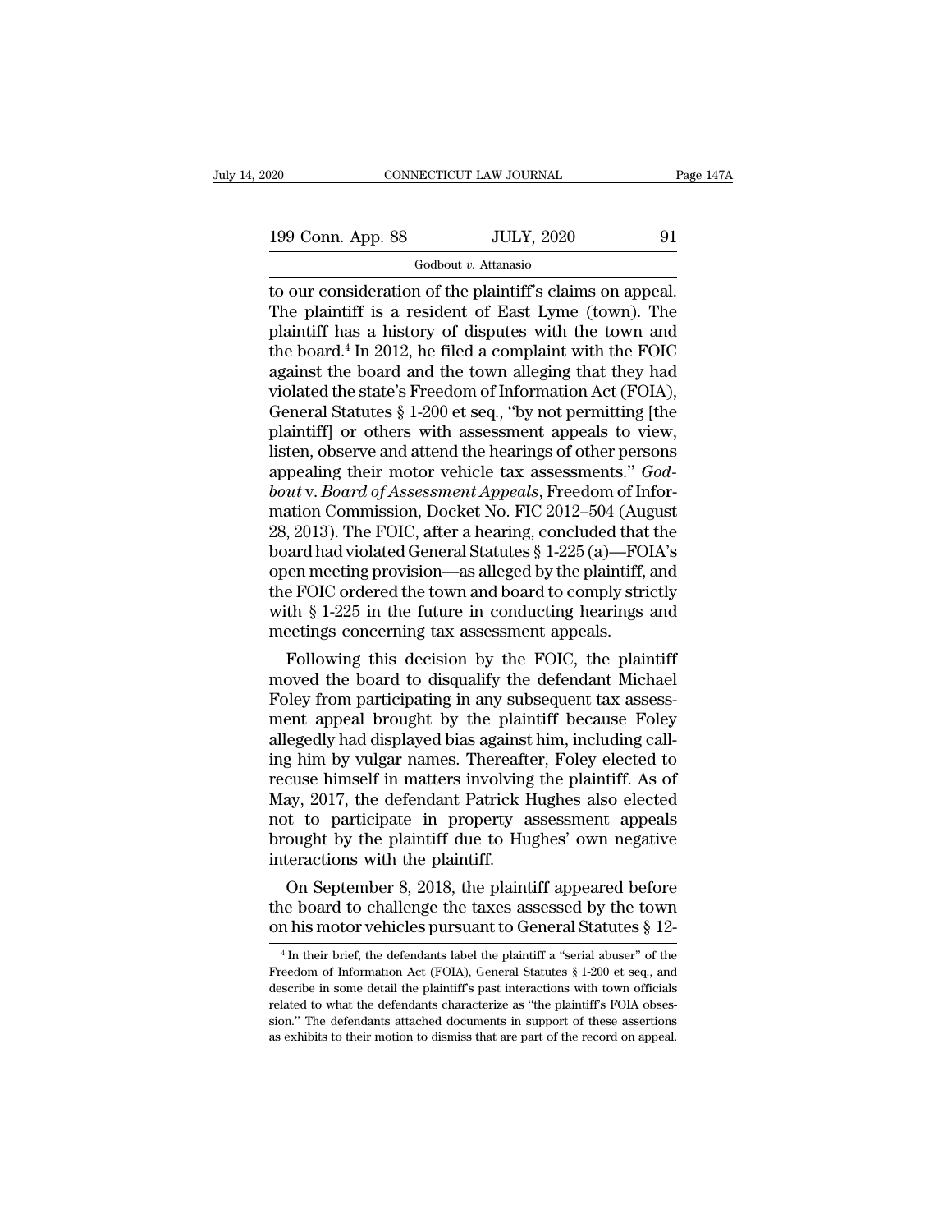to our consideration of the plaintiff's claims on appeal. The plaintiff is a resident of East Lyme (town). The plaintiff has a history of disputes with the town and the board.[4] In 2012, he filed a complaint with the FOIC against the board and the town alleging that they had violated the state's Freedom of Information Act (FOIA), General Statutes § 1-200 et seq., "by not permitting [the plaintiff] or others with assessment appeals to view, listen, observe and attend the hearings of other persons appealing their motor vehicle tax assessments." *Godbout* v. *Board of Assessment Appeals*, Freedom of Information Commission, Docket No. FIC 2012–504 (August 28, 2013). The FOIC, after a hearing, concluded that the board had violated General Statutes § 1-225 (a)—FOIA's open meeting provision—as alleged by the plaintiff, and the FOIC ordered the town and board to comply strictly with § 1-225 in the future in conducting hearings and meetings concerning tax assessment appeals.

Following this decision by the FOIC, the plaintiff moved the board to disqualify the defendant Michael Foley from participating in any subsequent tax assessment appeal brought by the plaintiff because Foley allegedly had displayed bias against him, including calling him by vulgar names. Thereafter, Foley elected to recuse himself in matters involving the plaintiff. As of May, 2017, the defendant Patrick Hughes also elected not to participate in property assessment appeals brought by the plaintiff due to Hughes' own negative interactions with the plaintiff.

On September 8, 2018, the plaintiff appeared before the board to challenge the taxes assessed by the town on his motor vehicles pursuant to General Statutes § 12-

[4] In their brief, the defendants label the plaintiff a "serial abuser" of the Freedom of Information Act (FOIA), General Statutes § 1-200 et seq., and describe in some detail the plaintiff's past interactions with town officials related to what the defendants characterize as "the plaintiff's FOIA obsession." The defendants attached documents in support of these assertions as exhibits to their motion to dismiss that are part of the record on appeal.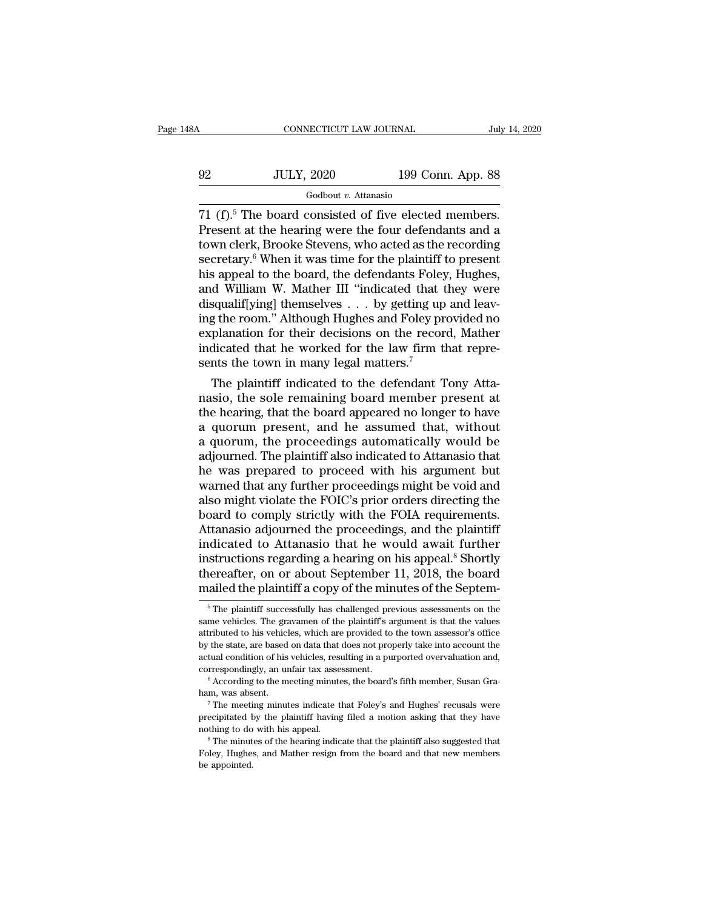71 (f).[5] The board consisted of five elected members. Present at the hearing were the four defendants and a town clerk, Brooke Stevens, who acted as the recording secretary.[6] When it was time for the plaintiff to present his appeal to the board, the defendants Foley, Hughes, and William W. Mather III "indicated that they were disqualif[ying] themselves . . . by getting up and leaving the room." Although Hughes and Foley provided no explanation for their decisions on the record, Mather indicated that he worked for the law firm that represents the town in many legal matters.[7]

The plaintiff indicated to the defendant Tony Attanasio, the sole remaining board member present at the hearing, that the board appeared no longer to have a quorum present, and he assumed that, without a quorum, the proceedings automatically would be adjourned. The plaintiff also indicated to Attanasio that he was prepared to proceed with his argument but warned that any further proceedings might be void and also might violate the FOIC's prior orders directing the board to comply strictly with the FOIA requirements. Attanasio adjourned the proceedings, and the plaintiff indicated to Attanasio that he would await further instructions regarding a hearing on his appeal.[8] Shortly thereafter, on or about September 11, 2018, the board mailed the plaintiff a copy of the minutes of the Septem-

[5] The plaintiff successfully has challenged previous assessments on the same vehicles. The gravamen of the plaintiff's argument is that the values attributed to his vehicles, which are provided to the town assessor's office by the state, are based on data that does not properly take into account the actual condition of his vehicles, resulting in a purported overvaluation and, correspondingly, an unfair tax assessment.

[6] According to the meeting minutes, the board's fifth member, Susan Graham, was absent.

[7] The meeting minutes indicate that Foley's and Hughes' recusals were precipitated by the plaintiff having filed a motion asking that they have nothing to do with his appeal.

[8] The minutes of the hearing indicate that the plaintiff also suggested that Foley, Hughes, and Mather resign from the board and that new members be appointed.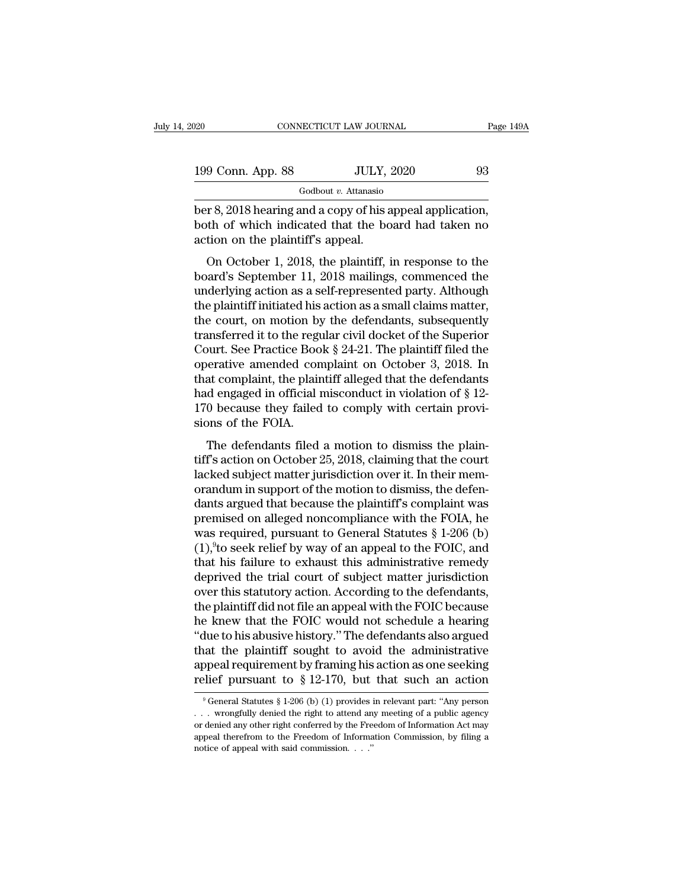ber 8, 2018 hearing and a copy of his appeal application, both of which indicated that the board had taken no action on the plaintiff's appeal.

On October 1, 2018, the plaintiff, in response to the board's September 11, 2018 mailings, commenced the underlying action as a self-represented party. Although the plaintiff initiated his action as a small claims matter, the court, on motion by the defendants, subsequently transferred it to the regular civil docket of the Superior Court. See Practice Book § 24-21. The plaintiff filed the operative amended complaint on October 3, 2018. In that complaint, the plaintiff alleged that the defendants had engaged in official misconduct in violation of § 12-170 because they failed to comply with certain provisions of the FOIA.

The defendants filed a motion to dismiss the plaintiff's action on October 25, 2018, claiming that the court lacked subject matter jurisdiction over it. In their memorandum in support of the motion to dismiss, the defendants argued that because the plaintiff's complaint was premised on alleged noncompliance with the FOIA, he was required, pursuant to General Statutes § 1-206 (b) (1),[9] to seek relief by way of an appeal to the FOIC, and that his failure to exhaust this administrative remedy deprived the trial court of subject matter jurisdiction over this statutory action. According to the defendants, the plaintiff did not file an appeal with the FOIC because he knew that the FOIC would not schedule a hearing "due to his abusive history." The defendants also argued that the plaintiff sought to avoid the administrative appeal requirement by framing his action as one seeking relief pursuant to § 12-170, but that such an action

[9] General Statutes § 1-206 (b) (1) provides in relevant part: "Any person . . . wrongfully denied the right to attend any meeting of a public agency or denied any other right conferred by the Freedom of Information Act may appeal therefrom to the Freedom of Information Commission, by filing a notice of appeal with said commission. . . ."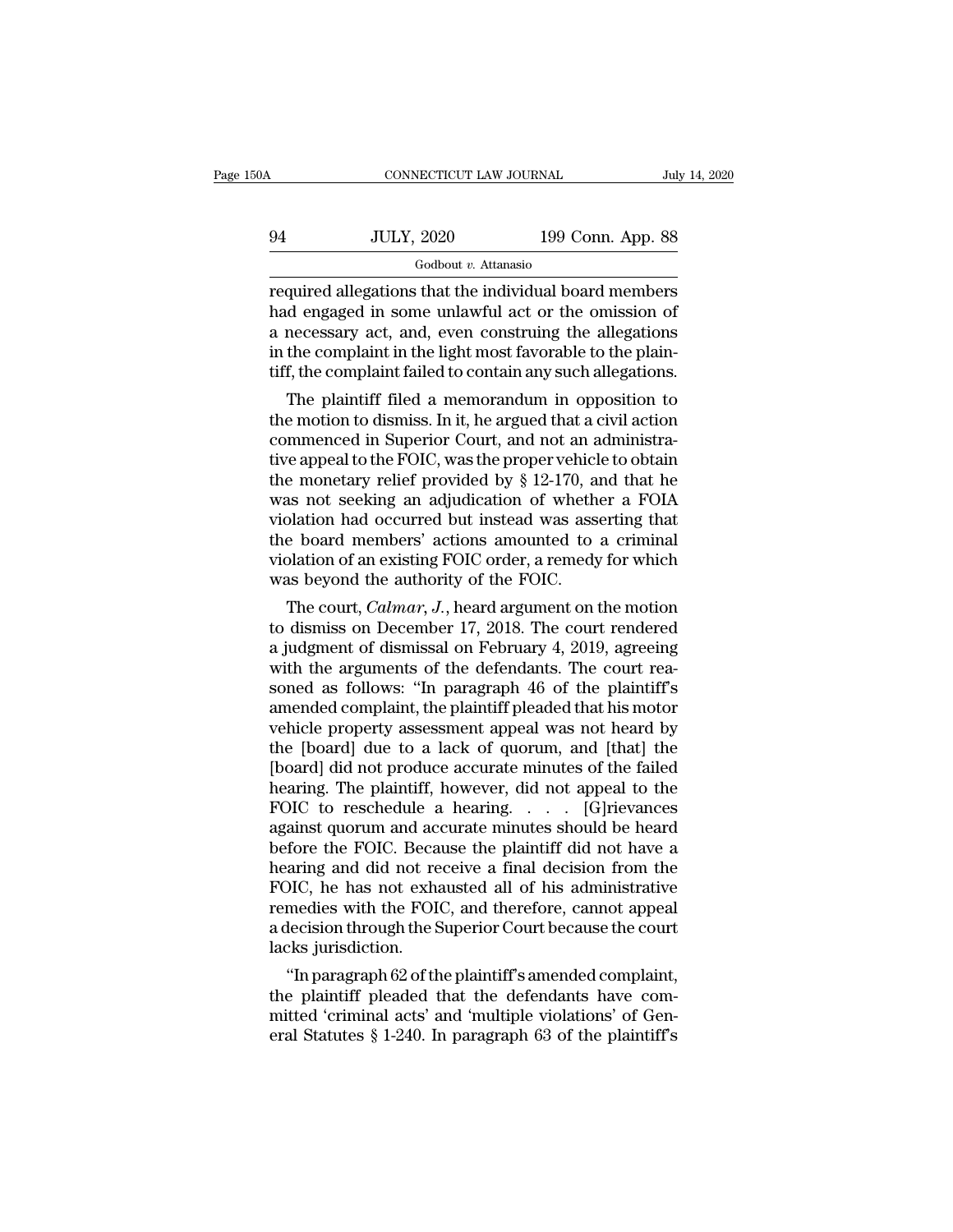required allegations that the individual board members had engaged in some unlawful act or the omission of a necessary act, and, even construing the allegations in the complaint in the light most favorable to the plaintiff, the complaint failed to contain any such allegations.

The plaintiff filed a memorandum in opposition to the motion to dismiss. In it, he argued that a civil action commenced in Superior Court, and not an administrative appeal to the FOIC, was the proper vehicle to obtain the monetary relief provided by § 12-170, and that he was not seeking an adjudication of whether a FOIA violation had occurred but instead was asserting that the board members' actions amounted to a criminal violation of an existing FOIC order, a remedy for which was beyond the authority of the FOIC.

The court, *Calmar, J.*, heard argument on the motion to dismiss on December 17, 2018. The court rendered a judgment of dismissal on February 4, 2019, agreeing with the arguments of the defendants. The court reasoned as follows: "In paragraph 46 of the plaintiff's amended complaint, the plaintiff pleaded that his motor vehicle property assessment appeal was not heard by the [board] due to a lack of quorum, and [that] the [board] did not produce accurate minutes of the failed hearing. The plaintiff, however, did not appeal to the FOIC to reschedule a hearing. . . . [G]rievances against quorum and accurate minutes should be heard before the FOIC. Because the plaintiff did not have a hearing and did not receive a final decision from the FOIC, he has not exhausted all of his administrative remedies with the FOIC, and therefore, cannot appeal a decision through the Superior Court because the court lacks jurisdiction.

"In paragraph 62 of the plaintiff's amended complaint, the plaintiff pleaded that the defendants have committed 'criminal acts' and 'multiple violations' of General Statutes § 1-240. In paragraph 63 of the plaintiff's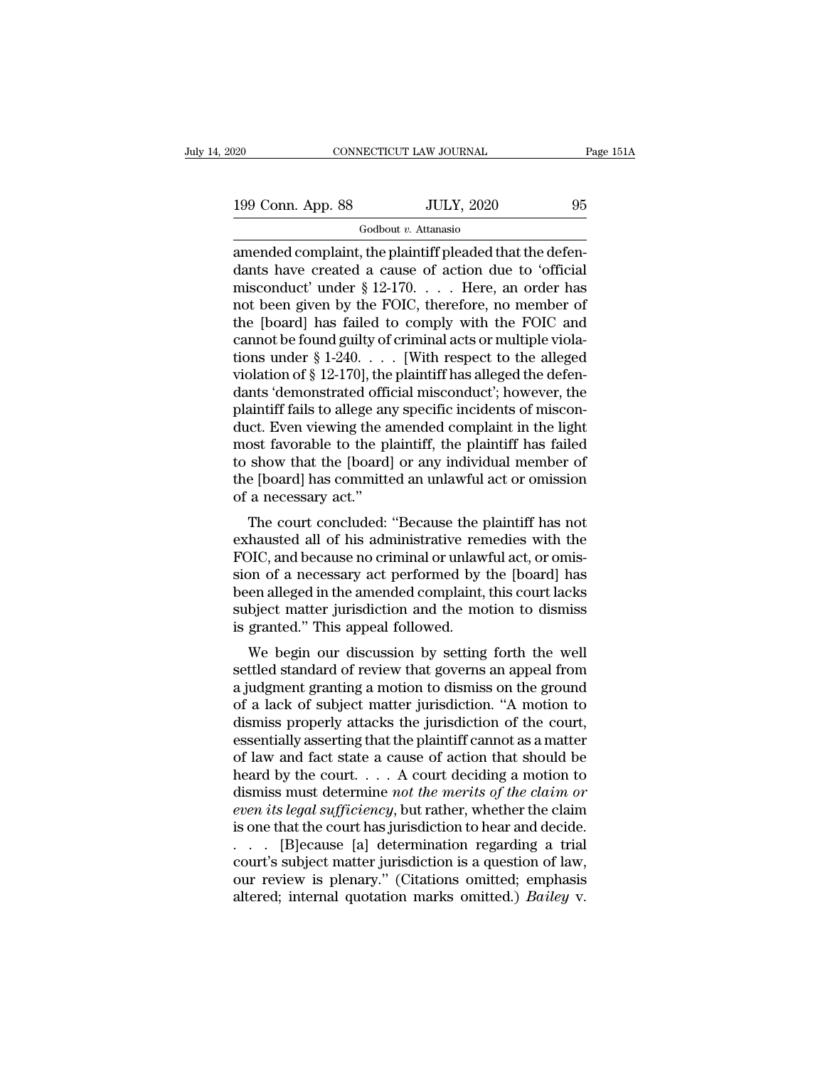amended complaint, the plaintiff pleaded that the defendants have created a cause of action due to 'official misconduct' under § 12-170. . . . Here, an order has not been given by the FOIC, therefore, no member of the [board] has failed to comply with the FOIC and cannot be found guilty of criminal acts or multiple violations under § 1-240. . . . [With respect to the alleged violation of § 12-170], the plaintiff has alleged the defendants 'demonstrated official misconduct'; however, the plaintiff fails to allege any specific incidents of misconduct. Even viewing the amended complaint in the light most favorable to the plaintiff, the plaintiff has failed to show that the [board] or any individual member of the [board] has committed an unlawful act or omission of a necessary act."

The court concluded: "Because the plaintiff has not exhausted all of his administrative remedies with the FOIC, and because no criminal or unlawful act, or omission of a necessary act performed by the [board] has been alleged in the amended complaint, this court lacks subject matter jurisdiction and the motion to dismiss is granted." This appeal followed.

We begin our discussion by setting forth the well settled standard of review that governs an appeal from a judgment granting a motion to dismiss on the ground of a lack of subject matter jurisdiction. "A motion to dismiss properly attacks the jurisdiction of the court, essentially asserting that the plaintiff cannot as a matter of law and fact state a cause of action that should be heard by the court. . . . A court deciding a motion to dismiss must determine *not the merits of the claim or even its legal sufficiency*, but rather, whether the claim is one that the court has jurisdiction to hear and decide. . . . [B]ecause [a] determination regarding a trial court's subject matter jurisdiction is a question of law, our review is plenary." (Citations omitted; emphasis altered; internal quotation marks omitted.) *Bailey* v.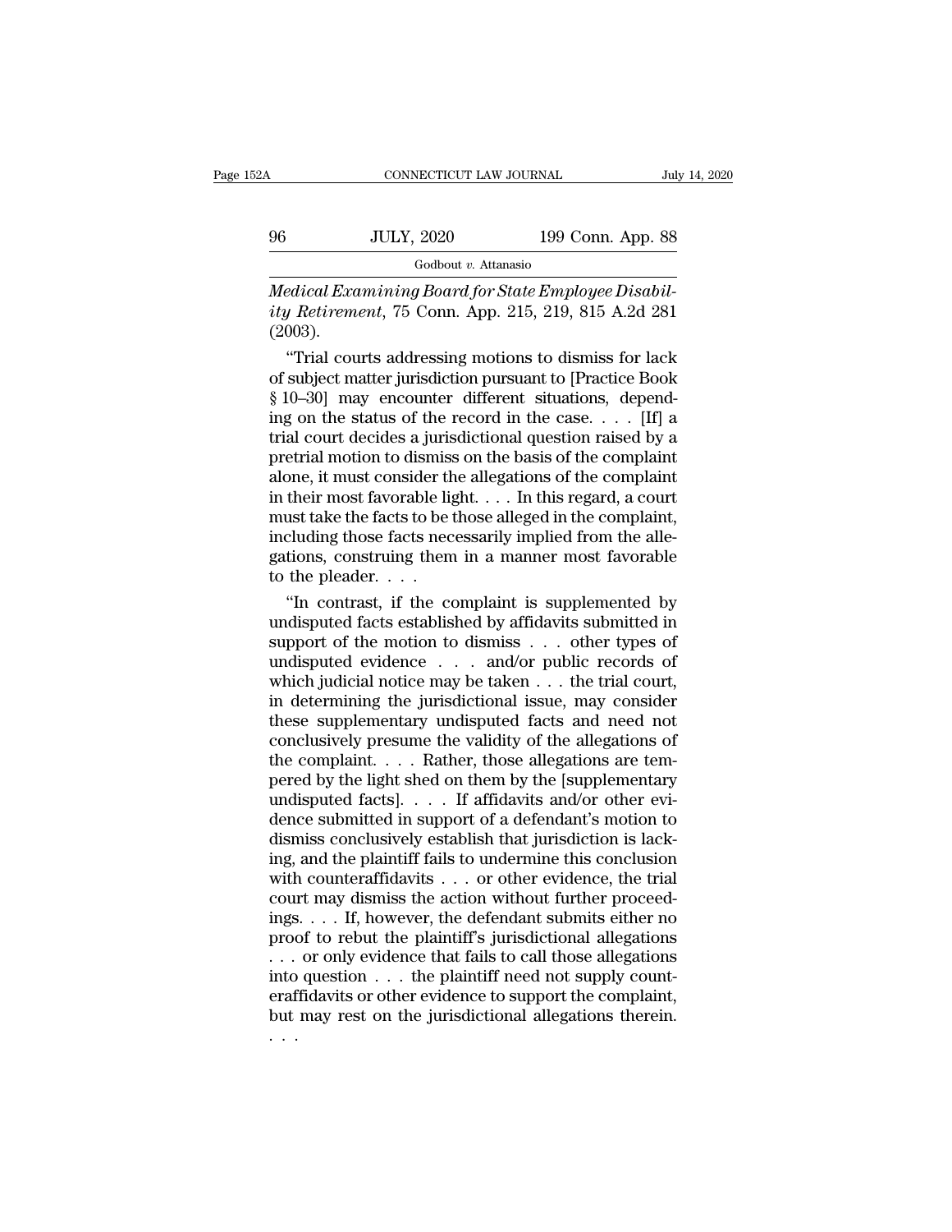*Medical Examining Board for State Employee Disability Retirement*, 75 Conn. App. 215, 219, 815 A.2d 281 (2003).

"Trial courts addressing motions to dismiss for lack of subject matter jurisdiction pursuant to [Practice Book § 10–30] may encounter different situations, depending on the status of the record in the case. . . . [If] a trial court decides a jurisdictional question raised by a pretrial motion to dismiss on the basis of the complaint alone, it must consider the allegations of the complaint in their most favorable light. . . . In this regard, a court must take the facts to be those alleged in the complaint, including those facts necessarily implied from the allegations, construing them in a manner most favorable to the pleader. . . .

"In contrast, if the complaint is supplemented by undisputed facts established by affidavits submitted in support of the motion to dismiss . . . other types of undisputed evidence . . . and/or public records of which judicial notice may be taken . . . the trial court, in determining the jurisdictional issue, may consider these supplementary undisputed facts and need not conclusively presume the validity of the allegations of the complaint. . . . Rather, those allegations are tempered by the light shed on them by the [supplementary undisputed facts]. . . . If affidavits and/or other evidence submitted in support of a defendant's motion to dismiss conclusively establish that jurisdiction is lacking, and the plaintiff fails to undermine this conclusion with counteraffidavits . . . or other evidence, the trial court may dismiss the action without further proceedings. . . . If, however, the defendant submits either no proof to rebut the plaintiff's jurisdictional allegations . . . or only evidence that fails to call those allegations into question . . . the plaintiff need not supply counteraffidavits or other evidence to support the complaint, but may rest on the jurisdictional allegations therein. . . .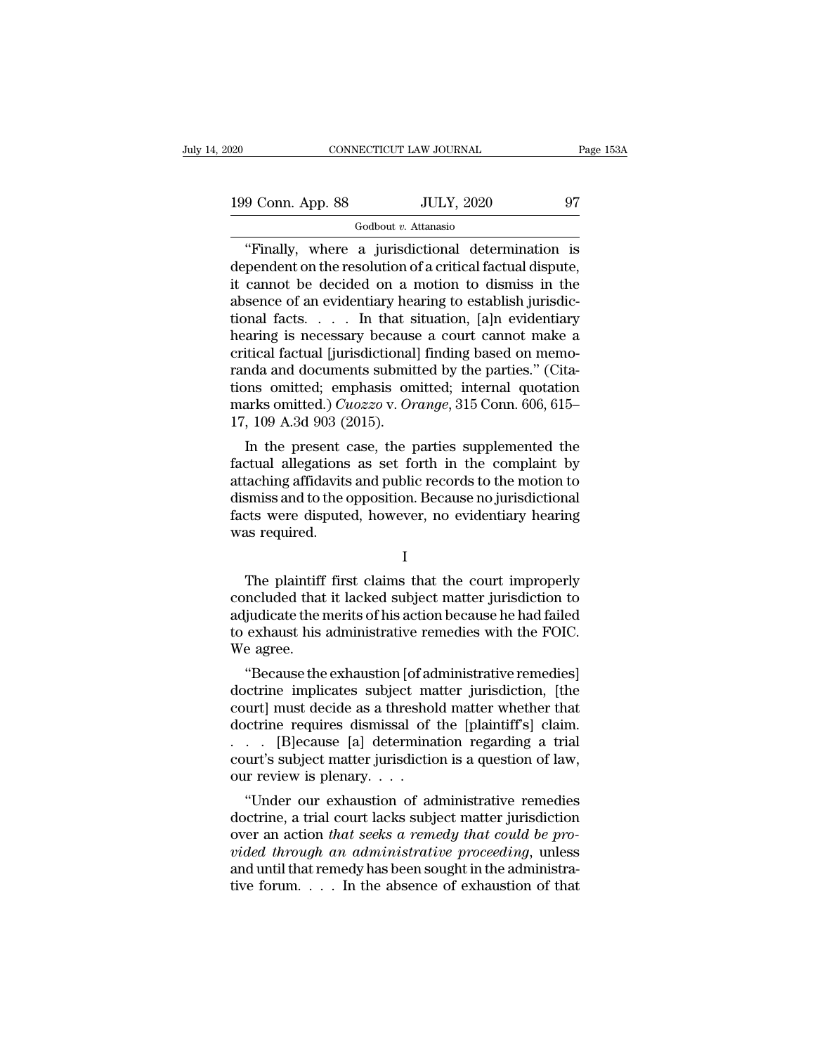"Finally, where a jurisdictional determination is dependent on the resolution of a critical factual dispute, it cannot be decided on a motion to dismiss in the absence of an evidentiary hearing to establish jurisdictional facts. . . . In that situation, [a]n evidentiary hearing is necessary because a court cannot make a critical factual [jurisdictional] finding based on memoranda and documents submitted by the parties." (Citations omitted; emphasis omitted; internal quotation marks omitted.) *Cuozzo* v. *Orange*, 315 Conn. 606, 615–17, 109 A.3d 903 (2015).

In the present case, the parties supplemented the factual allegations as set forth in the complaint by attaching affidavits and public records to the motion to dismiss and to the opposition. Because no jurisdictional facts were disputed, however, no evidentiary hearing was required.

I

The plaintiff first claims that the court improperly concluded that it lacked subject matter jurisdiction to adjudicate the merits of his action because he had failed to exhaust his administrative remedies with the FOIC. We agree.

"Because the exhaustion [of administrative remedies] doctrine implicates subject matter jurisdiction, [the court] must decide as a threshold matter whether that doctrine requires dismissal of the [plaintiff's] claim. . . . [B]ecause [a] determination regarding a trial court's subject matter jurisdiction is a question of law, our review is plenary. . . .

"Under our exhaustion of administrative remedies doctrine, a trial court lacks subject matter jurisdiction over an action *that seeks a remedy that could be provided through an administrative proceeding*, unless and until that remedy has been sought in the administrative forum. . . . In the absence of exhaustion of that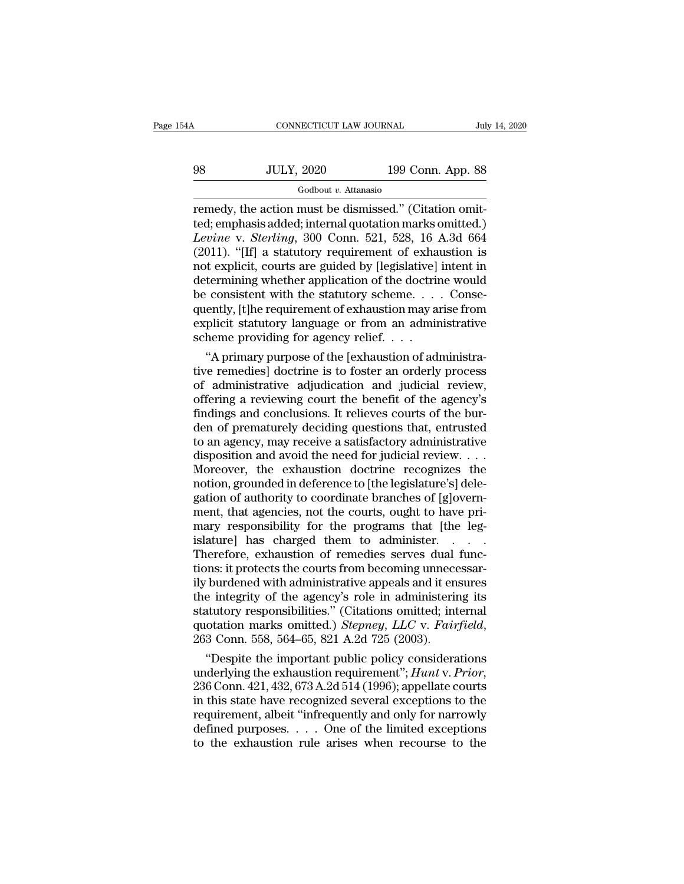remedy, the action must be dismissed." (Citation omitted; emphasis added; internal quotation marks omitted.) *Levine* v. *Sterling*, 300 Conn. 521, 528, 16 A.3d 664 (2011). "[If] a statutory requirement of exhaustion is not explicit, courts are guided by [legislative] intent in determining whether application of the doctrine would be consistent with the statutory scheme. . . . Consequently, [t]he requirement of exhaustion may arise from explicit statutory language or from an administrative scheme providing for agency relief. . . .

"A primary purpose of the [exhaustion of administrative remedies] doctrine is to foster an orderly process of administrative adjudication and judicial review, offering a reviewing court the benefit of the agency's findings and conclusions. It relieves courts of the burden of prematurely deciding questions that, entrusted to an agency, may receive a satisfactory administrative disposition and avoid the need for judicial review. . . . Moreover, the exhaustion doctrine recognizes the notion, grounded in deference to [the legislature's] delegation of authority to coordinate branches of [g]overnment, that agencies, not the courts, ought to have primary responsibility for the programs that [the legislature] has charged them to administer. . . . Therefore, exhaustion of remedies serves dual functions: it protects the courts from becoming unnecessarily burdened with administrative appeals and it ensures the integrity of the agency's role in administering its statutory responsibilities." (Citations omitted; internal quotation marks omitted.) *Stepney, LLC* v. *Fairfield*, 263 Conn. 558, 564–65, 821 A.2d 725 (2003).

"Despite the important public policy considerations underlying the exhaustion requirement"; *Hunt* v. *Prior*, 236 Conn. 421, 432, 673 A.2d 514 (1996); appellate courts in this state have recognized several exceptions to the requirement, albeit "infrequently and only for narrowly defined purposes. . . . One of the limited exceptions to the exhaustion rule arises when recourse to the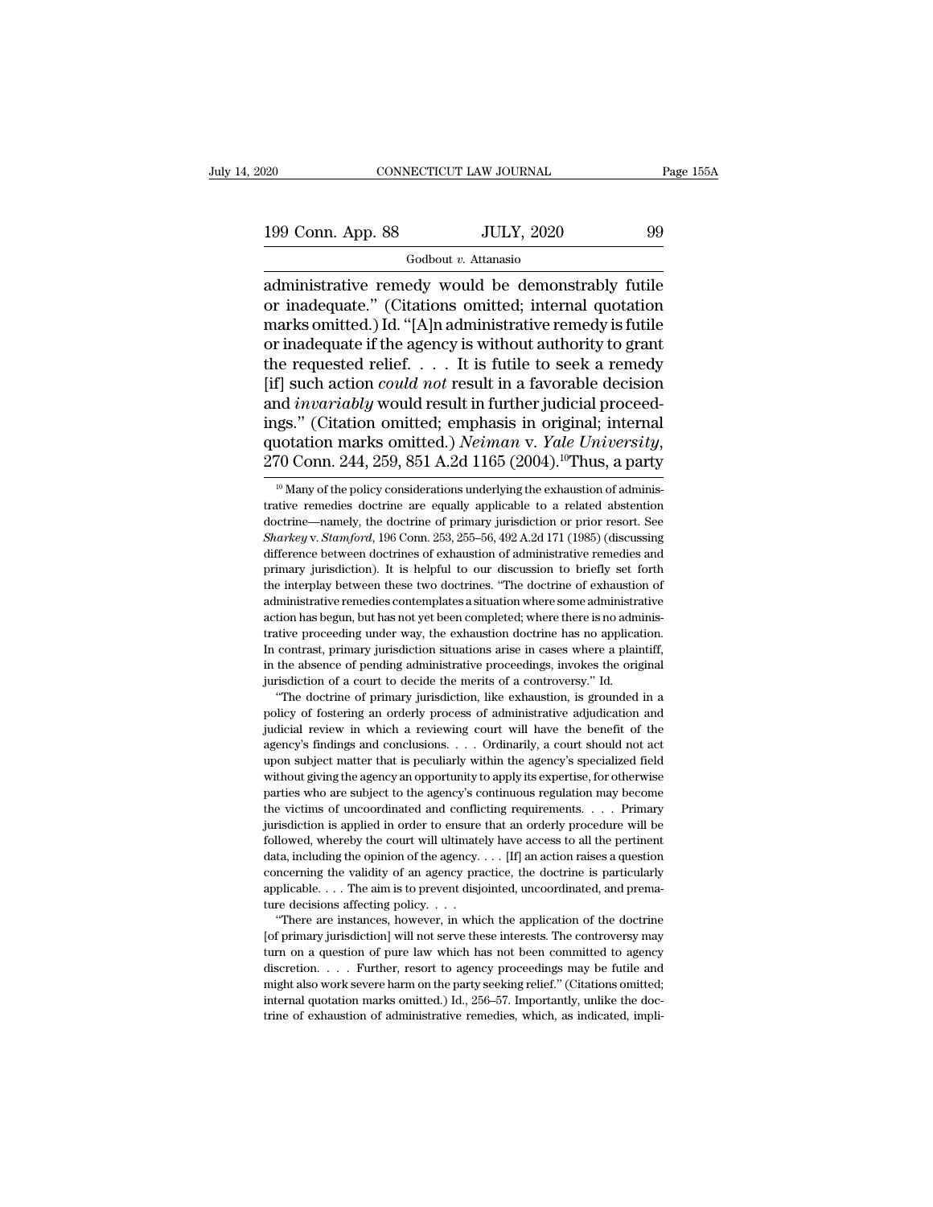administrative remedy would be demonstrably futile or inadequate." (Citations omitted; internal quotation marks omitted.) Id. "[A]n administrative remedy is futile or inadequate if the agency is without authority to grant the requested relief. . . . It is futile to seek a remedy [if] such action *could not* result in a favorable decision and *invariably* would result in further judicial proceedings." (Citation omitted; emphasis in original; internal quotation marks omitted.) *Neiman* v. *Yale University*, 270 Conn. 244, 259, 851 A.2d 1165 (2004).[10] Thus, a party

[10] Many of the policy considerations underlying the exhaustion of administrative remedies doctrine are equally applicable to a related abstention doctrine—namely, the doctrine of primary jurisdiction or prior resort. See *Sharkey* v. *Stamford*, 196 Conn. 253, 255–56, 492 A.2d 171 (1985) (discussing difference between doctrines of exhaustion of administrative remedies and primary jurisdiction). It is helpful to our discussion to briefly set forth the interplay between these two doctrines. "The doctrine of exhaustion of administrative remedies contemplates a situation where some administrative action has begun, but has not yet been completed; where there is no administrative proceeding under way, the exhaustion doctrine has no application. In contrast, primary jurisdiction situations arise in cases where a plaintiff, in the absence of pending administrative proceedings, invokes the original jurisdiction of a court to decide the merits of a controversy." Id.

"The doctrine of primary jurisdiction, like exhaustion, is grounded in a policy of fostering an orderly process of administrative adjudication and judicial review in which a reviewing court will have the benefit of the agency's findings and conclusions. . . . Ordinarily, a court should not act upon subject matter that is peculiarly within the agency's specialized field without giving the agency an opportunity to apply its expertise, for otherwise parties who are subject to the agency's continuous regulation may become the victims of uncoordinated and conflicting requirements. . . . Primary jurisdiction is applied in order to ensure that an orderly procedure will be followed, whereby the court will ultimately have access to all the pertinent data, including the opinion of the agency. . . . [If] an action raises a question concerning the validity of an agency practice, the doctrine is particularly applicable. . . . The aim is to prevent disjointed, uncoordinated, and premature decisions affecting policy. . . .

"There are instances, however, in which the application of the doctrine [of primary jurisdiction] will not serve these interests. The controversy may turn on a question of pure law which has not been committed to agency discretion. . . . Further, resort to agency proceedings may be futile and might also work severe harm on the party seeking relief." (Citations omitted; internal quotation marks omitted.) Id., 256–57. Importantly, unlike the doctrine of exhaustion of administrative remedies, which, as indicated, impli-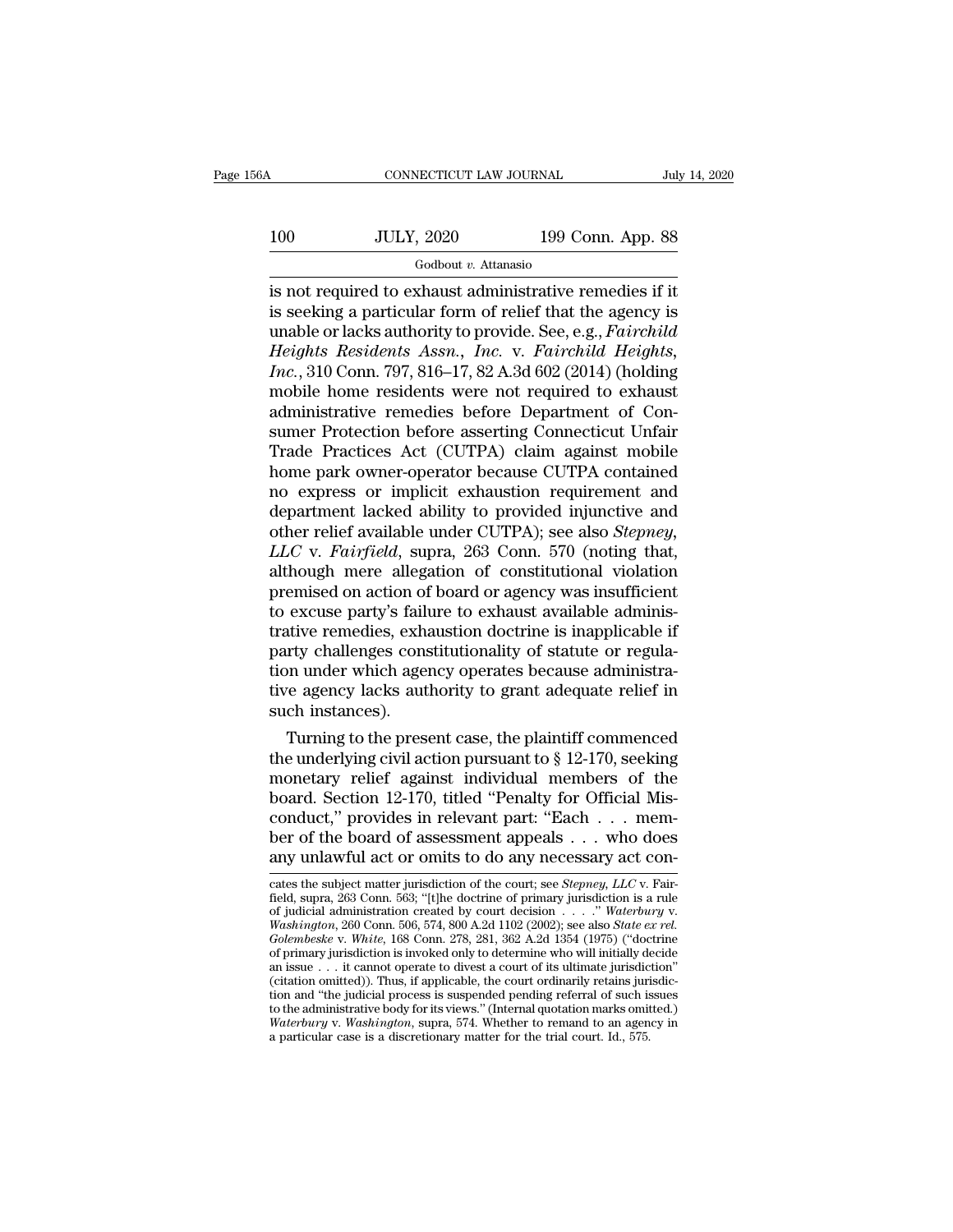is not required to exhaust administrative remedies if it is seeking a particular form of relief that the agency is unable or lacks authority to provide. See, e.g., *Fairchild Heights Residents Assn., Inc.* v. *Fairchild Heights, Inc.*, 310 Conn. 797, 816–17, 82 A.3d 602 (2014) (holding mobile home residents were not required to exhaust administrative remedies before Department of Consumer Protection before asserting Connecticut Unfair Trade Practices Act (CUTPA) claim against mobile home park owner-operator because CUTPA contained no express or implicit exhaustion requirement and department lacked ability to provided injunctive and other relief available under CUTPA); see also *Stepney, LLC* v. *Fairfield*, supra, 263 Conn. 570 (noting that, although mere allegation of constitutional violation premised on action of board or agency was insufficient to excuse party's failure to exhaust available administrative remedies, exhaustion doctrine is inapplicable if party challenges constitutionality of statute or regulation under which agency operates because administrative agency lacks authority to grant adequate relief in such instances).

Turning to the present case, the plaintiff commenced the underlying civil action pursuant to § 12-170, seeking monetary relief against individual members of the board. Section 12-170, titled "Penalty for Official Misconduct," provides in relevant part: "Each . . . member of the board of assessment appeals . . . who does any unlawful act or omits to do any necessary act con-

cates the subject matter jurisdiction of the court; see *Stepney, LLC* v. *Fairfield*, supra, 263 Conn. 563; "[t]he doctrine of primary jurisdiction is a rule of judicial administration created by court decision . . . ." *Waterbury* v. *Washington*, 260 Conn. 506, 574, 800 A.2d 1102 (2002); see also *State ex rel. Golembeske* v. *White*, 168 Conn. 278, 281, 362 A.2d 1354 (1975) ("doctrine of primary jurisdiction is invoked only to determine who will initially decide an issue . . . it cannot operate to divest a court of its ultimate jurisdiction" (citation omitted)). Thus, if applicable, the court ordinarily retains jurisdiction and "the judicial process is suspended pending referral of such issues to the administrative body for its views." (Internal quotation marks omitted.) *Waterbury* v. *Washington*, supra, 574. Whether to remand to an agency in a particular case is a discretionary matter for the trial court. Id., 575.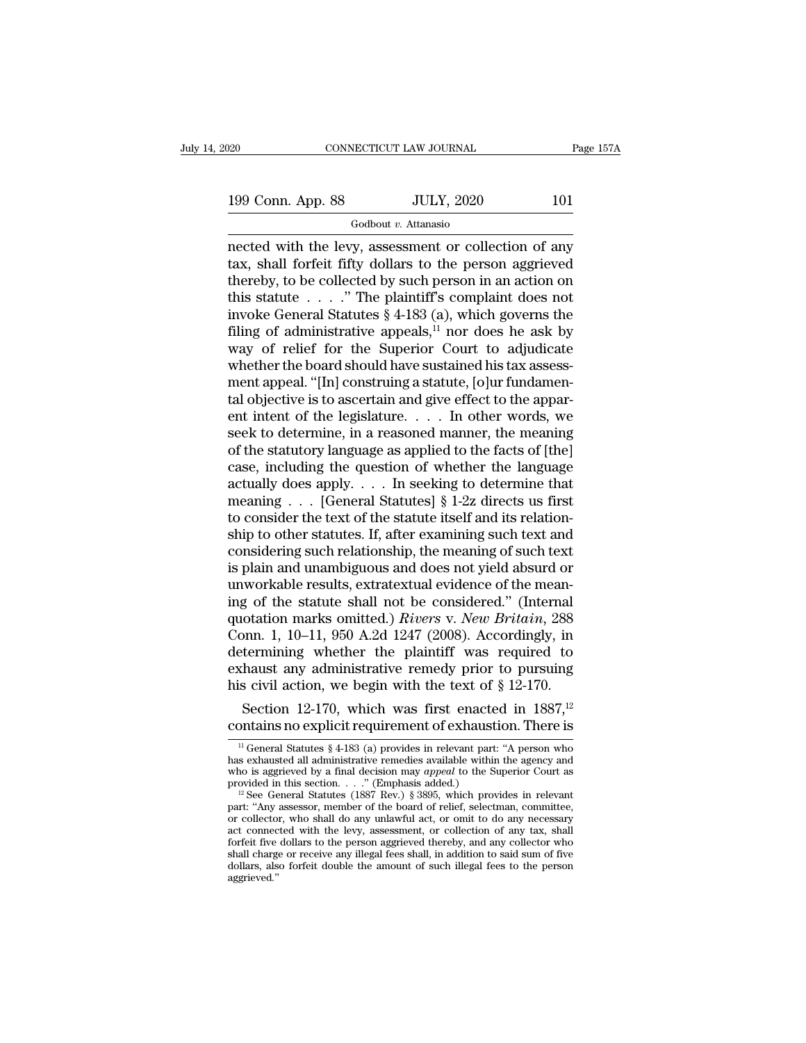nected with the levy, assessment or collection of any tax, shall forfeit fifty dollars to the person aggrieved thereby, to be collected by such person in an action on this statute . . . ." The plaintiff's complaint does not invoke General Statutes § 4-183 (a), which governs the filing of administrative appeals,[11] nor does he ask by way of relief for the Superior Court to adjudicate whether the board should have sustained his tax assessment appeal. "[In] construing a statute, [o]ur fundamental objective is to ascertain and give effect to the apparent intent of the legislature. . . . In other words, we seek to determine, in a reasoned manner, the meaning of the statutory language as applied to the facts of [the] case, including the question of whether the language actually does apply. . . . In seeking to determine that meaning . . . [General Statutes] § 1-2z directs us first to consider the text of the statute itself and its relationship to other statutes. If, after examining such text and considering such relationship, the meaning of such text is plain and unambiguous and does not yield absurd or unworkable results, extratextual evidence of the meaning of the statute shall not be considered." (Internal quotation marks omitted.) *Rivers* v. *New Britain*, 288 Conn. 1, 10–11, 950 A.2d 1247 (2008). Accordingly, in determining whether the plaintiff was required to exhaust any administrative remedy prior to pursuing his civil action, we begin with the text of § 12-170.

Section 12-170, which was first enacted in 1887,[12] contains no explicit requirement of exhaustion. There is

[11] General Statutes § 4-183 (a) provides in relevant part: "A person who has exhausted all administrative remedies available within the agency and who is aggrieved by a final decision may *appeal* to the Superior Court as provided in this section. . . ." (Emphasis added.)

[12] See General Statutes (1887 Rev.) § 3895, which provides in relevant part: "Any assessor, member of the board of relief, selectman, committee, or collector, who shall do any unlawful act, or omit to do any necessary act connected with the levy, assessment, or collection of any tax, shall forfeit five dollars to the person aggrieved thereby, and any collector who shall charge or receive any illegal fees shall, in addition to said sum of five dollars, also forfeit double the amount of such illegal fees to the person aggrieved."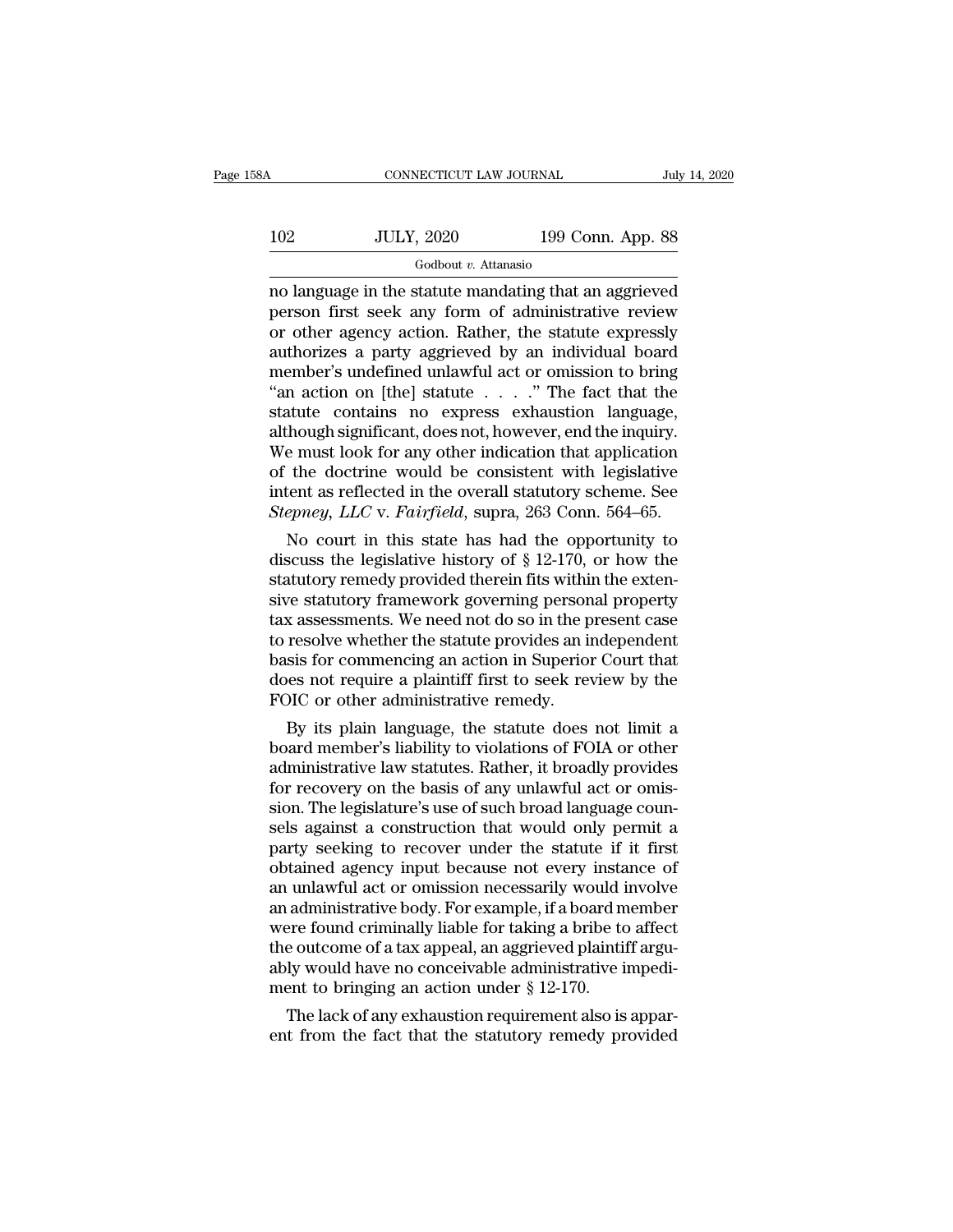no language in the statute mandating that an aggrieved person first seek any form of administrative review or other agency action. Rather, the statute expressly authorizes a party aggrieved by an individual board member's undefined unlawful act or omission to bring "an action on [the] statute . . . ." The fact that the statute contains no express exhaustion language, although significant, does not, however, end the inquiry. We must look for any other indication that application of the doctrine would be consistent with legislative intent as reflected in the overall statutory scheme. See *Stepney, LLC* v. *Fairfield*, supra, 263 Conn. 564–65.

No court in this state has had the opportunity to discuss the legislative history of § 12-170, or how the statutory remedy provided therein fits within the extensive statutory framework governing personal property tax assessments. We need not do so in the present case to resolve whether the statute provides an independent basis for commencing an action in Superior Court that does not require a plaintiff first to seek review by the FOIC or other administrative remedy.

By its plain language, the statute does not limit a board member's liability to violations of FOIA or other administrative law statutes. Rather, it broadly provides for recovery on the basis of any unlawful act or omission. The legislature's use of such broad language counsels against a construction that would only permit a party seeking to recover under the statute if it first obtained agency input because not every instance of an unlawful act or omission necessarily would involve an administrative body. For example, if a board member were found criminally liable for taking a bribe to affect the outcome of a tax appeal, an aggrieved plaintiff arguably would have no conceivable administrative impediment to bringing an action under § 12-170.

The lack of any exhaustion requirement also is apparent from the fact that the statutory remedy provided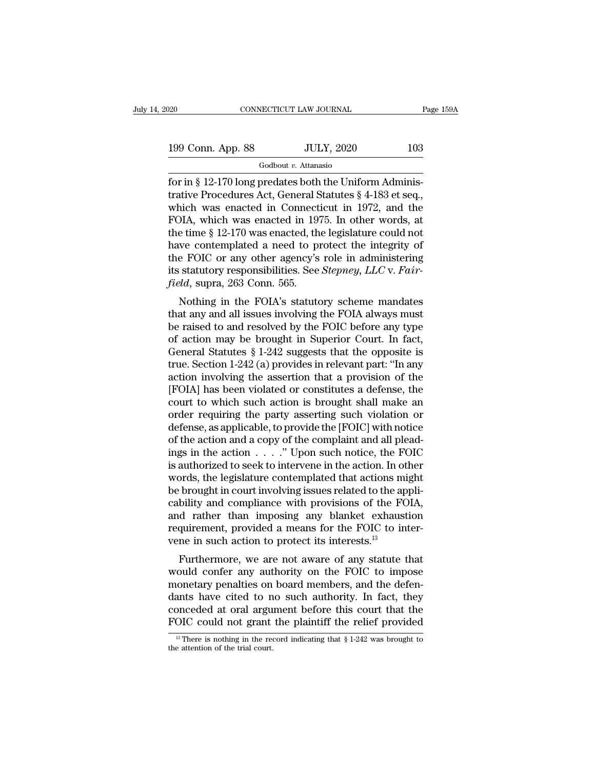for in § 12-170 long predates both the Uniform Administrative Procedures Act, General Statutes § 4-183 et seq., which was enacted in Connecticut in 1972, and the FOIA, which was enacted in 1975. In other words, at the time § 12-170 was enacted, the legislature could not have contemplated a need to protect the integrity of the FOIC or any other agency's role in administering its statutory responsibilities. See *Stepney, LLC* v. *Fairfield*, supra, 263 Conn. 565.

Nothing in the FOIA's statutory scheme mandates that any and all issues involving the FOIA always must be raised to and resolved by the FOIC before any type of action may be brought in Superior Court. In fact, General Statutes § 1-242 suggests that the opposite is true. Section 1-242 (a) provides in relevant part: "In any action involving the assertion that a provision of the [FOIA] has been violated or constitutes a defense, the court to which such action is brought shall make an order requiring the party asserting such violation or defense, as applicable, to provide the [FOIC] with notice of the action and a copy of the complaint and all pleadings in the action . . . ." Upon such notice, the FOIC is authorized to seek to intervene in the action. In other words, the legislature contemplated that actions might be brought in court involving issues related to the applicability and compliance with provisions of the FOIA, and rather than imposing any blanket exhaustion requirement, provided a means for the FOIC to intervene in such action to protect its interests.[13]

Furthermore, we are not aware of any statute that would confer any authority on the FOIC to impose monetary penalties on board members, and the defendants have cited to no such authority. In fact, they conceded at oral argument before this court that the FOIC could not grant the plaintiff the relief provided

[13] There is nothing in the record indicating that § 1-242 was brought to the attention of the trial court.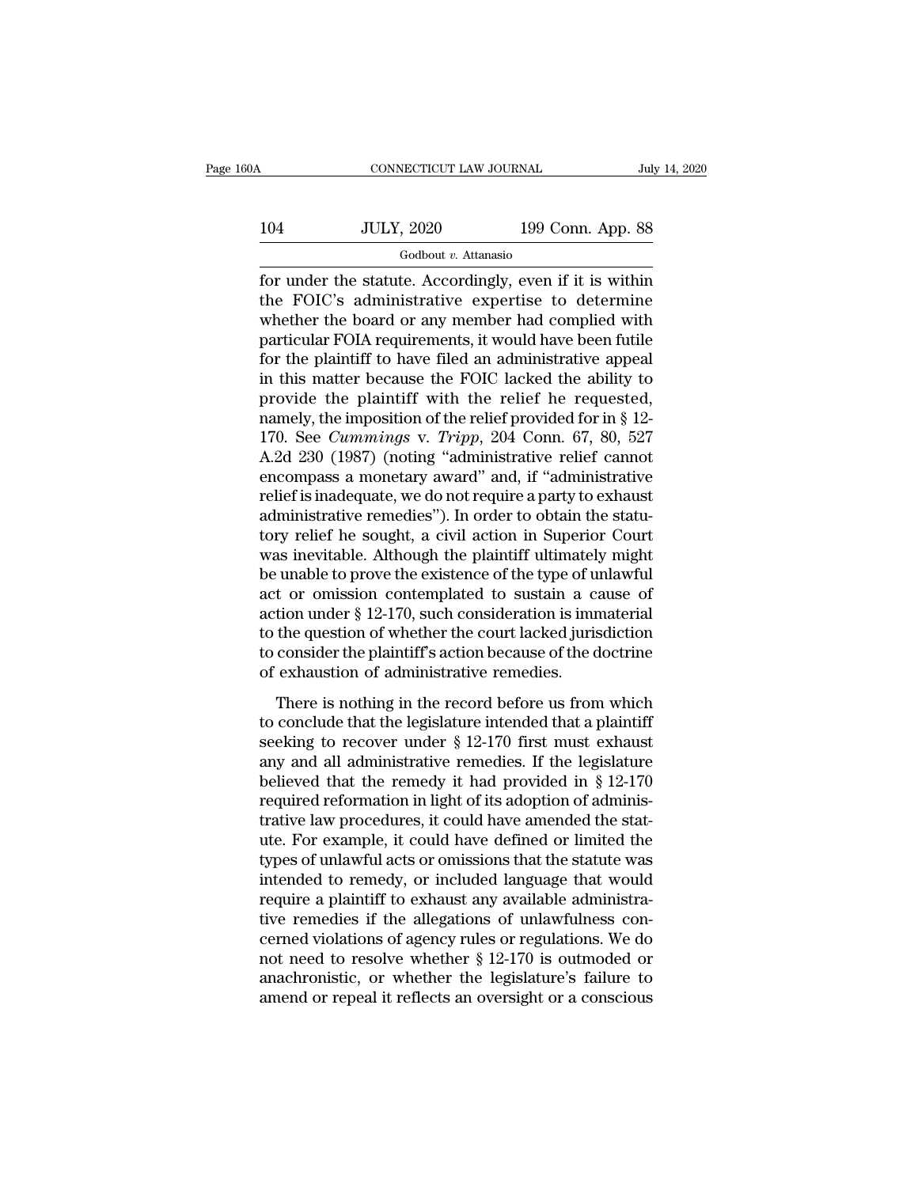for under the statute. Accordingly, even if it is within the FOIC's administrative expertise to determine whether the board or any member had complied with particular FOIA requirements, it would have been futile for the plaintiff to have filed an administrative appeal in this matter because the FOIC lacked the ability to provide the plaintiff with the relief he requested, namely, the imposition of the relief provided for in § 12-170. See *Cummings* v. *Tripp*, 204 Conn. 67, 80, 527 A.2d 230 (1987) (noting "administrative relief cannot encompass a monetary award" and, if "administrative relief is inadequate, we do not require a party to exhaust administrative remedies"). In order to obtain the statutory relief he sought, a civil action in Superior Court was inevitable. Although the plaintiff ultimately might be unable to prove the existence of the type of unlawful act or omission contemplated to sustain a cause of action under § 12-170, such consideration is immaterial to the question of whether the court lacked jurisdiction to consider the plaintiff's action because of the doctrine of exhaustion of administrative remedies.

There is nothing in the record before us from which to conclude that the legislature intended that a plaintiff seeking to recover under § 12-170 first must exhaust any and all administrative remedies. If the legislature believed that the remedy it had provided in § 12-170 required reformation in light of its adoption of administrative law procedures, it could have amended the statute. For example, it could have defined or limited the types of unlawful acts or omissions that the statute was intended to remedy, or included language that would require a plaintiff to exhaust any available administrative remedies if the allegations of unlawfulness concerned violations of agency rules or regulations. We do not need to resolve whether § 12-170 is outmoded or anachronistic, or whether the legislature's failure to amend or repeal it reflects an oversight or a conscious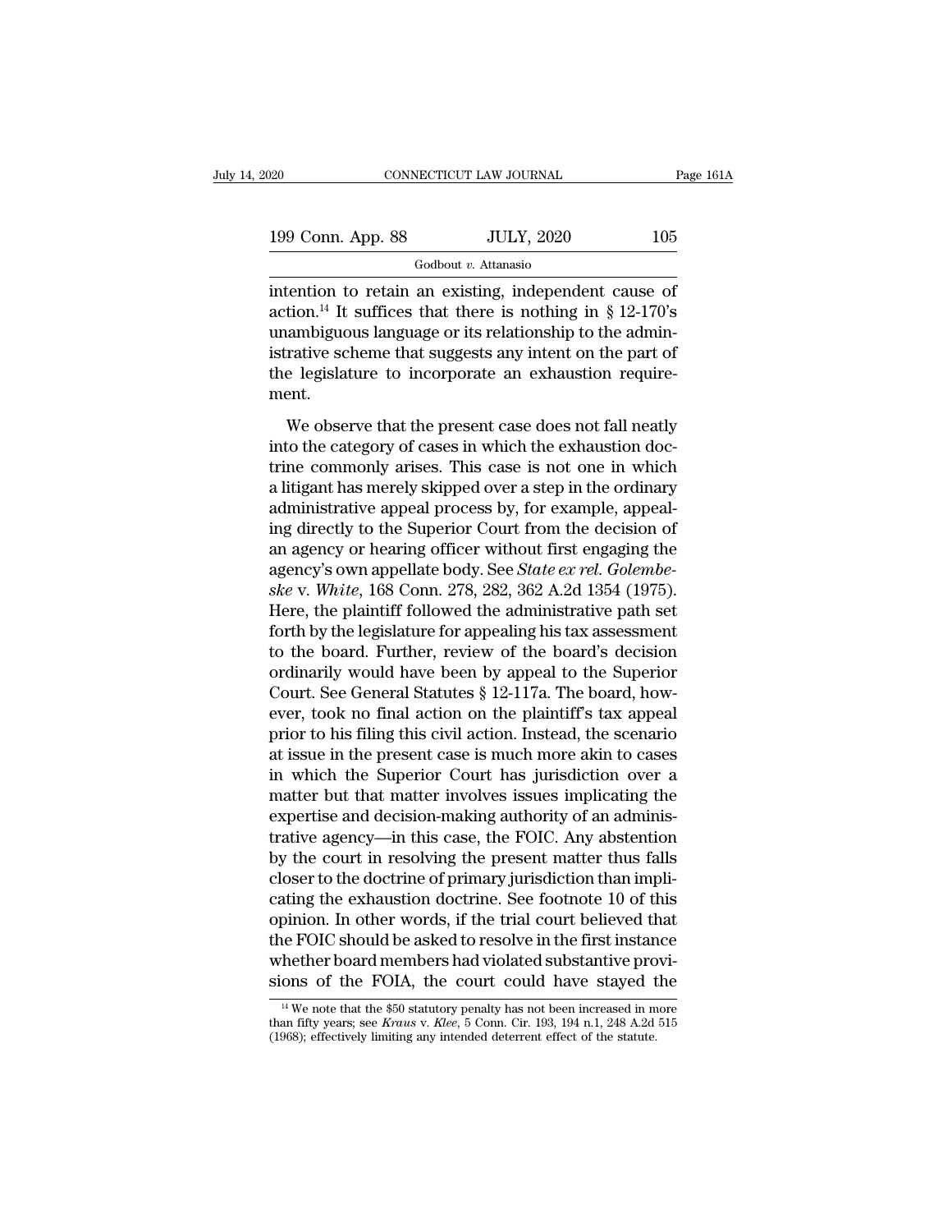intention to retain an existing, independent cause of action.[14] It suffices that there is nothing in § 12-170's unambiguous language or its relationship to the administrative scheme that suggests any intent on the part of the legislature to incorporate an exhaustion requirement.

We observe that the present case does not fall neatly into the category of cases in which the exhaustion doctrine commonly arises. This case is not one in which a litigant has merely skipped over a step in the ordinary administrative appeal process by, for example, appealing directly to the Superior Court from the decision of an agency or hearing officer without first engaging the agency's own appellate body. See *State ex rel. Golembeske* v. *White*, 168 Conn. 278, 282, 362 A.2d 1354 (1975). Here, the plaintiff followed the administrative path set forth by the legislature for appealing his tax assessment to the board. Further, review of the board's decision ordinarily would have been by appeal to the Superior Court. See General Statutes § 12-117a. The board, however, took no final action on the plaintiff's tax appeal prior to his filing this civil action. Instead, the scenario at issue in the present case is much more akin to cases in which the Superior Court has jurisdiction over a matter but that matter involves issues implicating the expertise and decision-making authority of an administrative agency—in this case, the FOIC. Any abstention by the court in resolving the present matter thus falls closer to the doctrine of primary jurisdiction than implicating the exhaustion doctrine. See footnote 10 of this opinion. In other words, if the trial court believed that the FOIC should be asked to resolve in the first instance whether board members had violated substantive provisions of the FOIA, the court could have stayed the

[14] We note that the $50 statutory penalty has not been increased in more than fifty years; see *Kraus* v. *Klee*, 5 Conn. Cir. 193, 194 n.1, 248 A.2d 515 (1968); effectively limiting any intended deterrent effect of the statute.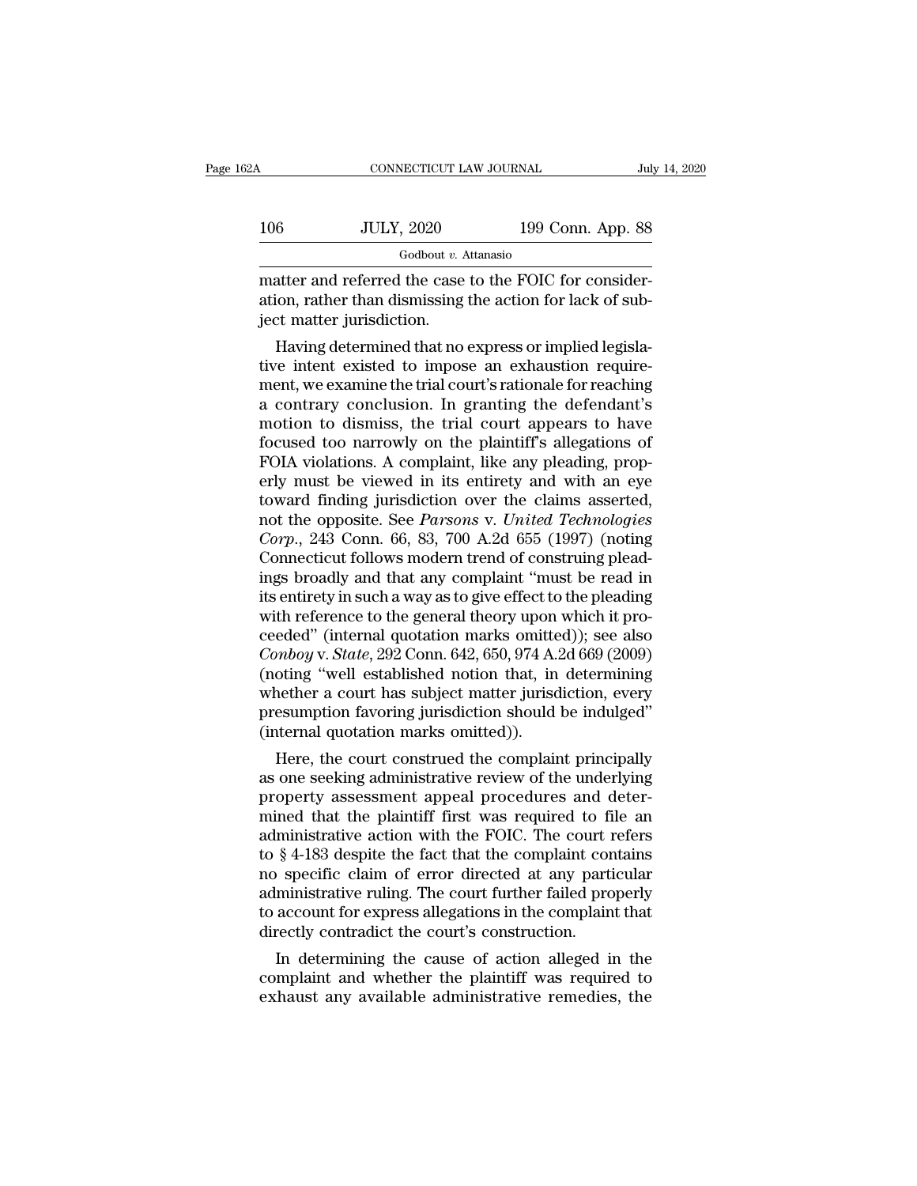matter and referred the case to the FOIC for consideration, rather than dismissing the action for lack of subject matter jurisdiction.

Having determined that no express or implied legislative intent existed to impose an exhaustion requirement, we examine the trial court's rationale for reaching a contrary conclusion. In granting the defendant's motion to dismiss, the trial court appears to have focused too narrowly on the plaintiff's allegations of FOIA violations. A complaint, like any pleading, properly must be viewed in its entirety and with an eye toward finding jurisdiction over the claims asserted, not the opposite. See *Parsons* v. *United Technologies Corp.*, 243 Conn. 66, 83, 700 A.2d 655 (1997) (noting Connecticut follows modern trend of construing pleadings broadly and that any complaint "must be read in its entirety in such a way as to give effect to the pleading with reference to the general theory upon which it proceeded" (internal quotation marks omitted)); see also *Conboy* v. *State*, 292 Conn. 642, 650, 974 A.2d 669 (2009) (noting "well established notion that, in determining whether a court has subject matter jurisdiction, every presumption favoring jurisdiction should be indulged" (internal quotation marks omitted)).

Here, the court construed the complaint principally as one seeking administrative review of the underlying property assessment appeal procedures and determined that the plaintiff first was required to file an administrative action with the FOIC. The court refers to § 4-183 despite the fact that the complaint contains no specific claim of error directed at any particular administrative ruling. The court further failed properly to account for express allegations in the complaint that directly contradict the court's construction.

In determining the cause of action alleged in the complaint and whether the plaintiff was required to exhaust any available administrative remedies, the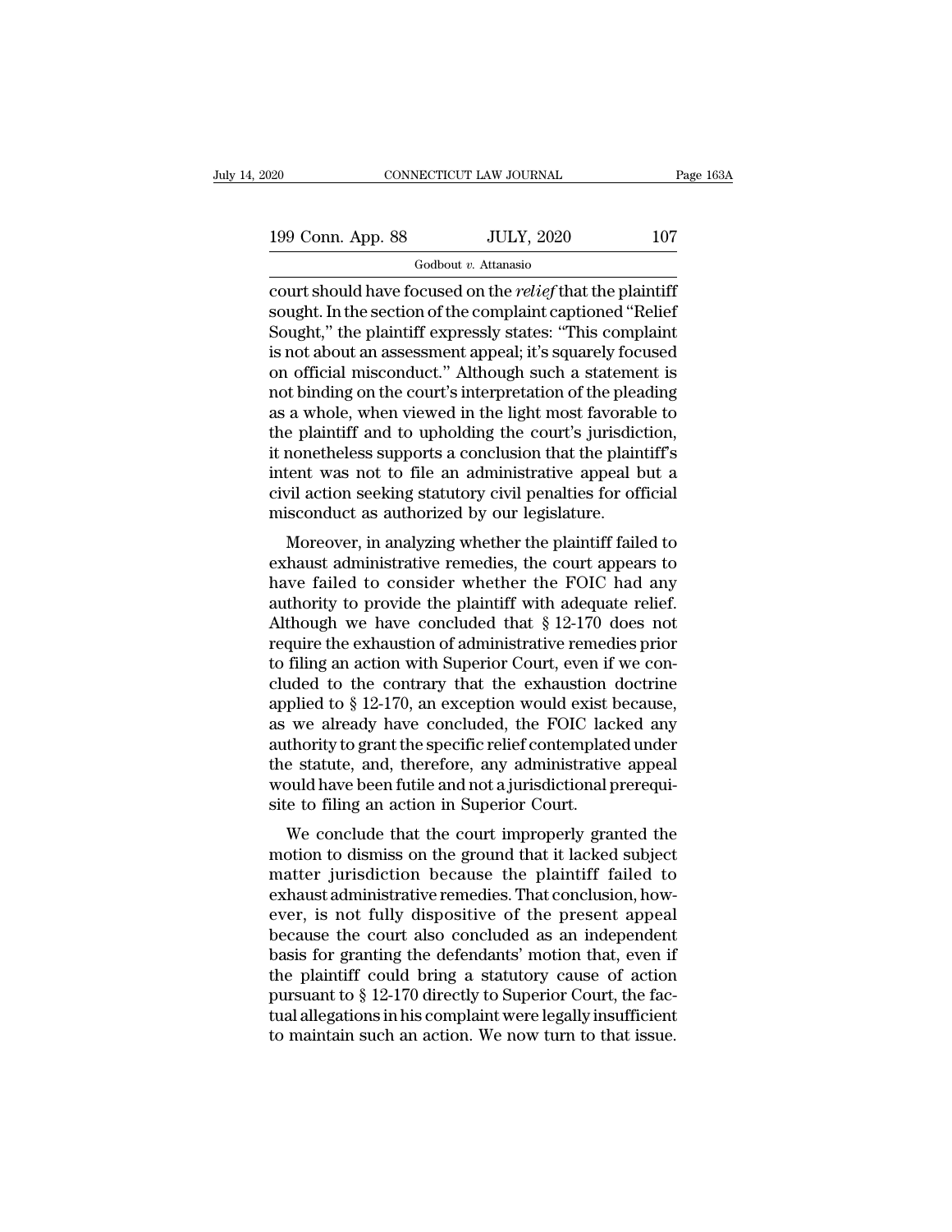court should have focused on the *relief* that the plaintiff sought. In the section of the complaint captioned "Relief Sought," the plaintiff expressly states: "This complaint is not about an assessment appeal; it's squarely focused on official misconduct." Although such a statement is not binding on the court's interpretation of the pleading as a whole, when viewed in the light most favorable to the plaintiff and to upholding the court's jurisdiction, it nonetheless supports a conclusion that the plaintiff's intent was not to file an administrative appeal but a civil action seeking statutory civil penalties for official misconduct as authorized by our legislature.

Moreover, in analyzing whether the plaintiff failed to exhaust administrative remedies, the court appears to have failed to consider whether the FOIC had any authority to provide the plaintiff with adequate relief. Although we have concluded that § 12-170 does not require the exhaustion of administrative remedies prior to filing an action with Superior Court, even if we concluded to the contrary that the exhaustion doctrine applied to § 12-170, an exception would exist because, as we already have concluded, the FOIC lacked any authority to grant the specific relief contemplated under the statute, and, therefore, any administrative appeal would have been futile and not a jurisdictional prerequisite to filing an action in Superior Court.

We conclude that the court improperly granted the motion to dismiss on the ground that it lacked subject matter jurisdiction because the plaintiff failed to exhaust administrative remedies. That conclusion, however, is not fully dispositive of the present appeal because the court also concluded as an independent basis for granting the defendants' motion that, even if the plaintiff could bring a statutory cause of action pursuant to § 12-170 directly to Superior Court, the factual allegations in his complaint were legally insufficient to maintain such an action. We now turn to that issue.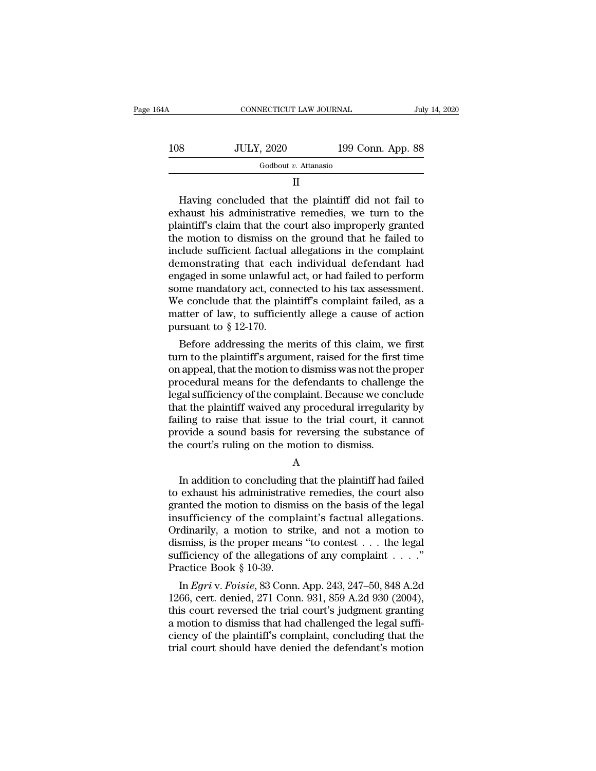## II

Having concluded that the plaintiff did not fail to exhaust his administrative remedies, we turn to the plaintiff's claim that the court also improperly granted the motion to dismiss on the ground that he failed to include sufficient factual allegations in the complaint demonstrating that each individual defendant had engaged in some unlawful act, or had failed to perform some mandatory act, connected to his tax assessment. We conclude that the plaintiff's complaint failed, as a matter of law, to sufficiently allege a cause of action pursuant to § 12-170.

Before addressing the merits of this claim, we first turn to the plaintiff's argument, raised for the first time on appeal, that the motion to dismiss was not the proper procedural means for the defendants to challenge the legal sufficiency of the complaint. Because we conclude that the plaintiff waived any procedural irregularity by failing to raise that issue to the trial court, it cannot provide a sound basis for reversing the substance of the court's ruling on the motion to dismiss.

### A

In addition to concluding that the plaintiff had failed to exhaust his administrative remedies, the court also granted the motion to dismiss on the basis of the legal insufficiency of the complaint's factual allegations. Ordinarily, a motion to strike, and not a motion to dismiss, is the proper means "to contest . . . the legal sufficiency of the allegations of any complaint . . . ." Practice Book § 10-39.

In *Egri* v. *Foisie*, 83 Conn. App. 243, 247–50, 848 A.2d 1266, cert. denied, 271 Conn. 931, 859 A.2d 930 (2004), this court reversed the trial court's judgment granting a motion to dismiss that had challenged the legal sufficiency of the plaintiff's complaint, concluding that the trial court should have denied the defendant's motion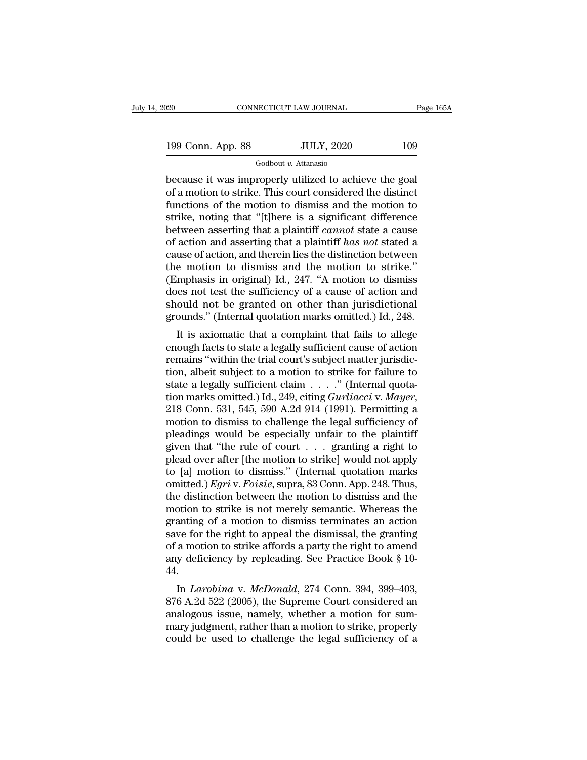because it was improperly utilized to achieve the goal of a motion to strike. This court considered the distinct functions of the motion to dismiss and the motion to strike, noting that "[t]here is a significant difference between asserting that a plaintiff *cannot* state a cause of action and asserting that a plaintiff *has not* stated a cause of action, and therein lies the distinction between the motion to dismiss and the motion to strike." (Emphasis in original) Id., 247. "A motion to dismiss does not test the sufficiency of a cause of action and should not be granted on other than jurisdictional grounds." (Internal quotation marks omitted.) Id., 248.

It is axiomatic that a complaint that fails to allege enough facts to state a legally sufficient cause of action remains "within the trial court's subject matter jurisdiction, albeit subject to a motion to strike for failure to state a legally sufficient claim . . . ." (Internal quotation marks omitted.) Id., 249, citing *Gurliacci* v. *Mayer*, 218 Conn. 531, 545, 590 A.2d 914 (1991). Permitting a motion to dismiss to challenge the legal sufficiency of pleadings would be especially unfair to the plaintiff given that "the rule of court . . . granting a right to plead over after [the motion to strike] would not apply to [a] motion to dismiss." (Internal quotation marks omitted.) *Egri* v. *Foisie*, supra, 83 Conn. App. 248. Thus, the distinction between the motion to dismiss and the motion to strike is not merely semantic. Whereas the granting of a motion to dismiss terminates an action save for the right to appeal the dismissal, the granting of a motion to strike affords a party the right to amend any deficiency by repleading. See Practice Book § 10-44.

In *Larobina* v. *McDonald*, 274 Conn. 394, 399–403, 876 A.2d 522 (2005), the Supreme Court considered an analogous issue, namely, whether a motion for summary judgment, rather than a motion to strike, properly could be used to challenge the legal sufficiency of a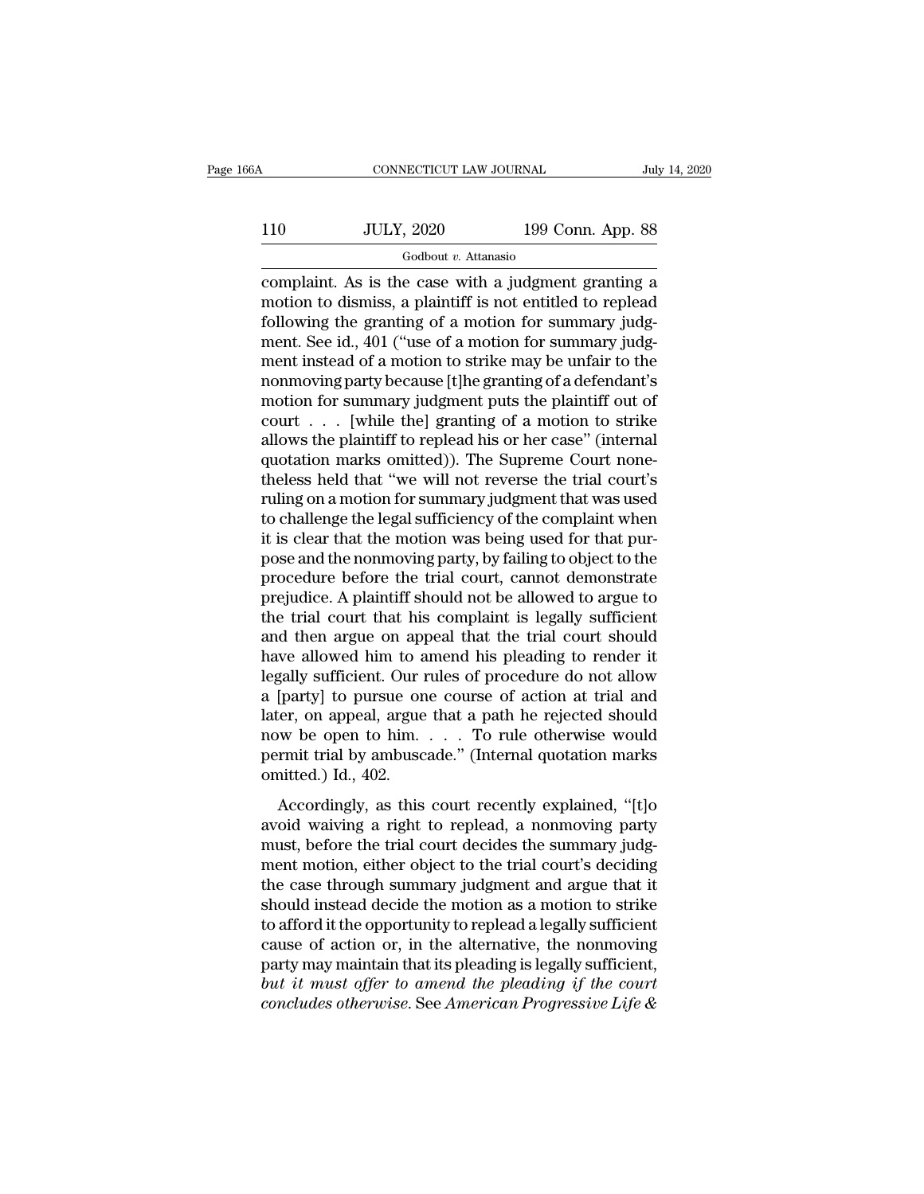complaint. As is the case with a judgment granting a motion to dismiss, a plaintiff is not entitled to replead following the granting of a motion for summary judgment. See id., 401 ("use of a motion for summary judgment instead of a motion to strike may be unfair to the nonmoving party because [t]he granting of a defendant's motion for summary judgment puts the plaintiff out of court . . . [while the] granting of a motion to strike allows the plaintiff to replead his or her case" (internal quotation marks omitted)). The Supreme Court nonetheless held that "we will not reverse the trial court's ruling on a motion for summary judgment that was used to challenge the legal sufficiency of the complaint when it is clear that the motion was being used for that purpose and the nonmoving party, by failing to object to the procedure before the trial court, cannot demonstrate prejudice. A plaintiff should not be allowed to argue to the trial court that his complaint is legally sufficient and then argue on appeal that the trial court should have allowed him to amend his pleading to render it legally sufficient. Our rules of procedure do not allow a [party] to pursue one course of action at trial and later, on appeal, argue that a path he rejected should now be open to him. . . . To rule otherwise would permit trial by ambuscade." (Internal quotation marks omitted.) Id., 402.

Accordingly, as this court recently explained, "[t]o avoid waiving a right to replead, a nonmoving party must, before the trial court decides the summary judgment motion, either object to the trial court's deciding the case through summary judgment and argue that it should instead decide the motion as a motion to strike to afford it the opportunity to replead a legally sufficient cause of action or, in the alternative, the nonmoving party may maintain that its pleading is legally sufficient, *but it must offer to amend the pleading if the court concludes otherwise*. See *American Progressive Life &*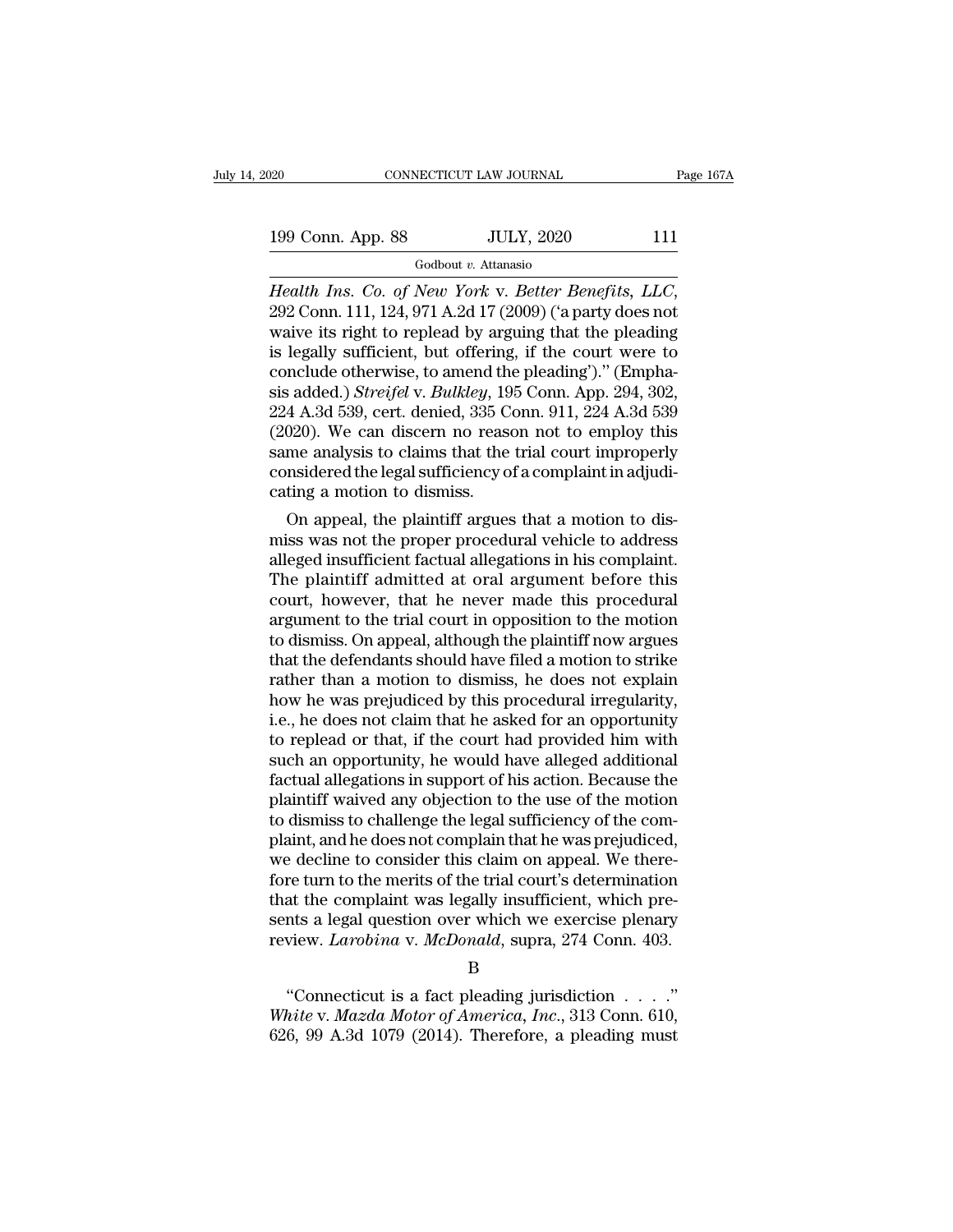*Health Ins. Co. of New York* v. *Better Benefits, LLC*, 292 Conn. 111, 124, 971 A.2d 17 (2009) ('a party does not waive its right to replead by arguing that the pleading is legally sufficient, but offering, if the court were to conclude otherwise, to amend the pleading')." (Emphasis added.) *Streifel* v. *Bulkley*, 195 Conn. App. 294, 302, 224 A.3d 539, cert. denied, 335 Conn. 911, 224 A.3d 539 (2020). We can discern no reason not to employ this same analysis to claims that the trial court improperly considered the legal sufficiency of a complaint in adjudicating a motion to dismiss.

On appeal, the plaintiff argues that a motion to dismiss was not the proper procedural vehicle to address alleged insufficient factual allegations in his complaint. The plaintiff admitted at oral argument before this court, however, that he never made this procedural argument to the trial court in opposition to the motion to dismiss. On appeal, although the plaintiff now argues that the defendants should have filed a motion to strike rather than a motion to dismiss, he does not explain how he was prejudiced by this procedural irregularity, i.e., he does not claim that he asked for an opportunity to replead or that, if the court had provided him with such an opportunity, he would have alleged additional factual allegations in support of his action. Because the plaintiff waived any objection to the use of the motion to dismiss to challenge the legal sufficiency of the complaint, and he does not complain that he was prejudiced, we decline to consider this claim on appeal. We therefore turn to the merits of the trial court's determination that the complaint was legally insufficient, which presents a legal question over which we exercise plenary review. *Larobina* v. *McDonald*, supra, 274 Conn. 403.

B

"Connecticut is a fact pleading jurisdiction . . . ." *White* v. *Mazda Motor of America, Inc.*, 313 Conn. 610, 626, 99 A.3d 1079 (2014). Therefore, a pleading must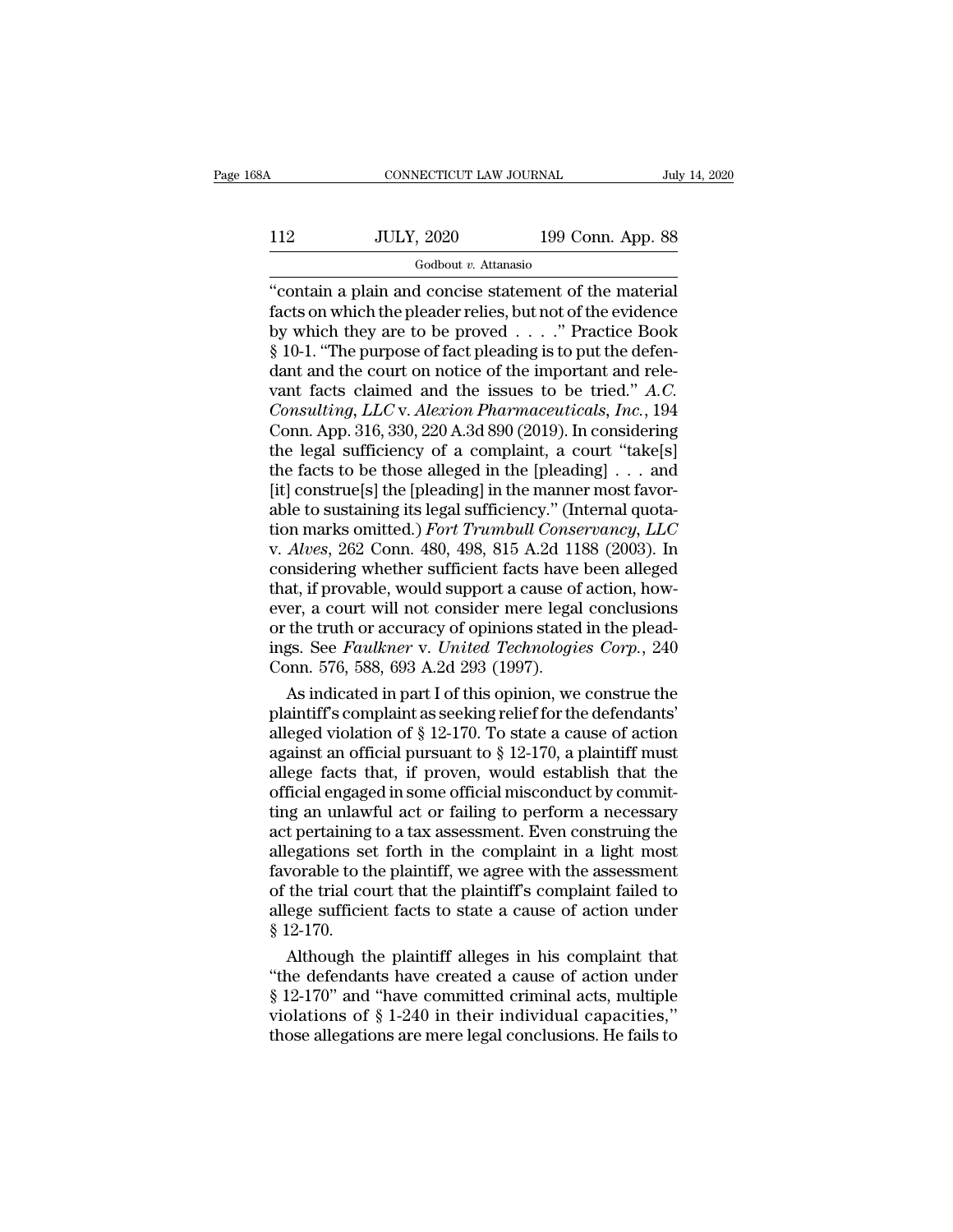"contain a plain and concise statement of the material facts on which the pleader relies, but not of the evidence by which they are to be proved . . . ." Practice Book § 10-1. "The purpose of fact pleading is to put the defendant and the court on notice of the important and relevant facts claimed and the issues to be tried." *A.C. Consulting, LLC* v. *Alexion Pharmaceuticals, Inc.*, 194 Conn. App. 316, 330, 220 A.3d 890 (2019). In considering the legal sufficiency of a complaint, a court "take[s] the facts to be those alleged in the [pleading] . . . and [it] construe[s] the [pleading] in the manner most favorable to sustaining its legal sufficiency." (Internal quotation marks omitted.) *Fort Trumbull Conservancy, LLC* v. *Alves*, 262 Conn. 480, 498, 815 A.2d 1188 (2003). In considering whether sufficient facts have been alleged that, if provable, would support a cause of action, however, a court will not consider mere legal conclusions or the truth or accuracy of opinions stated in the pleadings. See *Faulkner* v. *United Technologies Corp.*, 240 Conn. 576, 588, 693 A.2d 293 (1997).

As indicated in part I of this opinion, we construe the plaintiff's complaint as seeking relief for the defendants' alleged violation of § 12-170. To state a cause of action against an official pursuant to § 12-170, a plaintiff must allege facts that, if proven, would establish that the official engaged in some official misconduct by committing an unlawful act or failing to perform a necessary act pertaining to a tax assessment. Even construing the allegations set forth in the complaint in a light most favorable to the plaintiff, we agree with the assessment of the trial court that the plaintiff's complaint failed to allege sufficient facts to state a cause of action under § 12-170.

Although the plaintiff alleges in his complaint that "the defendants have created a cause of action under § 12-170" and "have committed criminal acts, multiple violations of § 1-240 in their individual capacities," those allegations are mere legal conclusions. He fails to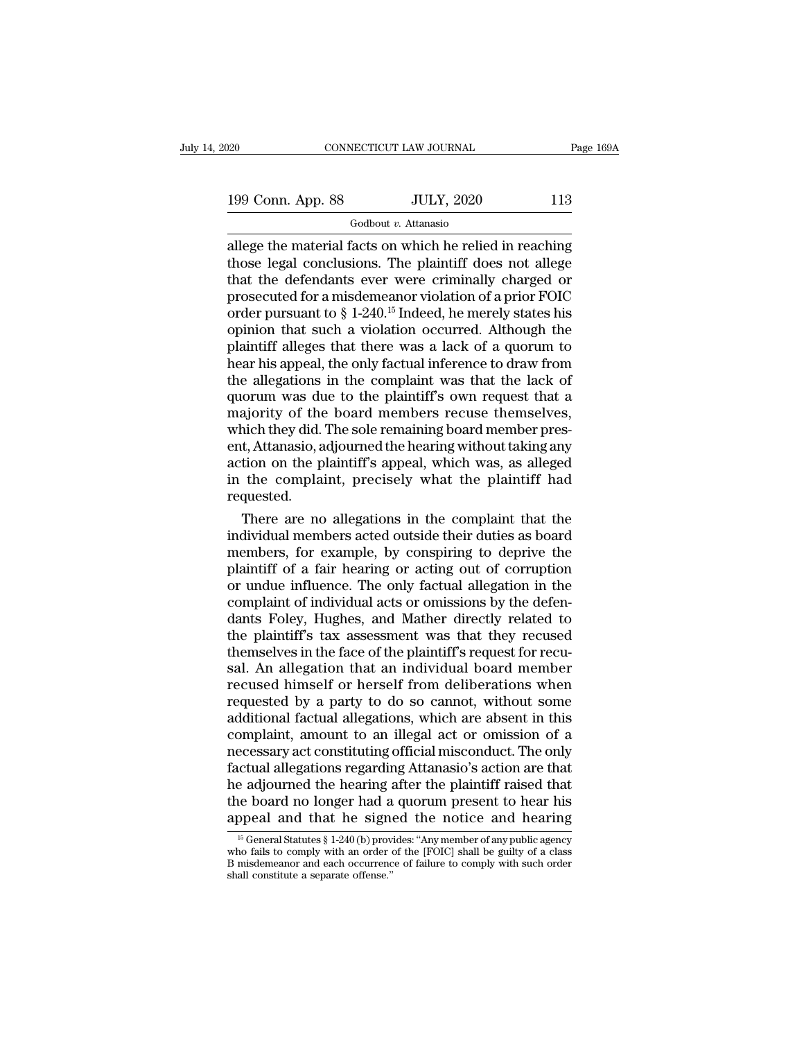allege the material facts on which he relied in reaching those legal conclusions. The plaintiff does not allege that the defendants ever were criminally charged or prosecuted for a misdemeanor violation of a prior FOIC order pursuant to § 1-240.[15] Indeed, he merely states his opinion that such a violation occurred. Although the plaintiff alleges that there was a lack of a quorum to hear his appeal, the only factual inference to draw from the allegations in the complaint was that the lack of quorum was due to the plaintiff's own request that a majority of the board members recuse themselves, which they did. The sole remaining board member present, Attanasio, adjourned the hearing without taking any action on the plaintiff's appeal, which was, as alleged in the complaint, precisely what the plaintiff had requested.

There are no allegations in the complaint that the individual members acted outside their duties as board members, for example, by conspiring to deprive the plaintiff of a fair hearing or acting out of corruption or undue influence. The only factual allegation in the complaint of individual acts or omissions by the defendants Foley, Hughes, and Mather directly related to the plaintiff's tax assessment was that they recused themselves in the face of the plaintiff's request for recusal. An allegation that an individual board member recused himself or herself from deliberations when requested by a party to do so cannot, without some additional factual allegations, which are absent in this complaint, amount to an illegal act or omission of a necessary act constituting official misconduct. The only factual allegations regarding Attanasio's action are that he adjourned the hearing after the plaintiff raised that the board no longer had a quorum present to hear his appeal and that he signed the notice and hearing

[15] General Statutes § 1-240 (b) provides: "Any member of any public agency who fails to comply with an order of the [FOIC] shall be guilty of a class B misdemeanor and each occurrence of failure to comply with such order shall constitute a separate offense."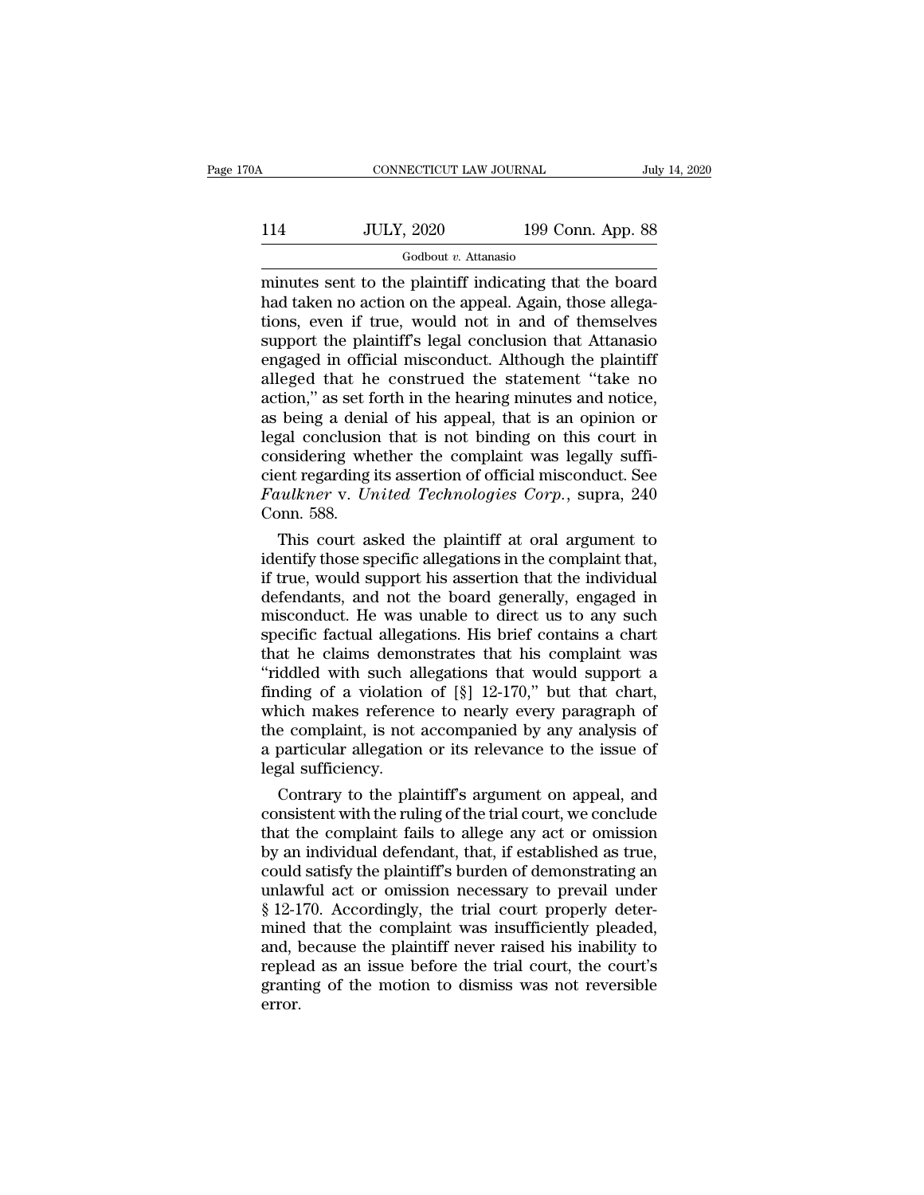minutes sent to the plaintiff indicating that the board had taken no action on the appeal. Again, those allegations, even if true, would not in and of themselves support the plaintiff's legal conclusion that Attanasio engaged in official misconduct. Although the plaintiff alleged that he construed the statement "take no action," as set forth in the hearing minutes and notice, as being a denial of his appeal, that is an opinion or legal conclusion that is not binding on this court in considering whether the complaint was legally sufficient regarding its assertion of official misconduct. See *Faulkner* v. *United Technologies Corp.*, supra, 240 Conn. 588.

This court asked the plaintiff at oral argument to identify those specific allegations in the complaint that, if true, would support his assertion that the individual defendants, and not the board generally, engaged in misconduct. He was unable to direct us to any such specific factual allegations. His brief contains a chart that he claims demonstrates that his complaint was "riddled with such allegations that would support a finding of a violation of [§] 12-170," but that chart, which makes reference to nearly every paragraph of the complaint, is not accompanied by any analysis of a particular allegation or its relevance to the issue of legal sufficiency.

Contrary to the plaintiff's argument on appeal, and consistent with the ruling of the trial court, we conclude that the complaint fails to allege any act or omission by an individual defendant, that, if established as true, could satisfy the plaintiff's burden of demonstrating an unlawful act or omission necessary to prevail under § 12-170. Accordingly, the trial court properly determined that the complaint was insufficiently pleaded, and, because the plaintiff never raised his inability to replead as an issue before the trial court, the court's granting of the motion to dismiss was not reversible error.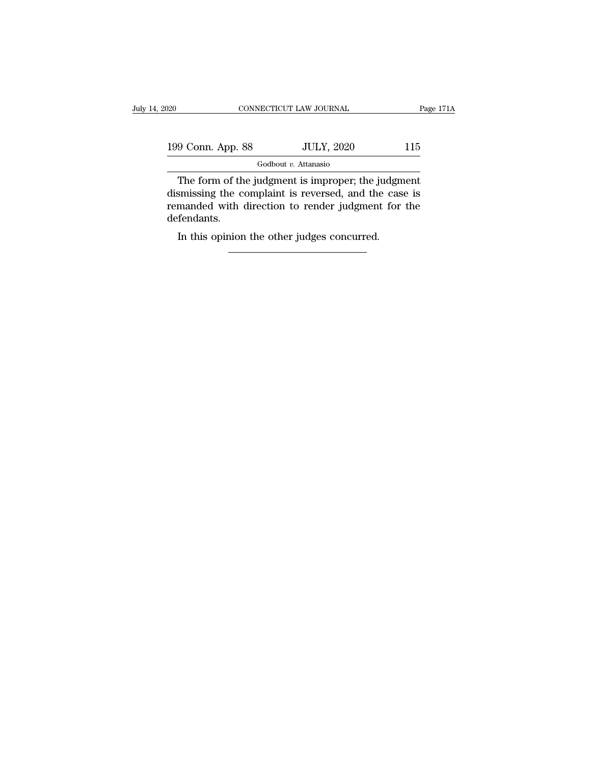The form of the judgment is improper; the judgment dismissing the complaint is reversed, and the case is remanded with direction to render judgment for the defendants.

In this opinion the other judges concurred.